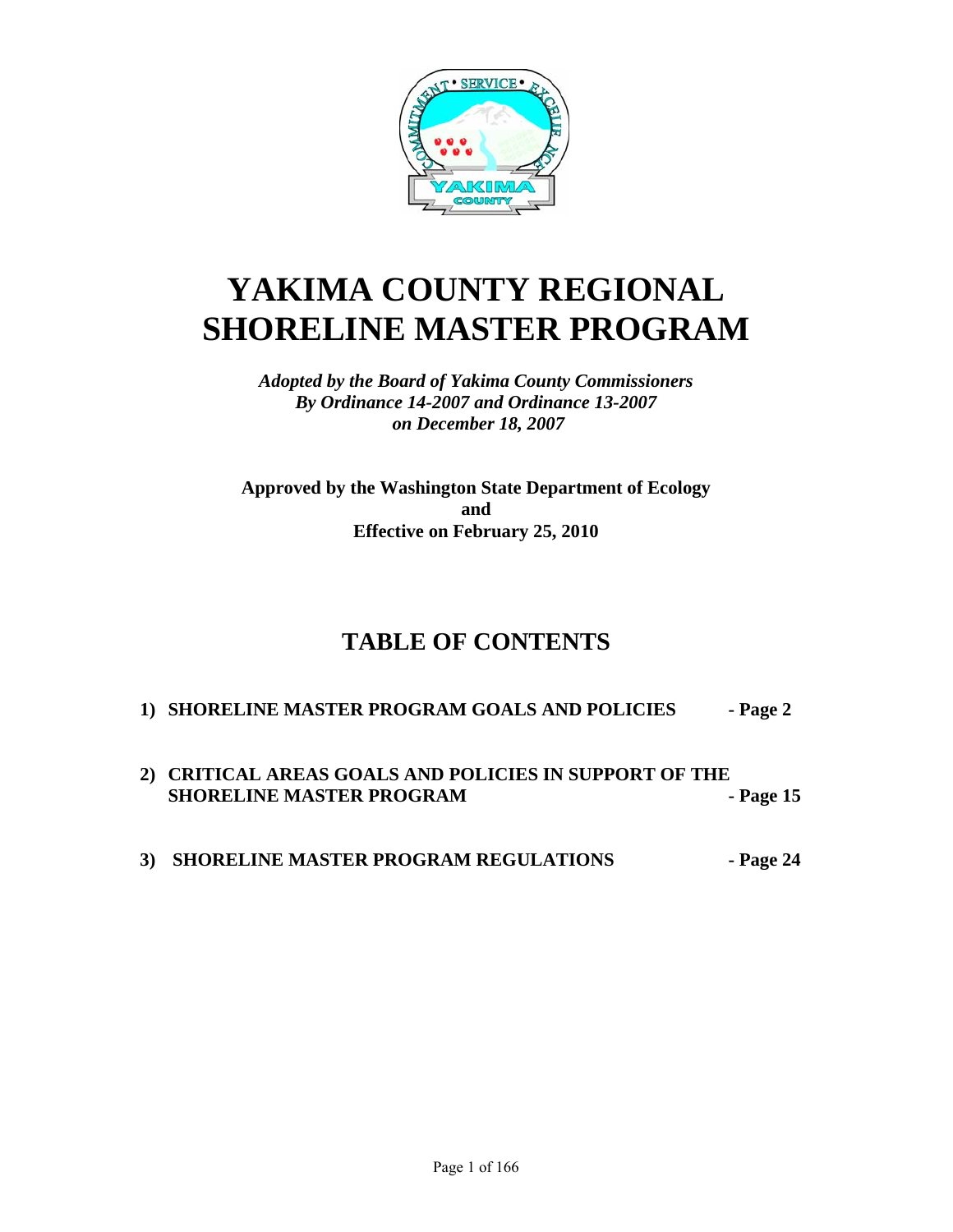# YAKIMA COUNTY REGIONAL SHORELINE MASTER PROGRAM

***Adopted by the Board of Yakima County Commissioners***
***By Ordinance 14-2007 and Ordinance 13-2007***
***on December 18, 2007***

**Approved by the Washington State Department of Ecology**
**and**
**Effective on February 25, 2010**

## TABLE OF CONTENTS

1) **SHORELINE MASTER PROGRAM GOALS AND POLICIES - Page 2**

2) **CRITICAL AREAS GOALS AND POLICIES IN SUPPORT OF THE SHORELINE MASTER PROGRAM - Page 15**

3) **SHORELINE MASTER PROGRAM REGULATIONS - Page 24**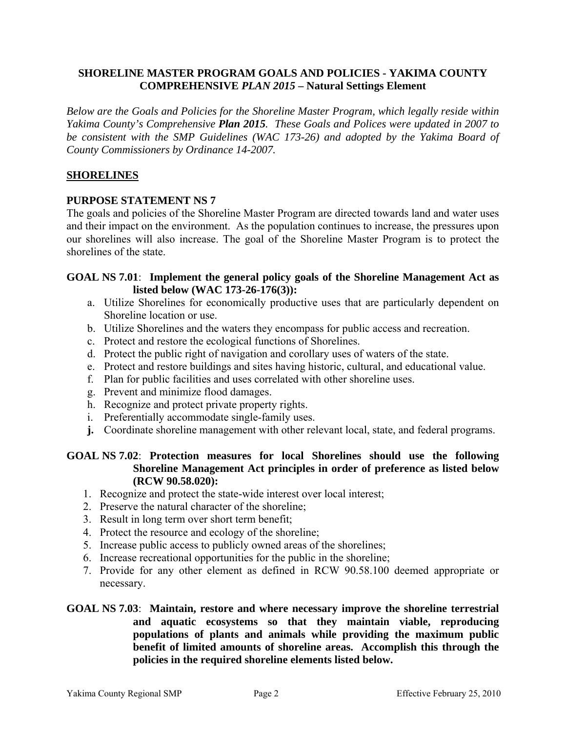## SHORELINE MASTER PROGRAM GOALS AND POLICIES - YAKIMA COUNTY COMPREHENSIVE *PLAN 2015* – Natural Settings Element

*Below are the Goals and Policies for the Shoreline Master Program, which legally reside within Yakima County's Comprehensive **Plan 2015**. These Goals and Polices were updated in 2007 to be consistent with the SMP Guidelines (WAC 173-26) and adopted by the Yakima Board of County Commissioners by Ordinance 14-2007.*

### SHORELINES

#### PURPOSE STATEMENT NS 7

The goals and policies of the Shoreline Master Program are directed towards land and water uses and their impact on the environment. As the population continues to increase, the pressures upon our shorelines will also increase. The goal of the Shoreline Master Program is to protect the shorelines of the state.

**GOAL NS 7.01**: **Implement the general policy goals of the Shoreline Management Act as listed below (WAC 173-26-176(3)):**

a. Utilize Shorelines for economically productive uses that are particularly dependent on Shoreline location or use.
b. Utilize Shorelines and the waters they encompass for public access and recreation.
c. Protect and restore the ecological functions of Shorelines.
d. Protect the public right of navigation and corollary uses of waters of the state.
e. Protect and restore buildings and sites having historic, cultural, and educational value.
f. Plan for public facilities and uses correlated with other shoreline uses.
g. Prevent and minimize flood damages.
h. Recognize and protect private property rights.
i. Preferentially accommodate single-family uses.
**j.** Coordinate shoreline management with other relevant local, state, and federal programs.

**GOAL NS 7.02**: **Protection measures for local Shorelines should use the following Shoreline Management Act principles in order of preference as listed below (RCW 90.58.020):**

1. Recognize and protect the state-wide interest over local interest;
2. Preserve the natural character of the shoreline;
3. Result in long term over short term benefit;
4. Protect the resource and ecology of the shoreline;
5. Increase public access to publicly owned areas of the shorelines;
6. Increase recreational opportunities for the public in the shoreline;
7. Provide for any other element as defined in RCW 90.58.100 deemed appropriate or necessary.

**GOAL NS 7.03**: **Maintain, restore and where necessary improve the shoreline terrestrial and aquatic ecosystems so that they maintain viable, reproducing populations of plants and animals while providing the maximum public benefit of limited amounts of shoreline areas. Accomplish this through the policies in the required shoreline elements listed below.**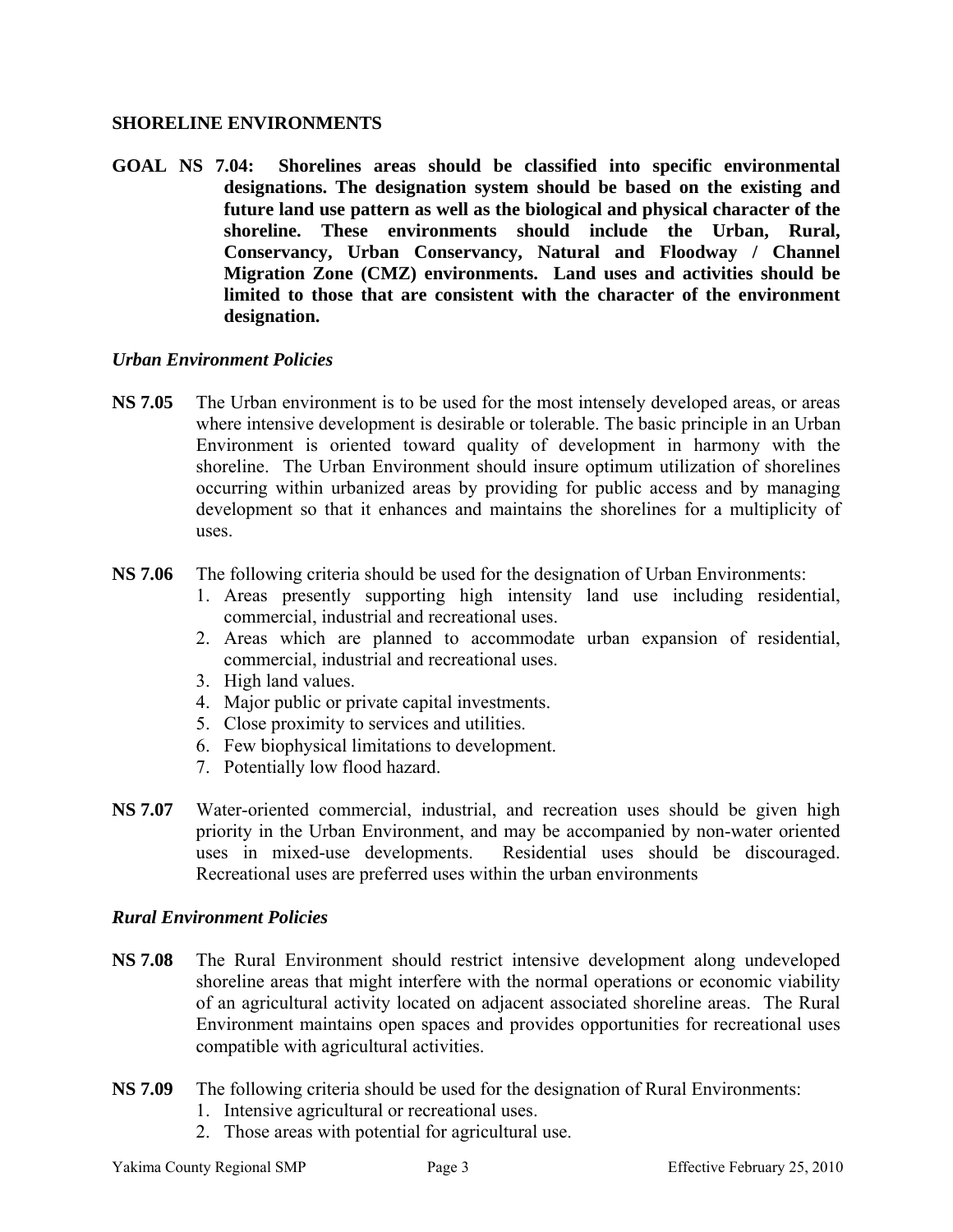## SHORELINE ENVIRONMENTS

**GOAL NS 7.04: Shorelines areas should be classified into specific environmental designations. The designation system should be based on the existing and future land use pattern as well as the biological and physical character of the shoreline. These environments should include the Urban, Rural, Conservancy, Urban Conservancy, Natural and Floodway / Channel Migration Zone (CMZ) environments. Land uses and activities should be limited to those that are consistent with the character of the environment designation.**

### *Urban Environment Policies*

**NS 7.05** The Urban environment is to be used for the most intensely developed areas, or areas where intensive development is desirable or tolerable. The basic principle in an Urban Environment is oriented toward quality of development in harmony with the shoreline. The Urban Environment should insure optimum utilization of shorelines occurring within urbanized areas by providing for public access and by managing development so that it enhances and maintains the shorelines for a multiplicity of uses.

**NS 7.06** The following criteria should be used for the designation of Urban Environments:

1. Areas presently supporting high intensity land use including residential, commercial, industrial and recreational uses.
2. Areas which are planned to accommodate urban expansion of residential, commercial, industrial and recreational uses.
3. High land values.
4. Major public or private capital investments.
5. Close proximity to services and utilities.
6. Few biophysical limitations to development.
7. Potentially low flood hazard.

**NS 7.07** Water-oriented commercial, industrial, and recreation uses should be given high priority in the Urban Environment, and may be accompanied by non-water oriented uses in mixed-use developments. Residential uses should be discouraged. Recreational uses are preferred uses within the urban environments

### *Rural Environment Policies*

**NS 7.08** The Rural Environment should restrict intensive development along undeveloped shoreline areas that might interfere with the normal operations or economic viability of an agricultural activity located on adjacent associated shoreline areas. The Rural Environment maintains open spaces and provides opportunities for recreational uses compatible with agricultural activities.

**NS 7.09** The following criteria should be used for the designation of Rural Environments:

1. Intensive agricultural or recreational uses.
2. Those areas with potential for agricultural use.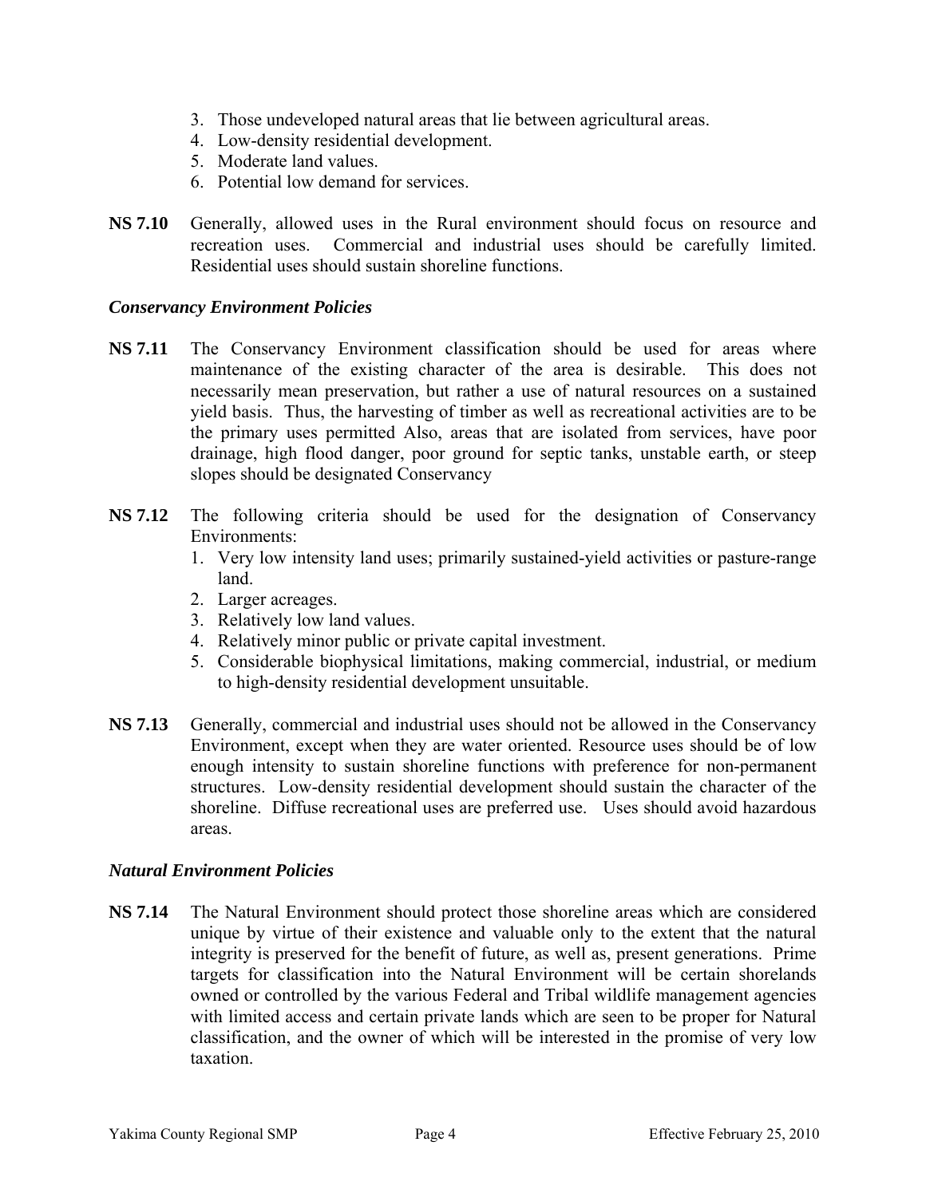3. Those undeveloped natural areas that lie between agricultural areas.
4. Low-density residential development.
5. Moderate land values.
6. Potential low demand for services.

**NS 7.10** Generally, allowed uses in the Rural environment should focus on resource and recreation uses. Commercial and industrial uses should be carefully limited. Residential uses should sustain shoreline functions.

### *Conservancy Environment Policies*

**NS 7.11** The Conservancy Environment classification should be used for areas where maintenance of the existing character of the area is desirable. This does not necessarily mean preservation, but rather a use of natural resources on a sustained yield basis. Thus, the harvesting of timber as well as recreational activities are to be the primary uses permitted Also, areas that are isolated from services, have poor drainage, high flood danger, poor ground for septic tanks, unstable earth, or steep slopes should be designated Conservancy

**NS 7.12** The following criteria should be used for the designation of Conservancy Environments:

1. Very low intensity land uses; primarily sustained-yield activities or pasture-range land.
2. Larger acreages.
3. Relatively low land values.
4. Relatively minor public or private capital investment.
5. Considerable biophysical limitations, making commercial, industrial, or medium to high-density residential development unsuitable.

**NS 7.13** Generally, commercial and industrial uses should not be allowed in the Conservancy Environment, except when they are water oriented. Resource uses should be of low enough intensity to sustain shoreline functions with preference for non-permanent structures. Low-density residential development should sustain the character of the shoreline. Diffuse recreational uses are preferred use. Uses should avoid hazardous areas.

### *Natural Environment Policies*

**NS 7.14** The Natural Environment should protect those shoreline areas which are considered unique by virtue of their existence and valuable only to the extent that the natural integrity is preserved for the benefit of future, as well as, present generations. Prime targets for classification into the Natural Environment will be certain shorelands owned or controlled by the various Federal and Tribal wildlife management agencies with limited access and certain private lands which are seen to be proper for Natural classification, and the owner of which will be interested in the promise of very low taxation.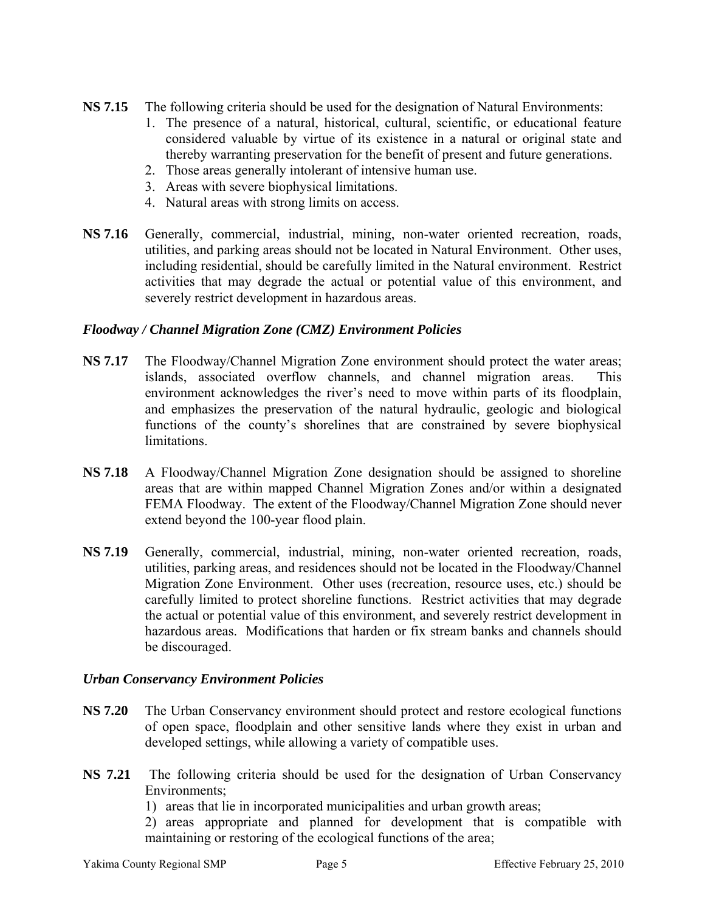**NS 7.15** The following criteria should be used for the designation of Natural Environments:

1. The presence of a natural, historical, cultural, scientific, or educational feature considered valuable by virtue of its existence in a natural or original state and thereby warranting preservation for the benefit of present and future generations.
2. Those areas generally intolerant of intensive human use.
3. Areas with severe biophysical limitations.
4. Natural areas with strong limits on access.

**NS 7.16** Generally, commercial, industrial, mining, non-water oriented recreation, roads, utilities, and parking areas should not be located in Natural Environment. Other uses, including residential, should be carefully limited in the Natural environment. Restrict activities that may degrade the actual or potential value of this environment, and severely restrict development in hazardous areas.

### *Floodway / Channel Migration Zone (CMZ) Environment Policies*

**NS 7.17** The Floodway/Channel Migration Zone environment should protect the water areas; islands, associated overflow channels, and channel migration areas. This environment acknowledges the river's need to move within parts of its floodplain, and emphasizes the preservation of the natural hydraulic, geologic and biological functions of the county's shorelines that are constrained by severe biophysical limitations.

**NS 7.18** A Floodway/Channel Migration Zone designation should be assigned to shoreline areas that are within mapped Channel Migration Zones and/or within a designated FEMA Floodway. The extent of the Floodway/Channel Migration Zone should never extend beyond the 100-year flood plain.

**NS 7.19** Generally, commercial, industrial, mining, non-water oriented recreation, roads, utilities, parking areas, and residences should not be located in the Floodway/Channel Migration Zone Environment. Other uses (recreation, resource uses, etc.) should be carefully limited to protect shoreline functions. Restrict activities that may degrade the actual or potential value of this environment, and severely restrict development in hazardous areas. Modifications that harden or fix stream banks and channels should be discouraged.

### *Urban Conservancy Environment Policies*

**NS 7.20** The Urban Conservancy environment should protect and restore ecological functions of open space, floodplain and other sensitive lands where they exist in urban and developed settings, while allowing a variety of compatible uses.

**NS 7.21** The following criteria should be used for the designation of Urban Conservancy Environments;

1) areas that lie in incorporated municipalities and urban growth areas;

2) areas appropriate and planned for development that is compatible with maintaining or restoring of the ecological functions of the area;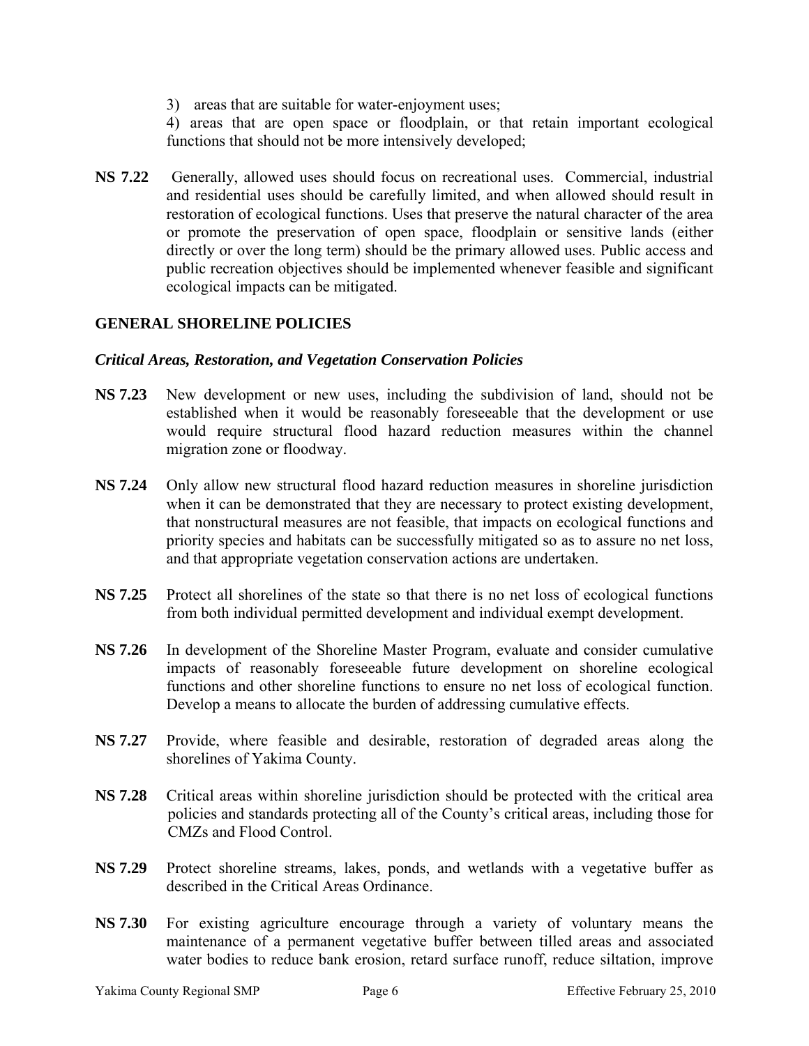3) areas that are suitable for water-enjoyment uses;

4) areas that are open space or floodplain, or that retain important ecological functions that should not be more intensively developed;

**NS 7.22** Generally, allowed uses should focus on recreational uses. Commercial, industrial and residential uses should be carefully limited, and when allowed should result in restoration of ecological functions. Uses that preserve the natural character of the area or promote the preservation of open space, floodplain or sensitive lands (either directly or over the long term) should be the primary allowed uses. Public access and public recreation objectives should be implemented whenever feasible and significant ecological impacts can be mitigated.

## GENERAL SHORELINE POLICIES

### *Critical Areas, Restoration, and Vegetation Conservation Policies*

**NS 7.23** New development or new uses, including the subdivision of land, should not be established when it would be reasonably foreseeable that the development or use would require structural flood hazard reduction measures within the channel migration zone or floodway.

**NS 7.24** Only allow new structural flood hazard reduction measures in shoreline jurisdiction when it can be demonstrated that they are necessary to protect existing development, that nonstructural measures are not feasible, that impacts on ecological functions and priority species and habitats can be successfully mitigated so as to assure no net loss, and that appropriate vegetation conservation actions are undertaken.

**NS 7.25** Protect all shorelines of the state so that there is no net loss of ecological functions from both individual permitted development and individual exempt development.

**NS 7.26** In development of the Shoreline Master Program, evaluate and consider cumulative impacts of reasonably foreseeable future development on shoreline ecological functions and other shoreline functions to ensure no net loss of ecological function. Develop a means to allocate the burden of addressing cumulative effects.

**NS 7.27** Provide, where feasible and desirable, restoration of degraded areas along the shorelines of Yakima County.

**NS 7.28** Critical areas within shoreline jurisdiction should be protected with the critical area policies and standards protecting all of the County's critical areas, including those for CMZs and Flood Control.

**NS 7.29** Protect shoreline streams, lakes, ponds, and wetlands with a vegetative buffer as described in the Critical Areas Ordinance.

**NS 7.30** For existing agriculture encourage through a variety of voluntary means the maintenance of a permanent vegetative buffer between tilled areas and associated water bodies to reduce bank erosion, retard surface runoff, reduce siltation, improve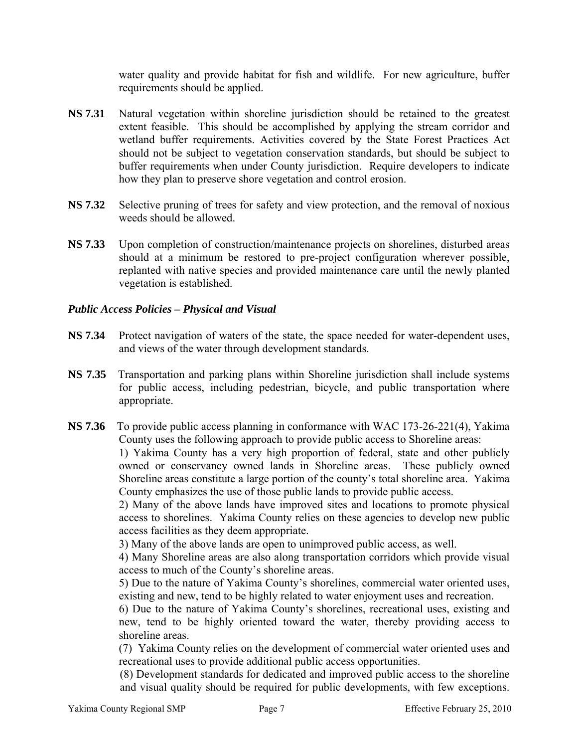water quality and provide habitat for fish and wildlife. For new agriculture, buffer requirements should be applied.

**NS 7.31** Natural vegetation within shoreline jurisdiction should be retained to the greatest extent feasible. This should be accomplished by applying the stream corridor and wetland buffer requirements. Activities covered by the State Forest Practices Act should not be subject to vegetation conservation standards, but should be subject to buffer requirements when under County jurisdiction. Require developers to indicate how they plan to preserve shore vegetation and control erosion.

**NS 7.32** Selective pruning of trees for safety and view protection, and the removal of noxious weeds should be allowed.

**NS 7.33** Upon completion of construction/maintenance projects on shorelines, disturbed areas should at a minimum be restored to pre-project configuration wherever possible, replanted with native species and provided maintenance care until the newly planted vegetation is established.

***Public Access Policies – Physical and Visual***

**NS 7.34** Protect navigation of waters of the state, the space needed for water-dependent uses, and views of the water through development standards.

**NS 7.35** Transportation and parking plans within Shoreline jurisdiction shall include systems for public access, including pedestrian, bicycle, and public transportation where appropriate.

**NS 7.36** To provide public access planning in conformance with WAC 173-26-221(4), Yakima County uses the following approach to provide public access to Shoreline areas:

1) Yakima County has a very high proportion of federal, state and other publicly owned or conservancy owned lands in Shoreline areas. These publicly owned Shoreline areas constitute a large portion of the county's total shoreline area. Yakima County emphasizes the use of those public lands to provide public access.

2) Many of the above lands have improved sites and locations to promote physical access to shorelines. Yakima County relies on these agencies to develop new public access facilities as they deem appropriate.

3) Many of the above lands are open to unimproved public access, as well.

4) Many Shoreline areas are also along transportation corridors which provide visual access to much of the County's shoreline areas.

5) Due to the nature of Yakima County's shorelines, commercial water oriented uses, existing and new, tend to be highly related to water enjoyment uses and recreation.

6) Due to the nature of Yakima County's shorelines, recreational uses, existing and new, tend to be highly oriented toward the water, thereby providing access to shoreline areas.

(7) Yakima County relies on the development of commercial water oriented uses and recreational uses to provide additional public access opportunities.

(8) Development standards for dedicated and improved public access to the shoreline and visual quality should be required for public developments, with few exceptions.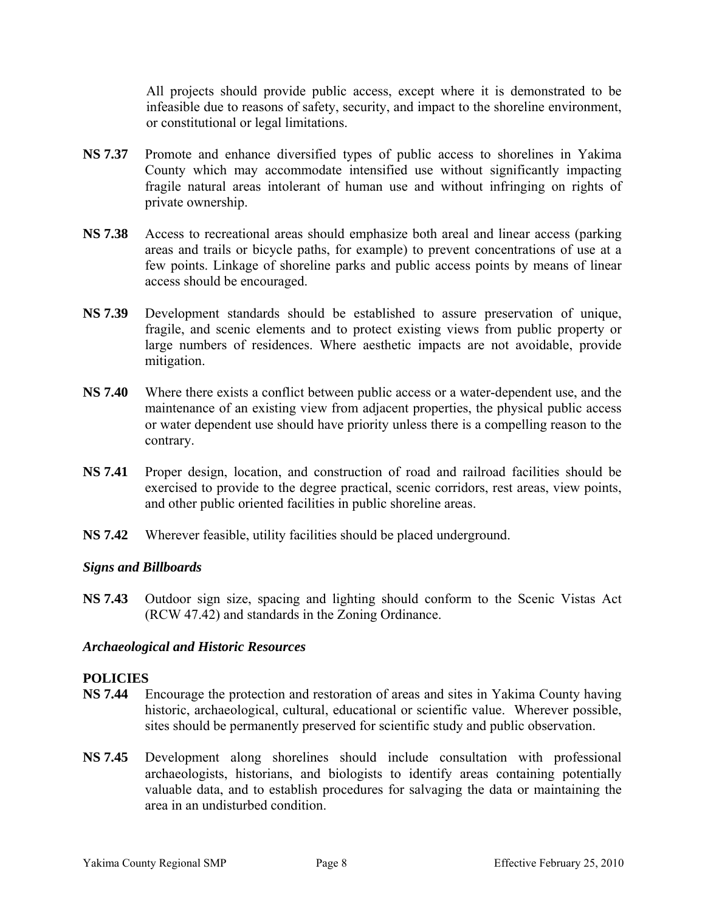All projects should provide public access, except where it is demonstrated to be infeasible due to reasons of safety, security, and impact to the shoreline environment, or constitutional or legal limitations.

**NS 7.37** Promote and enhance diversified types of public access to shorelines in Yakima County which may accommodate intensified use without significantly impacting fragile natural areas intolerant of human use and without infringing on rights of private ownership.

**NS 7.38** Access to recreational areas should emphasize both areal and linear access (parking areas and trails or bicycle paths, for example) to prevent concentrations of use at a few points. Linkage of shoreline parks and public access points by means of linear access should be encouraged.

**NS 7.39** Development standards should be established to assure preservation of unique, fragile, and scenic elements and to protect existing views from public property or large numbers of residences. Where aesthetic impacts are not avoidable, provide mitigation.

**NS 7.40** Where there exists a conflict between public access or a water-dependent use, and the maintenance of an existing view from adjacent properties, the physical public access or water dependent use should have priority unless there is a compelling reason to the contrary.

**NS 7.41** Proper design, location, and construction of road and railroad facilities should be exercised to provide to the degree practical, scenic corridors, rest areas, view points, and other public oriented facilities in public shoreline areas.

**NS 7.42** Wherever feasible, utility facilities should be placed underground.

### *Signs and Billboards*

**NS 7.43** Outdoor sign size, spacing and lighting should conform to the Scenic Vistas Act (RCW 47.42) and standards in the Zoning Ordinance.

### *Archaeological and Historic Resources*

**POLICIES**

**NS 7.44** Encourage the protection and restoration of areas and sites in Yakima County having historic, archaeological, cultural, educational or scientific value. Wherever possible, sites should be permanently preserved for scientific study and public observation.

**NS 7.45** Development along shorelines should include consultation with professional archaeologists, historians, and biologists to identify areas containing potentially valuable data, and to establish procedures for salvaging the data or maintaining the area in an undisturbed condition.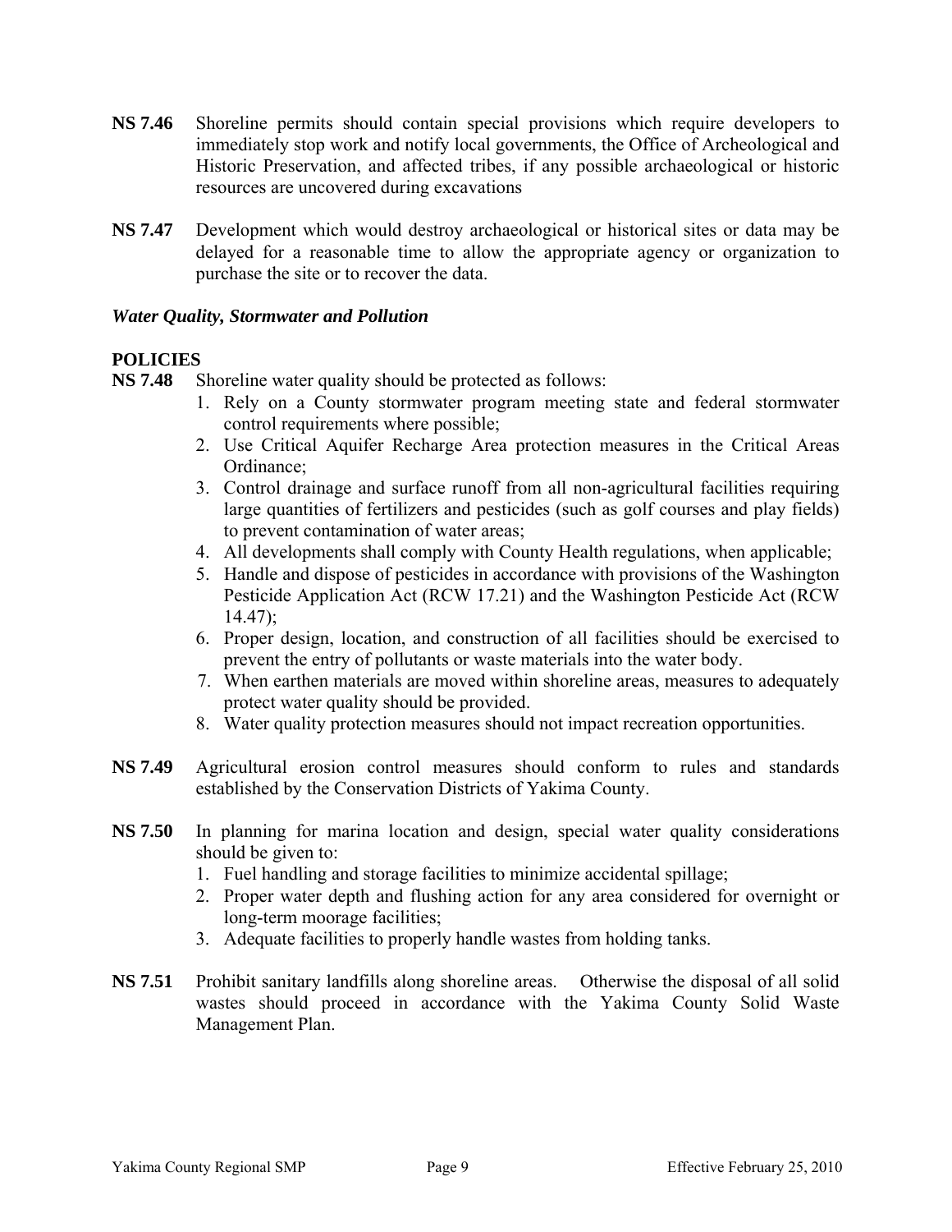**NS 7.46** Shoreline permits should contain special provisions which require developers to immediately stop work and notify local governments, the Office of Archeological and Historic Preservation, and affected tribes, if any possible archaeological or historic resources are uncovered during excavations

**NS 7.47** Development which would destroy archaeological or historical sites or data may be delayed for a reasonable time to allow the appropriate agency or organization to purchase the site or to recover the data.

***Water Quality, Stormwater and Pollution***

**POLICIES**

**NS 7.48** Shoreline water quality should be protected as follows:

1. Rely on a County stormwater program meeting state and federal stormwater control requirements where possible;
2. Use Critical Aquifer Recharge Area protection measures in the Critical Areas Ordinance;
3. Control drainage and surface runoff from all non-agricultural facilities requiring large quantities of fertilizers and pesticides (such as golf courses and play fields) to prevent contamination of water areas;
4. All developments shall comply with County Health regulations, when applicable;
5. Handle and dispose of pesticides in accordance with provisions of the Washington Pesticide Application Act (RCW 17.21) and the Washington Pesticide Act (RCW 14.47);
6. Proper design, location, and construction of all facilities should be exercised to prevent the entry of pollutants or waste materials into the water body.
7. When earthen materials are moved within shoreline areas, measures to adequately protect water quality should be provided.
8. Water quality protection measures should not impact recreation opportunities.

**NS 7.49** Agricultural erosion control measures should conform to rules and standards established by the Conservation Districts of Yakima County.

**NS 7.50** In planning for marina location and design, special water quality considerations should be given to:

1. Fuel handling and storage facilities to minimize accidental spillage;
2. Proper water depth and flushing action for any area considered for overnight or long-term moorage facilities;
3. Adequate facilities to properly handle wastes from holding tanks.

**NS 7.51** Prohibit sanitary landfills along shoreline areas. Otherwise the disposal of all solid wastes should proceed in accordance with the Yakima County Solid Waste Management Plan.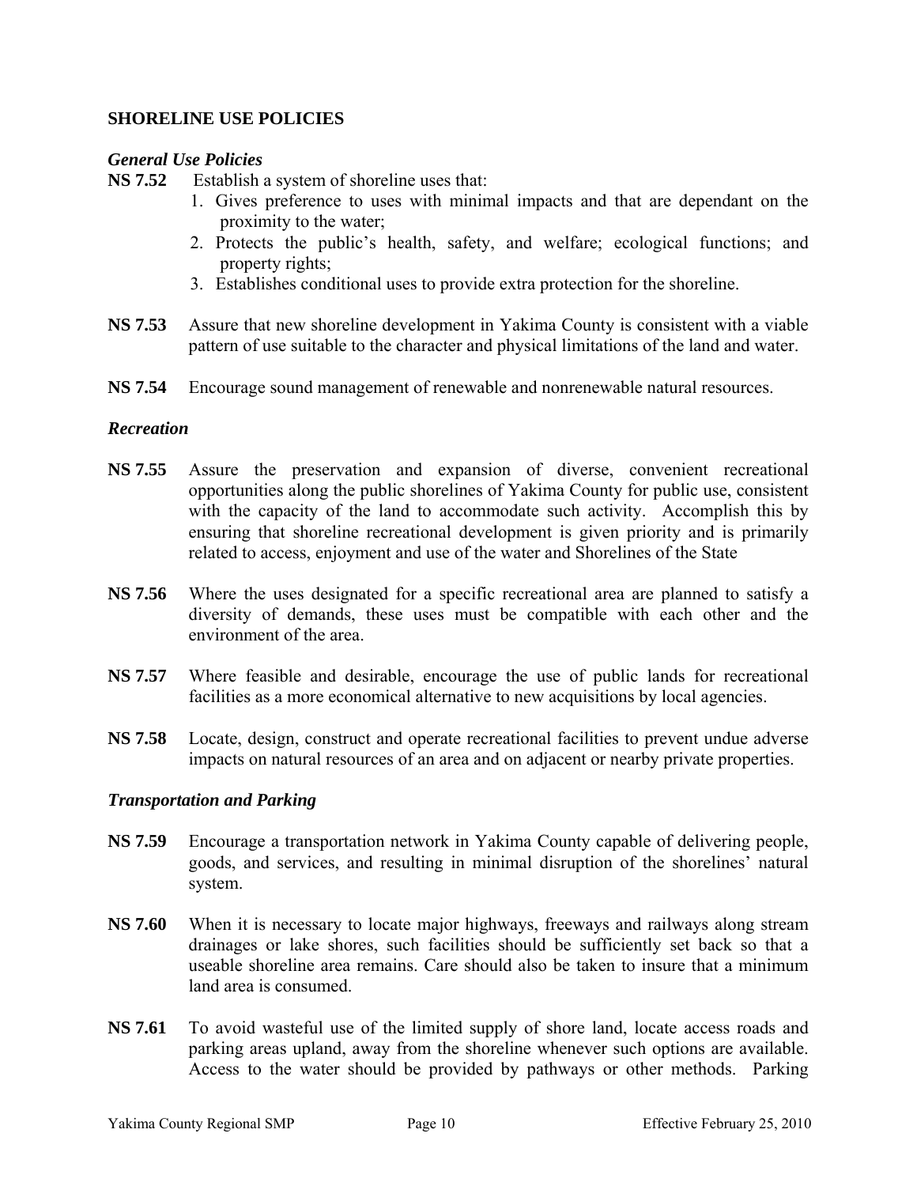## SHORELINE USE POLICIES

### *General Use Policies*

**NS 7.52** Establish a system of shoreline uses that:

1. Gives preference to uses with minimal impacts and that are dependant on the proximity to the water;
2. Protects the public's health, safety, and welfare; ecological functions; and property rights;
3. Establishes conditional uses to provide extra protection for the shoreline.

**NS 7.53** Assure that new shoreline development in Yakima County is consistent with a viable pattern of use suitable to the character and physical limitations of the land and water.

**NS 7.54** Encourage sound management of renewable and nonrenewable natural resources.

### *Recreation*

**NS 7.55** Assure the preservation and expansion of diverse, convenient recreational opportunities along the public shorelines of Yakima County for public use, consistent with the capacity of the land to accommodate such activity. Accomplish this by ensuring that shoreline recreational development is given priority and is primarily related to access, enjoyment and use of the water and Shorelines of the State

**NS 7.56** Where the uses designated for a specific recreational area are planned to satisfy a diversity of demands, these uses must be compatible with each other and the environment of the area.

**NS 7.57** Where feasible and desirable, encourage the use of public lands for recreational facilities as a more economical alternative to new acquisitions by local agencies.

**NS 7.58** Locate, design, construct and operate recreational facilities to prevent undue adverse impacts on natural resources of an area and on adjacent or nearby private properties.

### *Transportation and Parking*

**NS 7.59** Encourage a transportation network in Yakima County capable of delivering people, goods, and services, and resulting in minimal disruption of the shorelines' natural system.

**NS 7.60** When it is necessary to locate major highways, freeways and railways along stream drainages or lake shores, such facilities should be sufficiently set back so that a useable shoreline area remains. Care should also be taken to insure that a minimum land area is consumed.

**NS 7.61** To avoid wasteful use of the limited supply of shore land, locate access roads and parking areas upland, away from the shoreline whenever such options are available. Access to the water should be provided by pathways or other methods. Parking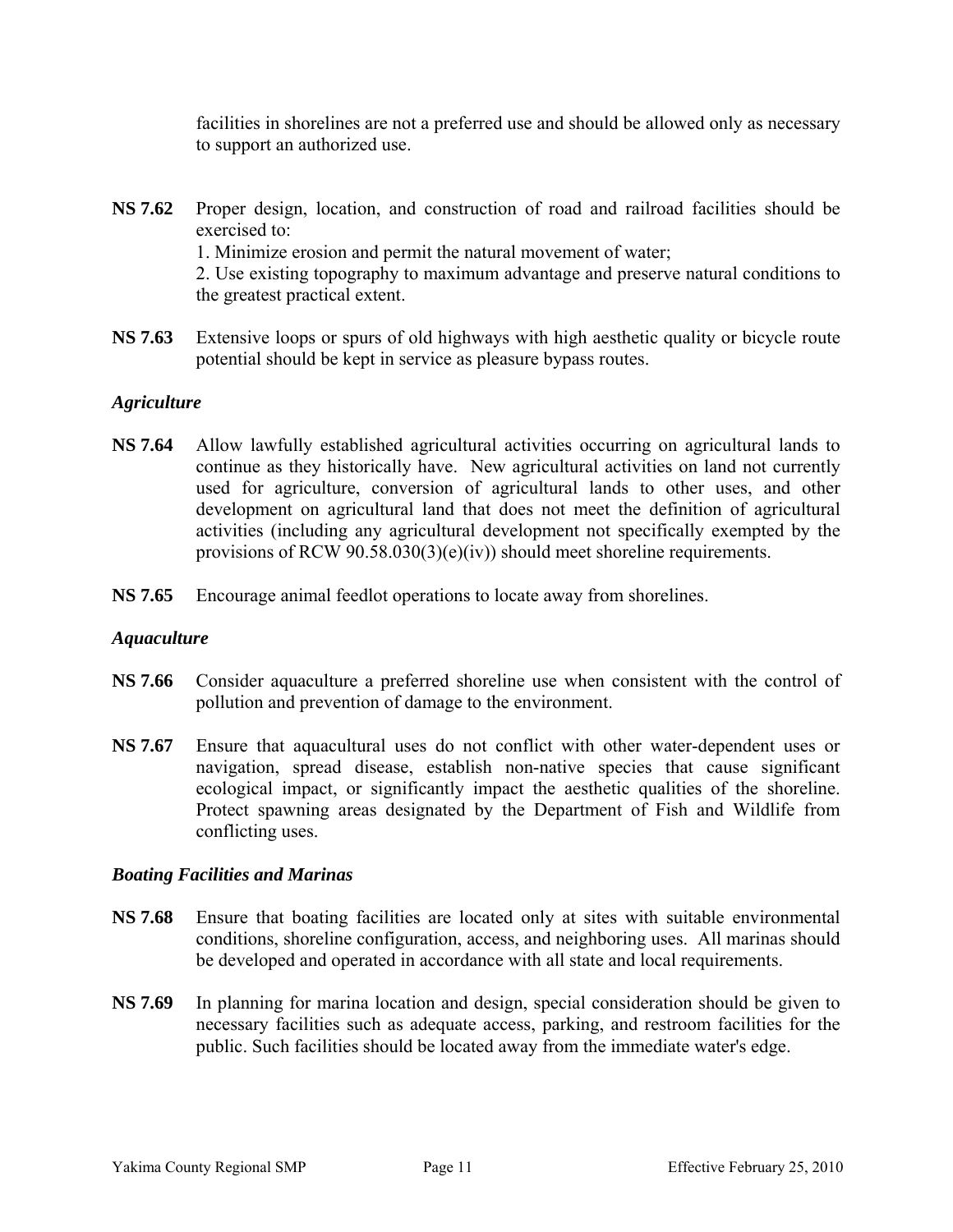facilities in shorelines are not a preferred use and should be allowed only as necessary to support an authorized use.

**NS 7.62** Proper design, location, and construction of road and railroad facilities should be exercised to:
1. Minimize erosion and permit the natural movement of water;
2. Use existing topography to maximum advantage and preserve natural conditions to the greatest practical extent.

**NS 7.63** Extensive loops or spurs of old highways with high aesthetic quality or bicycle route potential should be kept in service as pleasure bypass routes.

### *Agriculture*

**NS 7.64** Allow lawfully established agricultural activities occurring on agricultural lands to continue as they historically have. New agricultural activities on land not currently used for agriculture, conversion of agricultural lands to other uses, and other development on agricultural land that does not meet the definition of agricultural activities (including any agricultural development not specifically exempted by the provisions of RCW 90.58.030(3)(e)(iv)) should meet shoreline requirements.

**NS 7.65** Encourage animal feedlot operations to locate away from shorelines.

### *Aquaculture*

**NS 7.66** Consider aquaculture a preferred shoreline use when consistent with the control of pollution and prevention of damage to the environment.

**NS 7.67** Ensure that aquacultural uses do not conflict with other water-dependent uses or navigation, spread disease, establish non-native species that cause significant ecological impact, or significantly impact the aesthetic qualities of the shoreline. Protect spawning areas designated by the Department of Fish and Wildlife from conflicting uses.

### *Boating Facilities and Marinas*

**NS 7.68** Ensure that boating facilities are located only at sites with suitable environmental conditions, shoreline configuration, access, and neighboring uses. All marinas should be developed and operated in accordance with all state and local requirements.

**NS 7.69** In planning for marina location and design, special consideration should be given to necessary facilities such as adequate access, parking, and restroom facilities for the public. Such facilities should be located away from the immediate water's edge.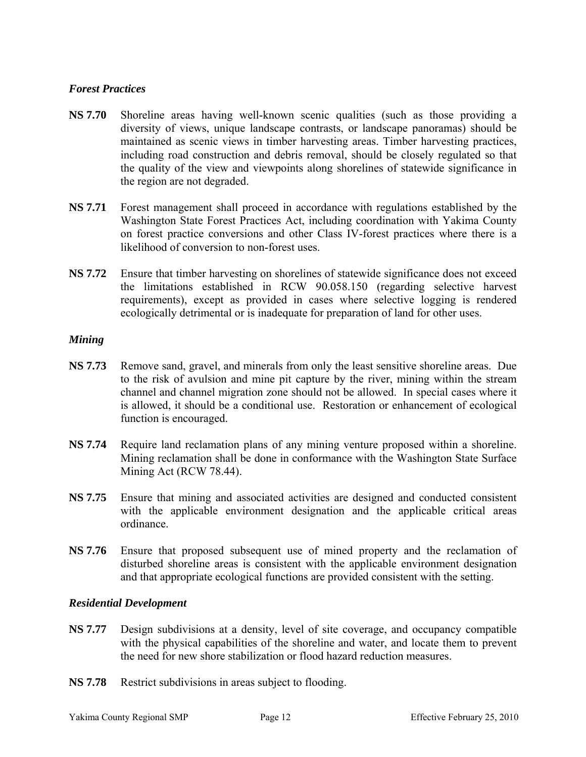### *Forest Practices*

**NS 7.70** Shoreline areas having well-known scenic qualities (such as those providing a diversity of views, unique landscape contrasts, or landscape panoramas) should be maintained as scenic views in timber harvesting areas. Timber harvesting practices, including road construction and debris removal, should be closely regulated so that the quality of the view and viewpoints along shorelines of statewide significance in the region are not degraded.

**NS 7.71** Forest management shall proceed in accordance with regulations established by the Washington State Forest Practices Act, including coordination with Yakima County on forest practice conversions and other Class IV-forest practices where there is a likelihood of conversion to non-forest uses.

**NS 7.72** Ensure that timber harvesting on shorelines of statewide significance does not exceed the limitations established in RCW 90.058.150 (regarding selective harvest requirements), except as provided in cases where selective logging is rendered ecologically detrimental or is inadequate for preparation of land for other uses.

### *Mining*

**NS 7.73** Remove sand, gravel, and minerals from only the least sensitive shoreline areas. Due to the risk of avulsion and mine pit capture by the river, mining within the stream channel and channel migration zone should not be allowed. In special cases where it is allowed, it should be a conditional use. Restoration or enhancement of ecological function is encouraged.

**NS 7.74** Require land reclamation plans of any mining venture proposed within a shoreline. Mining reclamation shall be done in conformance with the Washington State Surface Mining Act (RCW 78.44).

**NS 7.75** Ensure that mining and associated activities are designed and conducted consistent with the applicable environment designation and the applicable critical areas ordinance.

**NS 7.76** Ensure that proposed subsequent use of mined property and the reclamation of disturbed shoreline areas is consistent with the applicable environment designation and that appropriate ecological functions are provided consistent with the setting.

### *Residential Development*

**NS 7.77** Design subdivisions at a density, level of site coverage, and occupancy compatible with the physical capabilities of the shoreline and water, and locate them to prevent the need for new shore stabilization or flood hazard reduction measures.

**NS 7.78** Restrict subdivisions in areas subject to flooding.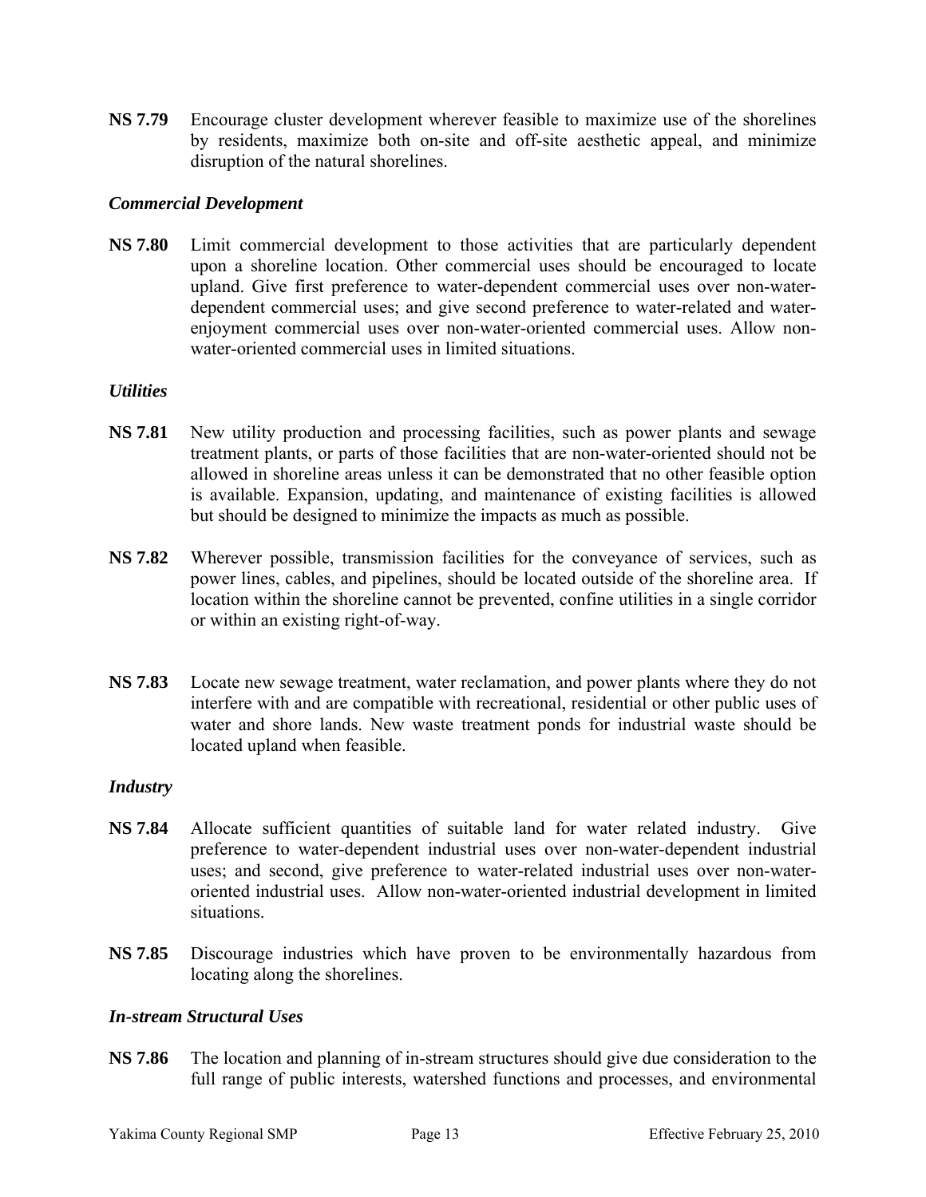**NS 7.79** Encourage cluster development wherever feasible to maximize use of the shorelines by residents, maximize both on-site and off-site aesthetic appeal, and minimize disruption of the natural shorelines.

### *Commercial Development*

**NS 7.80** Limit commercial development to those activities that are particularly dependent upon a shoreline location. Other commercial uses should be encouraged to locate upland. Give first preference to water-dependent commercial uses over non-water-dependent commercial uses; and give second preference to water-related and water-enjoyment commercial uses over non-water-oriented commercial uses. Allow non-water-oriented commercial uses in limited situations.

### *Utilities*

**NS 7.81** New utility production and processing facilities, such as power plants and sewage treatment plants, or parts of those facilities that are non-water-oriented should not be allowed in shoreline areas unless it can be demonstrated that no other feasible option is available. Expansion, updating, and maintenance of existing facilities is allowed but should be designed to minimize the impacts as much as possible.

**NS 7.82** Wherever possible, transmission facilities for the conveyance of services, such as power lines, cables, and pipelines, should be located outside of the shoreline area. If location within the shoreline cannot be prevented, confine utilities in a single corridor or within an existing right-of-way.

**NS 7.83** Locate new sewage treatment, water reclamation, and power plants where they do not interfere with and are compatible with recreational, residential or other public uses of water and shore lands. New waste treatment ponds for industrial waste should be located upland when feasible.

### *Industry*

**NS 7.84** Allocate sufficient quantities of suitable land for water related industry. Give preference to water-dependent industrial uses over non-water-dependent industrial uses; and second, give preference to water-related industrial uses over non-water-oriented industrial uses. Allow non-water-oriented industrial development in limited situations.

**NS 7.85** Discourage industries which have proven to be environmentally hazardous from locating along the shorelines.

### *In-stream Structural Uses*

**NS 7.86** The location and planning of in-stream structures should give due consideration to the full range of public interests, watershed functions and processes, and environmental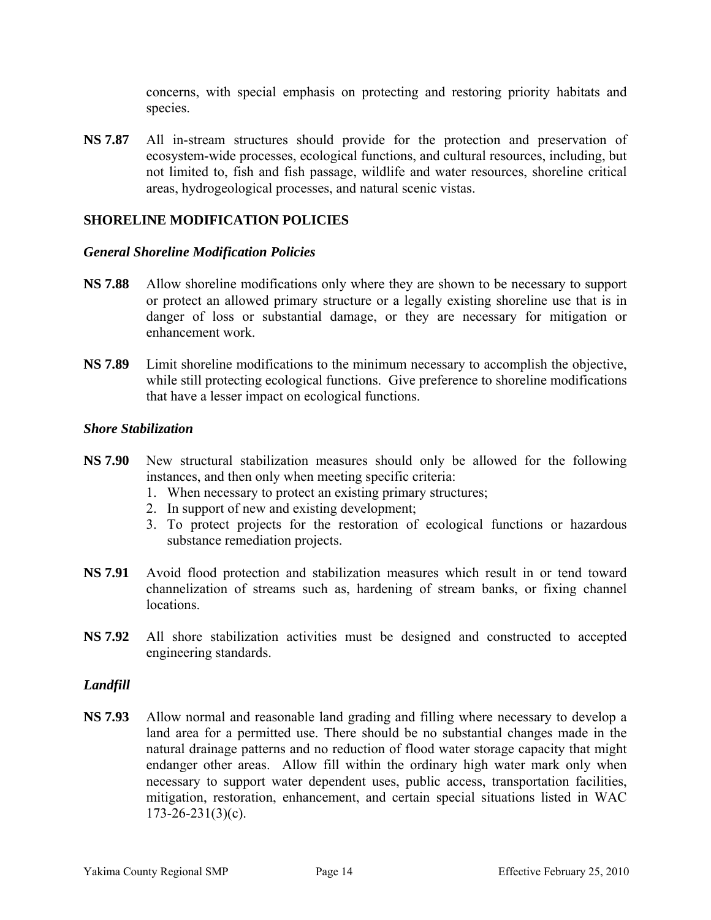concerns, with special emphasis on protecting and restoring priority habitats and species.

**NS 7.87** All in-stream structures should provide for the protection and preservation of ecosystem-wide processes, ecological functions, and cultural resources, including, but not limited to, fish and fish passage, wildlife and water resources, shoreline critical areas, hydrogeological processes, and natural scenic vistas.

## SHORELINE MODIFICATION POLICIES

### *General Shoreline Modification Policies*

**NS 7.88** Allow shoreline modifications only where they are shown to be necessary to support or protect an allowed primary structure or a legally existing shoreline use that is in danger of loss or substantial damage, or they are necessary for mitigation or enhancement work.

**NS 7.89** Limit shoreline modifications to the minimum necessary to accomplish the objective, while still protecting ecological functions. Give preference to shoreline modifications that have a lesser impact on ecological functions.

### *Shore Stabilization*

**NS 7.90** New structural stabilization measures should only be allowed for the following instances, and then only when meeting specific criteria:

1. When necessary to protect an existing primary structures;
2. In support of new and existing development;
3. To protect projects for the restoration of ecological functions or hazardous substance remediation projects.

**NS 7.91** Avoid flood protection and stabilization measures which result in or tend toward channelization of streams such as, hardening of stream banks, or fixing channel locations.

**NS 7.92** All shore stabilization activities must be designed and constructed to accepted engineering standards.

### *Landfill*

**NS 7.93** Allow normal and reasonable land grading and filling where necessary to develop a land area for a permitted use. There should be no substantial changes made in the natural drainage patterns and no reduction of flood water storage capacity that might endanger other areas. Allow fill within the ordinary high water mark only when necessary to support water dependent uses, public access, transportation facilities, mitigation, restoration, enhancement, and certain special situations listed in WAC 173-26-231(3)(c).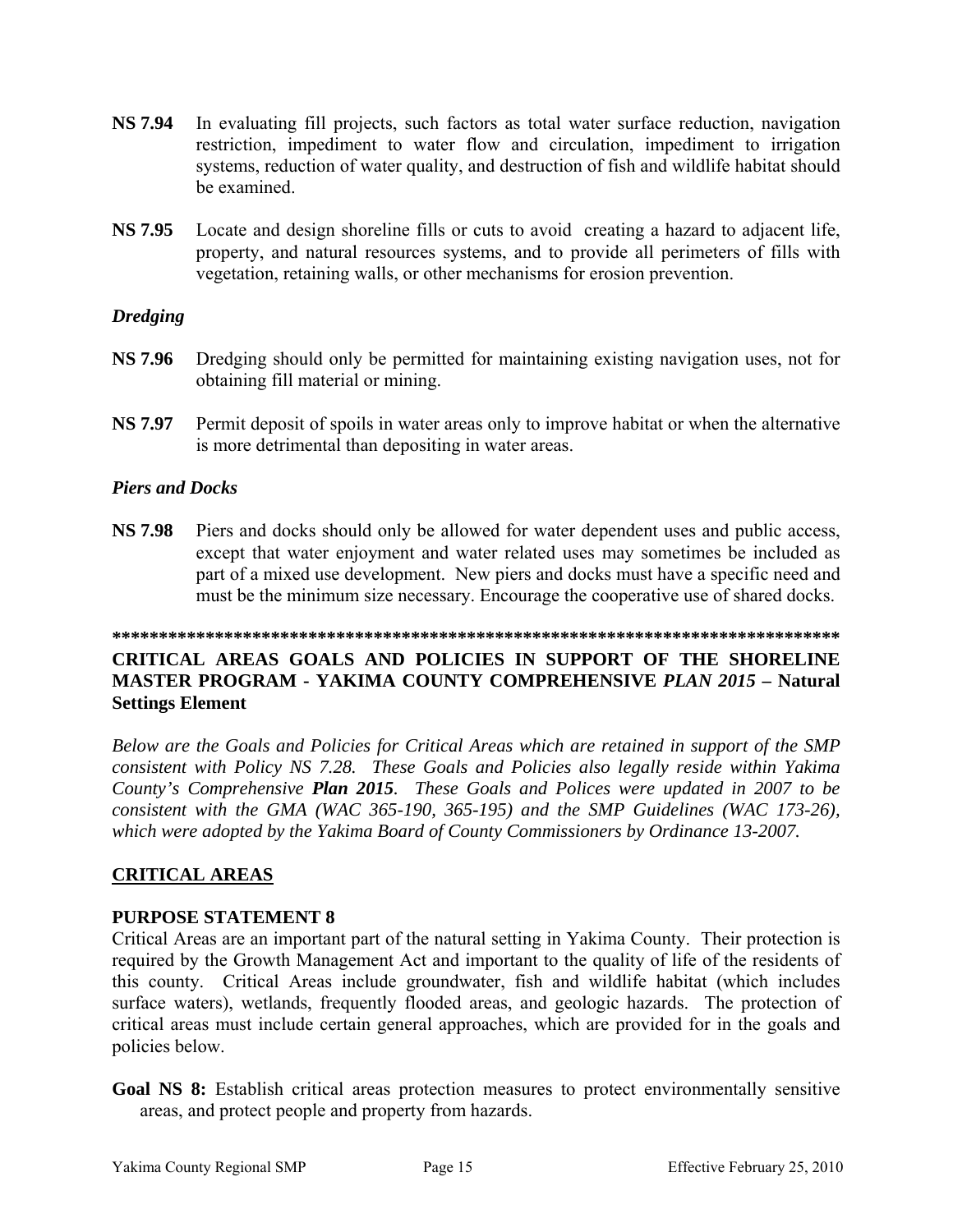**NS 7.94** In evaluating fill projects, such factors as total water surface reduction, navigation restriction, impediment to water flow and circulation, impediment to irrigation systems, reduction of water quality, and destruction of fish and wildlife habitat should be examined.

**NS 7.95** Locate and design shoreline fills or cuts to avoid creating a hazard to adjacent life, property, and natural resources systems, and to provide all perimeters of fills with vegetation, retaining walls, or other mechanisms for erosion prevention.

### *Dredging*

**NS 7.96** Dredging should only be permitted for maintaining existing navigation uses, not for obtaining fill material or mining.

**NS 7.97** Permit deposit of spoils in water areas only to improve habitat or when the alternative is more detrimental than depositing in water areas.

### *Piers and Docks*

**NS 7.98** Piers and docks should only be allowed for water dependent uses and public access, except that water enjoyment and water related uses may sometimes be included as part of a mixed use development. New piers and docks must have a specific need and must be the minimum size necessary. Encourage the cooperative use of shared docks.

**********************************************************************************

## CRITICAL AREAS GOALS AND POLICIES IN SUPPORT OF THE SHORELINE MASTER PROGRAM - YAKIMA COUNTY COMPREHENSIVE *PLAN 2015* – Natural Settings Element

*Below are the Goals and Policies for Critical Areas which are retained in support of the SMP consistent with Policy NS 7.28. These Goals and Policies also legally reside within Yakima County's Comprehensive **Plan 2015**. These Goals and Polices were updated in 2007 to be consistent with the GMA (WAC 365-190, 365-195) and the SMP Guidelines (WAC 173-26), which were adopted by the Yakima Board of County Commissioners by Ordinance 13-2007.*

## CRITICAL AREAS

### PURPOSE STATEMENT 8

Critical Areas are an important part of the natural setting in Yakima County. Their protection is required by the Growth Management Act and important to the quality of life of the residents of this county. Critical Areas include groundwater, fish and wildlife habitat (which includes surface waters), wetlands, frequently flooded areas, and geologic hazards. The protection of critical areas must include certain general approaches, which are provided for in the goals and policies below.

**Goal NS 8:** Establish critical areas protection measures to protect environmentally sensitive areas, and protect people and property from hazards.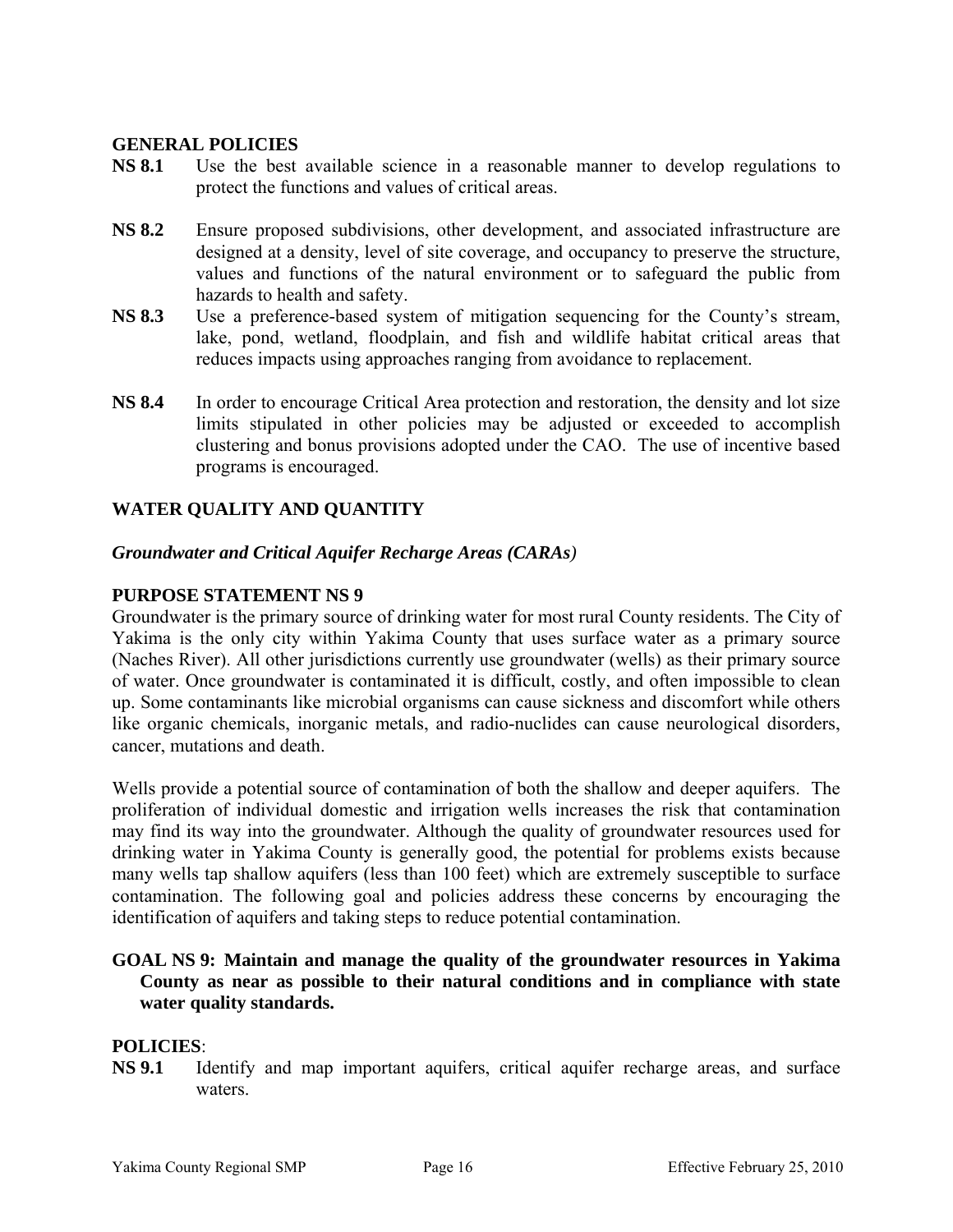## GENERAL POLICIES

**NS 8.1** Use the best available science in a reasonable manner to develop regulations to protect the functions and values of critical areas.

**NS 8.2** Ensure proposed subdivisions, other development, and associated infrastructure are designed at a density, level of site coverage, and occupancy to preserve the structure, values and functions of the natural environment or to safeguard the public from hazards to health and safety.

**NS 8.3** Use a preference-based system of mitigation sequencing for the County's stream, lake, pond, wetland, floodplain, and fish and wildlife habitat critical areas that reduces impacts using approaches ranging from avoidance to replacement.

**NS 8.4** In order to encourage Critical Area protection and restoration, the density and lot size limits stipulated in other policies may be adjusted or exceeded to accomplish clustering and bonus provisions adopted under the CAO. The use of incentive based programs is encouraged.

## WATER QUALITY AND QUANTITY

### *Groundwater and Critical Aquifer Recharge Areas (CARAs)*

### PURPOSE STATEMENT NS 9

Groundwater is the primary source of drinking water for most rural County residents. The City of Yakima is the only city within Yakima County that uses surface water as a primary source (Naches River). All other jurisdictions currently use groundwater (wells) as their primary source of water. Once groundwater is contaminated it is difficult, costly, and often impossible to clean up. Some contaminants like microbial organisms can cause sickness and discomfort while others like organic chemicals, inorganic metals, and radio-nuclides can cause neurological disorders, cancer, mutations and death.

Wells provide a potential source of contamination of both the shallow and deeper aquifers. The proliferation of individual domestic and irrigation wells increases the risk that contamination may find its way into the groundwater. Although the quality of groundwater resources used for drinking water in Yakima County is generally good, the potential for problems exists because many wells tap shallow aquifers (less than 100 feet) which are extremely susceptible to surface contamination. The following goal and policies address these concerns by encouraging the identification of aquifers and taking steps to reduce potential contamination.

**GOAL NS 9: Maintain and manage the quality of the groundwater resources in Yakima County as near as possible to their natural conditions and in compliance with state water quality standards.**

**POLICIES**:

**NS 9.1** Identify and map important aquifers, critical aquifer recharge areas, and surface waters.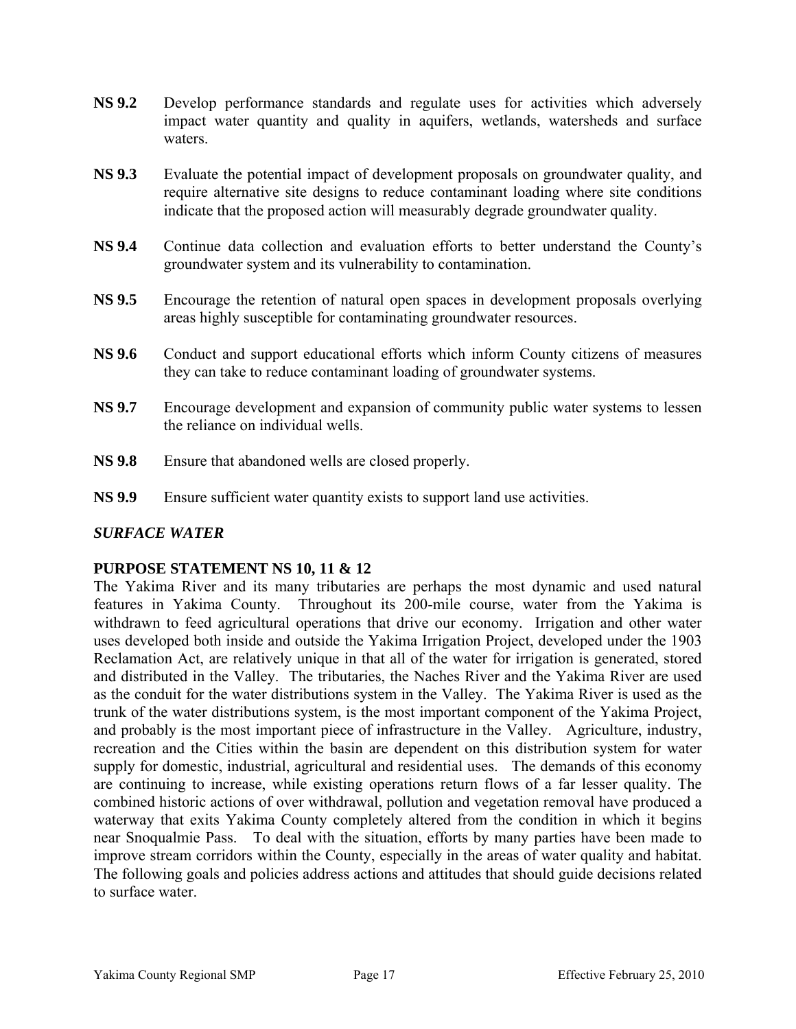**NS 9.2** Develop performance standards and regulate uses for activities which adversely impact water quantity and quality in aquifers, wetlands, watersheds and surface waters.

**NS 9.3** Evaluate the potential impact of development proposals on groundwater quality, and require alternative site designs to reduce contaminant loading where site conditions indicate that the proposed action will measurably degrade groundwater quality.

**NS 9.4** Continue data collection and evaluation efforts to better understand the County's groundwater system and its vulnerability to contamination.

**NS 9.5** Encourage the retention of natural open spaces in development proposals overlying areas highly susceptible for contaminating groundwater resources.

**NS 9.6** Conduct and support educational efforts which inform County citizens of measures they can take to reduce contaminant loading of groundwater systems.

**NS 9.7** Encourage development and expansion of community public water systems to lessen the reliance on individual wells.

**NS 9.8** Ensure that abandoned wells are closed properly.

**NS 9.9** Ensure sufficient water quantity exists to support land use activities.

***SURFACE WATER***

**PURPOSE STATEMENT NS 10, 11 & 12**

The Yakima River and its many tributaries are perhaps the most dynamic and used natural features in Yakima County. Throughout its 200-mile course, water from the Yakima is withdrawn to feed agricultural operations that drive our economy. Irrigation and other water uses developed both inside and outside the Yakima Irrigation Project, developed under the 1903 Reclamation Act, are relatively unique in that all of the water for irrigation is generated, stored and distributed in the Valley. The tributaries, the Naches River and the Yakima River are used as the conduit for the water distributions system in the Valley. The Yakima River is used as the trunk of the water distributions system, is the most important component of the Yakima Project, and probably is the most important piece of infrastructure in the Valley. Agriculture, industry, recreation and the Cities within the basin are dependent on this distribution system for water supply for domestic, industrial, agricultural and residential uses. The demands of this economy are continuing to increase, while existing operations return flows of a far lesser quality. The combined historic actions of over withdrawal, pollution and vegetation removal have produced a waterway that exits Yakima County completely altered from the condition in which it begins near Snoqualmie Pass. To deal with the situation, efforts by many parties have been made to improve stream corridors within the County, especially in the areas of water quality and habitat. The following goals and policies address actions and attitudes that should guide decisions related to surface water.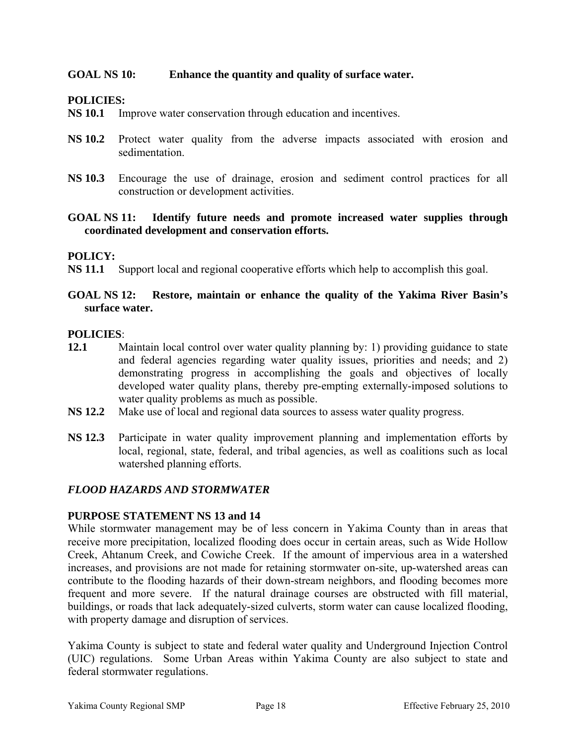**GOAL NS 10: Enhance the quantity and quality of surface water.**

**POLICIES:**

**NS 10.1** Improve water conservation through education and incentives.

**NS 10.2** Protect water quality from the adverse impacts associated with erosion and sedimentation.

**NS 10.3** Encourage the use of drainage, erosion and sediment control practices for all construction or development activities.

**GOAL NS 11: Identify future needs and promote increased water supplies through coordinated development and conservation efforts.**

**POLICY:**

**NS 11.1** Support local and regional cooperative efforts which help to accomplish this goal.

**GOAL NS 12: Restore, maintain or enhance the quality of the Yakima River Basin's surface water.**

**POLICIES**:

**12.1** Maintain local control over water quality planning by: 1) providing guidance to state and federal agencies regarding water quality issues, priorities and needs; and 2) demonstrating progress in accomplishing the goals and objectives of locally developed water quality plans, thereby pre-empting externally-imposed solutions to water quality problems as much as possible.

**NS 12.2** Make use of local and regional data sources to assess water quality progress.

**NS 12.3** Participate in water quality improvement planning and implementation efforts by local, regional, state, federal, and tribal agencies, as well as coalitions such as local watershed planning efforts.

### *FLOOD HAZARDS AND STORMWATER*

**PURPOSE STATEMENT NS 13 and 14**

While stormwater management may be of less concern in Yakima County than in areas that receive more precipitation, localized flooding does occur in certain areas, such as Wide Hollow Creek, Ahtanum Creek, and Cowiche Creek. If the amount of impervious area in a watershed increases, and provisions are not made for retaining stormwater on-site, up-watershed areas can contribute to the flooding hazards of their down-stream neighbors, and flooding becomes more frequent and more severe. If the natural drainage courses are obstructed with fill material, buildings, or roads that lack adequately-sized culverts, storm water can cause localized flooding, with property damage and disruption of services.

Yakima County is subject to state and federal water quality and Underground Injection Control (UIC) regulations. Some Urban Areas within Yakima County are also subject to state and federal stormwater regulations.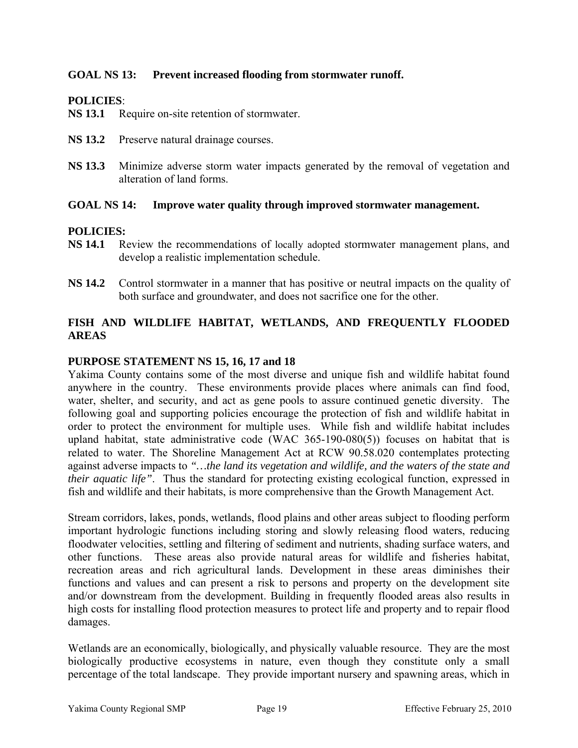**GOAL NS 13: Prevent increased flooding from stormwater runoff.**

**POLICIES**:

**NS 13.1** Require on-site retention of stormwater.

**NS 13.2** Preserve natural drainage courses.

**NS 13.3** Minimize adverse storm water impacts generated by the removal of vegetation and alteration of land forms.

**GOAL NS 14: Improve water quality through improved stormwater management.**

**POLICIES:**

**NS 14.1** Review the recommendations of locally adopted stormwater management plans, and develop a realistic implementation schedule.

**NS 14.2** Control stormwater in a manner that has positive or neutral impacts on the quality of both surface and groundwater, and does not sacrifice one for the other.

## FISH AND WILDLIFE HABITAT, WETLANDS, AND FREQUENTLY FLOODED AREAS

### PURPOSE STATEMENT NS 15, 16, 17 and 18

Yakima County contains some of the most diverse and unique fish and wildlife habitat found anywhere in the country. These environments provide places where animals can find food, water, shelter, and security, and act as gene pools to assure continued genetic diversity. The following goal and supporting policies encourage the protection of fish and wildlife habitat in order to protect the environment for multiple uses. While fish and wildlife habitat includes upland habitat, state administrative code (WAC 365-190-080(5)) focuses on habitat that is related to water. The Shoreline Management Act at RCW 90.58.020 contemplates protecting against adverse impacts to *"…the land its vegetation and wildlife, and the waters of the state and their aquatic life"*. Thus the standard for protecting existing ecological function, expressed in fish and wildlife and their habitats, is more comprehensive than the Growth Management Act.

Stream corridors, lakes, ponds, wetlands, flood plains and other areas subject to flooding perform important hydrologic functions including storing and slowly releasing flood waters, reducing floodwater velocities, settling and filtering of sediment and nutrients, shading surface waters, and other functions. These areas also provide natural areas for wildlife and fisheries habitat, recreation areas and rich agricultural lands. Development in these areas diminishes their functions and values and can present a risk to persons and property on the development site and/or downstream from the development. Building in frequently flooded areas also results in high costs for installing flood protection measures to protect life and property and to repair flood damages.

Wetlands are an economically, biologically, and physically valuable resource. They are the most biologically productive ecosystems in nature, even though they constitute only a small percentage of the total landscape. They provide important nursery and spawning areas, which in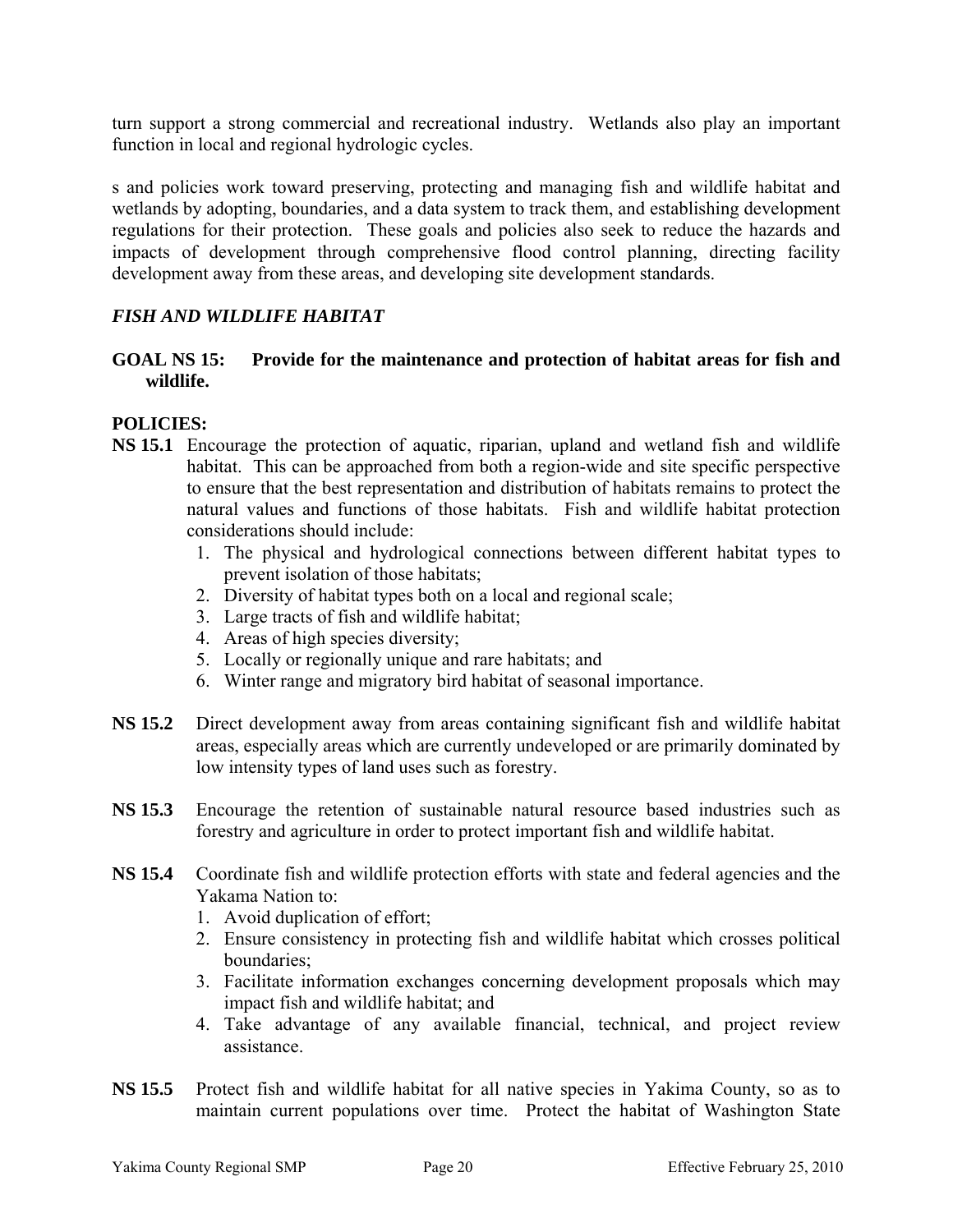turn support a strong commercial and recreational industry. Wetlands also play an important function in local and regional hydrologic cycles.

s and policies work toward preserving, protecting and managing fish and wildlife habitat and wetlands by adopting, boundaries, and a data system to track them, and establishing development regulations for their protection. These goals and policies also seek to reduce the hazards and impacts of development through comprehensive flood control planning, directing facility development away from these areas, and developing site development standards.

### *FISH AND WILDLIFE HABITAT*

**GOAL NS 15: Provide for the maintenance and protection of habitat areas for fish and wildlife.**

**POLICIES:**

**NS 15.1** Encourage the protection of aquatic, riparian, upland and wetland fish and wildlife habitat. This can be approached from both a region-wide and site specific perspective to ensure that the best representation and distribution of habitats remains to protect the natural values and functions of those habitats. Fish and wildlife habitat protection considerations should include:

1. The physical and hydrological connections between different habitat types to prevent isolation of those habitats;
2. Diversity of habitat types both on a local and regional scale;
3. Large tracts of fish and wildlife habitat;
4. Areas of high species diversity;
5. Locally or regionally unique and rare habitats; and
6. Winter range and migratory bird habitat of seasonal importance.

**NS 15.2** Direct development away from areas containing significant fish and wildlife habitat areas, especially areas which are currently undeveloped or are primarily dominated by low intensity types of land uses such as forestry.

**NS 15.3** Encourage the retention of sustainable natural resource based industries such as forestry and agriculture in order to protect important fish and wildlife habitat.

**NS 15.4** Coordinate fish and wildlife protection efforts with state and federal agencies and the Yakama Nation to:

1. Avoid duplication of effort;
2. Ensure consistency in protecting fish and wildlife habitat which crosses political boundaries;
3. Facilitate information exchanges concerning development proposals which may impact fish and wildlife habitat; and
4. Take advantage of any available financial, technical, and project review assistance.

**NS 15.5** Protect fish and wildlife habitat for all native species in Yakima County, so as to maintain current populations over time. Protect the habitat of Washington State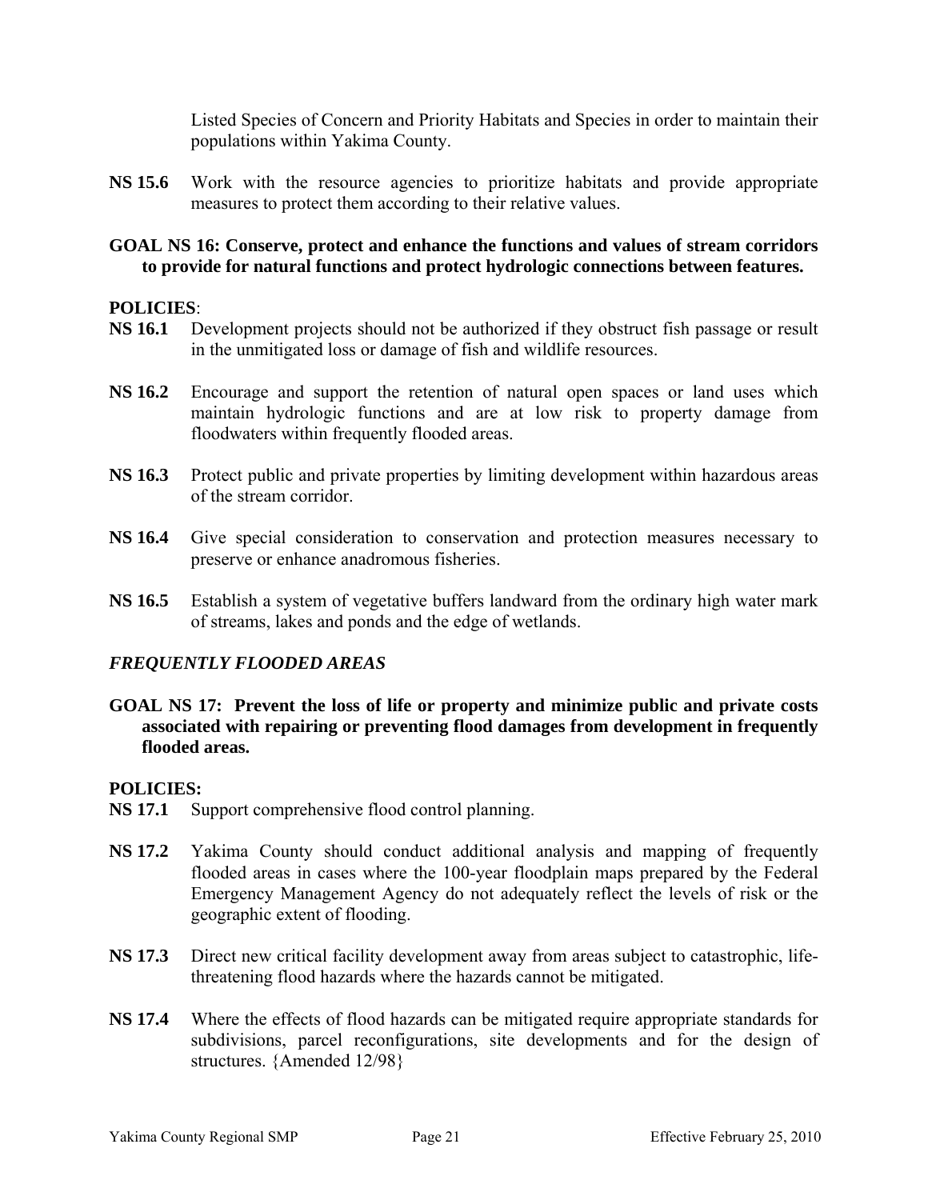Listed Species of Concern and Priority Habitats and Species in order to maintain their populations within Yakima County.

**NS 15.6** Work with the resource agencies to prioritize habitats and provide appropriate measures to protect them according to their relative values.

**GOAL NS 16: Conserve, protect and enhance the functions and values of stream corridors to provide for natural functions and protect hydrologic connections between features.**

**POLICIES**:

**NS 16.1** Development projects should not be authorized if they obstruct fish passage or result in the unmitigated loss or damage of fish and wildlife resources.

**NS 16.2** Encourage and support the retention of natural open spaces or land uses which maintain hydrologic functions and are at low risk to property damage from floodwaters within frequently flooded areas.

**NS 16.3** Protect public and private properties by limiting development within hazardous areas of the stream corridor.

**NS 16.4** Give special consideration to conservation and protection measures necessary to preserve or enhance anadromous fisheries.

**NS 16.5** Establish a system of vegetative buffers landward from the ordinary high water mark of streams, lakes and ponds and the edge of wetlands.

***FREQUENTLY FLOODED AREAS***

**GOAL NS 17: Prevent the loss of life or property and minimize public and private costs associated with repairing or preventing flood damages from development in frequently flooded areas.**

**POLICIES:**

**NS 17.1** Support comprehensive flood control planning.

**NS 17.2** Yakima County should conduct additional analysis and mapping of frequently flooded areas in cases where the 100-year floodplain maps prepared by the Federal Emergency Management Agency do not adequately reflect the levels of risk or the geographic extent of flooding.

**NS 17.3** Direct new critical facility development away from areas subject to catastrophic, life-threatening flood hazards where the hazards cannot be mitigated.

**NS 17.4** Where the effects of flood hazards can be mitigated require appropriate standards for subdivisions, parcel reconfigurations, site developments and for the design of structures. {Amended 12/98}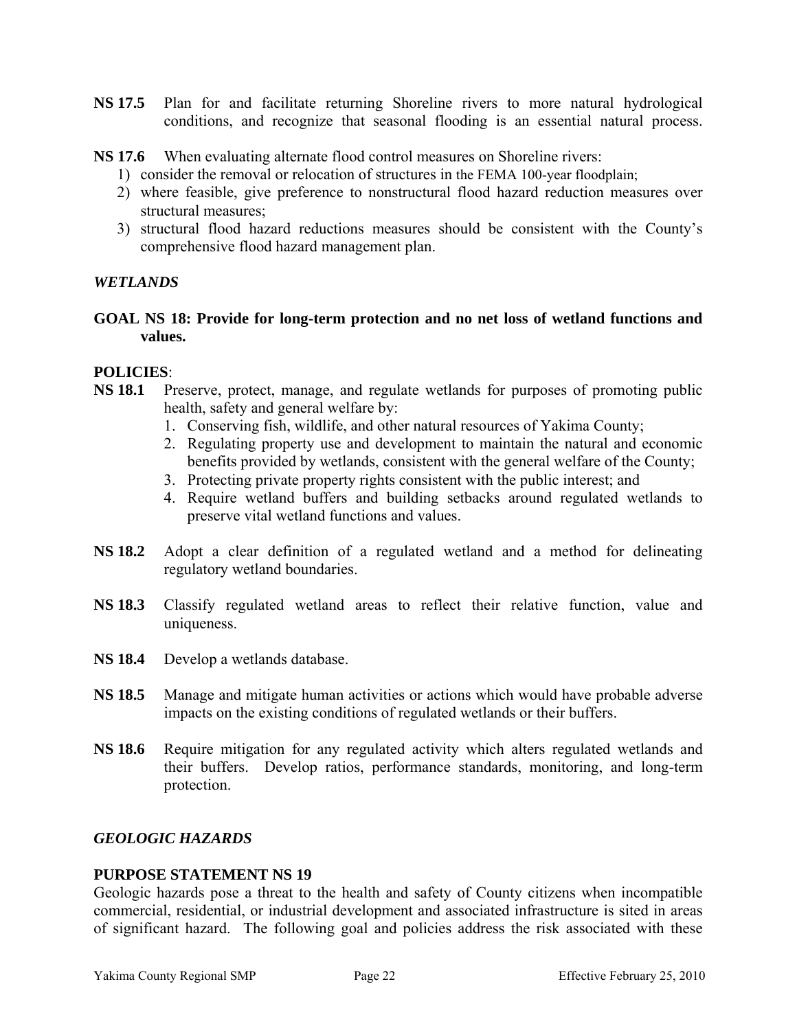**NS 17.5** Plan for and facilitate returning Shoreline rivers to more natural hydrological conditions, and recognize that seasonal flooding is an essential natural process.

**NS 17.6** When evaluating alternate flood control measures on Shoreline rivers:

1) consider the removal or relocation of structures in the FEMA 100-year floodplain;
2) where feasible, give preference to nonstructural flood hazard reduction measures over structural measures;
3) structural flood hazard reductions measures should be consistent with the County's comprehensive flood hazard management plan.

### *WETLANDS*

**GOAL NS 18: Provide for long-term protection and no net loss of wetland functions and values.**

**POLICIES**:

**NS 18.1** Preserve, protect, manage, and regulate wetlands for purposes of promoting public health, safety and general welfare by:

1. Conserving fish, wildlife, and other natural resources of Yakima County;
2. Regulating property use and development to maintain the natural and economic benefits provided by wetlands, consistent with the general welfare of the County;
3. Protecting private property rights consistent with the public interest; and
4. Require wetland buffers and building setbacks around regulated wetlands to preserve vital wetland functions and values.

**NS 18.2** Adopt a clear definition of a regulated wetland and a method for delineating regulatory wetland boundaries.

**NS 18.3** Classify regulated wetland areas to reflect their relative function, value and uniqueness.

**NS 18.4** Develop a wetlands database.

**NS 18.5** Manage and mitigate human activities or actions which would have probable adverse impacts on the existing conditions of regulated wetlands or their buffers.

**NS 18.6** Require mitigation for any regulated activity which alters regulated wetlands and their buffers. Develop ratios, performance standards, monitoring, and long-term protection.

### *GEOLOGIC HAZARDS*

**PURPOSE STATEMENT NS 19**

Geologic hazards pose a threat to the health and safety of County citizens when incompatible commercial, residential, or industrial development and associated infrastructure is sited in areas of significant hazard. The following goal and policies address the risk associated with these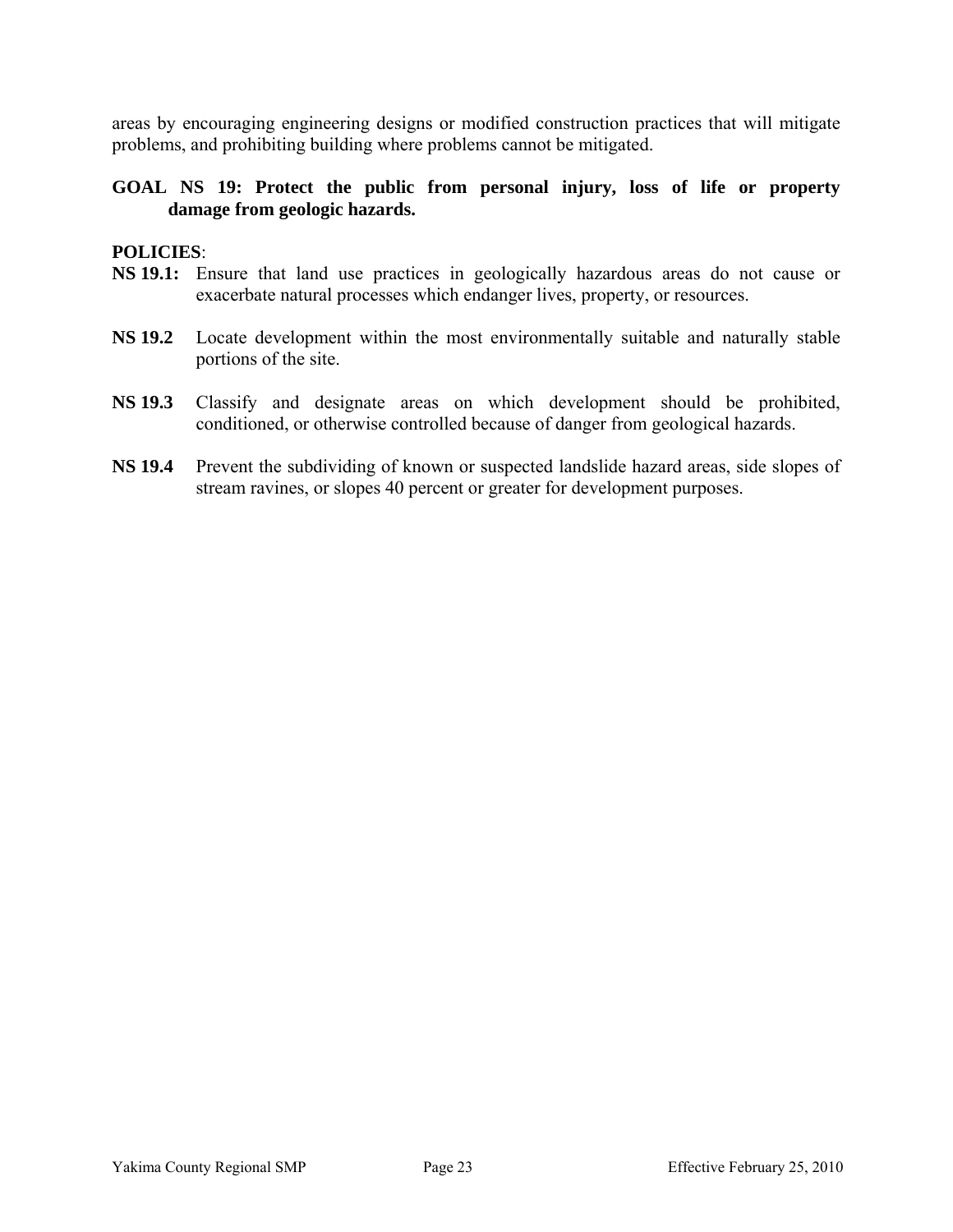areas by encouraging engineering designs or modified construction practices that will mitigate problems, and prohibiting building where problems cannot be mitigated.

**GOAL NS 19: Protect the public from personal injury, loss of life or property damage from geologic hazards.**

**POLICIES**:

**NS 19.1:** Ensure that land use practices in geologically hazardous areas do not cause or exacerbate natural processes which endanger lives, property, or resources.

**NS 19.2** Locate development within the most environmentally suitable and naturally stable portions of the site.

**NS 19.3** Classify and designate areas on which development should be prohibited, conditioned, or otherwise controlled because of danger from geological hazards.

**NS 19.4** Prevent the subdividing of known or suspected landslide hazard areas, side slopes of stream ravines, or slopes 40 percent or greater for development purposes.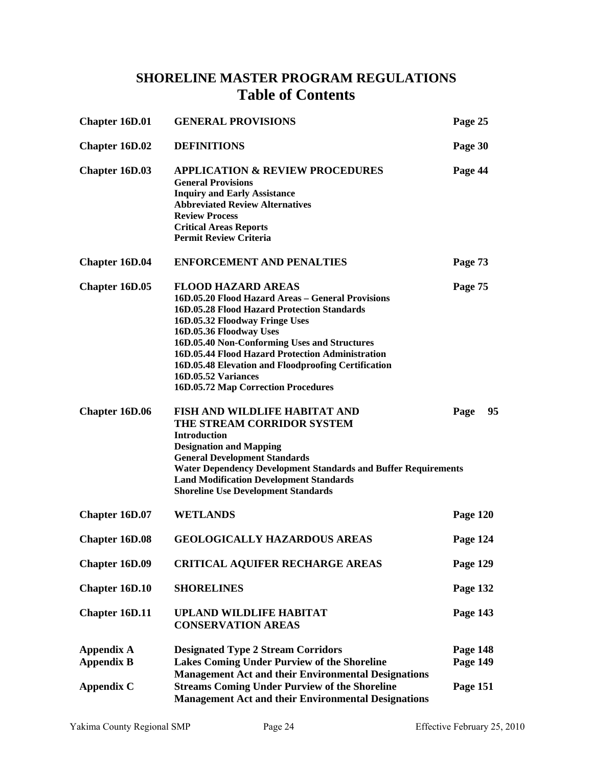# SHORELINE MASTER PROGRAM REGULATIONS
## Table of Contents

| | | |
|---|---|---|
| **Chapter 16D.01** | **GENERAL PROVISIONS** | **Page 25** |
| **Chapter 16D.02** | **DEFINITIONS** | **Page 30** |
| **Chapter 16D.03** | **APPLICATION & REVIEW PROCEDURES**<br>**General Provisions**<br>**Inquiry and Early Assistance**<br>**Abbreviated Review Alternatives**<br>**Review Process**<br>**Critical Areas Reports**<br>**Permit Review Criteria** | **Page 44** |
| **Chapter 16D.04** | **ENFORCEMENT AND PENALTIES** | **Page 73** |
| **Chapter 16D.05** | **FLOOD HAZARD AREAS**<br>**16D.05.20 Flood Hazard Areas – General Provisions**<br>**16D.05.28 Flood Hazard Protection Standards**<br>**16D.05.32 Floodway Fringe Uses**<br>**16D.05.36 Floodway Uses**<br>**16D.05.40 Non-Conforming Uses and Structures**<br>**16D.05.44 Flood Hazard Protection Administration**<br>**16D.05.48 Elevation and Floodproofing Certification**<br>**16D.05.52 Variances**<br>**16D.05.72 Map Correction Procedures** | **Page 75** |
| **Chapter 16D.06** | **FISH AND WILDLIFE HABITAT AND THE STREAM CORRIDOR SYSTEM**<br>**Introduction**<br>**Designation and Mapping**<br>**General Development Standards**<br>**Water Dependency Development Standards and Buffer Requirements**<br>**Land Modification Development Standards**<br>**Shoreline Use Development Standards** | **Page 95** |
| **Chapter 16D.07** | **WETLANDS** | **Page 120** |
| **Chapter 16D.08** | **GEOLOGICALLY HAZARDOUS AREAS** | **Page 124** |
| **Chapter 16D.09** | **CRITICAL AQUIFER RECHARGE AREAS** | **Page 129** |
| **Chapter 16D.10** | **SHORELINES** | **Page 132** |
| **Chapter 16D.11** | **UPLAND WILDLIFE HABITAT CONSERVATION AREAS** | **Page 143** |
| **Appendix A** | **Designated Type 2 Stream Corridors** | **Page 148** |
| **Appendix B** | **Lakes Coming Under Purview of the Shoreline Management Act and their Environmental Designations** | **Page 149** |
| **Appendix C** | **Streams Coming Under Purview of the Shoreline Management Act and their Environmental Designations** | **Page 151** |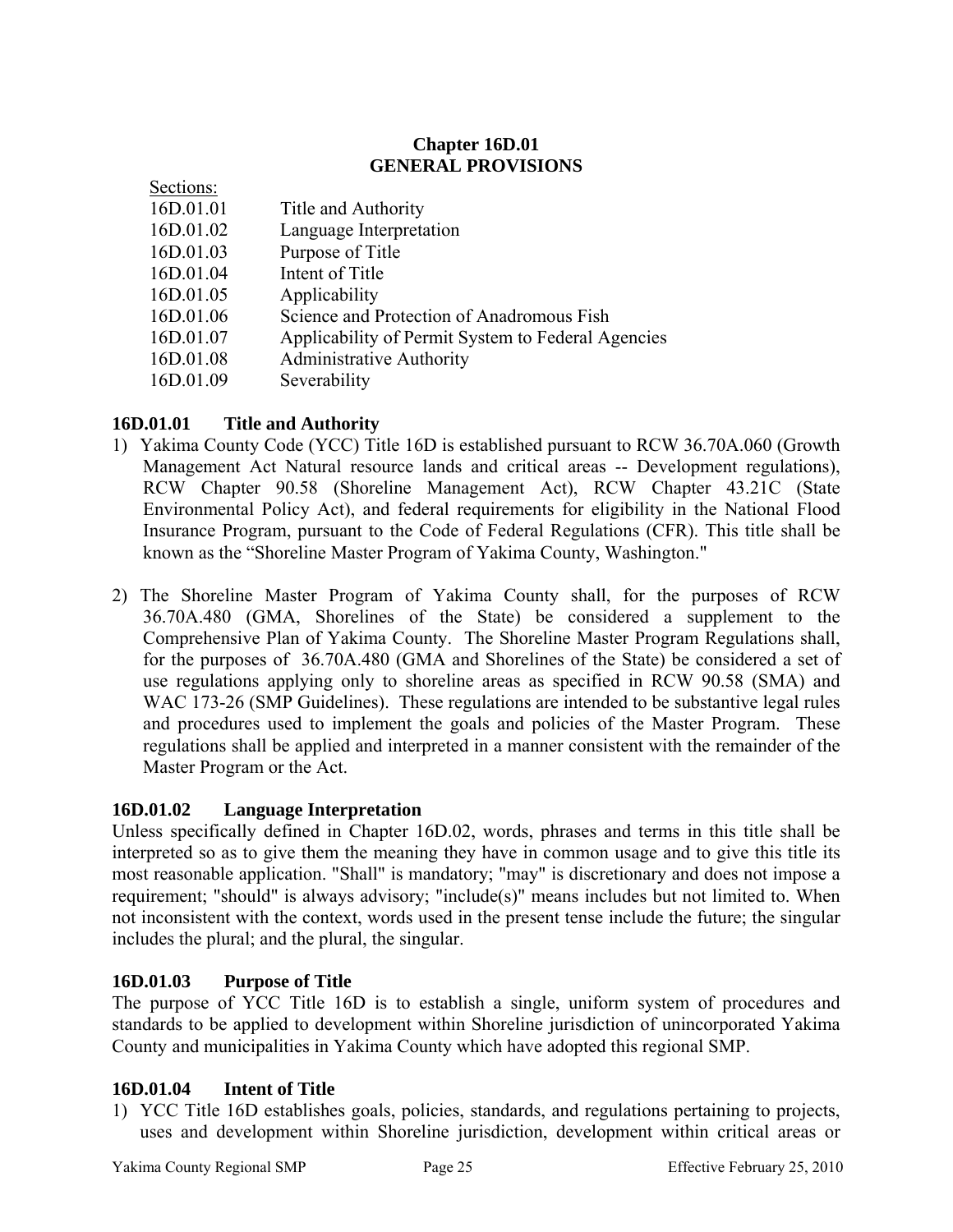# Chapter 16D.01
# GENERAL PROVISIONS

Sections:

| | |
|---|---|
| 16D.01.01 | Title and Authority |
| 16D.01.02 | Language Interpretation |
| 16D.01.03 | Purpose of Title |
| 16D.01.04 | Intent of Title |
| 16D.01.05 | Applicability |
| 16D.01.06 | Science and Protection of Anadromous Fish |
| 16D.01.07 | Applicability of Permit System to Federal Agencies |
| 16D.01.08 | Administrative Authority |
| 16D.01.09 | Severability |

## 16D.01.01 Title and Authority

1) Yakima County Code (YCC) Title 16D is established pursuant to RCW 36.70A.060 (Growth Management Act Natural resource lands and critical areas -- Development regulations), RCW Chapter 90.58 (Shoreline Management Act), RCW Chapter 43.21C (State Environmental Policy Act), and federal requirements for eligibility in the National Flood Insurance Program, pursuant to the Code of Federal Regulations (CFR). This title shall be known as the "Shoreline Master Program of Yakima County, Washington."

2) The Shoreline Master Program of Yakima County shall, for the purposes of RCW 36.70A.480 (GMA, Shorelines of the State) be considered a supplement to the Comprehensive Plan of Yakima County. The Shoreline Master Program Regulations shall, for the purposes of 36.70A.480 (GMA and Shorelines of the State) be considered a set of use regulations applying only to shoreline areas as specified in RCW 90.58 (SMA) and WAC 173-26 (SMP Guidelines). These regulations are intended to be substantive legal rules and procedures used to implement the goals and policies of the Master Program. These regulations shall be applied and interpreted in a manner consistent with the remainder of the Master Program or the Act.

## 16D.01.02 Language Interpretation

Unless specifically defined in Chapter 16D.02, words, phrases and terms in this title shall be interpreted so as to give them the meaning they have in common usage and to give this title its most reasonable application. "Shall" is mandatory; "may" is discretionary and does not impose a requirement; "should" is always advisory; "include(s)" means includes but not limited to. When not inconsistent with the context, words used in the present tense include the future; the singular includes the plural; and the plural, the singular.

## 16D.01.03 Purpose of Title

The purpose of YCC Title 16D is to establish a single, uniform system of procedures and standards to be applied to development within Shoreline jurisdiction of unincorporated Yakima County and municipalities in Yakima County which have adopted this regional SMP.

## 16D.01.04 Intent of Title

1) YCC Title 16D establishes goals, policies, standards, and regulations pertaining to projects, uses and development within Shoreline jurisdiction, development within critical areas or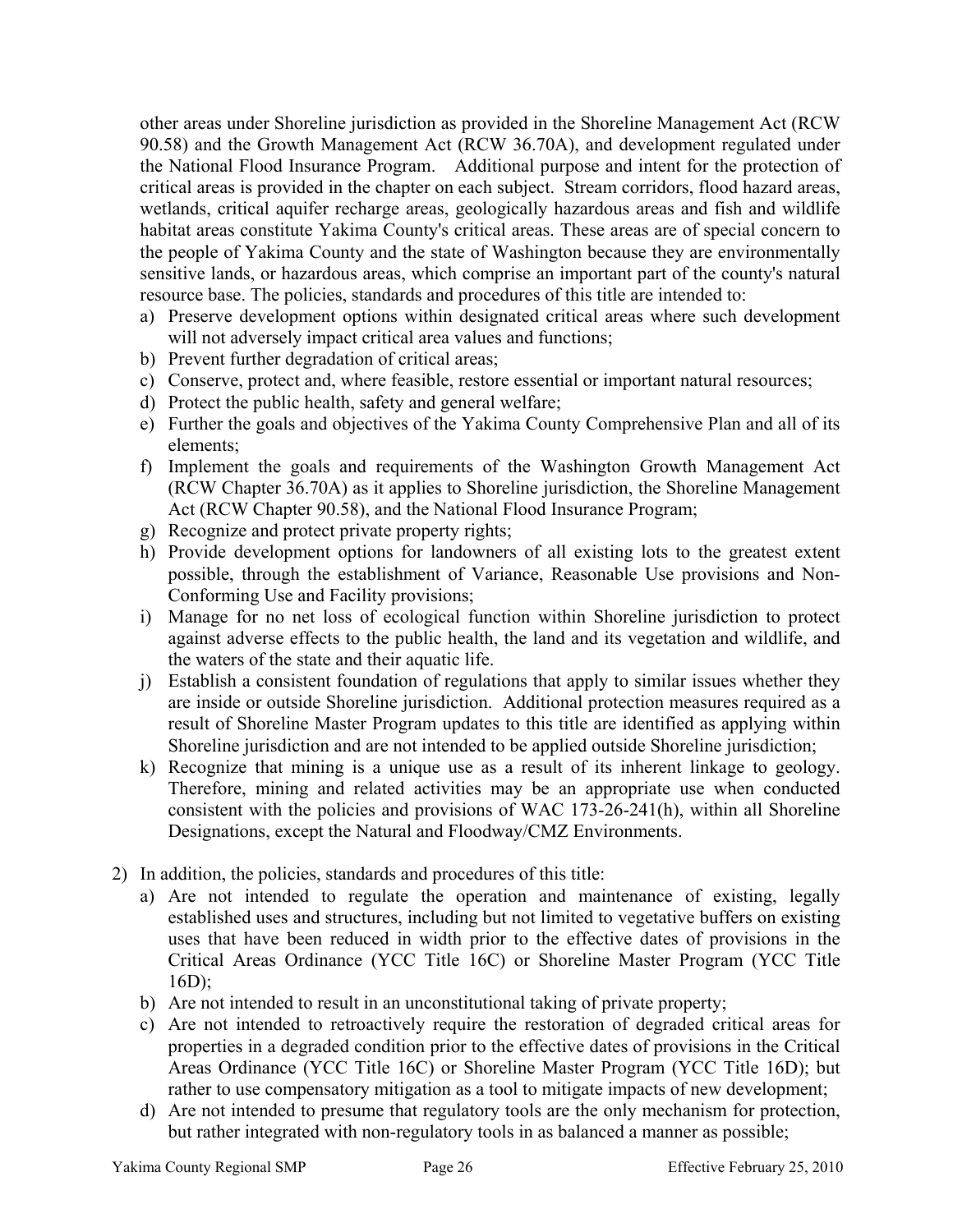other areas under Shoreline jurisdiction as provided in the Shoreline Management Act (RCW 90.58) and the Growth Management Act (RCW 36.70A), and development regulated under the National Flood Insurance Program. Additional purpose and intent for the protection of critical areas is provided in the chapter on each subject. Stream corridors, flood hazard areas, wetlands, critical aquifer recharge areas, geologically hazardous areas and fish and wildlife habitat areas constitute Yakima County's critical areas. These areas are of special concern to the people of Yakima County and the state of Washington because they are environmentally sensitive lands, or hazardous areas, which comprise an important part of the county's natural resource base. The policies, standards and procedures of this title are intended to:

a) Preserve development options within designated critical areas where such development will not adversely impact critical area values and functions;
b) Prevent further degradation of critical areas;
c) Conserve, protect and, where feasible, restore essential or important natural resources;
d) Protect the public health, safety and general welfare;
e) Further the goals and objectives of the Yakima County Comprehensive Plan and all of its elements;
f) Implement the goals and requirements of the Washington Growth Management Act (RCW Chapter 36.70A) as it applies to Shoreline jurisdiction, the Shoreline Management Act (RCW Chapter 90.58), and the National Flood Insurance Program;
g) Recognize and protect private property rights;
h) Provide development options for landowners of all existing lots to the greatest extent possible, through the establishment of Variance, Reasonable Use provisions and Non-Conforming Use and Facility provisions;
i) Manage for no net loss of ecological function within Shoreline jurisdiction to protect against adverse effects to the public health, the land and its vegetation and wildlife, and the waters of the state and their aquatic life.
j) Establish a consistent foundation of regulations that apply to similar issues whether they are inside or outside Shoreline jurisdiction. Additional protection measures required as a result of Shoreline Master Program updates to this title are identified as applying within Shoreline jurisdiction and are not intended to be applied outside Shoreline jurisdiction;
k) Recognize that mining is a unique use as a result of its inherent linkage to geology. Therefore, mining and related activities may be an appropriate use when conducted consistent with the policies and provisions of WAC 173-26-241(h), within all Shoreline Designations, except the Natural and Floodway/CMZ Environments.

2) In addition, the policies, standards and procedures of this title:
   a) Are not intended to regulate the operation and maintenance of existing, legally established uses and structures, including but not limited to vegetative buffers on existing uses that have been reduced in width prior to the effective dates of provisions in the Critical Areas Ordinance (YCC Title 16C) or Shoreline Master Program (YCC Title 16D);
   b) Are not intended to result in an unconstitutional taking of private property;
   c) Are not intended to retroactively require the restoration of degraded critical areas for properties in a degraded condition prior to the effective dates of provisions in the Critical Areas Ordinance (YCC Title 16C) or Shoreline Master Program (YCC Title 16D); but rather to use compensatory mitigation as a tool to mitigate impacts of new development;
   d) Are not intended to presume that regulatory tools are the only mechanism for protection, but rather integrated with non-regulatory tools in as balanced a manner as possible;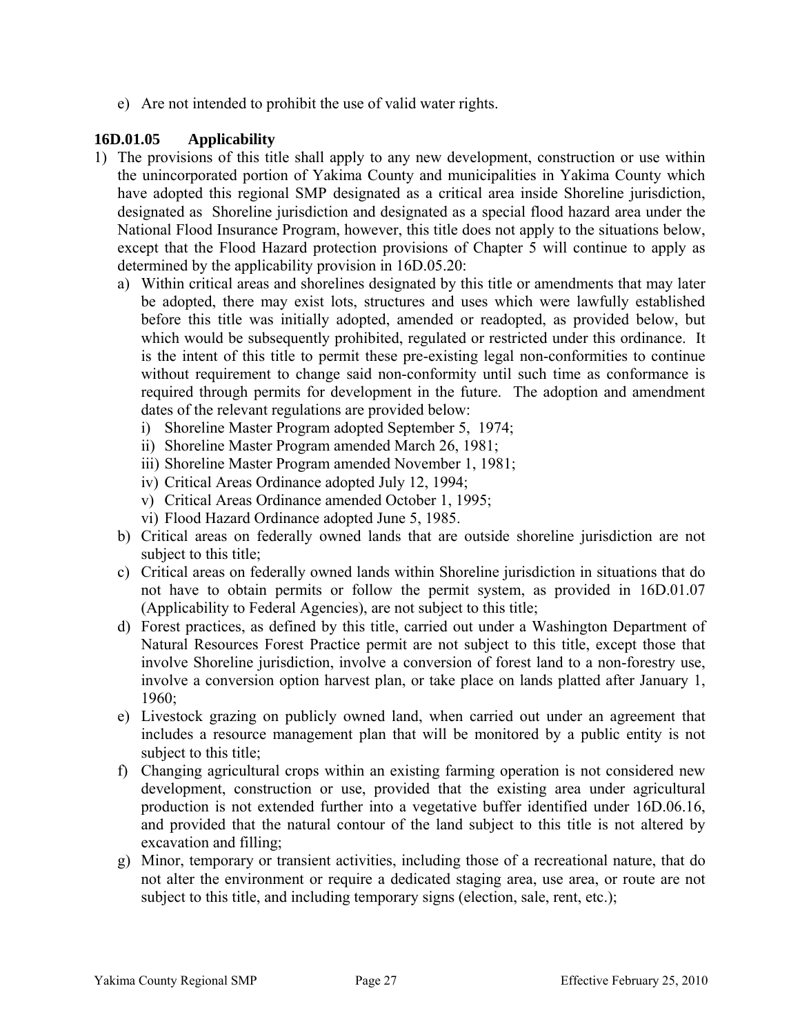e) Are not intended to prohibit the use of valid water rights.

### 16D.01.05 Applicability

1) The provisions of this title shall apply to any new development, construction or use within the unincorporated portion of Yakima County and municipalities in Yakima County which have adopted this regional SMP designated as a critical area inside Shoreline jurisdiction, designated as Shoreline jurisdiction and designated as a special flood hazard area under the National Flood Insurance Program, however, this title does not apply to the situations below, except that the Flood Hazard protection provisions of Chapter 5 will continue to apply as determined by the applicability provision in 16D.05.20:
   a) Within critical areas and shorelines designated by this title or amendments that may later be adopted, there may exist lots, structures and uses which were lawfully established before this title was initially adopted, amended or readopted, as provided below, but which would be subsequently prohibited, regulated or restricted under this ordinance. It is the intent of this title to permit these pre-existing legal non-conformities to continue without requirement to change said non-conformity until such time as conformance is required through permits for development in the future. The adoption and amendment dates of the relevant regulations are provided below:
      i) Shoreline Master Program adopted September 5, 1974;
      ii) Shoreline Master Program amended March 26, 1981;
      iii) Shoreline Master Program amended November 1, 1981;
      iv) Critical Areas Ordinance adopted July 12, 1994;
      v) Critical Areas Ordinance amended October 1, 1995;
      vi) Flood Hazard Ordinance adopted June 5, 1985.
   b) Critical areas on federally owned lands that are outside shoreline jurisdiction are not subject to this title;
   c) Critical areas on federally owned lands within Shoreline jurisdiction in situations that do not have to obtain permits or follow the permit system, as provided in 16D.01.07 (Applicability to Federal Agencies), are not subject to this title;
   d) Forest practices, as defined by this title, carried out under a Washington Department of Natural Resources Forest Practice permit are not subject to this title, except those that involve Shoreline jurisdiction, involve a conversion of forest land to a non-forestry use, involve a conversion option harvest plan, or take place on lands platted after January 1, 1960;
   e) Livestock grazing on publicly owned land, when carried out under an agreement that includes a resource management plan that will be monitored by a public entity is not subject to this title;
   f) Changing agricultural crops within an existing farming operation is not considered new development, construction or use, provided that the existing area under agricultural production is not extended further into a vegetative buffer identified under 16D.06.16, and provided that the natural contour of the land subject to this title is not altered by excavation and filling;
   g) Minor, temporary or transient activities, including those of a recreational nature, that do not alter the environment or require a dedicated staging area, use area, or route are not subject to this title, and including temporary signs (election, sale, rent, etc.);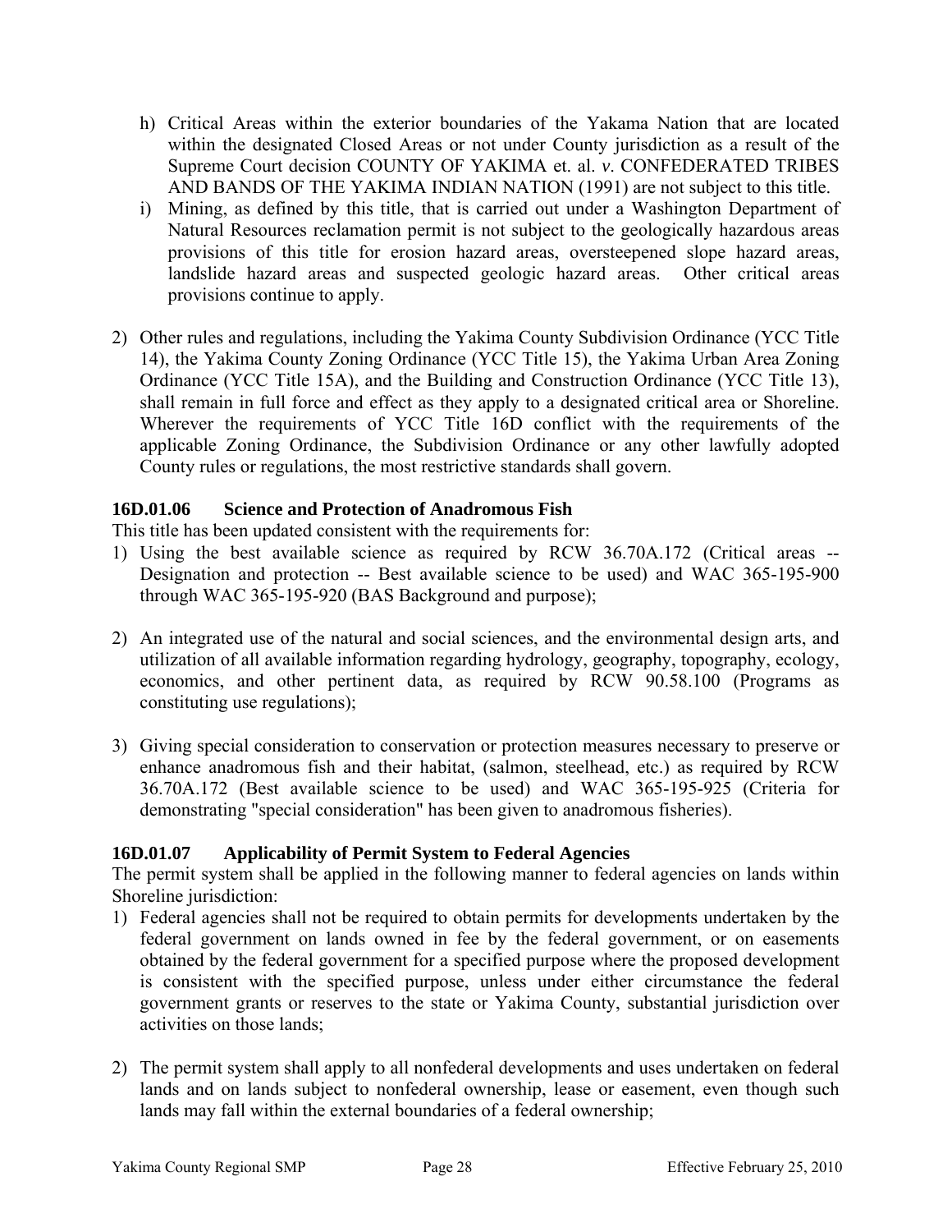h) Critical Areas within the exterior boundaries of the Yakama Nation that are located within the designated Closed Areas or not under County jurisdiction as a result of the Supreme Court decision COUNTY OF YAKIMA et. al. *v*. CONFEDERATED TRIBES AND BANDS OF THE YAKIMA INDIAN NATION (1991) are not subject to this title.
i) Mining, as defined by this title, that is carried out under a Washington Department of Natural Resources reclamation permit is not subject to the geologically hazardous areas provisions of this title for erosion hazard areas, oversteepened slope hazard areas, landslide hazard areas and suspected geologic hazard areas. Other critical areas provisions continue to apply.

2) Other rules and regulations, including the Yakima County Subdivision Ordinance (YCC Title 14), the Yakima County Zoning Ordinance (YCC Title 15), the Yakima Urban Area Zoning Ordinance (YCC Title 15A), and the Building and Construction Ordinance (YCC Title 13), shall remain in full force and effect as they apply to a designated critical area or Shoreline. Wherever the requirements of YCC Title 16D conflict with the requirements of the applicable Zoning Ordinance, the Subdivision Ordinance or any other lawfully adopted County rules or regulations, the most restrictive standards shall govern.

### 16D.01.06 Science and Protection of Anadromous Fish

This title has been updated consistent with the requirements for:

1) Using the best available science as required by RCW 36.70A.172 (Critical areas -- Designation and protection -- Best available science to be used) and WAC 365-195-900 through WAC 365-195-920 (BAS Background and purpose);

2) An integrated use of the natural and social sciences, and the environmental design arts, and utilization of all available information regarding hydrology, geography, topography, ecology, economics, and other pertinent data, as required by RCW 90.58.100 (Programs as constituting use regulations);

3) Giving special consideration to conservation or protection measures necessary to preserve or enhance anadromous fish and their habitat, (salmon, steelhead, etc.) as required by RCW 36.70A.172 (Best available science to be used) and WAC 365-195-925 (Criteria for demonstrating "special consideration" has been given to anadromous fisheries).

### 16D.01.07 Applicability of Permit System to Federal Agencies

The permit system shall be applied in the following manner to federal agencies on lands within Shoreline jurisdiction:

1) Federal agencies shall not be required to obtain permits for developments undertaken by the federal government on lands owned in fee by the federal government, or on easements obtained by the federal government for a specified purpose where the proposed development is consistent with the specified purpose, unless under either circumstance the federal government grants or reserves to the state or Yakima County, substantial jurisdiction over activities on those lands;

2) The permit system shall apply to all nonfederal developments and uses undertaken on federal lands and on lands subject to nonfederal ownership, lease or easement, even though such lands may fall within the external boundaries of a federal ownership;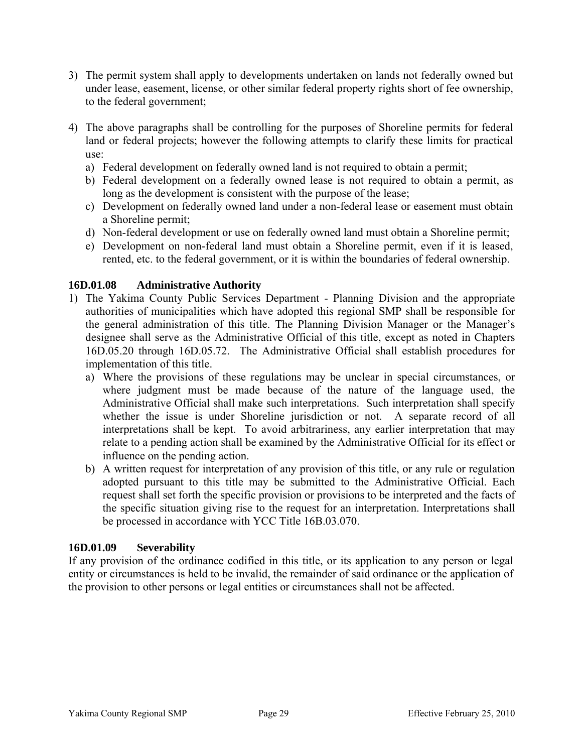3) The permit system shall apply to developments undertaken on lands not federally owned but under lease, easement, license, or other similar federal property rights short of fee ownership, to the federal government;

4) The above paragraphs shall be controlling for the purposes of Shoreline permits for federal land or federal projects; however the following attempts to clarify these limits for practical use:
   a) Federal development on federally owned land is not required to obtain a permit;
   b) Federal development on a federally owned lease is not required to obtain a permit, as long as the development is consistent with the purpose of the lease;
   c) Development on federally owned land under a non-federal lease or easement must obtain a Shoreline permit;
   d) Non-federal development or use on federally owned land must obtain a Shoreline permit;
   e) Development on non-federal land must obtain a Shoreline permit, even if it is leased, rented, etc. to the federal government, or it is within the boundaries of federal ownership.

### 16D.01.08 Administrative Authority

1) The Yakima County Public Services Department - Planning Division and the appropriate authorities of municipalities which have adopted this regional SMP shall be responsible for the general administration of this title. The Planning Division Manager or the Manager's designee shall serve as the Administrative Official of this title, except as noted in Chapters 16D.05.20 through 16D.05.72. The Administrative Official shall establish procedures for implementation of this title.
   a) Where the provisions of these regulations may be unclear in special circumstances, or where judgment must be made because of the nature of the language used, the Administrative Official shall make such interpretations. Such interpretation shall specify whether the issue is under Shoreline jurisdiction or not. A separate record of all interpretations shall be kept. To avoid arbitrariness, any earlier interpretation that may relate to a pending action shall be examined by the Administrative Official for its effect or influence on the pending action.
   b) A written request for interpretation of any provision of this title, or any rule or regulation adopted pursuant to this title may be submitted to the Administrative Official. Each request shall set forth the specific provision or provisions to be interpreted and the facts of the specific situation giving rise to the request for an interpretation. Interpretations shall be processed in accordance with YCC Title 16B.03.070.

### 16D.01.09 Severability

If any provision of the ordinance codified in this title, or its application to any person or legal entity or circumstances is held to be invalid, the remainder of said ordinance or the application of the provision to other persons or legal entities or circumstances shall not be affected.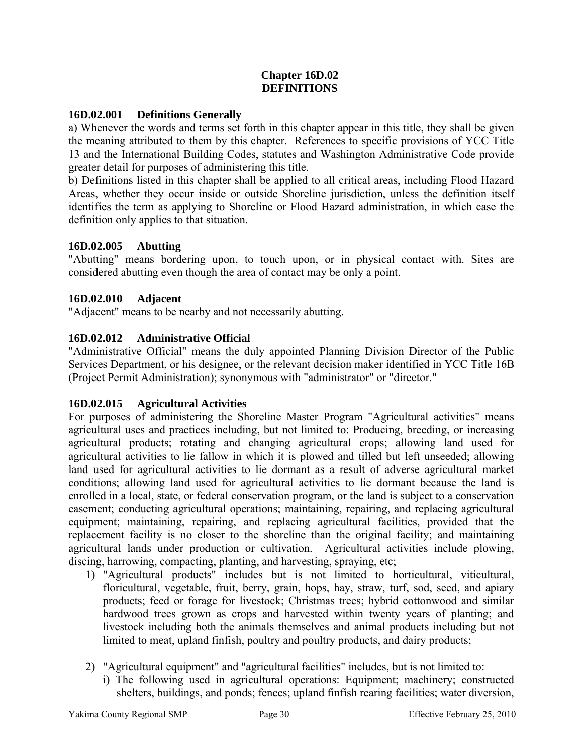# Chapter 16D.02
# DEFINITIONS

### 16D.02.001 Definitions Generally

a) Whenever the words and terms set forth in this chapter appear in this title, they shall be given the meaning attributed to them by this chapter. References to specific provisions of YCC Title 13 and the International Building Codes, statutes and Washington Administrative Code provide greater detail for purposes of administering this title.

b) Definitions listed in this chapter shall be applied to all critical areas, including Flood Hazard Areas, whether they occur inside or outside Shoreline jurisdiction, unless the definition itself identifies the term as applying to Shoreline or Flood Hazard administration, in which case the definition only applies to that situation.

### 16D.02.005 Abutting

"Abutting" means bordering upon, to touch upon, or in physical contact with. Sites are considered abutting even though the area of contact may be only a point.

### 16D.02.010 Adjacent

"Adjacent" means to be nearby and not necessarily abutting.

### 16D.02.012 Administrative Official

"Administrative Official" means the duly appointed Planning Division Director of the Public Services Department, or his designee, or the relevant decision maker identified in YCC Title 16B (Project Permit Administration); synonymous with "administrator" or "director."

### 16D.02.015 Agricultural Activities

For purposes of administering the Shoreline Master Program "Agricultural activities" means agricultural uses and practices including, but not limited to: Producing, breeding, or increasing agricultural products; rotating and changing agricultural crops; allowing land used for agricultural activities to lie fallow in which it is plowed and tilled but left unseeded; allowing land used for agricultural activities to lie dormant as a result of adverse agricultural market conditions; allowing land used for agricultural activities to lie dormant because the land is enrolled in a local, state, or federal conservation program, or the land is subject to a conservation easement; conducting agricultural operations; maintaining, repairing, and replacing agricultural equipment; maintaining, repairing, and replacing agricultural facilities, provided that the replacement facility is no closer to the shoreline than the original facility; and maintaining agricultural lands under production or cultivation. Agricultural activities include plowing, discing, harrowing, compacting, planting, and harvesting, spraying, etc;

1) "Agricultural products" includes but is not limited to horticultural, viticultural, floricultural, vegetable, fruit, berry, grain, hops, hay, straw, turf, sod, seed, and apiary products; feed or forage for livestock; Christmas trees; hybrid cottonwood and similar hardwood trees grown as crops and harvested within twenty years of planting; and livestock including both the animals themselves and animal products including but not limited to meat, upland finfish, poultry and poultry products, and dairy products;

2) "Agricultural equipment" and "agricultural facilities" includes, but is not limited to:
   i) The following used in agricultural operations: Equipment; machinery; constructed shelters, buildings, and ponds; fences; upland finfish rearing facilities; water diversion,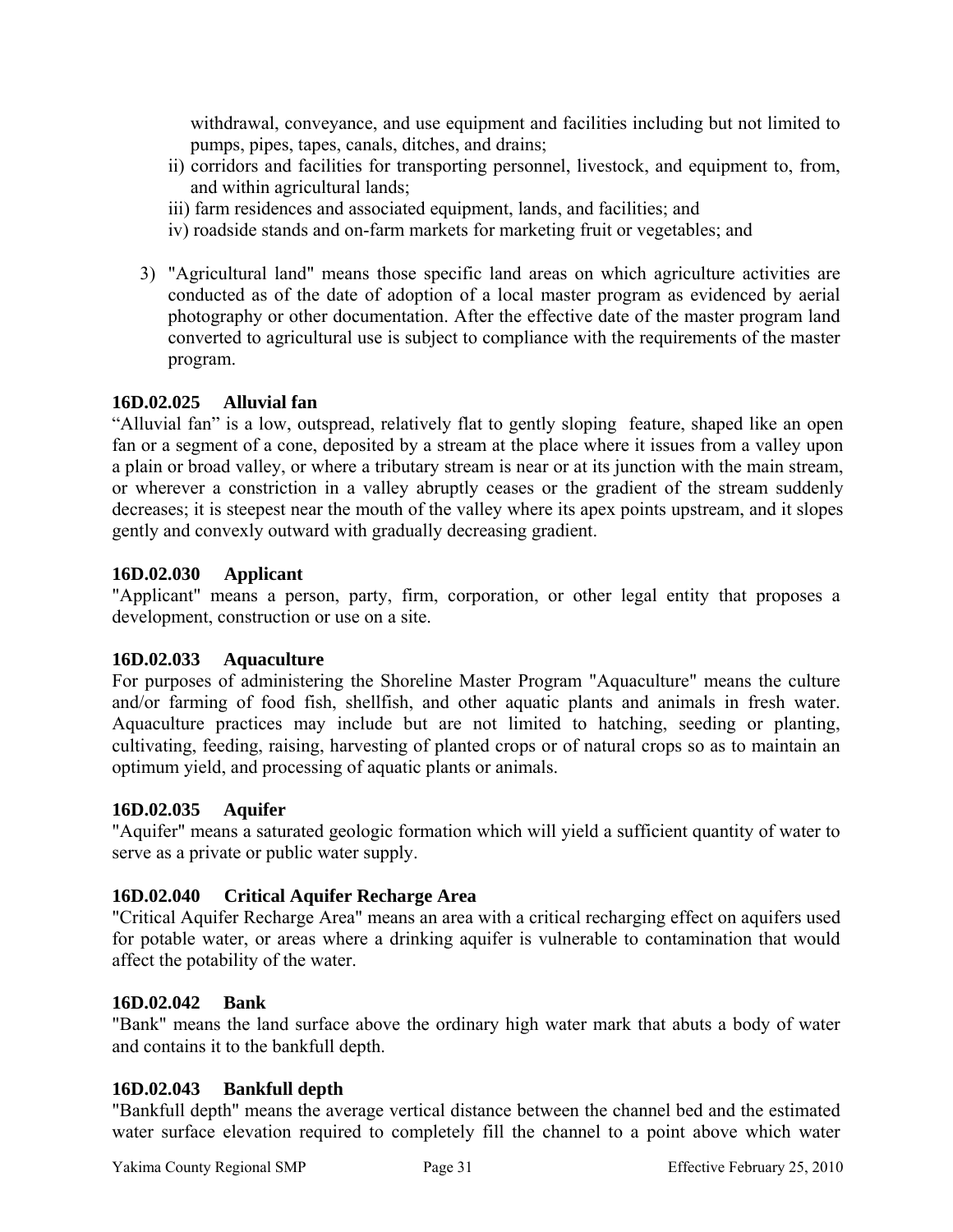withdrawal, conveyance, and use equipment and facilities including but not limited to pumps, pipes, tapes, canals, ditches, and drains;

ii) corridors and facilities for transporting personnel, livestock, and equipment to, from, and within agricultural lands;

iii) farm residences and associated equipment, lands, and facilities; and

iv) roadside stands and on-farm markets for marketing fruit or vegetables; and

3) "Agricultural land" means those specific land areas on which agriculture activities are conducted as of the date of adoption of a local master program as evidenced by aerial photography or other documentation. After the effective date of the master program land converted to agricultural use is subject to compliance with the requirements of the master program.

**16D.02.025 Alluvial fan**

"Alluvial fan" is a low, outspread, relatively flat to gently sloping feature, shaped like an open fan or a segment of a cone, deposited by a stream at the place where it issues from a valley upon a plain or broad valley, or where a tributary stream is near or at its junction with the main stream, or wherever a constriction in a valley abruptly ceases or the gradient of the stream suddenly decreases; it is steepest near the mouth of the valley where its apex points upstream, and it slopes gently and convexly outward with gradually decreasing gradient.

**16D.02.030 Applicant**

"Applicant" means a person, party, firm, corporation, or other legal entity that proposes a development, construction or use on a site.

**16D.02.033 Aquaculture**

For purposes of administering the Shoreline Master Program "Aquaculture" means the culture and/or farming of food fish, shellfish, and other aquatic plants and animals in fresh water. Aquaculture practices may include but are not limited to hatching, seeding or planting, cultivating, feeding, raising, harvesting of planted crops or of natural crops so as to maintain an optimum yield, and processing of aquatic plants or animals.

**16D.02.035 Aquifer**

"Aquifer" means a saturated geologic formation which will yield a sufficient quantity of water to serve as a private or public water supply.

**16D.02.040 Critical Aquifer Recharge Area**

"Critical Aquifer Recharge Area" means an area with a critical recharging effect on aquifers used for potable water, or areas where a drinking aquifer is vulnerable to contamination that would affect the potability of the water.

**16D.02.042 Bank**

"Bank" means the land surface above the ordinary high water mark that abuts a body of water and contains it to the bankfull depth.

**16D.02.043 Bankfull depth**

"Bankfull depth" means the average vertical distance between the channel bed and the estimated water surface elevation required to completely fill the channel to a point above which water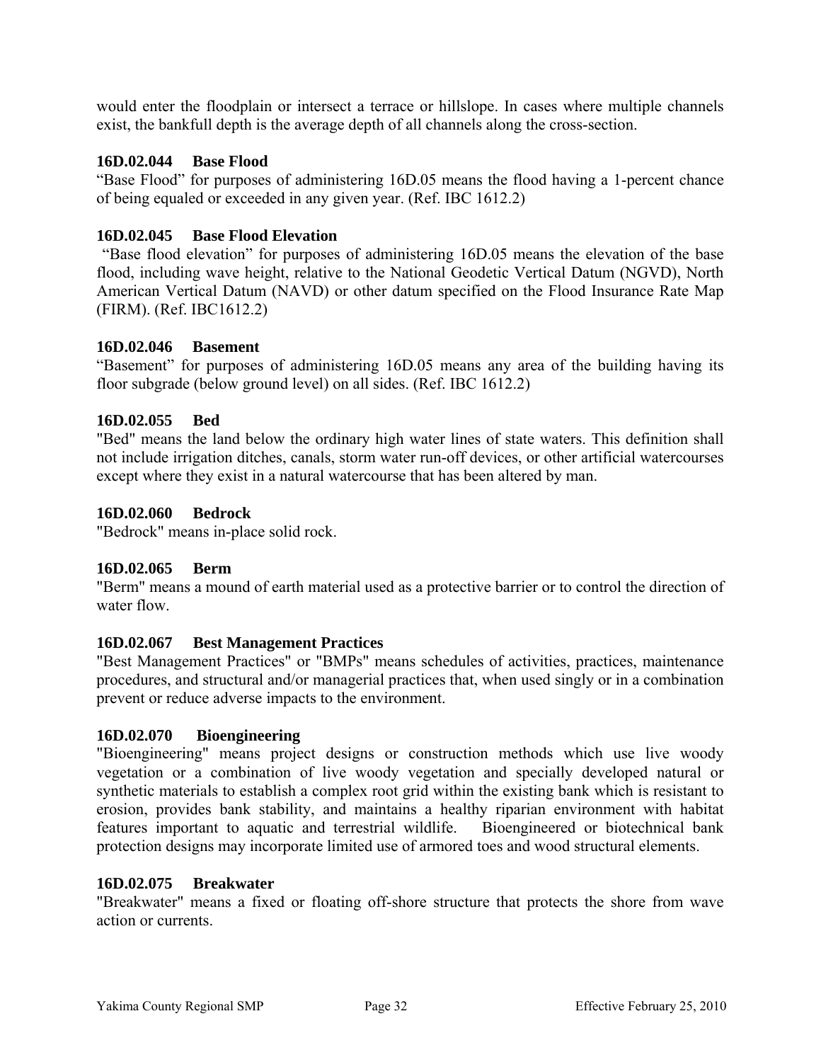would enter the floodplain or intersect a terrace or hillslope. In cases where multiple channels exist, the bankfull depth is the average depth of all channels along the cross-section.

**16D.02.044 Base Flood**

"Base Flood" for purposes of administering 16D.05 means the flood having a 1-percent chance of being equaled or exceeded in any given year. (Ref. IBC 1612.2)

**16D.02.045 Base Flood Elevation**

"Base flood elevation" for purposes of administering 16D.05 means the elevation of the base flood, including wave height, relative to the National Geodetic Vertical Datum (NGVD), North American Vertical Datum (NAVD) or other datum specified on the Flood Insurance Rate Map (FIRM). (Ref. IBC1612.2)

**16D.02.046 Basement**

"Basement" for purposes of administering 16D.05 means any area of the building having its floor subgrade (below ground level) on all sides. (Ref. IBC 1612.2)

**16D.02.055 Bed**

"Bed" means the land below the ordinary high water lines of state waters. This definition shall not include irrigation ditches, canals, storm water run-off devices, or other artificial watercourses except where they exist in a natural watercourse that has been altered by man.

**16D.02.060 Bedrock**

"Bedrock" means in-place solid rock.

**16D.02.065 Berm**

"Berm" means a mound of earth material used as a protective barrier or to control the direction of water flow.

**16D.02.067 Best Management Practices**

"Best Management Practices" or "BMPs" means schedules of activities, practices, maintenance procedures, and structural and/or managerial practices that, when used singly or in a combination prevent or reduce adverse impacts to the environment.

**16D.02.070 Bioengineering**

"Bioengineering" means project designs or construction methods which use live woody vegetation or a combination of live woody vegetation and specially developed natural or synthetic materials to establish a complex root grid within the existing bank which is resistant to erosion, provides bank stability, and maintains a healthy riparian environment with habitat features important to aquatic and terrestrial wildlife. Bioengineered or biotechnical bank protection designs may incorporate limited use of armored toes and wood structural elements.

**16D.02.075 Breakwater**

"Breakwater" means a fixed or floating off-shore structure that protects the shore from wave action or currents.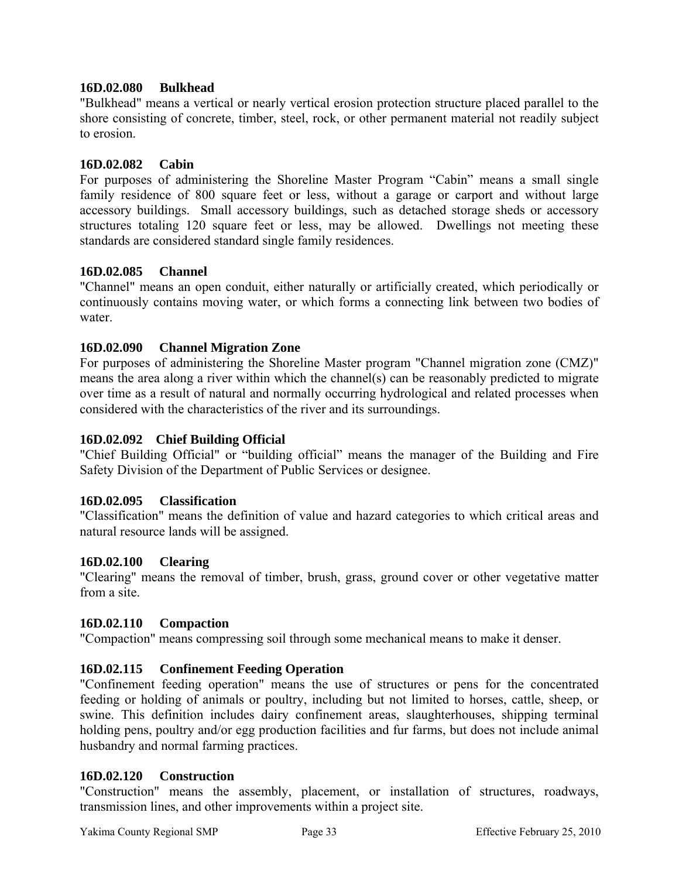#### 16D.02.080 Bulkhead

"Bulkhead" means a vertical or nearly vertical erosion protection structure placed parallel to the shore consisting of concrete, timber, steel, rock, or other permanent material not readily subject to erosion.

#### 16D.02.082 Cabin

For purposes of administering the Shoreline Master Program "Cabin" means a small single family residence of 800 square feet or less, without a garage or carport and without large accessory buildings. Small accessory buildings, such as detached storage sheds or accessory structures totaling 120 square feet or less, may be allowed. Dwellings not meeting these standards are considered standard single family residences.

#### 16D.02.085 Channel

"Channel" means an open conduit, either naturally or artificially created, which periodically or continuously contains moving water, or which forms a connecting link between two bodies of water.

#### 16D.02.090 Channel Migration Zone

For purposes of administering the Shoreline Master program "Channel migration zone (CMZ)" means the area along a river within which the channel(s) can be reasonably predicted to migrate over time as a result of natural and normally occurring hydrological and related processes when considered with the characteristics of the river and its surroundings.

#### 16D.02.092 Chief Building Official

"Chief Building Official" or "building official" means the manager of the Building and Fire Safety Division of the Department of Public Services or designee.

#### 16D.02.095 Classification

"Classification" means the definition of value and hazard categories to which critical areas and natural resource lands will be assigned.

#### 16D.02.100 Clearing

"Clearing" means the removal of timber, brush, grass, ground cover or other vegetative matter from a site.

#### 16D.02.110 Compaction

"Compaction" means compressing soil through some mechanical means to make it denser.

#### 16D.02.115 Confinement Feeding Operation

"Confinement feeding operation" means the use of structures or pens for the concentrated feeding or holding of animals or poultry, including but not limited to horses, cattle, sheep, or swine. This definition includes dairy confinement areas, slaughterhouses, shipping terminal holding pens, poultry and/or egg production facilities and fur farms, but does not include animal husbandry and normal farming practices.

#### 16D.02.120 Construction

"Construction" means the assembly, placement, or installation of structures, roadways, transmission lines, and other improvements within a project site.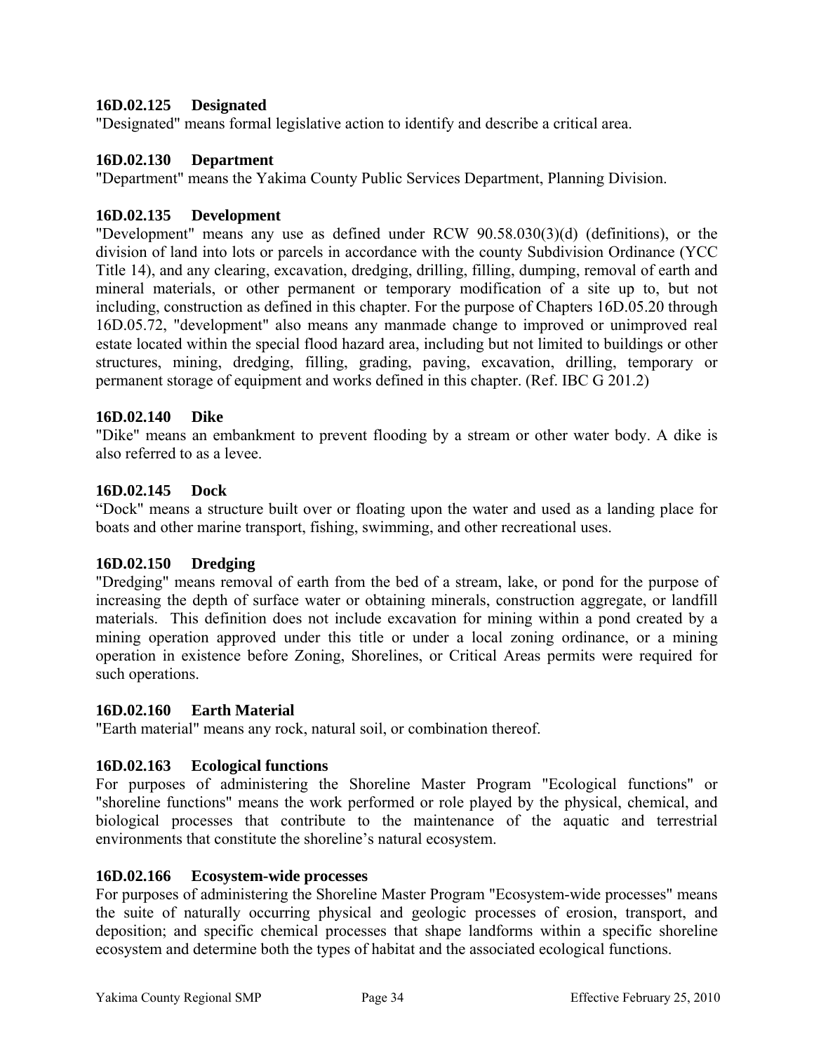### 16D.02.125 Designated

"Designated" means formal legislative action to identify and describe a critical area.

### 16D.02.130 Department

"Department" means the Yakima County Public Services Department, Planning Division.

### 16D.02.135 Development

"Development" means any use as defined under RCW 90.58.030(3)(d) (definitions), or the division of land into lots or parcels in accordance with the county Subdivision Ordinance (YCC Title 14), and any clearing, excavation, dredging, drilling, filling, dumping, removal of earth and mineral materials, or other permanent or temporary modification of a site up to, but not including, construction as defined in this chapter. For the purpose of Chapters 16D.05.20 through 16D.05.72, "development" also means any manmade change to improved or unimproved real estate located within the special flood hazard area, including but not limited to buildings or other structures, mining, dredging, filling, grading, paving, excavation, drilling, temporary or permanent storage of equipment and works defined in this chapter. (Ref. IBC G 201.2)

### 16D.02.140 Dike

"Dike" means an embankment to prevent flooding by a stream or other water body. A dike is also referred to as a levee.

### 16D.02.145 Dock

"Dock" means a structure built over or floating upon the water and used as a landing place for boats and other marine transport, fishing, swimming, and other recreational uses.

### 16D.02.150 Dredging

"Dredging" means removal of earth from the bed of a stream, lake, or pond for the purpose of increasing the depth of surface water or obtaining minerals, construction aggregate, or landfill materials. This definition does not include excavation for mining within a pond created by a mining operation approved under this title or under a local zoning ordinance, or a mining operation in existence before Zoning, Shorelines, or Critical Areas permits were required for such operations.

### 16D.02.160 Earth Material

"Earth material" means any rock, natural soil, or combination thereof.

### 16D.02.163 Ecological functions

For purposes of administering the Shoreline Master Program "Ecological functions" or "shoreline functions" means the work performed or role played by the physical, chemical, and biological processes that contribute to the maintenance of the aquatic and terrestrial environments that constitute the shoreline's natural ecosystem.

### 16D.02.166 Ecosystem-wide processes

For purposes of administering the Shoreline Master Program "Ecosystem-wide processes" means the suite of naturally occurring physical and geologic processes of erosion, transport, and deposition; and specific chemical processes that shape landforms within a specific shoreline ecosystem and determine both the types of habitat and the associated ecological functions.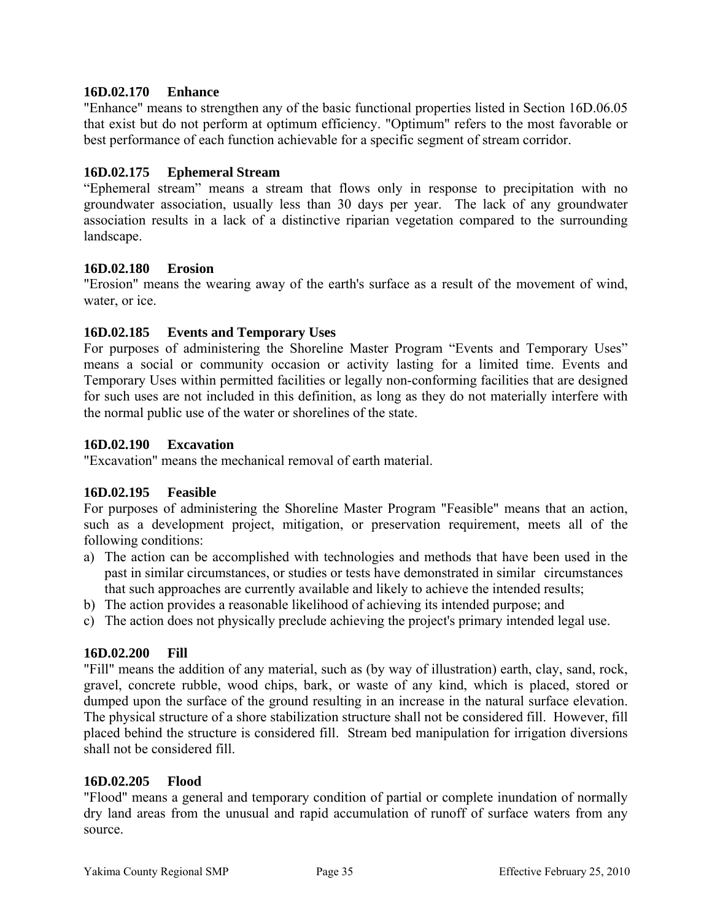### 16D.02.170 Enhance

"Enhance" means to strengthen any of the basic functional properties listed in Section 16D.06.05 that exist but do not perform at optimum efficiency. "Optimum" refers to the most favorable or best performance of each function achievable for a specific segment of stream corridor.

### 16D.02.175 Ephemeral Stream

"Ephemeral stream" means a stream that flows only in response to precipitation with no groundwater association, usually less than 30 days per year. The lack of any groundwater association results in a lack of a distinctive riparian vegetation compared to the surrounding landscape.

### 16D.02.180 Erosion

"Erosion" means the wearing away of the earth's surface as a result of the movement of wind, water, or ice.

### 16D.02.185 Events and Temporary Uses

For purposes of administering the Shoreline Master Program "Events and Temporary Uses" means a social or community occasion or activity lasting for a limited time. Events and Temporary Uses within permitted facilities or legally non-conforming facilities that are designed for such uses are not included in this definition, as long as they do not materially interfere with the normal public use of the water or shorelines of the state.

### 16D.02.190 Excavation

"Excavation" means the mechanical removal of earth material.

### 16D.02.195 Feasible

For purposes of administering the Shoreline Master Program "Feasible" means that an action, such as a development project, mitigation, or preservation requirement, meets all of the following conditions:

a) The action can be accomplished with technologies and methods that have been used in the past in similar circumstances, or studies or tests have demonstrated in similar circumstances that such approaches are currently available and likely to achieve the intended results;
b) The action provides a reasonable likelihood of achieving its intended purpose; and
c) The action does not physically preclude achieving the project's primary intended legal use.

### 16D.02.200 Fill

"Fill" means the addition of any material, such as (by way of illustration) earth, clay, sand, rock, gravel, concrete rubble, wood chips, bark, or waste of any kind, which is placed, stored or dumped upon the surface of the ground resulting in an increase in the natural surface elevation. The physical structure of a shore stabilization structure shall not be considered fill. However, fill placed behind the structure is considered fill. Stream bed manipulation for irrigation diversions shall not be considered fill.

### 16D.02.205 Flood

"Flood" means a general and temporary condition of partial or complete inundation of normally dry land areas from the unusual and rapid accumulation of runoff of surface waters from any source.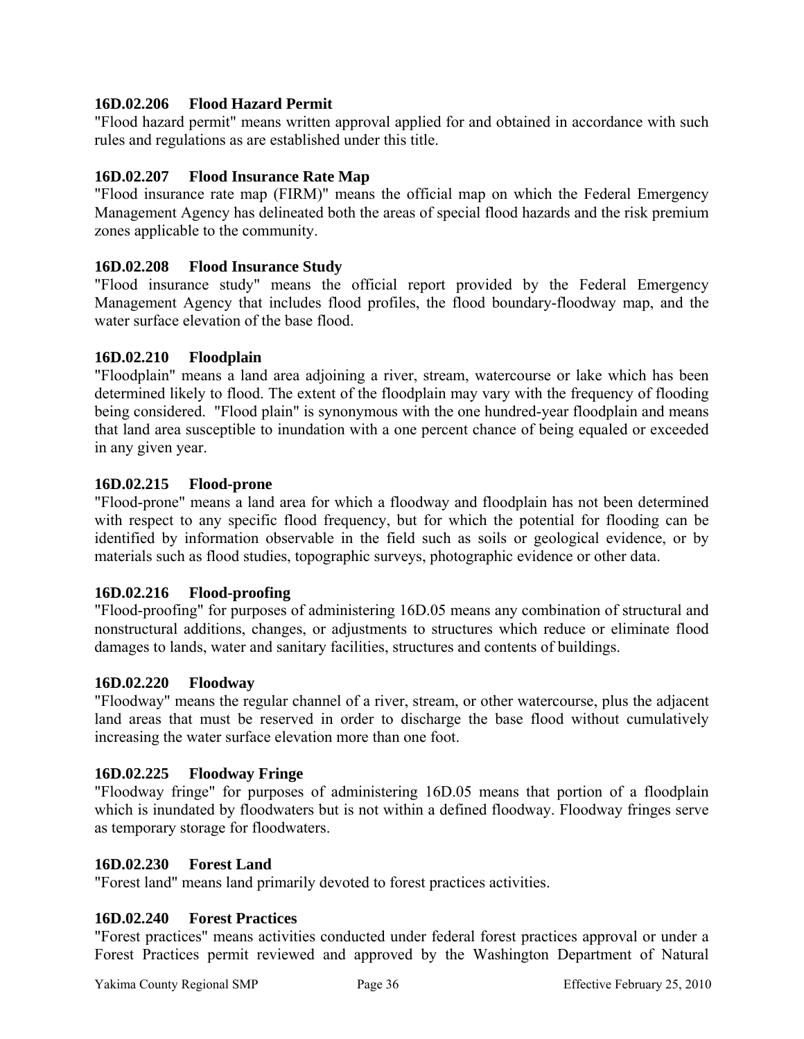### 16D.02.206 Flood Hazard Permit

"Flood hazard permit" means written approval applied for and obtained in accordance with such rules and regulations as are established under this title.

### 16D.02.207 Flood Insurance Rate Map

"Flood insurance rate map (FIRM)" means the official map on which the Federal Emergency Management Agency has delineated both the areas of special flood hazards and the risk premium zones applicable to the community.

### 16D.02.208 Flood Insurance Study

"Flood insurance study" means the official report provided by the Federal Emergency Management Agency that includes flood profiles, the flood boundary-floodway map, and the water surface elevation of the base flood.

### 16D.02.210 Floodplain

"Floodplain" means a land area adjoining a river, stream, watercourse or lake which has been determined likely to flood. The extent of the floodplain may vary with the frequency of flooding being considered. "Flood plain" is synonymous with the one hundred-year floodplain and means that land area susceptible to inundation with a one percent chance of being equaled or exceeded in any given year.

### 16D.02.215 Flood-prone

"Flood-prone" means a land area for which a floodway and floodplain has not been determined with respect to any specific flood frequency, but for which the potential for flooding can be identified by information observable in the field such as soils or geological evidence, or by materials such as flood studies, topographic surveys, photographic evidence or other data.

### 16D.02.216 Flood-proofing

"Flood-proofing" for purposes of administering 16D.05 means any combination of structural and nonstructural additions, changes, or adjustments to structures which reduce or eliminate flood damages to lands, water and sanitary facilities, structures and contents of buildings.

### 16D.02.220 Floodway

"Floodway" means the regular channel of a river, stream, or other watercourse, plus the adjacent land areas that must be reserved in order to discharge the base flood without cumulatively increasing the water surface elevation more than one foot.

### 16D.02.225 Floodway Fringe

"Floodway fringe" for purposes of administering 16D.05 means that portion of a floodplain which is inundated by floodwaters but is not within a defined floodway. Floodway fringes serve as temporary storage for floodwaters.

### 16D.02.230 Forest Land

"Forest land" means land primarily devoted to forest practices activities.

### 16D.02.240 Forest Practices

"Forest practices" means activities conducted under federal forest practices approval or under a Forest Practices permit reviewed and approved by the Washington Department of Natural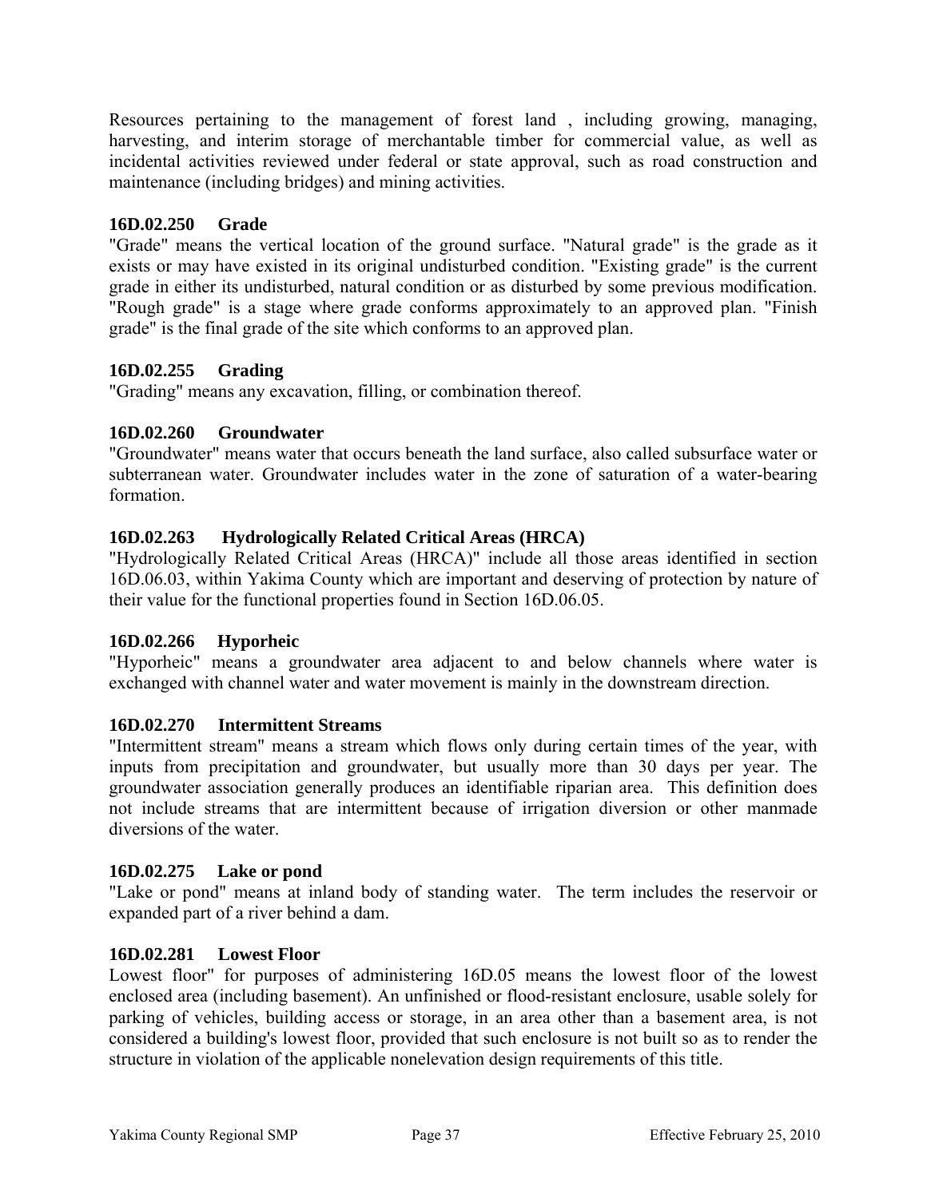Resources pertaining to the management of forest land , including growing, managing, harvesting, and interim storage of merchantable timber for commercial value, as well as incidental activities reviewed under federal or state approval, such as road construction and maintenance (including bridges) and mining activities.

### 16D.02.250 Grade

"Grade" means the vertical location of the ground surface. "Natural grade" is the grade as it exists or may have existed in its original undisturbed condition. "Existing grade" is the current grade in either its undisturbed, natural condition or as disturbed by some previous modification. "Rough grade" is a stage where grade conforms approximately to an approved plan. "Finish grade" is the final grade of the site which conforms to an approved plan.

### 16D.02.255 Grading

"Grading" means any excavation, filling, or combination thereof.

### 16D.02.260 Groundwater

"Groundwater" means water that occurs beneath the land surface, also called subsurface water or subterranean water. Groundwater includes water in the zone of saturation of a water-bearing formation.

### 16D.02.263 Hydrologically Related Critical Areas (HRCA)

"Hydrologically Related Critical Areas (HRCA)" include all those areas identified in section 16D.06.03, within Yakima County which are important and deserving of protection by nature of their value for the functional properties found in Section 16D.06.05.

### 16D.02.266 Hyporheic

"Hyporheic" means a groundwater area adjacent to and below channels where water is exchanged with channel water and water movement is mainly in the downstream direction.

### 16D.02.270 Intermittent Streams

"Intermittent stream" means a stream which flows only during certain times of the year, with inputs from precipitation and groundwater, but usually more than 30 days per year. The groundwater association generally produces an identifiable riparian area. This definition does not include streams that are intermittent because of irrigation diversion or other manmade diversions of the water.

### 16D.02.275 Lake or pond

"Lake or pond" means at inland body of standing water. The term includes the reservoir or expanded part of a river behind a dam.

### 16D.02.281 Lowest Floor

Lowest floor" for purposes of administering 16D.05 means the lowest floor of the lowest enclosed area (including basement). An unfinished or flood-resistant enclosure, usable solely for parking of vehicles, building access or storage, in an area other than a basement area, is not considered a building's lowest floor, provided that such enclosure is not built so as to render the structure in violation of the applicable nonelevation design requirements of this title.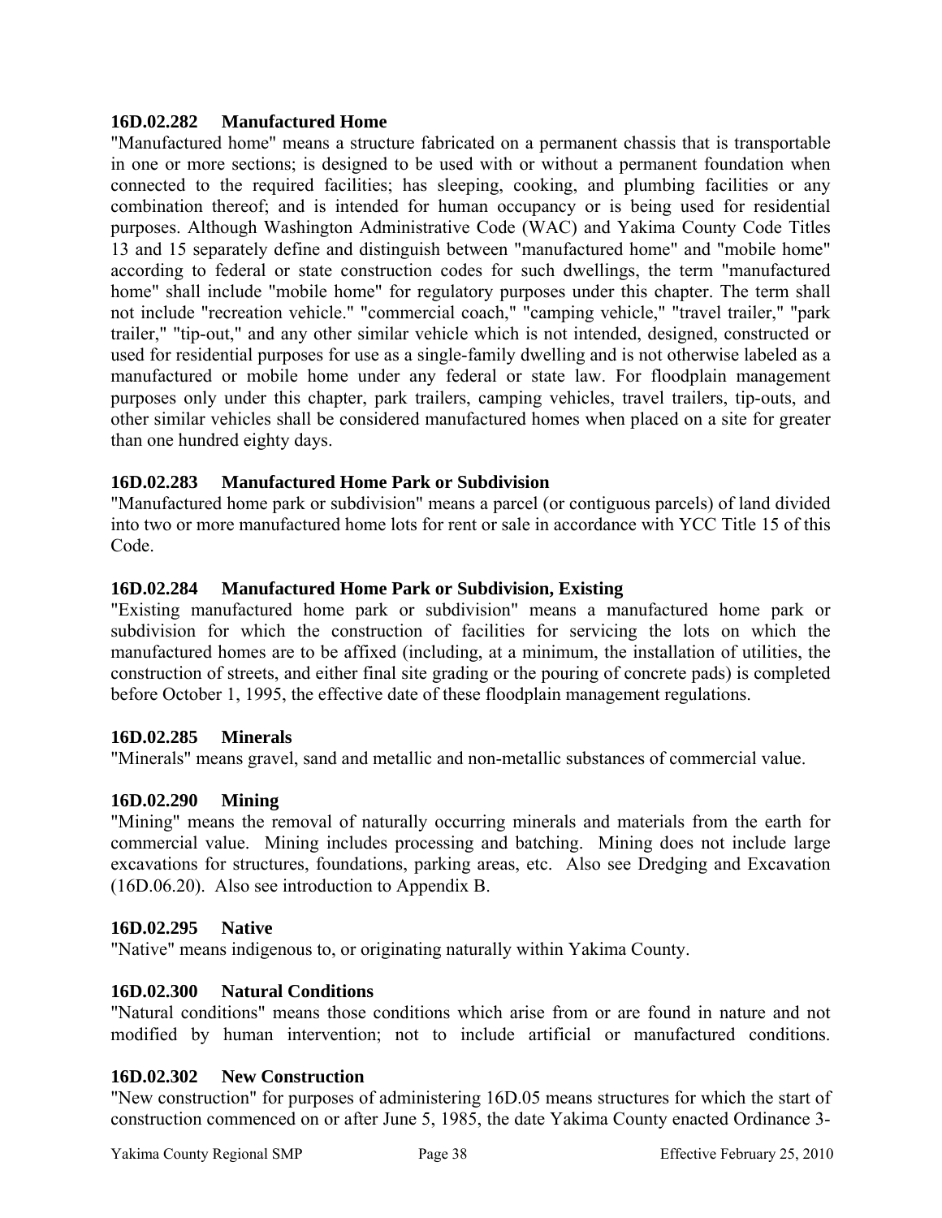### 16D.02.282 Manufactured Home

"Manufactured home" means a structure fabricated on a permanent chassis that is transportable in one or more sections; is designed to be used with or without a permanent foundation when connected to the required facilities; has sleeping, cooking, and plumbing facilities or any combination thereof; and is intended for human occupancy or is being used for residential purposes. Although Washington Administrative Code (WAC) and Yakima County Code Titles 13 and 15 separately define and distinguish between "manufactured home" and "mobile home" according to federal or state construction codes for such dwellings, the term "manufactured home" shall include "mobile home" for regulatory purposes under this chapter. The term shall not include "recreation vehicle." "commercial coach," "camping vehicle," "travel trailer," "park trailer," "tip-out," and any other similar vehicle which is not intended, designed, constructed or used for residential purposes for use as a single-family dwelling and is not otherwise labeled as a manufactured or mobile home under any federal or state law. For floodplain management purposes only under this chapter, park trailers, camping vehicles, travel trailers, tip-outs, and other similar vehicles shall be considered manufactured homes when placed on a site for greater than one hundred eighty days.

### 16D.02.283 Manufactured Home Park or Subdivision

"Manufactured home park or subdivision" means a parcel (or contiguous parcels) of land divided into two or more manufactured home lots for rent or sale in accordance with YCC Title 15 of this Code.

### 16D.02.284 Manufactured Home Park or Subdivision, Existing

"Existing manufactured home park or subdivision" means a manufactured home park or subdivision for which the construction of facilities for servicing the lots on which the manufactured homes are to be affixed (including, at a minimum, the installation of utilities, the construction of streets, and either final site grading or the pouring of concrete pads) is completed before October 1, 1995, the effective date of these floodplain management regulations.

### 16D.02.285 Minerals

"Minerals" means gravel, sand and metallic and non-metallic substances of commercial value.

### 16D.02.290 Mining

"Mining" means the removal of naturally occurring minerals and materials from the earth for commercial value. Mining includes processing and batching. Mining does not include large excavations for structures, foundations, parking areas, etc. Also see Dredging and Excavation (16D.06.20). Also see introduction to Appendix B.

### 16D.02.295 Native

"Native" means indigenous to, or originating naturally within Yakima County.

### 16D.02.300 Natural Conditions

"Natural conditions" means those conditions which arise from or are found in nature and not modified by human intervention; not to include artificial or manufactured conditions.

### 16D.02.302 New Construction

"New construction" for purposes of administering 16D.05 means structures for which the start of construction commenced on or after June 5, 1985, the date Yakima County enacted Ordinance 3-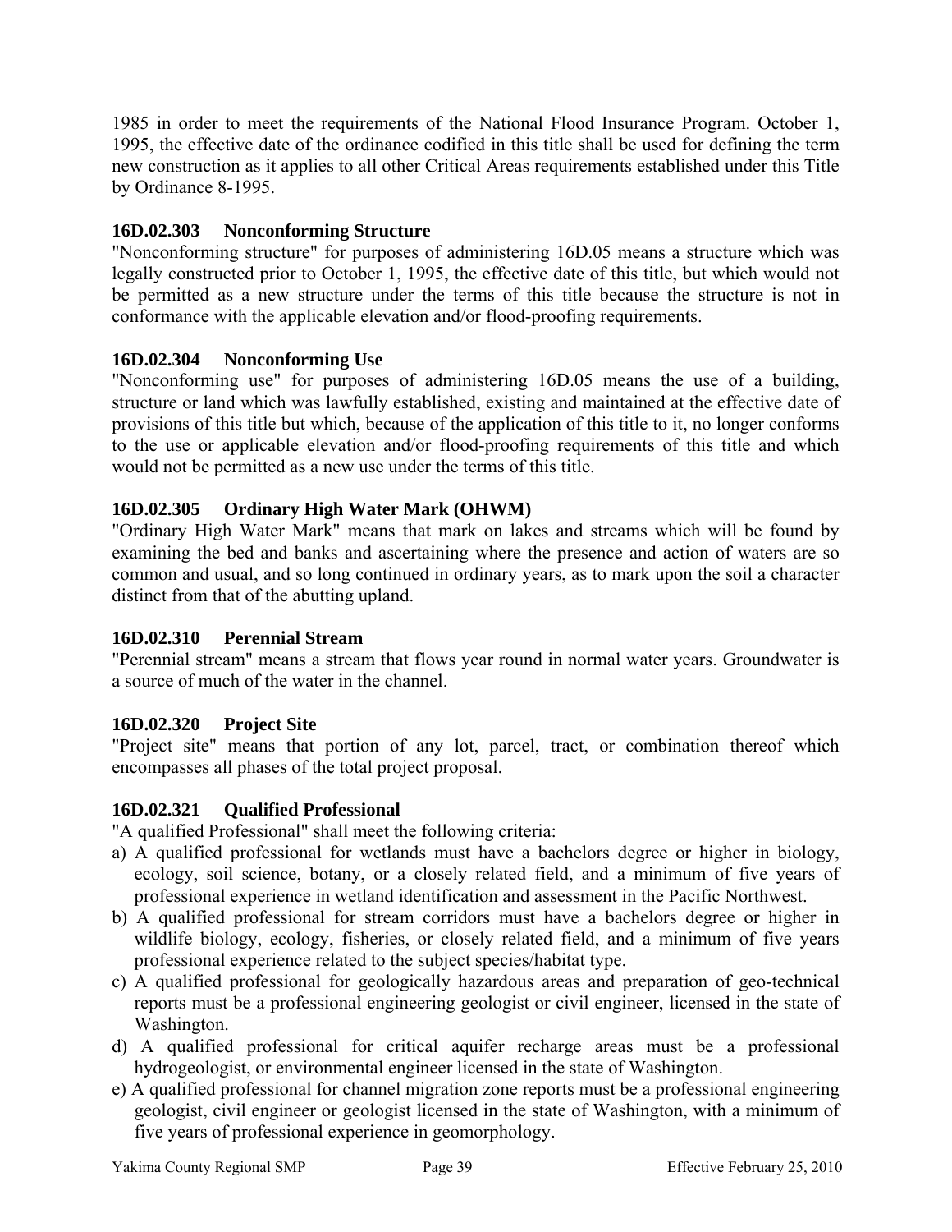1985 in order to meet the requirements of the National Flood Insurance Program. October 1, 1995, the effective date of the ordinance codified in this title shall be used for defining the term new construction as it applies to all other Critical Areas requirements established under this Title by Ordinance 8-1995.

### 16D.02.303 Nonconforming Structure

"Nonconforming structure" for purposes of administering 16D.05 means a structure which was legally constructed prior to October 1, 1995, the effective date of this title, but which would not be permitted as a new structure under the terms of this title because the structure is not in conformance with the applicable elevation and/or flood-proofing requirements.

### 16D.02.304 Nonconforming Use

"Nonconforming use" for purposes of administering 16D.05 means the use of a building, structure or land which was lawfully established, existing and maintained at the effective date of provisions of this title but which, because of the application of this title to it, no longer conforms to the use or applicable elevation and/or flood-proofing requirements of this title and which would not be permitted as a new use under the terms of this title.

### 16D.02.305 Ordinary High Water Mark (OHWM)

"Ordinary High Water Mark" means that mark on lakes and streams which will be found by examining the bed and banks and ascertaining where the presence and action of waters are so common and usual, and so long continued in ordinary years, as to mark upon the soil a character distinct from that of the abutting upland.

### 16D.02.310 Perennial Stream

"Perennial stream" means a stream that flows year round in normal water years. Groundwater is a source of much of the water in the channel.

### 16D.02.320 Project Site

"Project site" means that portion of any lot, parcel, tract, or combination thereof which encompasses all phases of the total project proposal.

### 16D.02.321 Qualified Professional

"A qualified Professional" shall meet the following criteria:

a) A qualified professional for wetlands must have a bachelors degree or higher in biology, ecology, soil science, botany, or a closely related field, and a minimum of five years of professional experience in wetland identification and assessment in the Pacific Northwest.
b) A qualified professional for stream corridors must have a bachelors degree or higher in wildlife biology, ecology, fisheries, or closely related field, and a minimum of five years professional experience related to the subject species/habitat type.
c) A qualified professional for geologically hazardous areas and preparation of geo-technical reports must be a professional engineering geologist or civil engineer, licensed in the state of Washington.
d) A qualified professional for critical aquifer recharge areas must be a professional hydrogeologist, or environmental engineer licensed in the state of Washington.
e) A qualified professional for channel migration zone reports must be a professional engineering geologist, civil engineer or geologist licensed in the state of Washington, with a minimum of five years of professional experience in geomorphology.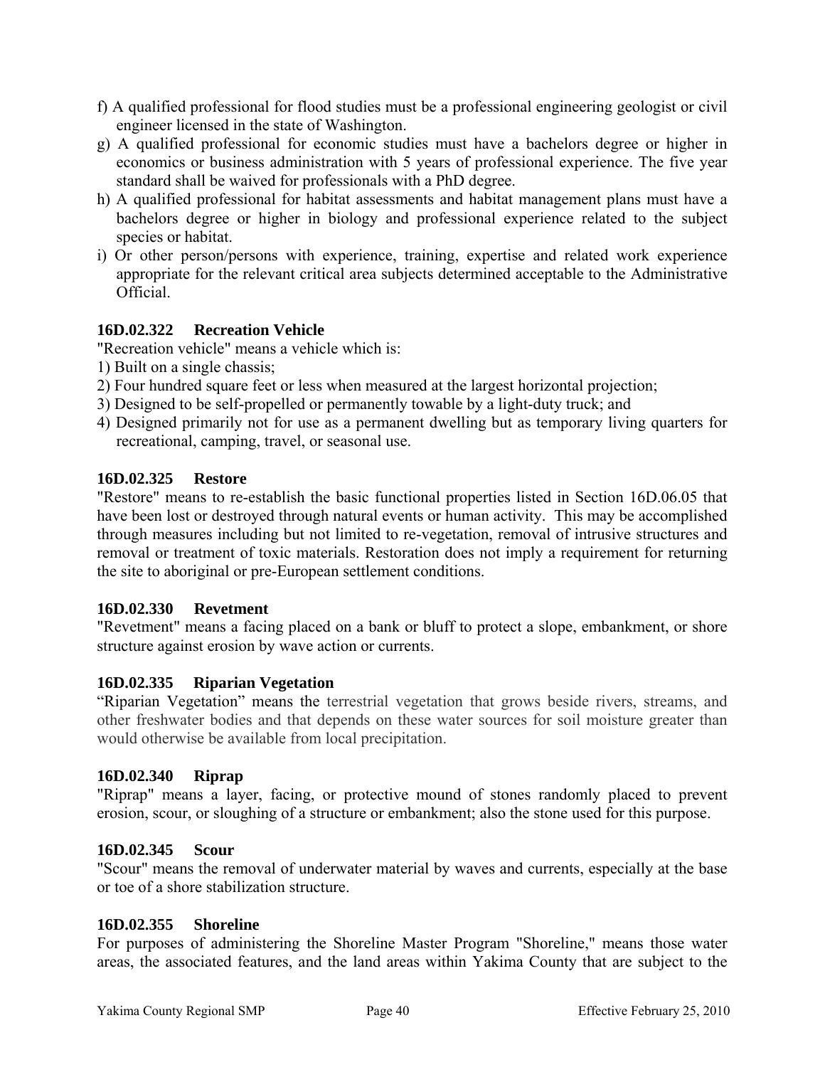f) A qualified professional for flood studies must be a professional engineering geologist or civil engineer licensed in the state of Washington.

g) A qualified professional for economic studies must have a bachelors degree or higher in economics or business administration with 5 years of professional experience. The five year standard shall be waived for professionals with a PhD degree.

h) A qualified professional for habitat assessments and habitat management plans must have a bachelors degree or higher in biology and professional experience related to the subject species or habitat.

i) Or other person/persons with experience, training, expertise and related work experience appropriate for the relevant critical area subjects determined acceptable to the Administrative Official.

**16D.02.322 Recreation Vehicle**

"Recreation vehicle" means a vehicle which is:

1) Built on a single chassis;
2) Four hundred square feet or less when measured at the largest horizontal projection;
3) Designed to be self-propelled or permanently towable by a light-duty truck; and
4) Designed primarily not for use as a permanent dwelling but as temporary living quarters for recreational, camping, travel, or seasonal use.

**16D.02.325 Restore**

"Restore" means to re-establish the basic functional properties listed in Section 16D.06.05 that have been lost or destroyed through natural events or human activity. This may be accomplished through measures including but not limited to re-vegetation, removal of intrusive structures and removal or treatment of toxic materials. Restoration does not imply a requirement for returning the site to aboriginal or pre-European settlement conditions.

**16D.02.330 Revetment**

"Revetment" means a facing placed on a bank or bluff to protect a slope, embankment, or shore structure against erosion by wave action or currents.

**16D.02.335 Riparian Vegetation**

"Riparian Vegetation" means the terrestrial vegetation that grows beside rivers, streams, and other freshwater bodies and that depends on these water sources for soil moisture greater than would otherwise be available from local precipitation.

**16D.02.340 Riprap**

"Riprap" means a layer, facing, or protective mound of stones randomly placed to prevent erosion, scour, or sloughing of a structure or embankment; also the stone used for this purpose.

**16D.02.345 Scour**

"Scour" means the removal of underwater material by waves and currents, especially at the base or toe of a shore stabilization structure.

**16D.02.355 Shoreline**

For purposes of administering the Shoreline Master Program "Shoreline," means those water areas, the associated features, and the land areas within Yakima County that are subject to the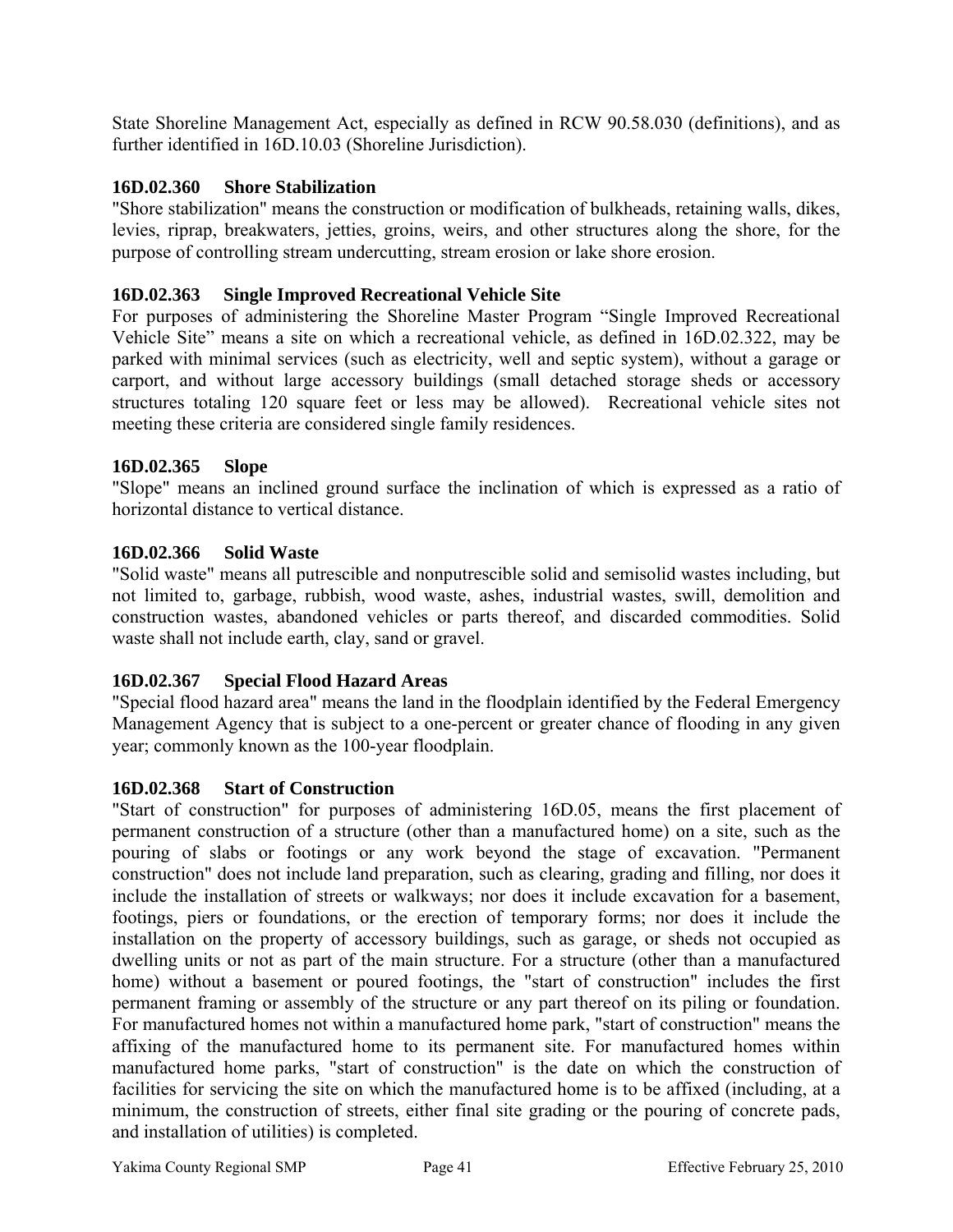State Shoreline Management Act, especially as defined in RCW 90.58.030 (definitions), and as further identified in 16D.10.03 (Shoreline Jurisdiction).

### 16D.02.360 Shore Stabilization

"Shore stabilization" means the construction or modification of bulkheads, retaining walls, dikes, levies, riprap, breakwaters, jetties, groins, weirs, and other structures along the shore, for the purpose of controlling stream undercutting, stream erosion or lake shore erosion.

### 16D.02.363 Single Improved Recreational Vehicle Site

For purposes of administering the Shoreline Master Program "Single Improved Recreational Vehicle Site" means a site on which a recreational vehicle, as defined in 16D.02.322, may be parked with minimal services (such as electricity, well and septic system), without a garage or carport, and without large accessory buildings (small detached storage sheds or accessory structures totaling 120 square feet or less may be allowed). Recreational vehicle sites not meeting these criteria are considered single family residences.

### 16D.02.365 Slope

"Slope" means an inclined ground surface the inclination of which is expressed as a ratio of horizontal distance to vertical distance.

### 16D.02.366 Solid Waste

"Solid waste" means all putrescible and nonputrescible solid and semisolid wastes including, but not limited to, garbage, rubbish, wood waste, ashes, industrial wastes, swill, demolition and construction wastes, abandoned vehicles or parts thereof, and discarded commodities. Solid waste shall not include earth, clay, sand or gravel.

### 16D.02.367 Special Flood Hazard Areas

"Special flood hazard area" means the land in the floodplain identified by the Federal Emergency Management Agency that is subject to a one-percent or greater chance of flooding in any given year; commonly known as the 100-year floodplain.

### 16D.02.368 Start of Construction

"Start of construction" for purposes of administering 16D.05, means the first placement of permanent construction of a structure (other than a manufactured home) on a site, such as the pouring of slabs or footings or any work beyond the stage of excavation. "Permanent construction" does not include land preparation, such as clearing, grading and filling, nor does it include the installation of streets or walkways; nor does it include excavation for a basement, footings, piers or foundations, or the erection of temporary forms; nor does it include the installation on the property of accessory buildings, such as garage, or sheds not occupied as dwelling units or not as part of the main structure. For a structure (other than a manufactured home) without a basement or poured footings, the "start of construction" includes the first permanent framing or assembly of the structure or any part thereof on its piling or foundation. For manufactured homes not within a manufactured home park, "start of construction" means the affixing of the manufactured home to its permanent site. For manufactured homes within manufactured home parks, "start of construction" is the date on which the construction of facilities for servicing the site on which the manufactured home is to be affixed (including, at a minimum, the construction of streets, either final site grading or the pouring of concrete pads, and installation of utilities) is completed.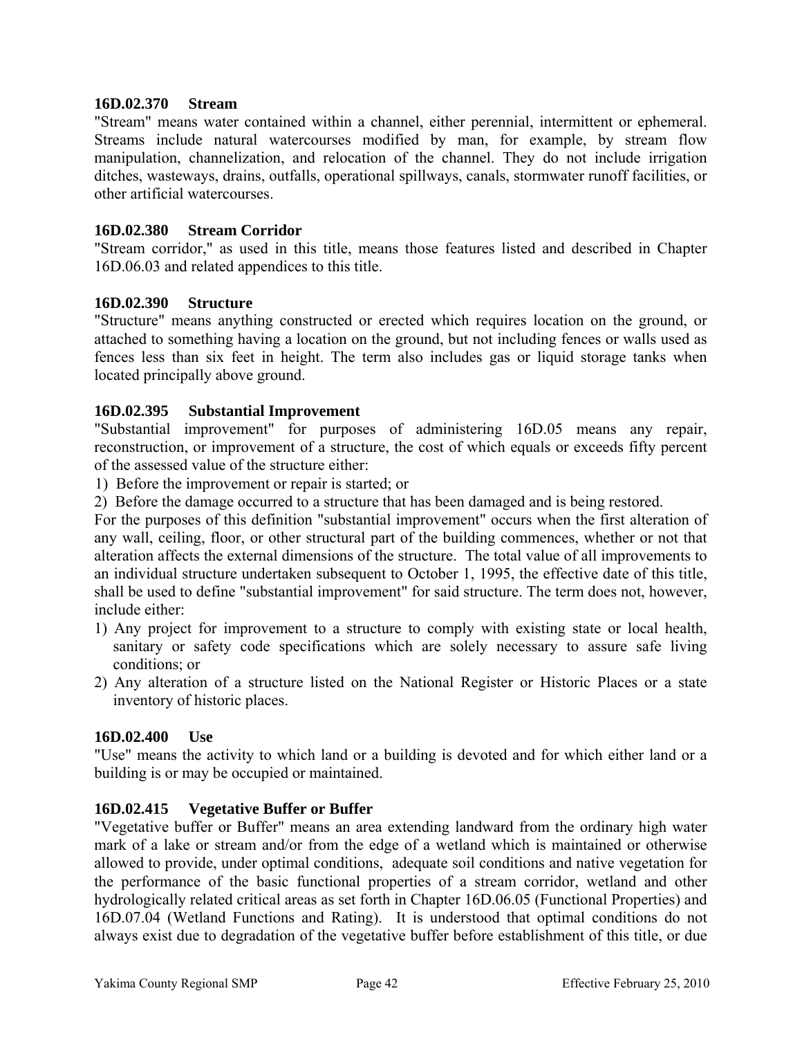### 16D.02.370 Stream

"Stream" means water contained within a channel, either perennial, intermittent or ephemeral. Streams include natural watercourses modified by man, for example, by stream flow manipulation, channelization, and relocation of the channel. They do not include irrigation ditches, wasteways, drains, outfalls, operational spillways, canals, stormwater runoff facilities, or other artificial watercourses.

### 16D.02.380 Stream Corridor

"Stream corridor," as used in this title, means those features listed and described in Chapter 16D.06.03 and related appendices to this title.

### 16D.02.390 Structure

"Structure" means anything constructed or erected which requires location on the ground, or attached to something having a location on the ground, but not including fences or walls used as fences less than six feet in height. The term also includes gas or liquid storage tanks when located principally above ground.

### 16D.02.395 Substantial Improvement

"Substantial improvement" for purposes of administering 16D.05 means any repair, reconstruction, or improvement of a structure, the cost of which equals or exceeds fifty percent of the assessed value of the structure either:

1) Before the improvement or repair is started; or
2) Before the damage occurred to a structure that has been damaged and is being restored.

For the purposes of this definition "substantial improvement" occurs when the first alteration of any wall, ceiling, floor, or other structural part of the building commences, whether or not that alteration affects the external dimensions of the structure. The total value of all improvements to an individual structure undertaken subsequent to October 1, 1995, the effective date of this title, shall be used to define "substantial improvement" for said structure. The term does not, however, include either:

1) Any project for improvement to a structure to comply with existing state or local health, sanitary or safety code specifications which are solely necessary to assure safe living conditions; or
2) Any alteration of a structure listed on the National Register or Historic Places or a state inventory of historic places.

### 16D.02.400 Use

"Use" means the activity to which land or a building is devoted and for which either land or a building is or may be occupied or maintained.

### 16D.02.415 Vegetative Buffer or Buffer

"Vegetative buffer or Buffer" means an area extending landward from the ordinary high water mark of a lake or stream and/or from the edge of a wetland which is maintained or otherwise allowed to provide, under optimal conditions, adequate soil conditions and native vegetation for the performance of the basic functional properties of a stream corridor, wetland and other hydrologically related critical areas as set forth in Chapter 16D.06.05 (Functional Properties) and 16D.07.04 (Wetland Functions and Rating). It is understood that optimal conditions do not always exist due to degradation of the vegetative buffer before establishment of this title, or due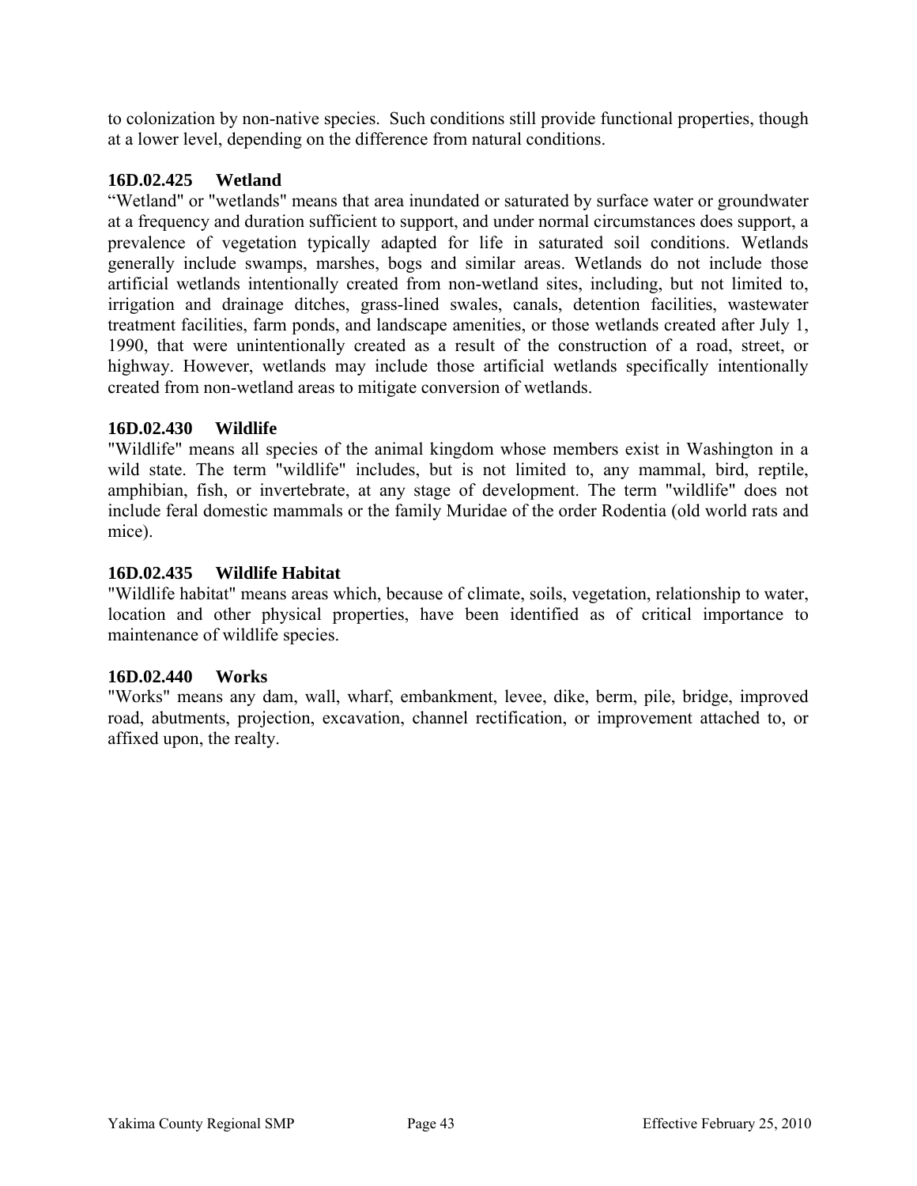to colonization by non-native species. Such conditions still provide functional properties, though at a lower level, depending on the difference from natural conditions.

### 16D.02.425 Wetland

"Wetland" or "wetlands" means that area inundated or saturated by surface water or groundwater at a frequency and duration sufficient to support, and under normal circumstances does support, a prevalence of vegetation typically adapted for life in saturated soil conditions. Wetlands generally include swamps, marshes, bogs and similar areas. Wetlands do not include those artificial wetlands intentionally created from non-wetland sites, including, but not limited to, irrigation and drainage ditches, grass-lined swales, canals, detention facilities, wastewater treatment facilities, farm ponds, and landscape amenities, or those wetlands created after July 1, 1990, that were unintentionally created as a result of the construction of a road, street, or highway. However, wetlands may include those artificial wetlands specifically intentionally created from non-wetland areas to mitigate conversion of wetlands.

### 16D.02.430 Wildlife

"Wildlife" means all species of the animal kingdom whose members exist in Washington in a wild state. The term "wildlife" includes, but is not limited to, any mammal, bird, reptile, amphibian, fish, or invertebrate, at any stage of development. The term "wildlife" does not include feral domestic mammals or the family Muridae of the order Rodentia (old world rats and mice).

### 16D.02.435 Wildlife Habitat

"Wildlife habitat" means areas which, because of climate, soils, vegetation, relationship to water, location and other physical properties, have been identified as of critical importance to maintenance of wildlife species.

### 16D.02.440 Works

"Works" means any dam, wall, wharf, embankment, levee, dike, berm, pile, bridge, improved road, abutments, projection, excavation, channel rectification, or improvement attached to, or affixed upon, the realty.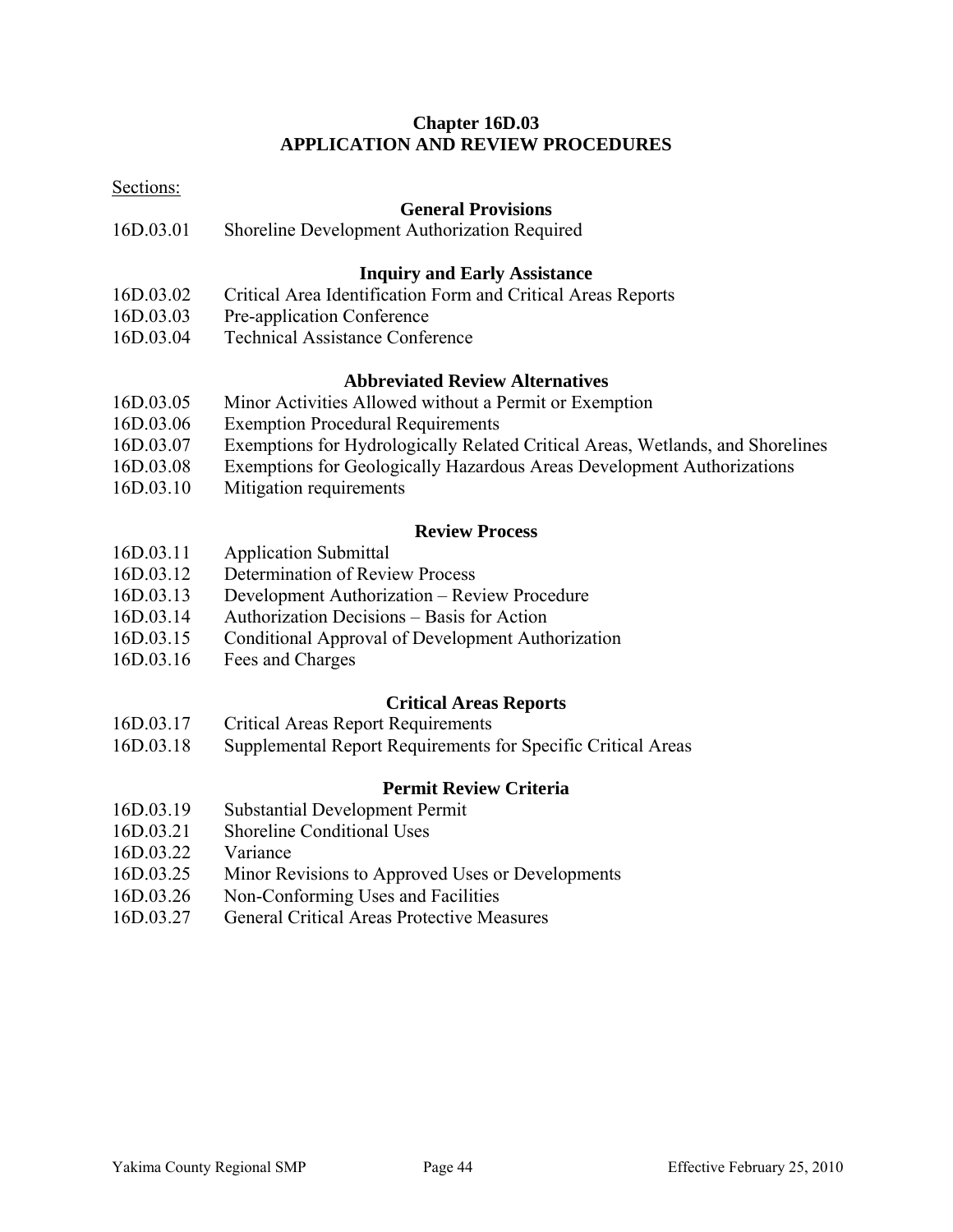## Chapter 16D.03
## APPLICATION AND REVIEW PROCEDURES

Sections:

**General Provisions**

16D.03.01 Shoreline Development Authorization Required

**Inquiry and Early Assistance**

16D.03.02 Critical Area Identification Form and Critical Areas Reports
16D.03.03 Pre-application Conference
16D.03.04 Technical Assistance Conference

**Abbreviated Review Alternatives**

16D.03.05 Minor Activities Allowed without a Permit or Exemption
16D.03.06 Exemption Procedural Requirements
16D.03.07 Exemptions for Hydrologically Related Critical Areas, Wetlands, and Shorelines
16D.03.08 Exemptions for Geologically Hazardous Areas Development Authorizations
16D.03.10 Mitigation requirements

**Review Process**

16D.03.11 Application Submittal
16D.03.12 Determination of Review Process
16D.03.13 Development Authorization – Review Procedure
16D.03.14 Authorization Decisions – Basis for Action
16D.03.15 Conditional Approval of Development Authorization
16D.03.16 Fees and Charges

**Critical Areas Reports**

16D.03.17 Critical Areas Report Requirements
16D.03.18 Supplemental Report Requirements for Specific Critical Areas

**Permit Review Criteria**

16D.03.19 Substantial Development Permit
16D.03.21 Shoreline Conditional Uses
16D.03.22 Variance
16D.03.25 Minor Revisions to Approved Uses or Developments
16D.03.26 Non-Conforming Uses and Facilities
16D.03.27 General Critical Areas Protective Measures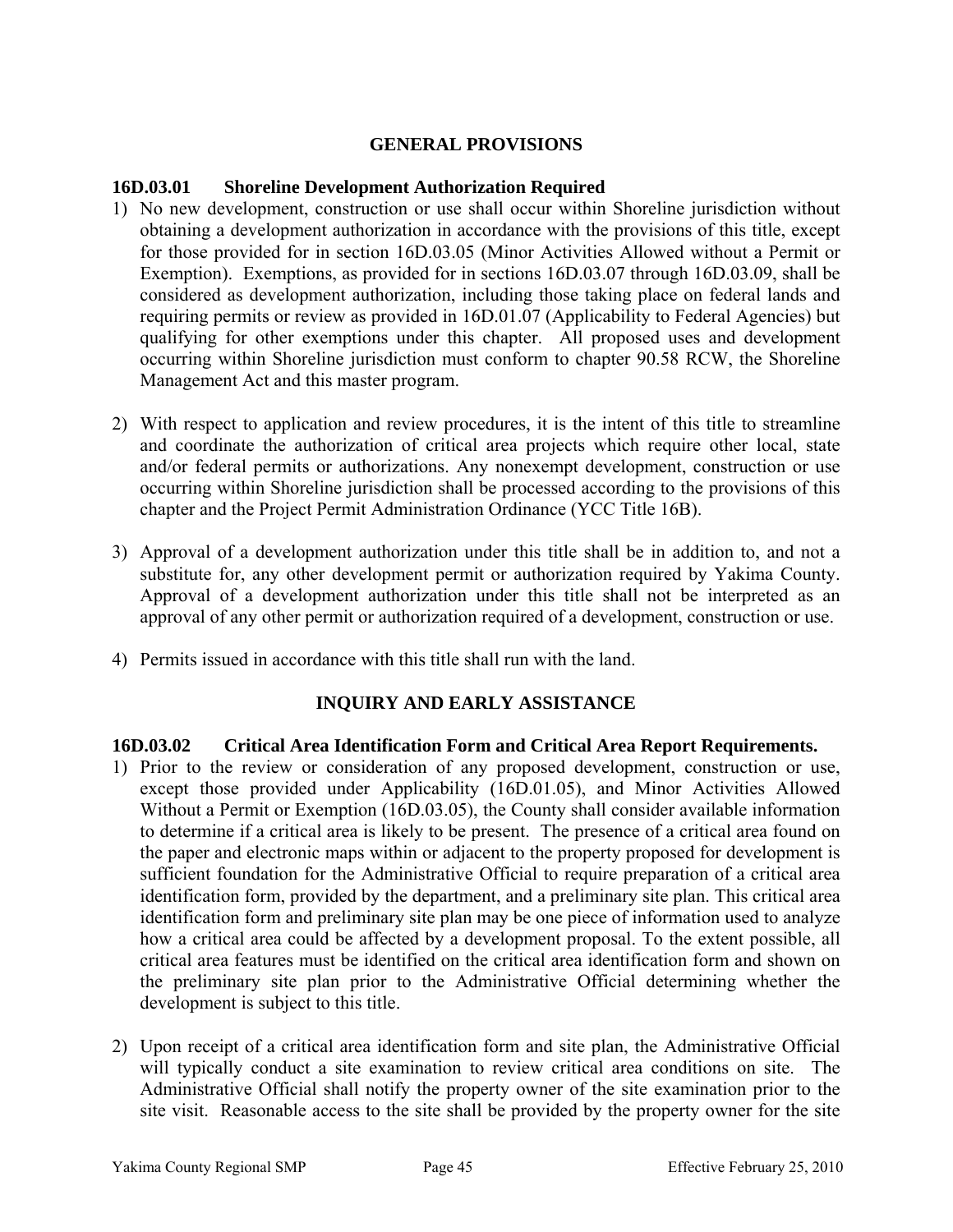## GENERAL PROVISIONS

### 16D.03.01 Shoreline Development Authorization Required

1) No new development, construction or use shall occur within Shoreline jurisdiction without obtaining a development authorization in accordance with the provisions of this title, except for those provided for in section 16D.03.05 (Minor Activities Allowed without a Permit or Exemption). Exemptions, as provided for in sections 16D.03.07 through 16D.03.09, shall be considered as development authorization, including those taking place on federal lands and requiring permits or review as provided in 16D.01.07 (Applicability to Federal Agencies) but qualifying for other exemptions under this chapter. All proposed uses and development occurring within Shoreline jurisdiction must conform to chapter 90.58 RCW, the Shoreline Management Act and this master program.

2) With respect to application and review procedures, it is the intent of this title to streamline and coordinate the authorization of critical area projects which require other local, state and/or federal permits or authorizations. Any nonexempt development, construction or use occurring within Shoreline jurisdiction shall be processed according to the provisions of this chapter and the Project Permit Administration Ordinance (YCC Title 16B).

3) Approval of a development authorization under this title shall be in addition to, and not a substitute for, any other development permit or authorization required by Yakima County. Approval of a development authorization under this title shall not be interpreted as an approval of any other permit or authorization required of a development, construction or use.

4) Permits issued in accordance with this title shall run with the land.

## INQUIRY AND EARLY ASSISTANCE

### 16D.03.02 Critical Area Identification Form and Critical Area Report Requirements.

1) Prior to the review or consideration of any proposed development, construction or use, except those provided under Applicability (16D.01.05), and Minor Activities Allowed Without a Permit or Exemption (16D.03.05), the County shall consider available information to determine if a critical area is likely to be present. The presence of a critical area found on the paper and electronic maps within or adjacent to the property proposed for development is sufficient foundation for the Administrative Official to require preparation of a critical area identification form, provided by the department, and a preliminary site plan. This critical area identification form and preliminary site plan may be one piece of information used to analyze how a critical area could be affected by a development proposal. To the extent possible, all critical area features must be identified on the critical area identification form and shown on the preliminary site plan prior to the Administrative Official determining whether the development is subject to this title.

2) Upon receipt of a critical area identification form and site plan, the Administrative Official will typically conduct a site examination to review critical area conditions on site. The Administrative Official shall notify the property owner of the site examination prior to the site visit. Reasonable access to the site shall be provided by the property owner for the site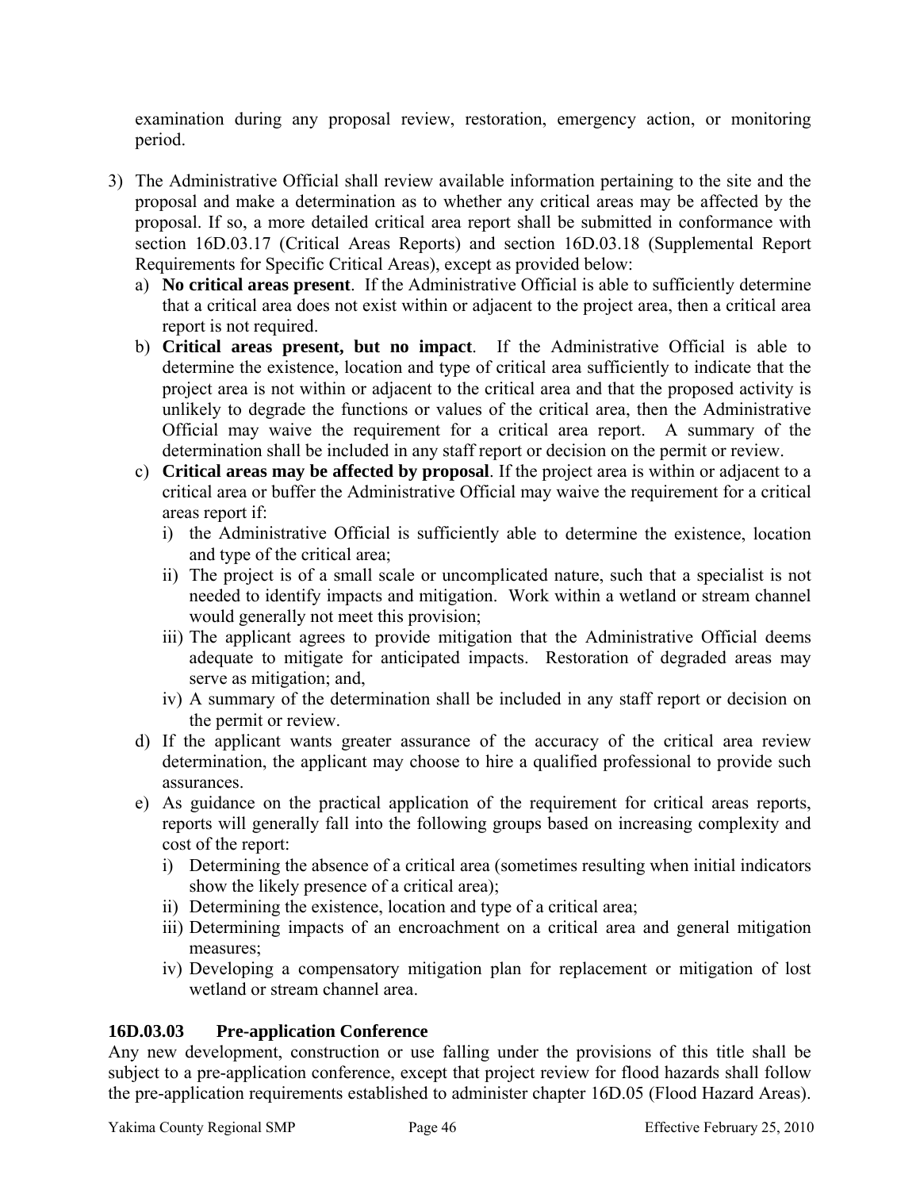examination during any proposal review, restoration, emergency action, or monitoring period.

3) The Administrative Official shall review available information pertaining to the site and the proposal and make a determination as to whether any critical areas may be affected by the proposal. If so, a more detailed critical area report shall be submitted in conformance with section 16D.03.17 (Critical Areas Reports) and section 16D.03.18 (Supplemental Report Requirements for Specific Critical Areas), except as provided below:
   a) **No critical areas present**. If the Administrative Official is able to sufficiently determine that a critical area does not exist within or adjacent to the project area, then a critical area report is not required.
   b) **Critical areas present, but no impact**. If the Administrative Official is able to determine the existence, location and type of critical area sufficiently to indicate that the project area is not within or adjacent to the critical area and that the proposed activity is unlikely to degrade the functions or values of the critical area, then the Administrative Official may waive the requirement for a critical area report. A summary of the determination shall be included in any staff report or decision on the permit or review.
   c) **Critical areas may be affected by proposal**. If the project area is within or adjacent to a critical area or buffer the Administrative Official may waive the requirement for a critical areas report if:
      i) the Administrative Official is sufficiently able to determine the existence, location and type of the critical area;
      ii) The project is of a small scale or uncomplicated nature, such that a specialist is not needed to identify impacts and mitigation. Work within a wetland or stream channel would generally not meet this provision;
      iii) The applicant agrees to provide mitigation that the Administrative Official deems adequate to mitigate for anticipated impacts. Restoration of degraded areas may serve as mitigation; and,
      iv) A summary of the determination shall be included in any staff report or decision on the permit or review.
   d) If the applicant wants greater assurance of the accuracy of the critical area review determination, the applicant may choose to hire a qualified professional to provide such assurances.
   e) As guidance on the practical application of the requirement for critical areas reports, reports will generally fall into the following groups based on increasing complexity and cost of the report:
      i) Determining the absence of a critical area (sometimes resulting when initial indicators show the likely presence of a critical area);
      ii) Determining the existence, location and type of a critical area;
      iii) Determining impacts of an encroachment on a critical area and general mitigation measures;
      iv) Developing a compensatory mitigation plan for replacement or mitigation of lost wetland or stream channel area.

### 16D.03.03 Pre-application Conference

Any new development, construction or use falling under the provisions of this title shall be subject to a pre-application conference, except that project review for flood hazards shall follow the pre-application requirements established to administer chapter 16D.05 (Flood Hazard Areas).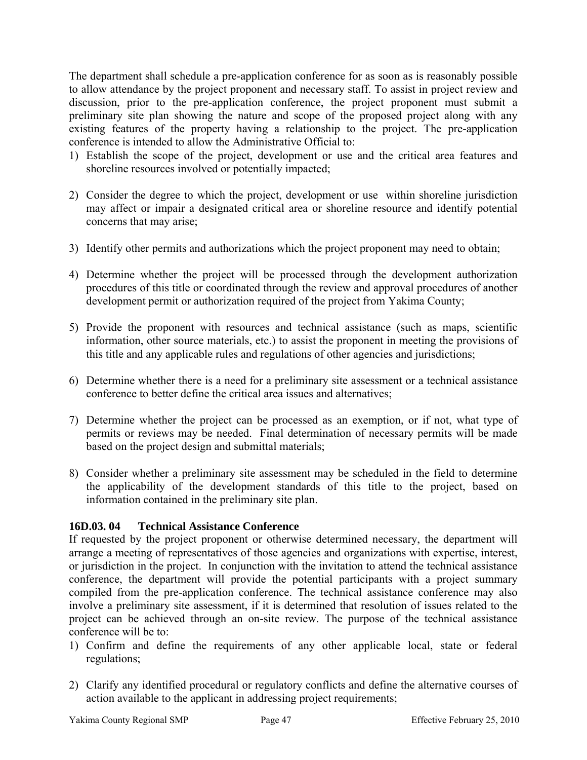The department shall schedule a pre-application conference for as soon as is reasonably possible to allow attendance by the project proponent and necessary staff. To assist in project review and discussion, prior to the pre-application conference, the project proponent must submit a preliminary site plan showing the nature and scope of the proposed project along with any existing features of the property having a relationship to the project. The pre-application conference is intended to allow the Administrative Official to:

1) Establish the scope of the project, development or use and the critical area features and shoreline resources involved or potentially impacted;

2) Consider the degree to which the project, development or use within shoreline jurisdiction may affect or impair a designated critical area or shoreline resource and identify potential concerns that may arise;

3) Identify other permits and authorizations which the project proponent may need to obtain;

4) Determine whether the project will be processed through the development authorization procedures of this title or coordinated through the review and approval procedures of another development permit or authorization required of the project from Yakima County;

5) Provide the proponent with resources and technical assistance (such as maps, scientific information, other source materials, etc.) to assist the proponent in meeting the provisions of this title and any applicable rules and regulations of other agencies and jurisdictions;

6) Determine whether there is a need for a preliminary site assessment or a technical assistance conference to better define the critical area issues and alternatives;

7) Determine whether the project can be processed as an exemption, or if not, what type of permits or reviews may be needed. Final determination of necessary permits will be made based on the project design and submittal materials;

8) Consider whether a preliminary site assessment may be scheduled in the field to determine the applicability of the development standards of this title to the project, based on information contained in the preliminary site plan.

### 16D.03. 04 Technical Assistance Conference

If requested by the project proponent or otherwise determined necessary, the department will arrange a meeting of representatives of those agencies and organizations with expertise, interest, or jurisdiction in the project. In conjunction with the invitation to attend the technical assistance conference, the department will provide the potential participants with a project summary compiled from the pre-application conference. The technical assistance conference may also involve a preliminary site assessment, if it is determined that resolution of issues related to the project can be achieved through an on-site review. The purpose of the technical assistance conference will be to:

1) Confirm and define the requirements of any other applicable local, state or federal regulations;

2) Clarify any identified procedural or regulatory conflicts and define the alternative courses of action available to the applicant in addressing project requirements;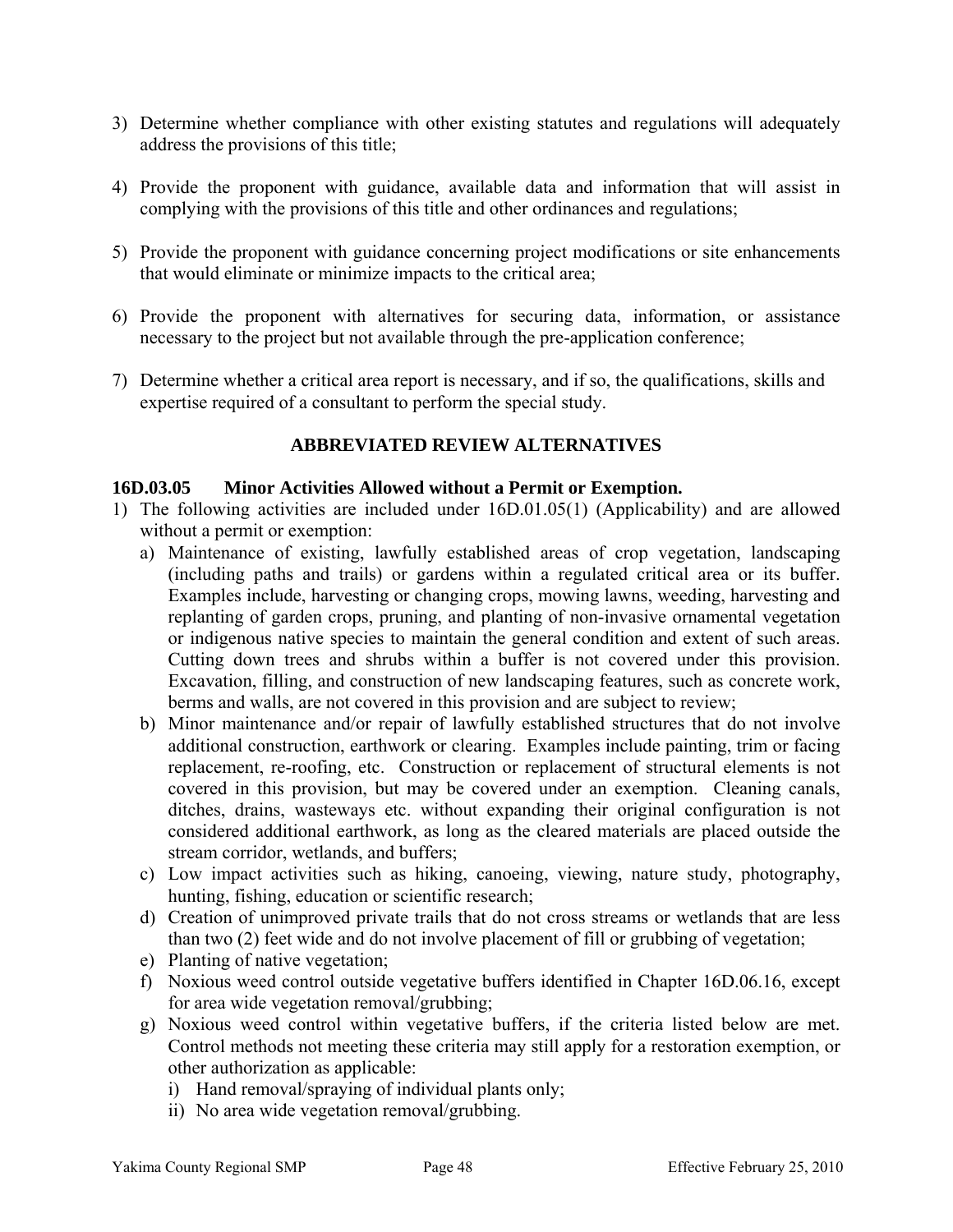3) Determine whether compliance with other existing statutes and regulations will adequately address the provisions of this title;

4) Provide the proponent with guidance, available data and information that will assist in complying with the provisions of this title and other ordinances and regulations;

5) Provide the proponent with guidance concerning project modifications or site enhancements that would eliminate or minimize impacts to the critical area;

6) Provide the proponent with alternatives for securing data, information, or assistance necessary to the project but not available through the pre-application conference;

7) Determine whether a critical area report is necessary, and if so, the qualifications, skills and expertise required of a consultant to perform the special study.

## ABBREVIATED REVIEW ALTERNATIVES

### 16D.03.05 Minor Activities Allowed without a Permit or Exemption.

1) The following activities are included under 16D.01.05(1) (Applicability) and are allowed without a permit or exemption:
   a) Maintenance of existing, lawfully established areas of crop vegetation, landscaping (including paths and trails) or gardens within a regulated critical area or its buffer. Examples include, harvesting or changing crops, mowing lawns, weeding, harvesting and replanting of garden crops, pruning, and planting of non-invasive ornamental vegetation or indigenous native species to maintain the general condition and extent of such areas. Cutting down trees and shrubs within a buffer is not covered under this provision. Excavation, filling, and construction of new landscaping features, such as concrete work, berms and walls, are not covered in this provision and are subject to review;
   b) Minor maintenance and/or repair of lawfully established structures that do not involve additional construction, earthwork or clearing. Examples include painting, trim or facing replacement, re-roofing, etc. Construction or replacement of structural elements is not covered in this provision, but may be covered under an exemption. Cleaning canals, ditches, drains, wasteways etc. without expanding their original configuration is not considered additional earthwork, as long as the cleared materials are placed outside the stream corridor, wetlands, and buffers;
   c) Low impact activities such as hiking, canoeing, viewing, nature study, photography, hunting, fishing, education or scientific research;
   d) Creation of unimproved private trails that do not cross streams or wetlands that are less than two (2) feet wide and do not involve placement of fill or grubbing of vegetation;
   e) Planting of native vegetation;
   f) Noxious weed control outside vegetative buffers identified in Chapter 16D.06.16, except for area wide vegetation removal/grubbing;
   g) Noxious weed control within vegetative buffers, if the criteria listed below are met. Control methods not meeting these criteria may still apply for a restoration exemption, or other authorization as applicable:
      i) Hand removal/spraying of individual plants only;
      ii) No area wide vegetation removal/grubbing.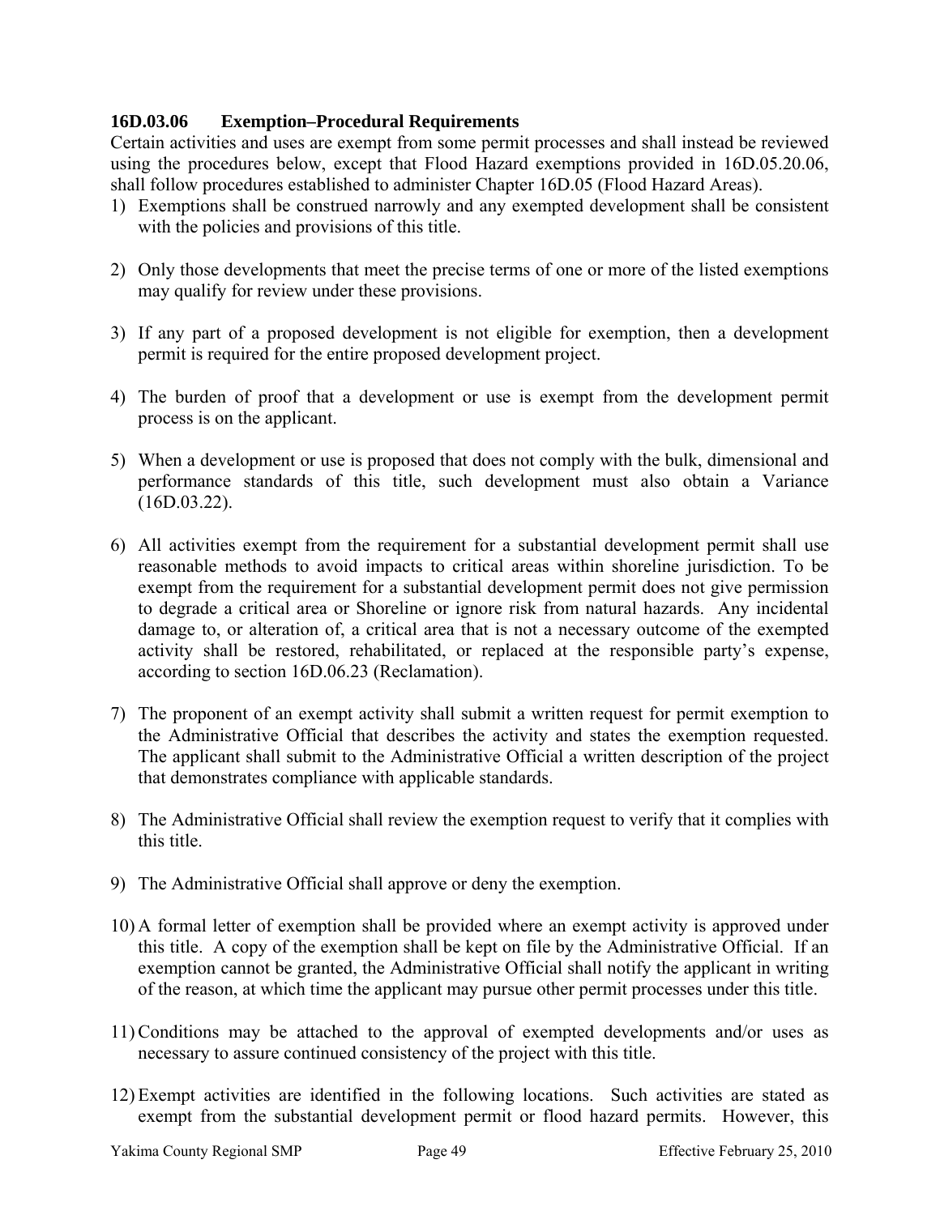### 16D.03.06 Exemption–Procedural Requirements

Certain activities and uses are exempt from some permit processes and shall instead be reviewed using the procedures below, except that Flood Hazard exemptions provided in 16D.05.20.06, shall follow procedures established to administer Chapter 16D.05 (Flood Hazard Areas).

1) Exemptions shall be construed narrowly and any exempted development shall be consistent with the policies and provisions of this title.

2) Only those developments that meet the precise terms of one or more of the listed exemptions may qualify for review under these provisions.

3) If any part of a proposed development is not eligible for exemption, then a development permit is required for the entire proposed development project.

4) The burden of proof that a development or use is exempt from the development permit process is on the applicant.

5) When a development or use is proposed that does not comply with the bulk, dimensional and performance standards of this title, such development must also obtain a Variance (16D.03.22).

6) All activities exempt from the requirement for a substantial development permit shall use reasonable methods to avoid impacts to critical areas within shoreline jurisdiction. To be exempt from the requirement for a substantial development permit does not give permission to degrade a critical area or Shoreline or ignore risk from natural hazards. Any incidental damage to, or alteration of, a critical area that is not a necessary outcome of the exempted activity shall be restored, rehabilitated, or replaced at the responsible party's expense, according to section 16D.06.23 (Reclamation).

7) The proponent of an exempt activity shall submit a written request for permit exemption to the Administrative Official that describes the activity and states the exemption requested. The applicant shall submit to the Administrative Official a written description of the project that demonstrates compliance with applicable standards.

8) The Administrative Official shall review the exemption request to verify that it complies with this title.

9) The Administrative Official shall approve or deny the exemption.

10) A formal letter of exemption shall be provided where an exempt activity is approved under this title. A copy of the exemption shall be kept on file by the Administrative Official. If an exemption cannot be granted, the Administrative Official shall notify the applicant in writing of the reason, at which time the applicant may pursue other permit processes under this title.

11) Conditions may be attached to the approval of exempted developments and/or uses as necessary to assure continued consistency of the project with this title.

12) Exempt activities are identified in the following locations. Such activities are stated as exempt from the substantial development permit or flood hazard permits. However, this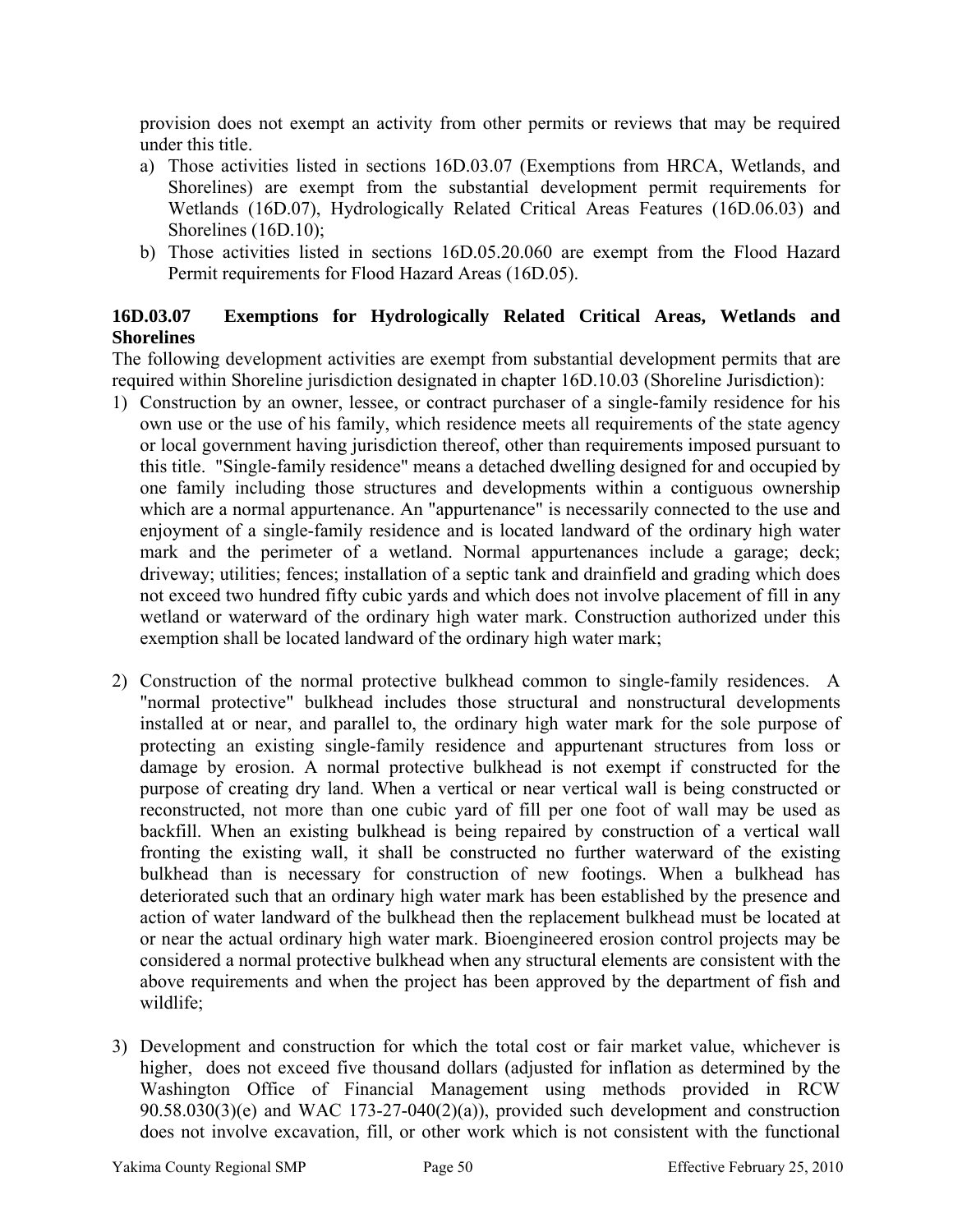provision does not exempt an activity from other permits or reviews that may be required under this title.

a) Those activities listed in sections 16D.03.07 (Exemptions from HRCA, Wetlands, and Shorelines) are exempt from the substantial development permit requirements for Wetlands (16D.07), Hydrologically Related Critical Areas Features (16D.06.03) and Shorelines (16D.10);
b) Those activities listed in sections 16D.05.20.060 are exempt from the Flood Hazard Permit requirements for Flood Hazard Areas (16D.05).

**16D.03.07 Exemptions for Hydrologically Related Critical Areas, Wetlands and Shorelines**

The following development activities are exempt from substantial development permits that are required within Shoreline jurisdiction designated in chapter 16D.10.03 (Shoreline Jurisdiction):

1) Construction by an owner, lessee, or contract purchaser of a single-family residence for his own use or the use of his family, which residence meets all requirements of the state agency or local government having jurisdiction thereof, other than requirements imposed pursuant to this title. "Single-family residence" means a detached dwelling designed for and occupied by one family including those structures and developments within a contiguous ownership which are a normal appurtenance. An "appurtenance" is necessarily connected to the use and enjoyment of a single-family residence and is located landward of the ordinary high water mark and the perimeter of a wetland. Normal appurtenances include a garage; deck; driveway; utilities; fences; installation of a septic tank and drainfield and grading which does not exceed two hundred fifty cubic yards and which does not involve placement of fill in any wetland or waterward of the ordinary high water mark. Construction authorized under this exemption shall be located landward of the ordinary high water mark;

2) Construction of the normal protective bulkhead common to single-family residences. A "normal protective" bulkhead includes those structural and nonstructural developments installed at or near, and parallel to, the ordinary high water mark for the sole purpose of protecting an existing single-family residence and appurtenant structures from loss or damage by erosion. A normal protective bulkhead is not exempt if constructed for the purpose of creating dry land. When a vertical or near vertical wall is being constructed or reconstructed, not more than one cubic yard of fill per one foot of wall may be used as backfill. When an existing bulkhead is being repaired by construction of a vertical wall fronting the existing wall, it shall be constructed no further waterward of the existing bulkhead than is necessary for construction of new footings. When a bulkhead has deteriorated such that an ordinary high water mark has been established by the presence and action of water landward of the bulkhead then the replacement bulkhead must be located at or near the actual ordinary high water mark. Bioengineered erosion control projects may be considered a normal protective bulkhead when any structural elements are consistent with the above requirements and when the project has been approved by the department of fish and wildlife;

3) Development and construction for which the total cost or fair market value, whichever is higher, does not exceed five thousand dollars (adjusted for inflation as determined by the Washington Office of Financial Management using methods provided in RCW 90.58.030(3)(e) and WAC 173-27-040(2)(a)), provided such development and construction does not involve excavation, fill, or other work which is not consistent with the functional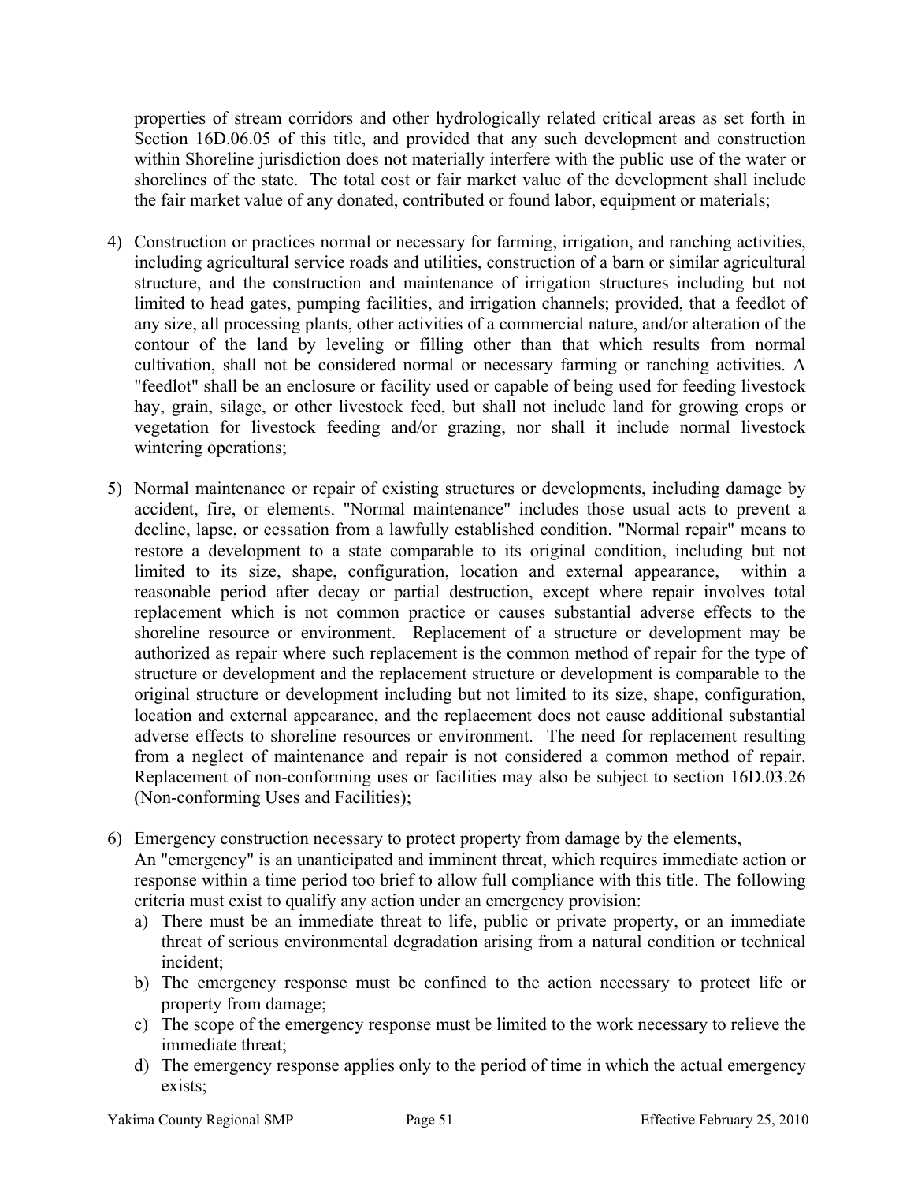properties of stream corridors and other hydrologically related critical areas as set forth in Section 16D.06.05 of this title, and provided that any such development and construction within Shoreline jurisdiction does not materially interfere with the public use of the water or shorelines of the state. The total cost or fair market value of the development shall include the fair market value of any donated, contributed or found labor, equipment or materials;

4) Construction or practices normal or necessary for farming, irrigation, and ranching activities, including agricultural service roads and utilities, construction of a barn or similar agricultural structure, and the construction and maintenance of irrigation structures including but not limited to head gates, pumping facilities, and irrigation channels; provided, that a feedlot of any size, all processing plants, other activities of a commercial nature, and/or alteration of the contour of the land by leveling or filling other than that which results from normal cultivation, shall not be considered normal or necessary farming or ranching activities. A "feedlot" shall be an enclosure or facility used or capable of being used for feeding livestock hay, grain, silage, or other livestock feed, but shall not include land for growing crops or vegetation for livestock feeding and/or grazing, nor shall it include normal livestock wintering operations;

5) Normal maintenance or repair of existing structures or developments, including damage by accident, fire, or elements. "Normal maintenance" includes those usual acts to prevent a decline, lapse, or cessation from a lawfully established condition. "Normal repair" means to restore a development to a state comparable to its original condition, including but not limited to its size, shape, configuration, location and external appearance, within a reasonable period after decay or partial destruction, except where repair involves total replacement which is not common practice or causes substantial adverse effects to the shoreline resource or environment. Replacement of a structure or development may be authorized as repair where such replacement is the common method of repair for the type of structure or development and the replacement structure or development is comparable to the original structure or development including but not limited to its size, shape, configuration, location and external appearance, and the replacement does not cause additional substantial adverse effects to shoreline resources or environment. The need for replacement resulting from a neglect of maintenance and repair is not considered a common method of repair. Replacement of non-conforming uses or facilities may also be subject to section 16D.03.26 (Non-conforming Uses and Facilities);

6) Emergency construction necessary to protect property from damage by the elements,
   An "emergency" is an unanticipated and imminent threat, which requires immediate action or response within a time period too brief to allow full compliance with this title. The following criteria must exist to qualify any action under an emergency provision:
   a) There must be an immediate threat to life, public or private property, or an immediate threat of serious environmental degradation arising from a natural condition or technical incident;
   b) The emergency response must be confined to the action necessary to protect life or property from damage;
   c) The scope of the emergency response must be limited to the work necessary to relieve the immediate threat;
   d) The emergency response applies only to the period of time in which the actual emergency exists;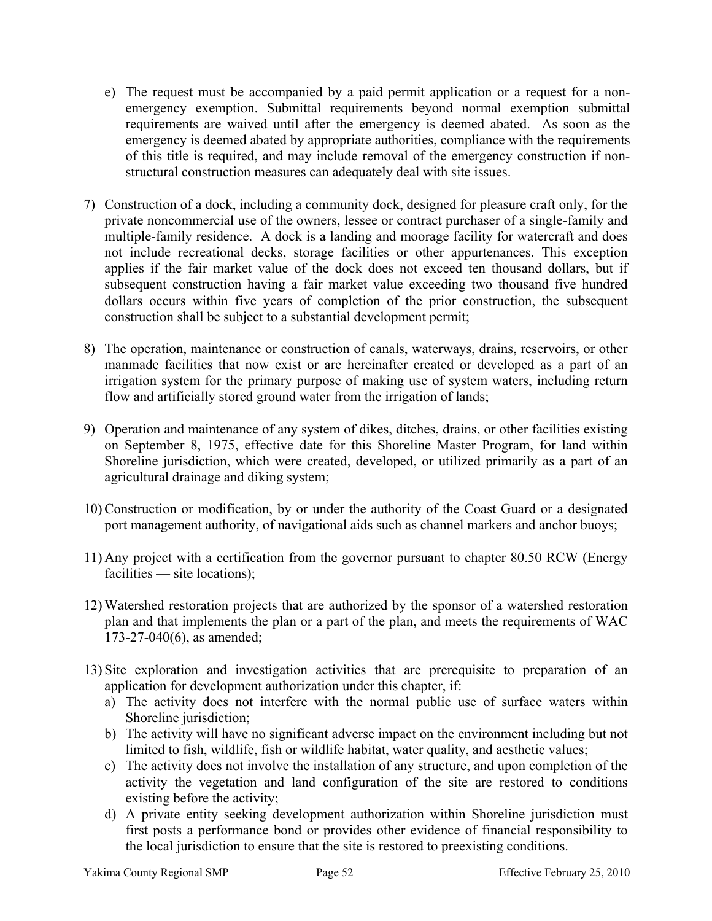e) The request must be accompanied by a paid permit application or a request for a non-emergency exemption. Submittal requirements beyond normal exemption submittal requirements are waived until after the emergency is deemed abated. As soon as the emergency is deemed abated by appropriate authorities, compliance with the requirements of this title is required, and may include removal of the emergency construction if non-structural construction measures can adequately deal with site issues.

7) Construction of a dock, including a community dock, designed for pleasure craft only, for the private noncommercial use of the owners, lessee or contract purchaser of a single-family and multiple-family residence. A dock is a landing and moorage facility for watercraft and does not include recreational decks, storage facilities or other appurtenances. This exception applies if the fair market value of the dock does not exceed ten thousand dollars, but if subsequent construction having a fair market value exceeding two thousand five hundred dollars occurs within five years of completion of the prior construction, the subsequent construction shall be subject to a substantial development permit;

8) The operation, maintenance or construction of canals, waterways, drains, reservoirs, or other manmade facilities that now exist or are hereinafter created or developed as a part of an irrigation system for the primary purpose of making use of system waters, including return flow and artificially stored ground water from the irrigation of lands;

9) Operation and maintenance of any system of dikes, ditches, drains, or other facilities existing on September 8, 1975, effective date for this Shoreline Master Program, for land within Shoreline jurisdiction, which were created, developed, or utilized primarily as a part of an agricultural drainage and diking system;

10) Construction or modification, by or under the authority of the Coast Guard or a designated port management authority, of navigational aids such as channel markers and anchor buoys;

11) Any project with a certification from the governor pursuant to chapter 80.50 RCW (Energy facilities — site locations);

12) Watershed restoration projects that are authorized by the sponsor of a watershed restoration plan and that implements the plan or a part of the plan, and meets the requirements of WAC 173-27-040(6), as amended;

13) Site exploration and investigation activities that are prerequisite to preparation of an application for development authorization under this chapter, if:
   a) The activity does not interfere with the normal public use of surface waters within Shoreline jurisdiction;
   b) The activity will have no significant adverse impact on the environment including but not limited to fish, wildlife, fish or wildlife habitat, water quality, and aesthetic values;
   c) The activity does not involve the installation of any structure, and upon completion of the activity the vegetation and land configuration of the site are restored to conditions existing before the activity;
   d) A private entity seeking development authorization within Shoreline jurisdiction must first posts a performance bond or provides other evidence of financial responsibility to the local jurisdiction to ensure that the site is restored to preexisting conditions.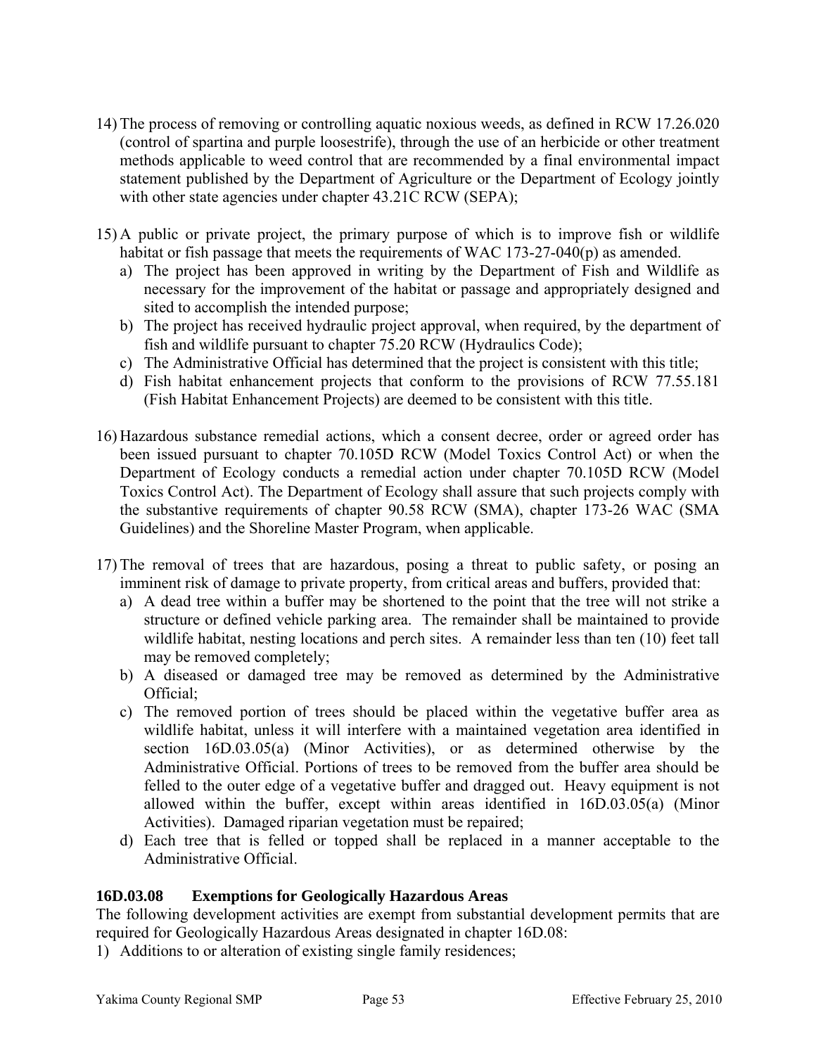14) The process of removing or controlling aquatic noxious weeds, as defined in RCW 17.26.020 (control of spartina and purple loosestrife), through the use of an herbicide or other treatment methods applicable to weed control that are recommended by a final environmental impact statement published by the Department of Agriculture or the Department of Ecology jointly with other state agencies under chapter 43.21C RCW (SEPA);

15) A public or private project, the primary purpose of which is to improve fish or wildlife habitat or fish passage that meets the requirements of WAC 173-27-040(p) as amended.
    a) The project has been approved in writing by the Department of Fish and Wildlife as necessary for the improvement of the habitat or passage and appropriately designed and sited to accomplish the intended purpose;
    b) The project has received hydraulic project approval, when required, by the department of fish and wildlife pursuant to chapter 75.20 RCW (Hydraulics Code);
    c) The Administrative Official has determined that the project is consistent with this title;
    d) Fish habitat enhancement projects that conform to the provisions of RCW 77.55.181 (Fish Habitat Enhancement Projects) are deemed to be consistent with this title.

16) Hazardous substance remedial actions, which a consent decree, order or agreed order has been issued pursuant to chapter 70.105D RCW (Model Toxics Control Act) or when the Department of Ecology conducts a remedial action under chapter 70.105D RCW (Model Toxics Control Act). The Department of Ecology shall assure that such projects comply with the substantive requirements of chapter 90.58 RCW (SMA), chapter 173-26 WAC (SMA Guidelines) and the Shoreline Master Program, when applicable.

17) The removal of trees that are hazardous, posing a threat to public safety, or posing an imminent risk of damage to private property, from critical areas and buffers, provided that:
    a) A dead tree within a buffer may be shortened to the point that the tree will not strike a structure or defined vehicle parking area. The remainder shall be maintained to provide wildlife habitat, nesting locations and perch sites. A remainder less than ten (10) feet tall may be removed completely;
    b) A diseased or damaged tree may be removed as determined by the Administrative Official;
    c) The removed portion of trees should be placed within the vegetative buffer area as wildlife habitat, unless it will interfere with a maintained vegetation area identified in section 16D.03.05(a) (Minor Activities), or as determined otherwise by the Administrative Official. Portions of trees to be removed from the buffer area should be felled to the outer edge of a vegetative buffer and dragged out. Heavy equipment is not allowed within the buffer, except within areas identified in 16D.03.05(a) (Minor Activities). Damaged riparian vegetation must be repaired;
    d) Each tree that is felled or topped shall be replaced in a manner acceptable to the Administrative Official.

**16D.03.08 Exemptions for Geologically Hazardous Areas**

The following development activities are exempt from substantial development permits that are required for Geologically Hazardous Areas designated in chapter 16D.08:

1) Additions to or alteration of existing single family residences;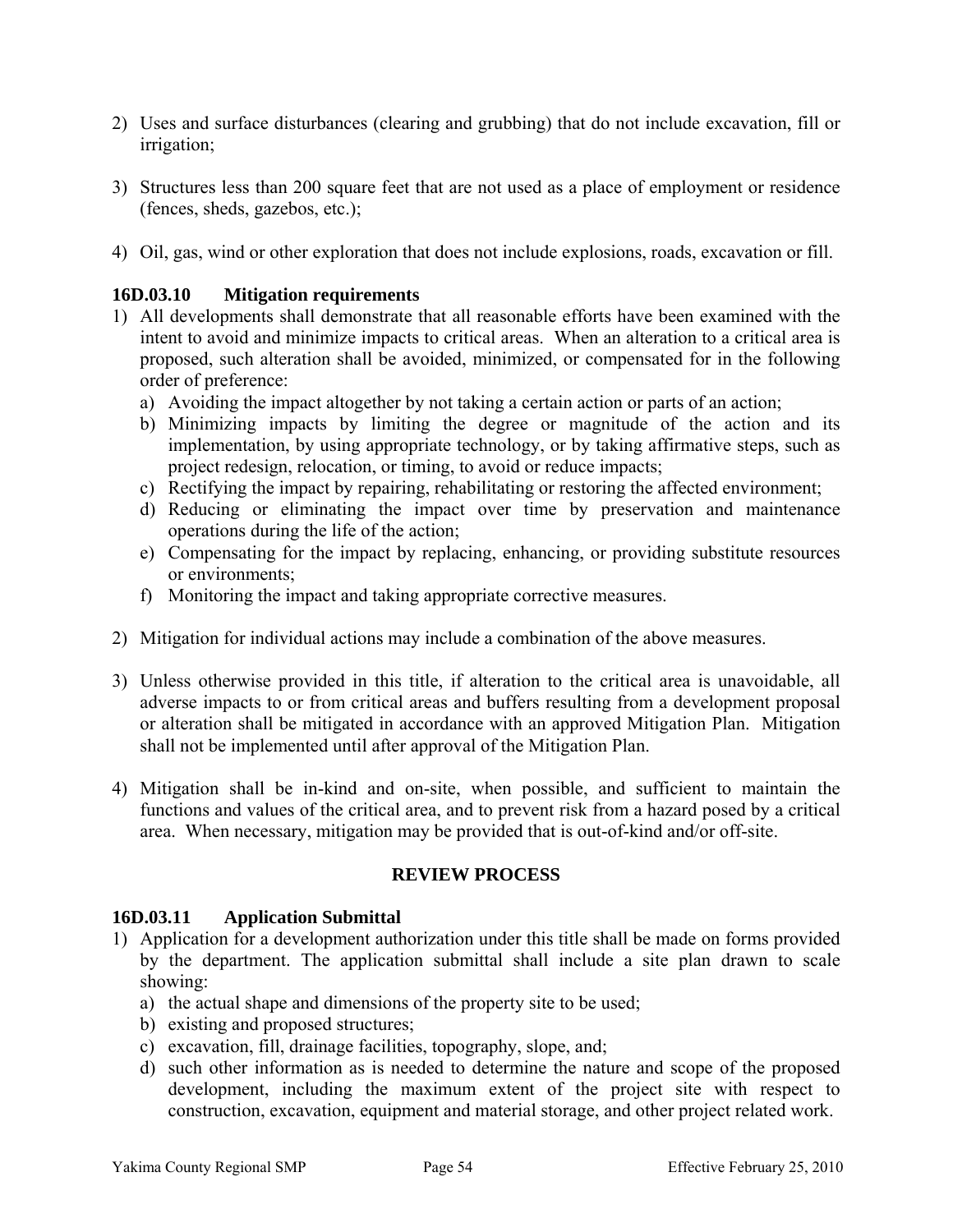2) Uses and surface disturbances (clearing and grubbing) that do not include excavation, fill or irrigation;

3) Structures less than 200 square feet that are not used as a place of employment or residence (fences, sheds, gazebos, etc.);

4) Oil, gas, wind or other exploration that does not include explosions, roads, excavation or fill.

### 16D.03.10 Mitigation requirements

1) All developments shall demonstrate that all reasonable efforts have been examined with the intent to avoid and minimize impacts to critical areas. When an alteration to a critical area is proposed, such alteration shall be avoided, minimized, or compensated for in the following order of preference:
   a) Avoiding the impact altogether by not taking a certain action or parts of an action;
   b) Minimizing impacts by limiting the degree or magnitude of the action and its implementation, by using appropriate technology, or by taking affirmative steps, such as project redesign, relocation, or timing, to avoid or reduce impacts;
   c) Rectifying the impact by repairing, rehabilitating or restoring the affected environment;
   d) Reducing or eliminating the impact over time by preservation and maintenance operations during the life of the action;
   e) Compensating for the impact by replacing, enhancing, or providing substitute resources or environments;
   f) Monitoring the impact and taking appropriate corrective measures.

2) Mitigation for individual actions may include a combination of the above measures.

3) Unless otherwise provided in this title, if alteration to the critical area is unavoidable, all adverse impacts to or from critical areas and buffers resulting from a development proposal or alteration shall be mitigated in accordance with an approved Mitigation Plan. Mitigation shall not be implemented until after approval of the Mitigation Plan.

4) Mitigation shall be in-kind and on-site, when possible, and sufficient to maintain the functions and values of the critical area, and to prevent risk from a hazard posed by a critical area. When necessary, mitigation may be provided that is out-of-kind and/or off-site.

## REVIEW PROCESS

### 16D.03.11 Application Submittal

1) Application for a development authorization under this title shall be made on forms provided by the department. The application submittal shall include a site plan drawn to scale showing:
   a) the actual shape and dimensions of the property site to be used;
   b) existing and proposed structures;
   c) excavation, fill, drainage facilities, topography, slope, and;
   d) such other information as is needed to determine the nature and scope of the proposed development, including the maximum extent of the project site with respect to construction, excavation, equipment and material storage, and other project related work.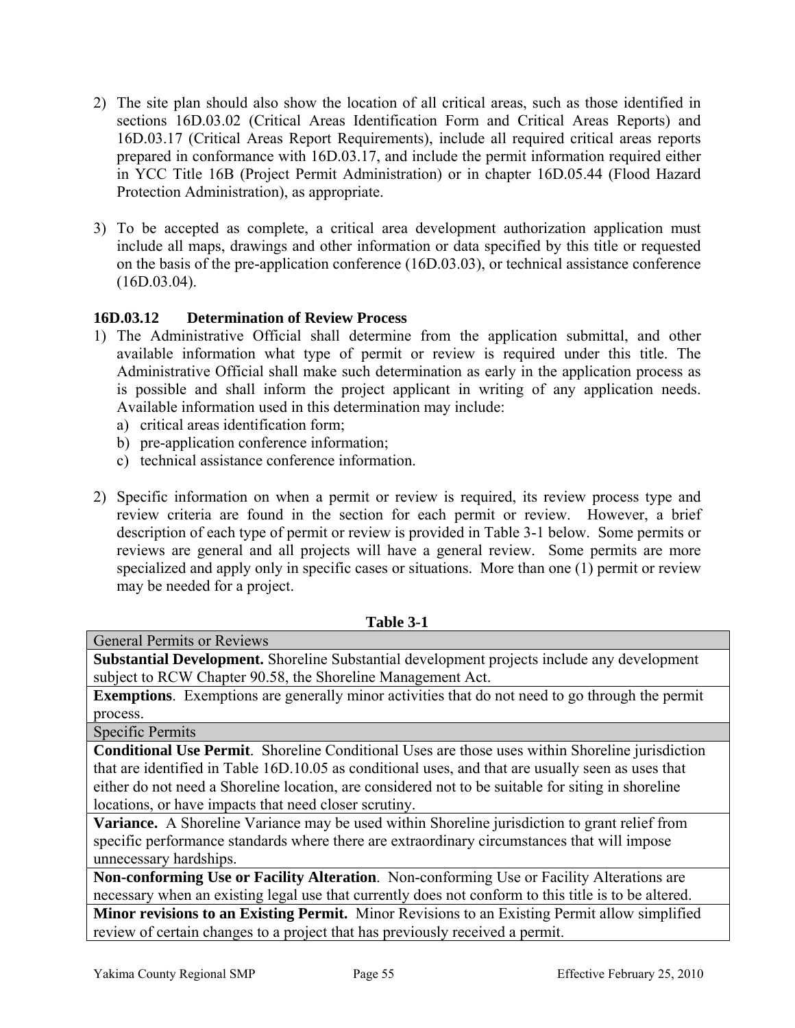2) The site plan should also show the location of all critical areas, such as those identified in sections 16D.03.02 (Critical Areas Identification Form and Critical Areas Reports) and 16D.03.17 (Critical Areas Report Requirements), include all required critical areas reports prepared in conformance with 16D.03.17, and include the permit information required either in YCC Title 16B (Project Permit Administration) or in chapter 16D.05.44 (Flood Hazard Protection Administration), as appropriate.

3) To be accepted as complete, a critical area development authorization application must include all maps, drawings and other information or data specified by this title or requested on the basis of the pre-application conference (16D.03.03), or technical assistance conference (16D.03.04).

**16D.03.12 Determination of Review Process**

1) The Administrative Official shall determine from the application submittal, and other available information what type of permit or review is required under this title. The Administrative Official shall make such determination as early in the application process as is possible and shall inform the project applicant in writing of any application needs. Available information used in this determination may include:
   a) critical areas identification form;
   b) pre-application conference information;
   c) technical assistance conference information.

2) Specific information on when a permit or review is required, its review process type and review criteria are found in the section for each permit or review. However, a brief description of each type of permit or review is provided in Table 3-1 below. Some permits or reviews are general and all projects will have a general review. Some permits are more specialized and apply only in specific cases or situations. More than one (1) permit or review may be needed for a project.

**Table 3-1**

| General Permits or Reviews |
|---|
| **Substantial Development.** Shoreline Substantial development projects include any development subject to RCW Chapter 90.58, the Shoreline Management Act. |
| **Exemptions**. Exemptions are generally minor activities that do not need to go through the permit process. |
| Specific Permits |
| **Conditional Use Permit**. Shoreline Conditional Uses are those uses within Shoreline jurisdiction that are identified in Table 16D.10.05 as conditional uses, and that are usually seen as uses that either do not need a Shoreline location, are considered not to be suitable for siting in shoreline locations, or have impacts that need closer scrutiny. |
| **Variance.** A Shoreline Variance may be used within Shoreline jurisdiction to grant relief from specific performance standards where there are extraordinary circumstances that will impose unnecessary hardships. |
| **Non-conforming Use or Facility Alteration**. Non-conforming Use or Facility Alterations are necessary when an existing legal use that currently does not conform to this title is to be altered. |
| **Minor revisions to an Existing Permit.** Minor Revisions to an Existing Permit allow simplified review of certain changes to a project that has previously received a permit. |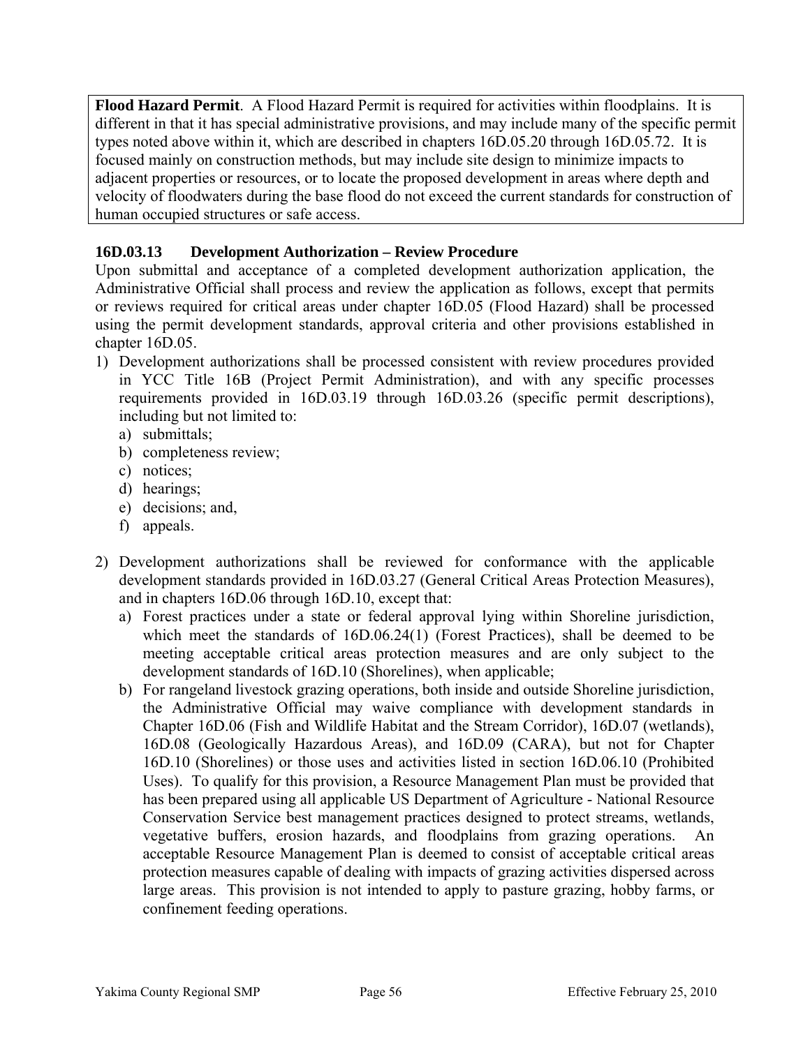**Flood Hazard Permit**. A Flood Hazard Permit is required for activities within floodplains. It is different in that it has special administrative provisions, and may include many of the specific permit types noted above within it, which are described in chapters 16D.05.20 through 16D.05.72. It is focused mainly on construction methods, but may include site design to minimize impacts to adjacent properties or resources, or to locate the proposed development in areas where depth and velocity of floodwaters during the base flood do not exceed the current standards for construction of human occupied structures or safe access.

### 16D.03.13 Development Authorization – Review Procedure

Upon submittal and acceptance of a completed development authorization application, the Administrative Official shall process and review the application as follows, except that permits or reviews required for critical areas under chapter 16D.05 (Flood Hazard) shall be processed using the permit development standards, approval criteria and other provisions established in chapter 16D.05.

1) Development authorizations shall be processed consistent with review procedures provided in YCC Title 16B (Project Permit Administration), and with any specific processes requirements provided in 16D.03.19 through 16D.03.26 (specific permit descriptions), including but not limited to:
   a) submittals;
   b) completeness review;
   c) notices;
   d) hearings;
   e) decisions; and,
   f) appeals.

2) Development authorizations shall be reviewed for conformance with the applicable development standards provided in 16D.03.27 (General Critical Areas Protection Measures), and in chapters 16D.06 through 16D.10, except that:
   a) Forest practices under a state or federal approval lying within Shoreline jurisdiction, which meet the standards of 16D.06.24(1) (Forest Practices), shall be deemed to be meeting acceptable critical areas protection measures and are only subject to the development standards of 16D.10 (Shorelines), when applicable;
   b) For rangeland livestock grazing operations, both inside and outside Shoreline jurisdiction, the Administrative Official may waive compliance with development standards in Chapter 16D.06 (Fish and Wildlife Habitat and the Stream Corridor), 16D.07 (wetlands), 16D.08 (Geologically Hazardous Areas), and 16D.09 (CARA), but not for Chapter 16D.10 (Shorelines) or those uses and activities listed in section 16D.06.10 (Prohibited Uses). To qualify for this provision, a Resource Management Plan must be provided that has been prepared using all applicable US Department of Agriculture - National Resource Conservation Service best management practices designed to protect streams, wetlands, vegetative buffers, erosion hazards, and floodplains from grazing operations. An acceptable Resource Management Plan is deemed to consist of acceptable critical areas protection measures capable of dealing with impacts of grazing activities dispersed across large areas. This provision is not intended to apply to pasture grazing, hobby farms, or confinement feeding operations.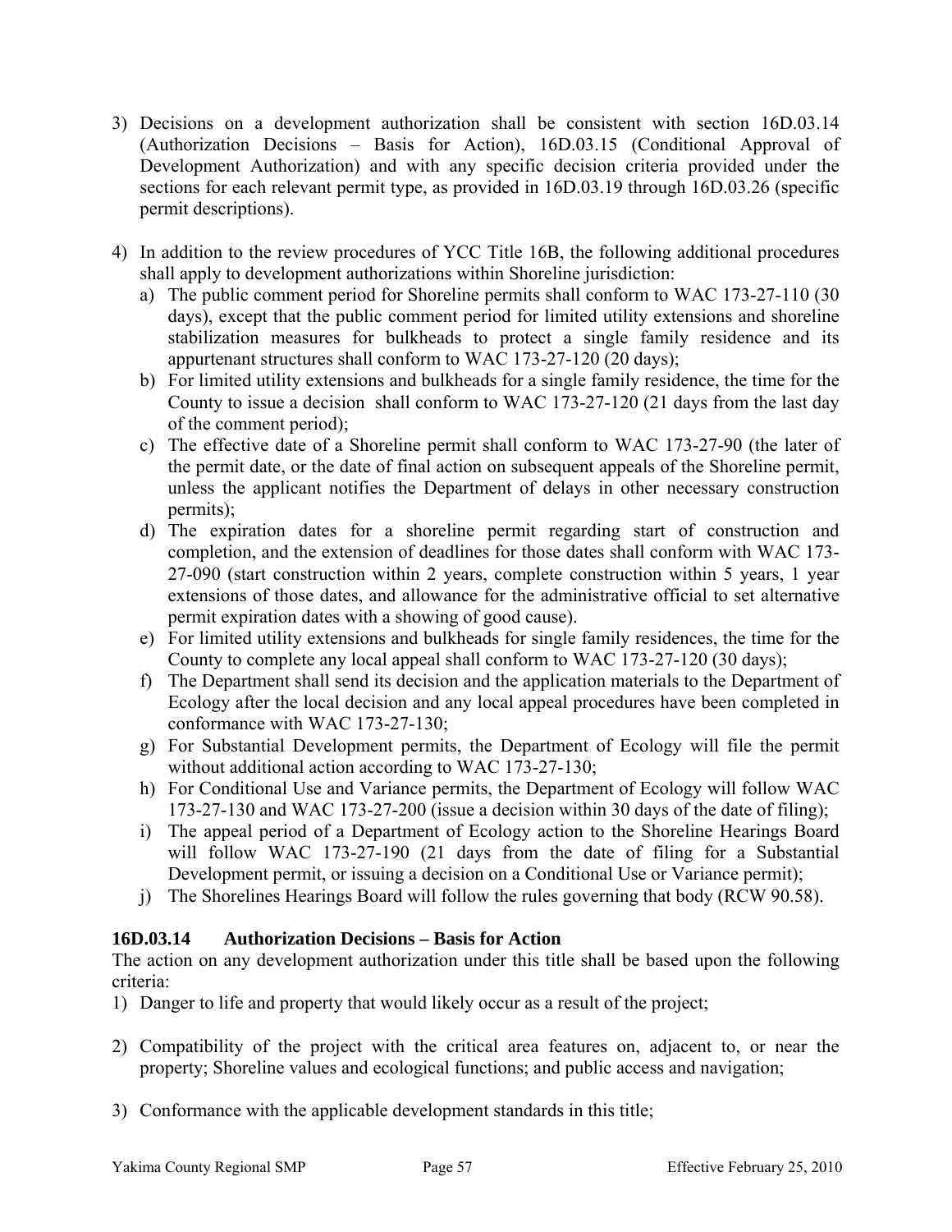3) Decisions on a development authorization shall be consistent with section 16D.03.14 (Authorization Decisions – Basis for Action), 16D.03.15 (Conditional Approval of Development Authorization) and with any specific decision criteria provided under the sections for each relevant permit type, as provided in 16D.03.19 through 16D.03.26 (specific permit descriptions).

4) In addition to the review procedures of YCC Title 16B, the following additional procedures shall apply to development authorizations within Shoreline jurisdiction:
   a) The public comment period for Shoreline permits shall conform to WAC 173-27-110 (30 days), except that the public comment period for limited utility extensions and shoreline stabilization measures for bulkheads to protect a single family residence and its appurtenant structures shall conform to WAC 173-27-120 (20 days);
   b) For limited utility extensions and bulkheads for a single family residence, the time for the County to issue a decision shall conform to WAC 173-27-120 (21 days from the last day of the comment period);
   c) The effective date of a Shoreline permit shall conform to WAC 173-27-90 (the later of the permit date, or the date of final action on subsequent appeals of the Shoreline permit, unless the applicant notifies the Department of delays in other necessary construction permits);
   d) The expiration dates for a shoreline permit regarding start of construction and completion, and the extension of deadlines for those dates shall conform with WAC 173-27-090 (start construction within 2 years, complete construction within 5 years, 1 year extensions of those dates, and allowance for the administrative official to set alternative permit expiration dates with a showing of good cause).
   e) For limited utility extensions and bulkheads for single family residences, the time for the County to complete any local appeal shall conform to WAC 173-27-120 (30 days);
   f) The Department shall send its decision and the application materials to the Department of Ecology after the local decision and any local appeal procedures have been completed in conformance with WAC 173-27-130;
   g) For Substantial Development permits, the Department of Ecology will file the permit without additional action according to WAC 173-27-130;
   h) For Conditional Use and Variance permits, the Department of Ecology will follow WAC 173-27-130 and WAC 173-27-200 (issue a decision within 30 days of the date of filing);
   i) The appeal period of a Department of Ecology action to the Shoreline Hearings Board will follow WAC 173-27-190 (21 days from the date of filing for a Substantial Development permit, or issuing a decision on a Conditional Use or Variance permit);
   j) The Shorelines Hearings Board will follow the rules governing that body (RCW 90.58).

### 16D.03.14 Authorization Decisions – Basis for Action

The action on any development authorization under this title shall be based upon the following criteria:

1) Danger to life and property that would likely occur as a result of the project;

2) Compatibility of the project with the critical area features on, adjacent to, or near the property; Shoreline values and ecological functions; and public access and navigation;

3) Conformance with the applicable development standards in this title;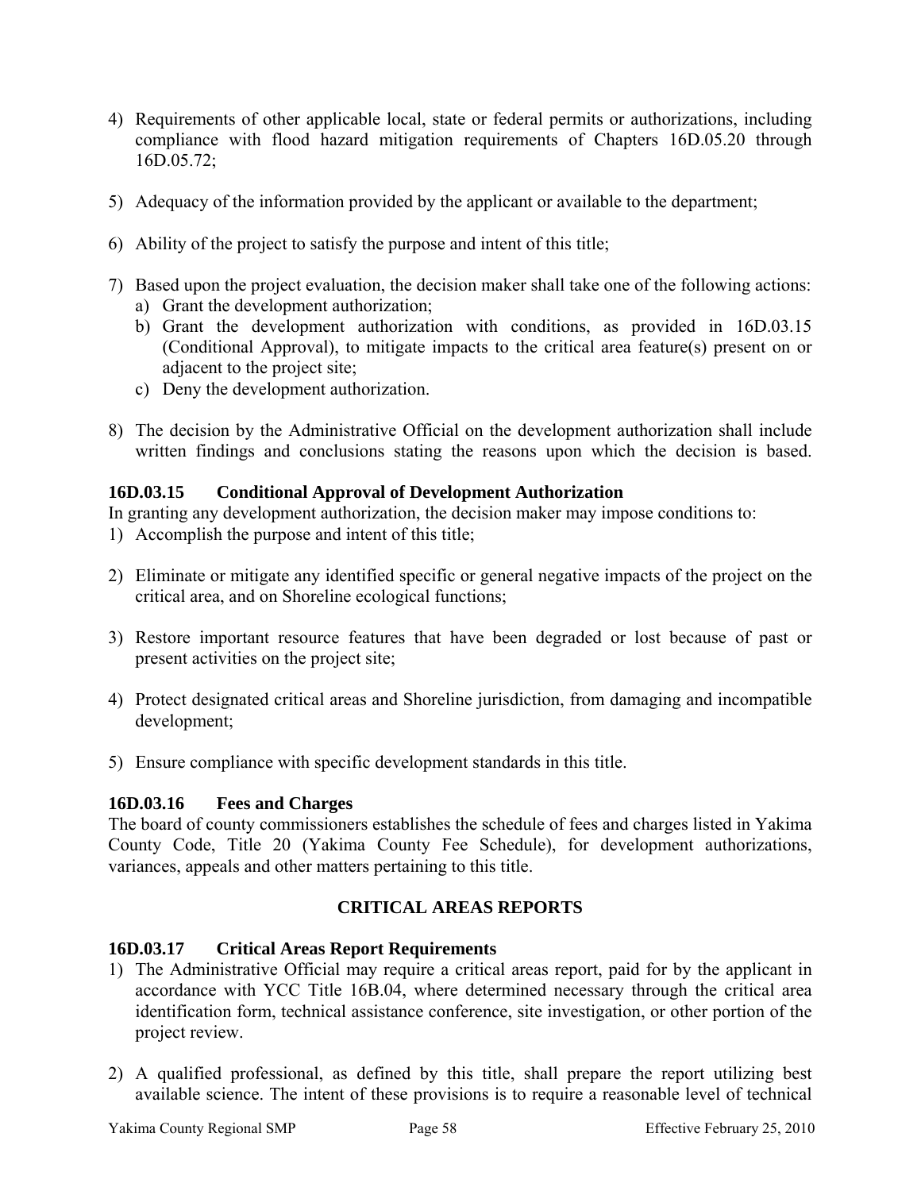4) Requirements of other applicable local, state or federal permits or authorizations, including compliance with flood hazard mitigation requirements of Chapters 16D.05.20 through 16D.05.72;

5) Adequacy of the information provided by the applicant or available to the department;

6) Ability of the project to satisfy the purpose and intent of this title;

7) Based upon the project evaluation, the decision maker shall take one of the following actions:
   a) Grant the development authorization;
   b) Grant the development authorization with conditions, as provided in 16D.03.15 (Conditional Approval), to mitigate impacts to the critical area feature(s) present on or adjacent to the project site;
   c) Deny the development authorization.

8) The decision by the Administrative Official on the development authorization shall include written findings and conclusions stating the reasons upon which the decision is based.

### 16D.03.15 Conditional Approval of Development Authorization

In granting any development authorization, the decision maker may impose conditions to:

1) Accomplish the purpose and intent of this title;

2) Eliminate or mitigate any identified specific or general negative impacts of the project on the critical area, and on Shoreline ecological functions;

3) Restore important resource features that have been degraded or lost because of past or present activities on the project site;

4) Protect designated critical areas and Shoreline jurisdiction, from damaging and incompatible development;

5) Ensure compliance with specific development standards in this title.

### 16D.03.16 Fees and Charges

The board of county commissioners establishes the schedule of fees and charges listed in Yakima County Code, Title 20 (Yakima County Fee Schedule), for development authorizations, variances, appeals and other matters pertaining to this title.

## CRITICAL AREAS REPORTS

### 16D.03.17 Critical Areas Report Requirements

1) The Administrative Official may require a critical areas report, paid for by the applicant in accordance with YCC Title 16B.04, where determined necessary through the critical area identification form, technical assistance conference, site investigation, or other portion of the project review.

2) A qualified professional, as defined by this title, shall prepare the report utilizing best available science. The intent of these provisions is to require a reasonable level of technical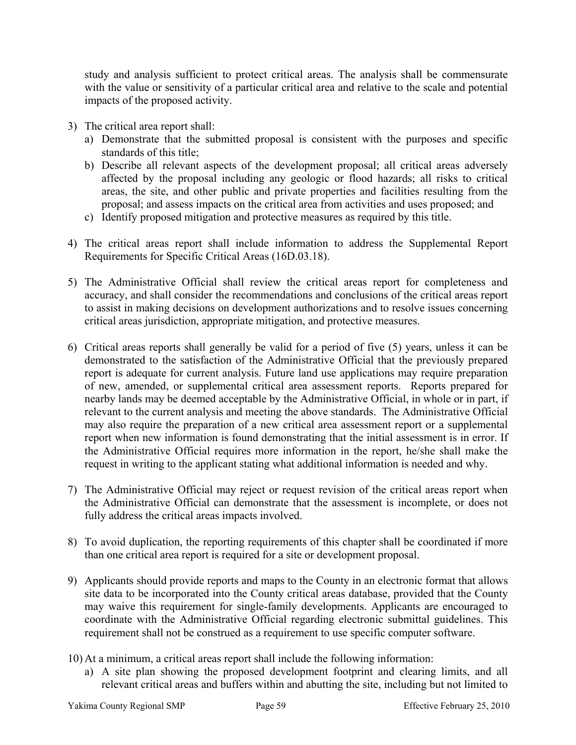study and analysis sufficient to protect critical areas. The analysis shall be commensurate with the value or sensitivity of a particular critical area and relative to the scale and potential impacts of the proposed activity.

3) The critical area report shall:
   a) Demonstrate that the submitted proposal is consistent with the purposes and specific standards of this title;
   b) Describe all relevant aspects of the development proposal; all critical areas adversely affected by the proposal including any geologic or flood hazards; all risks to critical areas, the site, and other public and private properties and facilities resulting from the proposal; and assess impacts on the critical area from activities and uses proposed; and
   c) Identify proposed mitigation and protective measures as required by this title.

4) The critical areas report shall include information to address the Supplemental Report Requirements for Specific Critical Areas (16D.03.18).

5) The Administrative Official shall review the critical areas report for completeness and accuracy, and shall consider the recommendations and conclusions of the critical areas report to assist in making decisions on development authorizations and to resolve issues concerning critical areas jurisdiction, appropriate mitigation, and protective measures.

6) Critical areas reports shall generally be valid for a period of five (5) years, unless it can be demonstrated to the satisfaction of the Administrative Official that the previously prepared report is adequate for current analysis. Future land use applications may require preparation of new, amended, or supplemental critical area assessment reports. Reports prepared for nearby lands may be deemed acceptable by the Administrative Official, in whole or in part, if relevant to the current analysis and meeting the above standards. The Administrative Official may also require the preparation of a new critical area assessment report or a supplemental report when new information is found demonstrating that the initial assessment is in error. If the Administrative Official requires more information in the report, he/she shall make the request in writing to the applicant stating what additional information is needed and why.

7) The Administrative Official may reject or request revision of the critical areas report when the Administrative Official can demonstrate that the assessment is incomplete, or does not fully address the critical areas impacts involved.

8) To avoid duplication, the reporting requirements of this chapter shall be coordinated if more than one critical area report is required for a site or development proposal.

9) Applicants should provide reports and maps to the County in an electronic format that allows site data to be incorporated into the County critical areas database, provided that the County may waive this requirement for single-family developments. Applicants are encouraged to coordinate with the Administrative Official regarding electronic submittal guidelines. This requirement shall not be construed as a requirement to use specific computer software.

10) At a minimum, a critical areas report shall include the following information:
   a) A site plan showing the proposed development footprint and clearing limits, and all relevant critical areas and buffers within and abutting the site, including but not limited to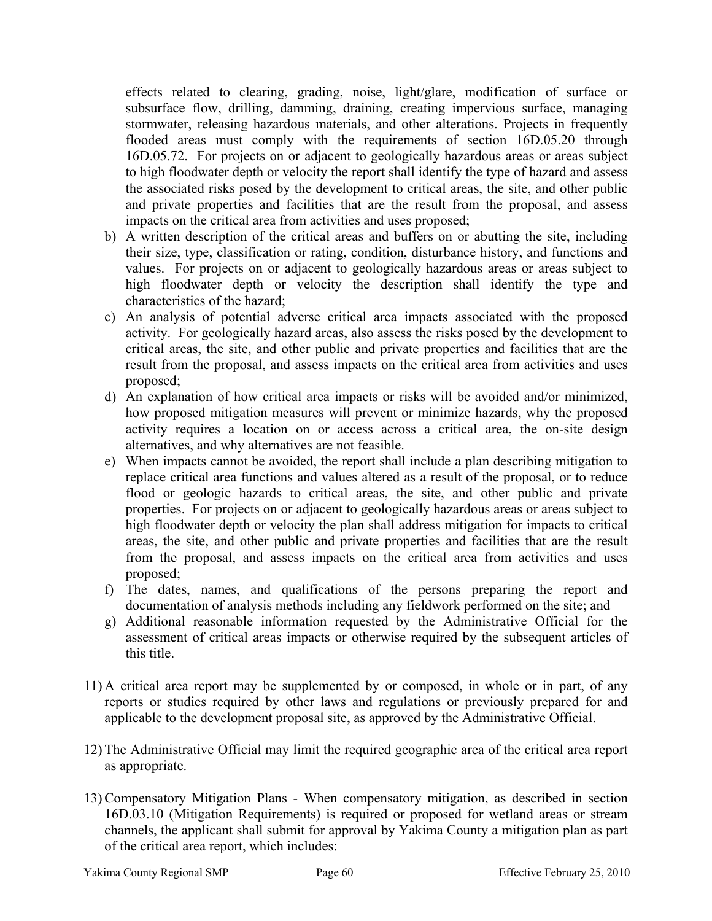effects related to clearing, grading, noise, light/glare, modification of surface or subsurface flow, drilling, damming, draining, creating impervious surface, managing stormwater, releasing hazardous materials, and other alterations. Projects in frequently flooded areas must comply with the requirements of section 16D.05.20 through 16D.05.72. For projects on or adjacent to geologically hazardous areas or areas subject to high floodwater depth or velocity the report shall identify the type of hazard and assess the associated risks posed by the development to critical areas, the site, and other public and private properties and facilities that are the result from the proposal, and assess impacts on the critical area from activities and uses proposed;

b) A written description of the critical areas and buffers on or abutting the site, including their size, type, classification or rating, condition, disturbance history, and functions and values. For projects on or adjacent to geologically hazardous areas or areas subject to high floodwater depth or velocity the description shall identify the type and characteristics of the hazard;

c) An analysis of potential adverse critical area impacts associated with the proposed activity. For geologically hazard areas, also assess the risks posed by the development to critical areas, the site, and other public and private properties and facilities that are the result from the proposal, and assess impacts on the critical area from activities and uses proposed;

d) An explanation of how critical area impacts or risks will be avoided and/or minimized, how proposed mitigation measures will prevent or minimize hazards, why the proposed activity requires a location on or access across a critical area, the on-site design alternatives, and why alternatives are not feasible.

e) When impacts cannot be avoided, the report shall include a plan describing mitigation to replace critical area functions and values altered as a result of the proposal, or to reduce flood or geologic hazards to critical areas, the site, and other public and private properties. For projects on or adjacent to geologically hazardous areas or areas subject to high floodwater depth or velocity the plan shall address mitigation for impacts to critical areas, the site, and other public and private properties and facilities that are the result from the proposal, and assess impacts on the critical area from activities and uses proposed;

f) The dates, names, and qualifications of the persons preparing the report and documentation of analysis methods including any fieldwork performed on the site; and

g) Additional reasonable information requested by the Administrative Official for the assessment of critical areas impacts or otherwise required by the subsequent articles of this title.

11) A critical area report may be supplemented by or composed, in whole or in part, of any reports or studies required by other laws and regulations or previously prepared for and applicable to the development proposal site, as approved by the Administrative Official.

12) The Administrative Official may limit the required geographic area of the critical area report as appropriate.

13) Compensatory Mitigation Plans - When compensatory mitigation, as described in section 16D.03.10 (Mitigation Requirements) is required or proposed for wetland areas or stream channels, the applicant shall submit for approval by Yakima County a mitigation plan as part of the critical area report, which includes: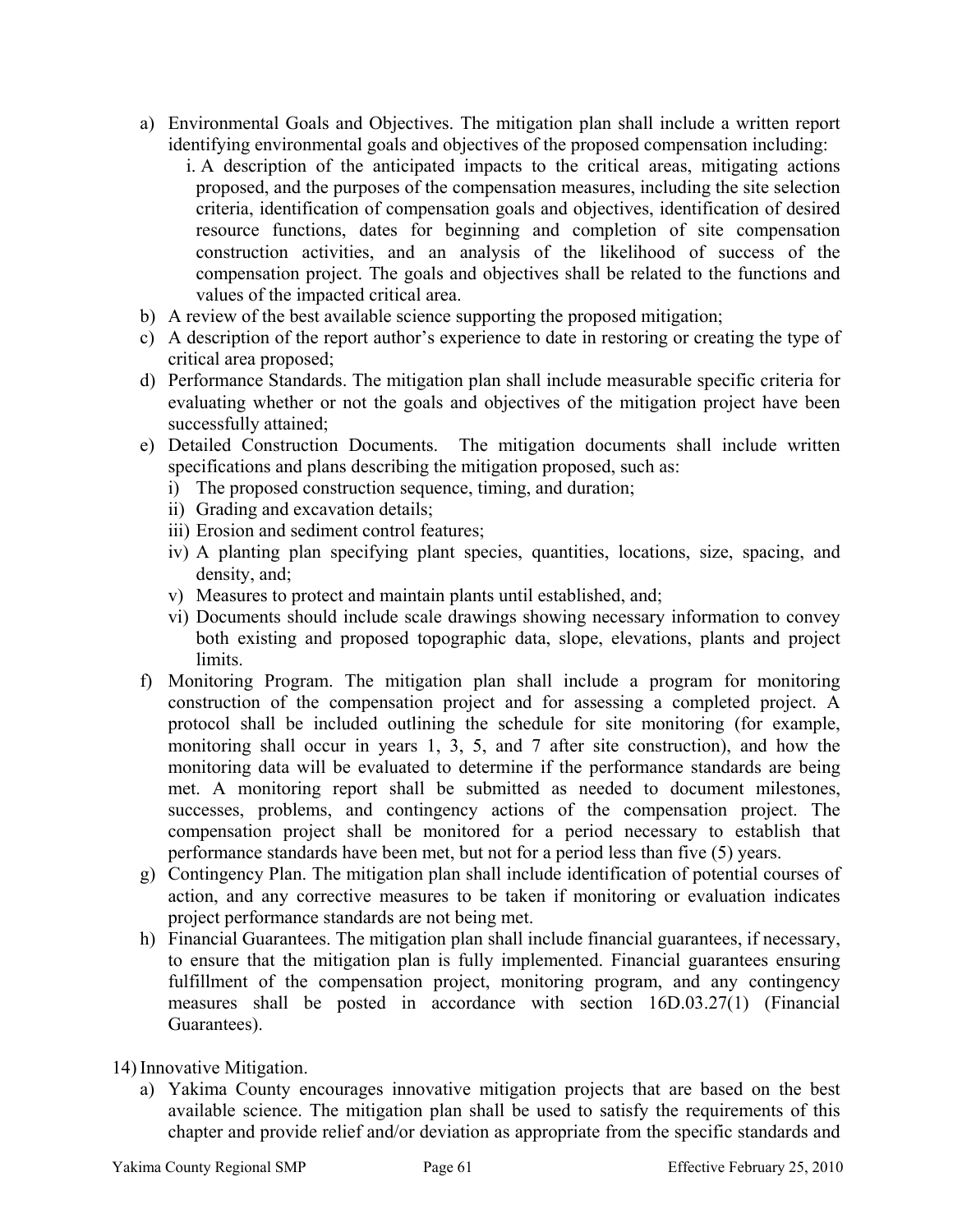a) Environmental Goals and Objectives. The mitigation plan shall include a written report identifying environmental goals and objectives of the proposed compensation including:
   i. A description of the anticipated impacts to the critical areas, mitigating actions proposed, and the purposes of the compensation measures, including the site selection criteria, identification of compensation goals and objectives, identification of desired resource functions, dates for beginning and completion of site compensation construction activities, and an analysis of the likelihood of success of the compensation project. The goals and objectives shall be related to the functions and values of the impacted critical area.
b) A review of the best available science supporting the proposed mitigation;
c) A description of the report author's experience to date in restoring or creating the type of critical area proposed;
d) Performance Standards. The mitigation plan shall include measurable specific criteria for evaluating whether or not the goals and objectives of the mitigation project have been successfully attained;
e) Detailed Construction Documents. The mitigation documents shall include written specifications and plans describing the mitigation proposed, such as:
   i) The proposed construction sequence, timing, and duration;
   ii) Grading and excavation details;
   iii) Erosion and sediment control features;
   iv) A planting plan specifying plant species, quantities, locations, size, spacing, and density, and;
   v) Measures to protect and maintain plants until established, and;
   vi) Documents should include scale drawings showing necessary information to convey both existing and proposed topographic data, slope, elevations, plants and project limits.
f) Monitoring Program. The mitigation plan shall include a program for monitoring construction of the compensation project and for assessing a completed project. A protocol shall be included outlining the schedule for site monitoring (for example, monitoring shall occur in years 1, 3, 5, and 7 after site construction), and how the monitoring data will be evaluated to determine if the performance standards are being met. A monitoring report shall be submitted as needed to document milestones, successes, problems, and contingency actions of the compensation project. The compensation project shall be monitored for a period necessary to establish that performance standards have been met, but not for a period less than five (5) years.
g) Contingency Plan. The mitigation plan shall include identification of potential courses of action, and any corrective measures to be taken if monitoring or evaluation indicates project performance standards are not being met.
h) Financial Guarantees. The mitigation plan shall include financial guarantees, if necessary, to ensure that the mitigation plan is fully implemented. Financial guarantees ensuring fulfillment of the compensation project, monitoring program, and any contingency measures shall be posted in accordance with section 16D.03.27(1) (Financial Guarantees).

14) Innovative Mitigation.

a) Yakima County encourages innovative mitigation projects that are based on the best available science. The mitigation plan shall be used to satisfy the requirements of this chapter and provide relief and/or deviation as appropriate from the specific standards and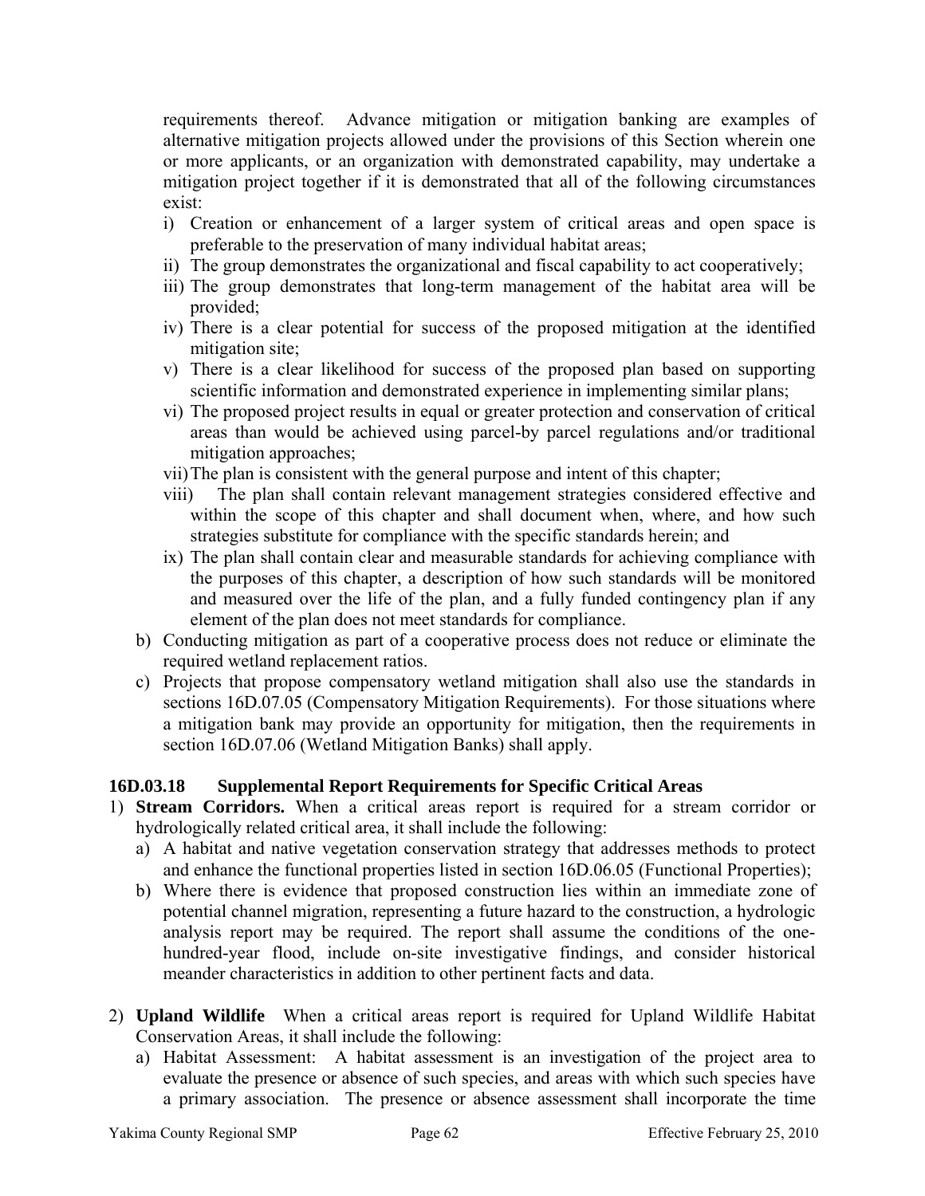requirements thereof. Advance mitigation or mitigation banking are examples of alternative mitigation projects allowed under the provisions of this Section wherein one or more applicants, or an organization with demonstrated capability, may undertake a mitigation project together if it is demonstrated that all of the following circumstances exist:

i) Creation or enhancement of a larger system of critical areas and open space is preferable to the preservation of many individual habitat areas;
ii) The group demonstrates the organizational and fiscal capability to act cooperatively;
iii) The group demonstrates that long-term management of the habitat area will be provided;
iv) There is a clear potential for success of the proposed mitigation at the identified mitigation site;
v) There is a clear likelihood for success of the proposed plan based on supporting scientific information and demonstrated experience in implementing similar plans;
vi) The proposed project results in equal or greater protection and conservation of critical areas than would be achieved using parcel-by parcel regulations and/or traditional mitigation approaches;
vii) The plan is consistent with the general purpose and intent of this chapter;
viii) The plan shall contain relevant management strategies considered effective and within the scope of this chapter and shall document when, where, and how such strategies substitute for compliance with the specific standards herein; and
ix) The plan shall contain clear and measurable standards for achieving compliance with the purposes of this chapter, a description of how such standards will be monitored and measured over the life of the plan, and a fully funded contingency plan if any element of the plan does not meet standards for compliance.

b) Conducting mitigation as part of a cooperative process does not reduce or eliminate the required wetland replacement ratios.
c) Projects that propose compensatory wetland mitigation shall also use the standards in sections 16D.07.05 (Compensatory Mitigation Requirements). For those situations where a mitigation bank may provide an opportunity for mitigation, then the requirements in section 16D.07.06 (Wetland Mitigation Banks) shall apply.

### 16D.03.18 Supplemental Report Requirements for Specific Critical Areas

1) **Stream Corridors.** When a critical areas report is required for a stream corridor or hydrologically related critical area, it shall include the following:
   a) A habitat and native vegetation conservation strategy that addresses methods to protect and enhance the functional properties listed in section 16D.06.05 (Functional Properties);
   b) Where there is evidence that proposed construction lies within an immediate zone of potential channel migration, representing a future hazard to the construction, a hydrologic analysis report may be required. The report shall assume the conditions of the one-hundred-year flood, include on-site investigative findings, and consider historical meander characteristics in addition to other pertinent facts and data.

2) **Upland Wildlife** When a critical areas report is required for Upland Wildlife Habitat Conservation Areas, it shall include the following:
   a) Habitat Assessment: A habitat assessment is an investigation of the project area to evaluate the presence or absence of such species, and areas with which such species have a primary association. The presence or absence assessment shall incorporate the time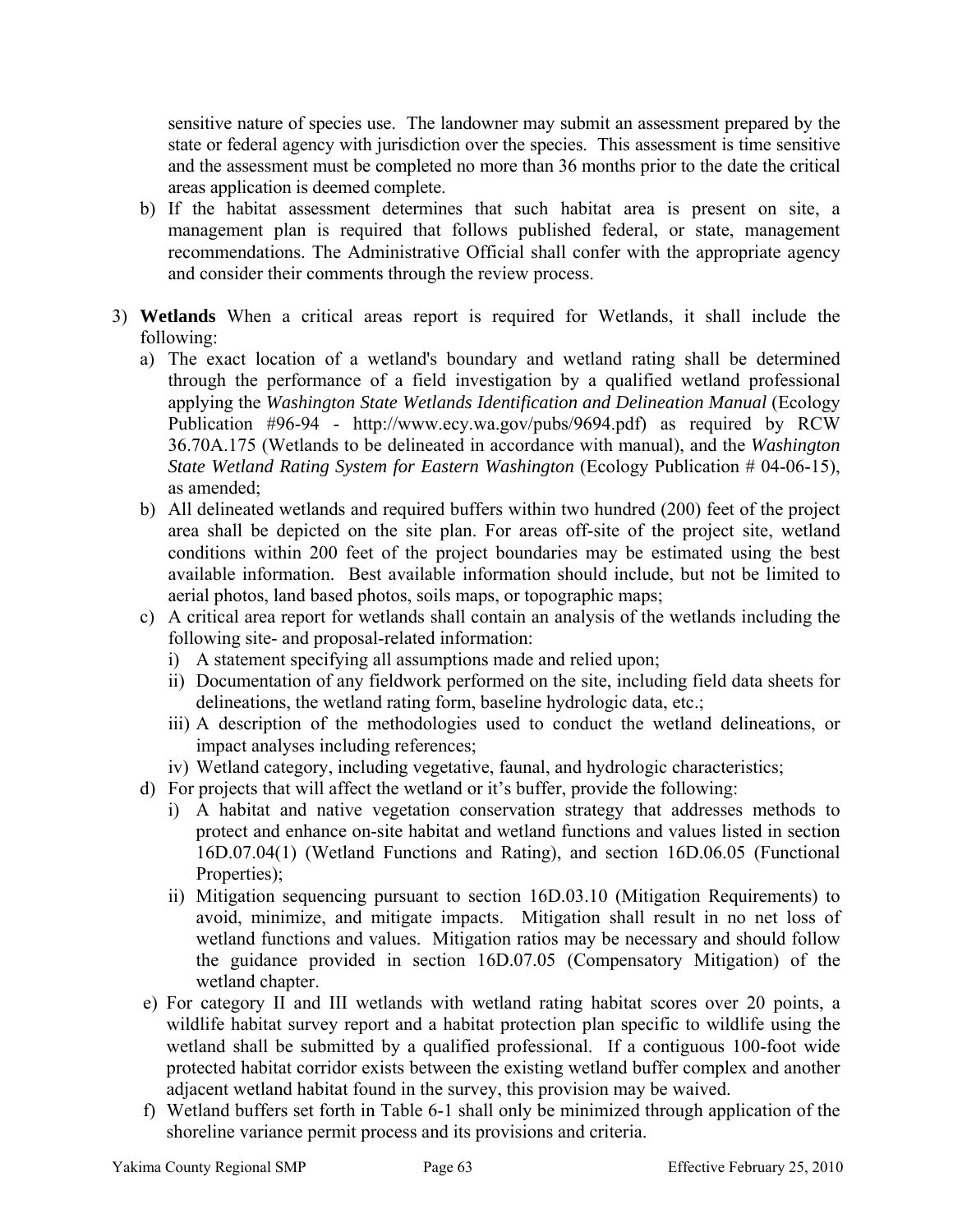sensitive nature of species use. The landowner may submit an assessment prepared by the state or federal agency with jurisdiction over the species. This assessment is time sensitive and the assessment must be completed no more than 36 months prior to the date the critical areas application is deemed complete.

b) If the habitat assessment determines that such habitat area is present on site, a management plan is required that follows published federal, or state, management recommendations. The Administrative Official shall confer with the appropriate agency and consider their comments through the review process.

3) **Wetlands** When a critical areas report is required for Wetlands, it shall include the following:
   a) The exact location of a wetland's boundary and wetland rating shall be determined through the performance of a field investigation by a qualified wetland professional applying the *Washington State Wetlands Identification and Delineation Manual* (Ecology Publication #96-94 - http://www.ecy.wa.gov/pubs/9694.pdf) as required by RCW 36.70A.175 (Wetlands to be delineated in accordance with manual), and the *Washington State Wetland Rating System for Eastern Washington* (Ecology Publication # 04-06-15), as amended;
   b) All delineated wetlands and required buffers within two hundred (200) feet of the project area shall be depicted on the site plan. For areas off-site of the project site, wetland conditions within 200 feet of the project boundaries may be estimated using the best available information. Best available information should include, but not be limited to aerial photos, land based photos, soils maps, or topographic maps;
   c) A critical area report for wetlands shall contain an analysis of the wetlands including the following site- and proposal-related information:
      i) A statement specifying all assumptions made and relied upon;
      ii) Documentation of any fieldwork performed on the site, including field data sheets for delineations, the wetland rating form, baseline hydrologic data, etc.;
      iii) A description of the methodologies used to conduct the wetland delineations, or impact analyses including references;
      iv) Wetland category, including vegetative, faunal, and hydrologic characteristics;
   d) For projects that will affect the wetland or it's buffer, provide the following:
      i) A habitat and native vegetation conservation strategy that addresses methods to protect and enhance on-site habitat and wetland functions and values listed in section 16D.07.04(1) (Wetland Functions and Rating), and section 16D.06.05 (Functional Properties);
      ii) Mitigation sequencing pursuant to section 16D.03.10 (Mitigation Requirements) to avoid, minimize, and mitigate impacts. Mitigation shall result in no net loss of wetland functions and values. Mitigation ratios may be necessary and should follow the guidance provided in section 16D.07.05 (Compensatory Mitigation) of the wetland chapter.
   e) For category II and III wetlands with wetland rating habitat scores over 20 points, a wildlife habitat survey report and a habitat protection plan specific to wildlife using the wetland shall be submitted by a qualified professional. If a contiguous 100-foot wide protected habitat corridor exists between the existing wetland buffer complex and another adjacent wetland habitat found in the survey, this provision may be waived.
   f) Wetland buffers set forth in Table 6-1 shall only be minimized through application of the shoreline variance permit process and its provisions and criteria.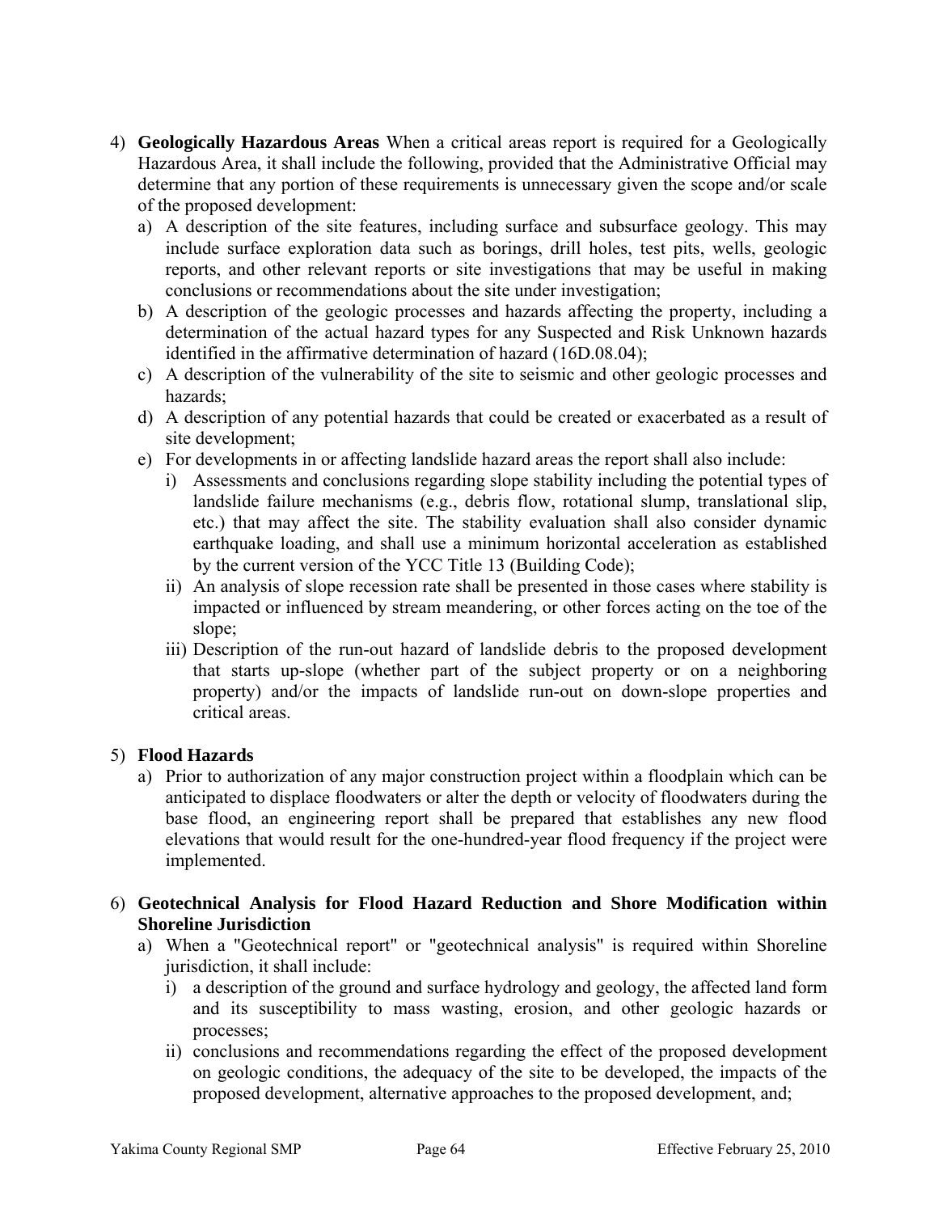4) **Geologically Hazardous Areas** When a critical areas report is required for a Geologically Hazardous Area, it shall include the following, provided that the Administrative Official may determine that any portion of these requirements is unnecessary given the scope and/or scale of the proposed development:
   a) A description of the site features, including surface and subsurface geology. This may include surface exploration data such as borings, drill holes, test pits, wells, geologic reports, and other relevant reports or site investigations that may be useful in making conclusions or recommendations about the site under investigation;
   b) A description of the geologic processes and hazards affecting the property, including a determination of the actual hazard types for any Suspected and Risk Unknown hazards identified in the affirmative determination of hazard (16D.08.04);
   c) A description of the vulnerability of the site to seismic and other geologic processes and hazards;
   d) A description of any potential hazards that could be created or exacerbated as a result of site development;
   e) For developments in or affecting landslide hazard areas the report shall also include:
      i) Assessments and conclusions regarding slope stability including the potential types of landslide failure mechanisms (e.g., debris flow, rotational slump, translational slip, etc.) that may affect the site. The stability evaluation shall also consider dynamic earthquake loading, and shall use a minimum horizontal acceleration as established by the current version of the YCC Title 13 (Building Code);
      ii) An analysis of slope recession rate shall be presented in those cases where stability is impacted or influenced by stream meandering, or other forces acting on the toe of the slope;
      iii) Description of the run-out hazard of landslide debris to the proposed development that starts up-slope (whether part of the subject property or on a neighboring property) and/or the impacts of landslide run-out on down-slope properties and critical areas.

5) **Flood Hazards**
   a) Prior to authorization of any major construction project within a floodplain which can be anticipated to displace floodwaters or alter the depth or velocity of floodwaters during the base flood, an engineering report shall be prepared that establishes any new flood elevations that would result for the one-hundred-year flood frequency if the project were implemented.

6) **Geotechnical Analysis for Flood Hazard Reduction and Shore Modification within Shoreline Jurisdiction**
   a) When a "Geotechnical report" or "geotechnical analysis" is required within Shoreline jurisdiction, it shall include:
      i) a description of the ground and surface hydrology and geology, the affected land form and its susceptibility to mass wasting, erosion, and other geologic hazards or processes;
      ii) conclusions and recommendations regarding the effect of the proposed development on geologic conditions, the adequacy of the site to be developed, the impacts of the proposed development, alternative approaches to the proposed development, and;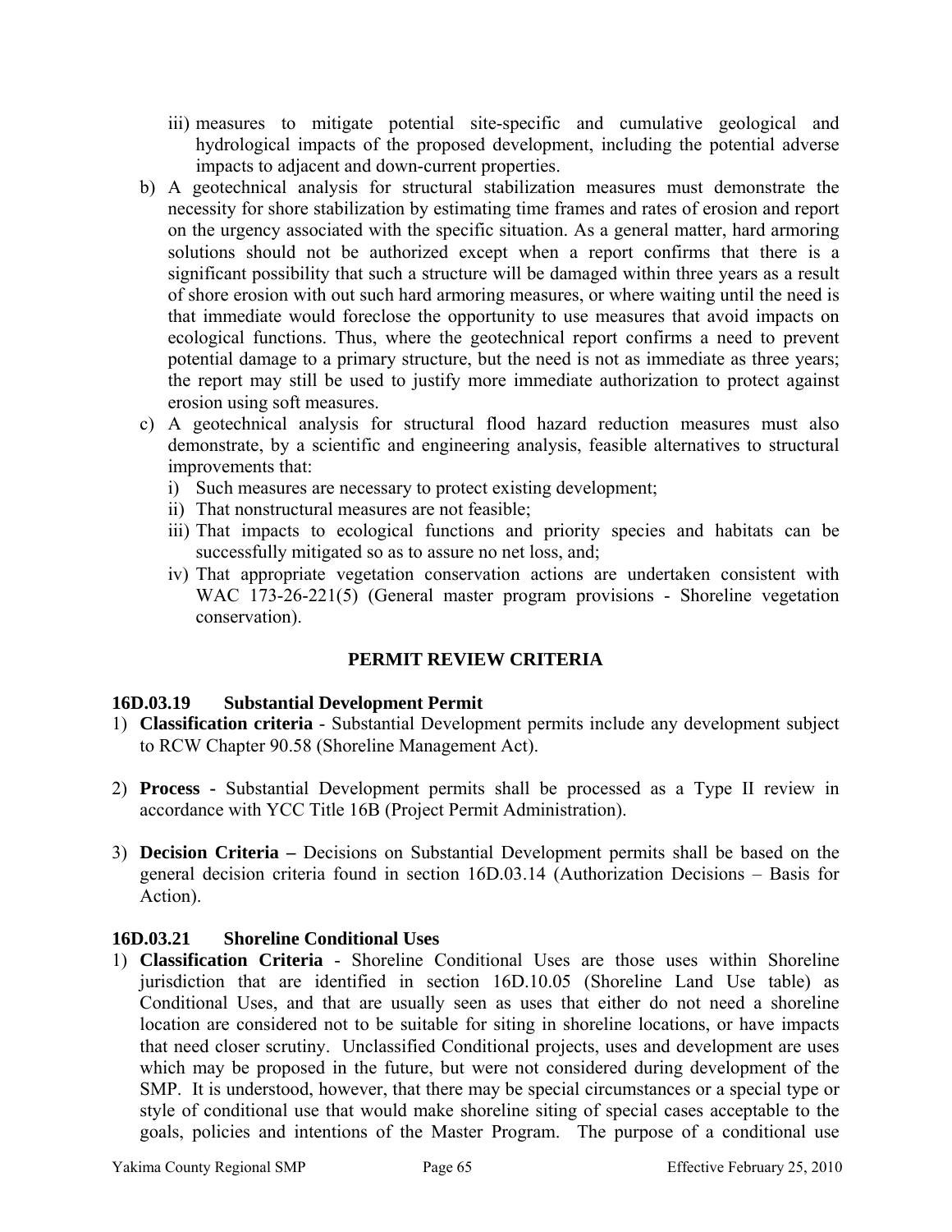iii) measures to mitigate potential site-specific and cumulative geological and hydrological impacts of the proposed development, including the potential adverse impacts to adjacent and down-current properties.

b) A geotechnical analysis for structural stabilization measures must demonstrate the necessity for shore stabilization by estimating time frames and rates of erosion and report on the urgency associated with the specific situation. As a general matter, hard armoring solutions should not be authorized except when a report confirms that there is a significant possibility that such a structure will be damaged within three years as a result of shore erosion with out such hard armoring measures, or where waiting until the need is that immediate would foreclose the opportunity to use measures that avoid impacts on ecological functions. Thus, where the geotechnical report confirms a need to prevent potential damage to a primary structure, but the need is not as immediate as three years; the report may still be used to justify more immediate authorization to protect against erosion using soft measures.

c) A geotechnical analysis for structural flood hazard reduction measures must also demonstrate, by a scientific and engineering analysis, feasible alternatives to structural improvements that:
   i) Such measures are necessary to protect existing development;
   ii) That nonstructural measures are not feasible;
   iii) That impacts to ecological functions and priority species and habitats can be successfully mitigated so as to assure no net loss, and;
   iv) That appropriate vegetation conservation actions are undertaken consistent with WAC 173-26-221(5) (General master program provisions - Shoreline vegetation conservation).

## PERMIT REVIEW CRITERIA

### 16D.03.19 Substantial Development Permit

1) **Classification criteria** - Substantial Development permits include any development subject to RCW Chapter 90.58 (Shoreline Management Act).

2) **Process -** Substantial Development permits shall be processed as a Type II review in accordance with YCC Title 16B (Project Permit Administration).

3) **Decision Criteria –** Decisions on Substantial Development permits shall be based on the general decision criteria found in section 16D.03.14 (Authorization Decisions – Basis for Action).

### 16D.03.21 Shoreline Conditional Uses

1) **Classification Criteria** - Shoreline Conditional Uses are those uses within Shoreline jurisdiction that are identified in section 16D.10.05 (Shoreline Land Use table) as Conditional Uses, and that are usually seen as uses that either do not need a shoreline location are considered not to be suitable for siting in shoreline locations, or have impacts that need closer scrutiny. Unclassified Conditional projects, uses and development are uses which may be proposed in the future, but were not considered during development of the SMP. It is understood, however, that there may be special circumstances or a special type or style of conditional use that would make shoreline siting of special cases acceptable to the goals, policies and intentions of the Master Program. The purpose of a conditional use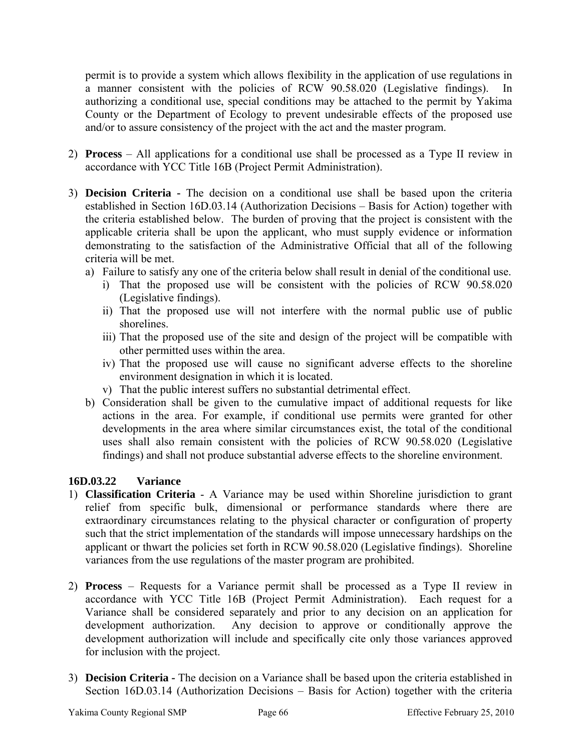permit is to provide a system which allows flexibility in the application of use regulations in a manner consistent with the policies of RCW 90.58.020 (Legislative findings). In authorizing a conditional use, special conditions may be attached to the permit by Yakima County or the Department of Ecology to prevent undesirable effects of the proposed use and/or to assure consistency of the project with the act and the master program.

2) **Process** – All applications for a conditional use shall be processed as a Type II review in accordance with YCC Title 16B (Project Permit Administration).

3) **Decision Criteria -** The decision on a conditional use shall be based upon the criteria established in Section 16D.03.14 (Authorization Decisions – Basis for Action) together with the criteria established below. The burden of proving that the project is consistent with the applicable criteria shall be upon the applicant, who must supply evidence or information demonstrating to the satisfaction of the Administrative Official that all of the following criteria will be met.
   a) Failure to satisfy any one of the criteria below shall result in denial of the conditional use.
      i) That the proposed use will be consistent with the policies of RCW 90.58.020 (Legislative findings).
      ii) That the proposed use will not interfere with the normal public use of public shorelines.
      iii) That the proposed use of the site and design of the project will be compatible with other permitted uses within the area.
      iv) That the proposed use will cause no significant adverse effects to the shoreline environment designation in which it is located.
      v) That the public interest suffers no substantial detrimental effect.
   b) Consideration shall be given to the cumulative impact of additional requests for like actions in the area. For example, if conditional use permits were granted for other developments in the area where similar circumstances exist, the total of the conditional uses shall also remain consistent with the policies of RCW 90.58.020 (Legislative findings) and shall not produce substantial adverse effects to the shoreline environment.

### 16D.03.22 Variance

1) **Classification Criteria** - A Variance may be used within Shoreline jurisdiction to grant relief from specific bulk, dimensional or performance standards where there are extraordinary circumstances relating to the physical character or configuration of property such that the strict implementation of the standards will impose unnecessary hardships on the applicant or thwart the policies set forth in RCW 90.58.020 (Legislative findings). Shoreline variances from the use regulations of the master program are prohibited.

2) **Process** – Requests for a Variance permit shall be processed as a Type II review in accordance with YCC Title 16B (Project Permit Administration). Each request for a Variance shall be considered separately and prior to any decision on an application for development authorization. Any decision to approve or conditionally approve the development authorization will include and specifically cite only those variances approved for inclusion with the project.

3) **Decision Criteria -** The decision on a Variance shall be based upon the criteria established in Section 16D.03.14 (Authorization Decisions – Basis for Action) together with the criteria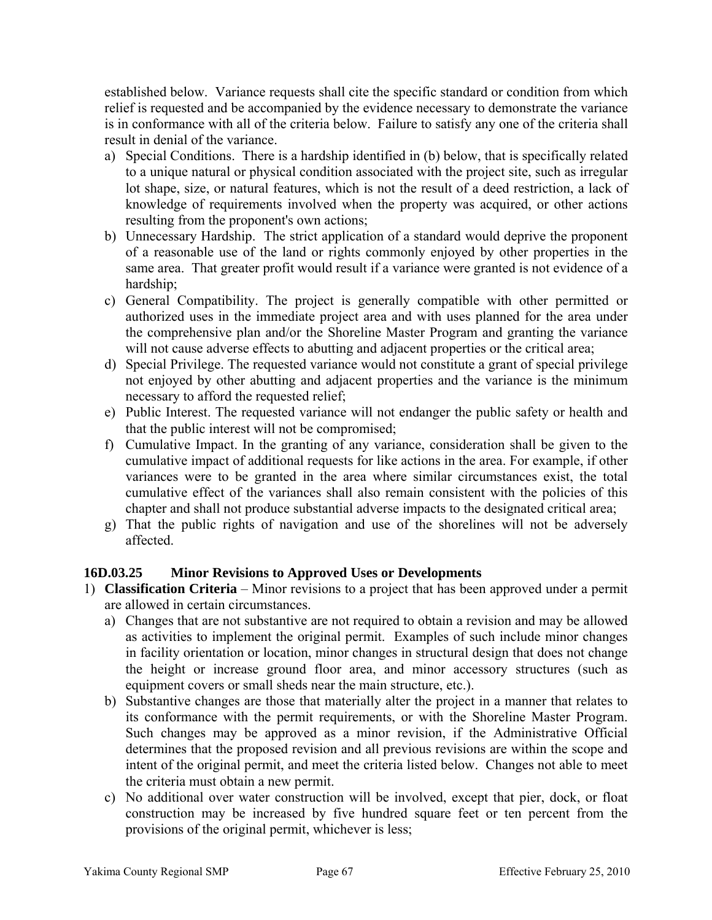established below. Variance requests shall cite the specific standard or condition from which relief is requested and be accompanied by the evidence necessary to demonstrate the variance is in conformance with all of the criteria below. Failure to satisfy any one of the criteria shall result in denial of the variance.

a) Special Conditions. There is a hardship identified in (b) below, that is specifically related to a unique natural or physical condition associated with the project site, such as irregular lot shape, size, or natural features, which is not the result of a deed restriction, a lack of knowledge of requirements involved when the property was acquired, or other actions resulting from the proponent's own actions;
b) Unnecessary Hardship. The strict application of a standard would deprive the proponent of a reasonable use of the land or rights commonly enjoyed by other properties in the same area. That greater profit would result if a variance were granted is not evidence of a hardship;
c) General Compatibility. The project is generally compatible with other permitted or authorized uses in the immediate project area and with uses planned for the area under the comprehensive plan and/or the Shoreline Master Program and granting the variance will not cause adverse effects to abutting and adjacent properties or the critical area;
d) Special Privilege. The requested variance would not constitute a grant of special privilege not enjoyed by other abutting and adjacent properties and the variance is the minimum necessary to afford the requested relief;
e) Public Interest. The requested variance will not endanger the public safety or health and that the public interest will not be compromised;
f) Cumulative Impact. In the granting of any variance, consideration shall be given to the cumulative impact of additional requests for like actions in the area. For example, if other variances were to be granted in the area where similar circumstances exist, the total cumulative effect of the variances shall also remain consistent with the policies of this chapter and shall not produce substantial adverse impacts to the designated critical area;
g) That the public rights of navigation and use of the shorelines will not be adversely affected.

### 16D.03.25 Minor Revisions to Approved Uses or Developments

1) **Classification Criteria** – Minor revisions to a project that has been approved under a permit are allowed in certain circumstances.
   a) Changes that are not substantive are not required to obtain a revision and may be allowed as activities to implement the original permit. Examples of such include minor changes in facility orientation or location, minor changes in structural design that does not change the height or increase ground floor area, and minor accessory structures (such as equipment covers or small sheds near the main structure, etc.).
   b) Substantive changes are those that materially alter the project in a manner that relates to its conformance with the permit requirements, or with the Shoreline Master Program. Such changes may be approved as a minor revision, if the Administrative Official determines that the proposed revision and all previous revisions are within the scope and intent of the original permit, and meet the criteria listed below. Changes not able to meet the criteria must obtain a new permit.
   c) No additional over water construction will be involved, except that pier, dock, or float construction may be increased by five hundred square feet or ten percent from the provisions of the original permit, whichever is less;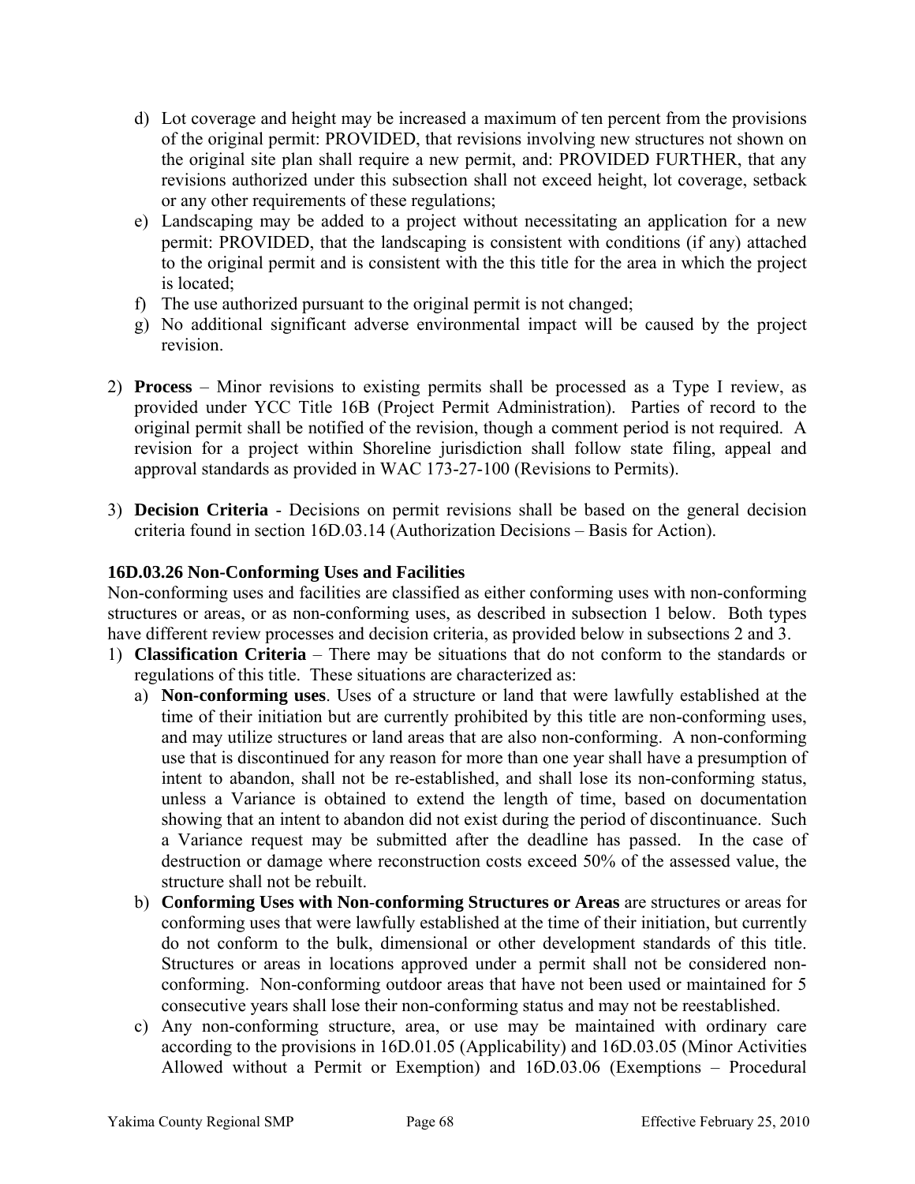d) Lot coverage and height may be increased a maximum of ten percent from the provisions of the original permit: PROVIDED, that revisions involving new structures not shown on the original site plan shall require a new permit, and: PROVIDED FURTHER, that any revisions authorized under this subsection shall not exceed height, lot coverage, setback or any other requirements of these regulations;
e) Landscaping may be added to a project without necessitating an application for a new permit: PROVIDED, that the landscaping is consistent with conditions (if any) attached to the original permit and is consistent with the this title for the area in which the project is located;
f) The use authorized pursuant to the original permit is not changed;
g) No additional significant adverse environmental impact will be caused by the project revision.

2) **Process** – Minor revisions to existing permits shall be processed as a Type I review, as provided under YCC Title 16B (Project Permit Administration). Parties of record to the original permit shall be notified of the revision, though a comment period is not required. A revision for a project within Shoreline jurisdiction shall follow state filing, appeal and approval standards as provided in WAC 173-27-100 (Revisions to Permits).

3) **Decision Criteria** - Decisions on permit revisions shall be based on the general decision criteria found in section 16D.03.14 (Authorization Decisions – Basis for Action).

### 16D.03.26 Non-Conforming Uses and Facilities

Non-conforming uses and facilities are classified as either conforming uses with non-conforming structures or areas, or as non-conforming uses, as described in subsection 1 below. Both types have different review processes and decision criteria, as provided below in subsections 2 and 3.

1) **Classification Criteria** – There may be situations that do not conform to the standards or regulations of this title. These situations are characterized as:
   a) **Non-conforming uses**. Uses of a structure or land that were lawfully established at the time of their initiation but are currently prohibited by this title are non-conforming uses, and may utilize structures or land areas that are also non-conforming. A non-conforming use that is discontinued for any reason for more than one year shall have a presumption of intent to abandon, shall not be re-established, and shall lose its non-conforming status, unless a Variance is obtained to extend the length of time, based on documentation showing that an intent to abandon did not exist during the period of discontinuance. Such a Variance request may be submitted after the deadline has passed. In the case of destruction or damage where reconstruction costs exceed 50% of the assessed value, the structure shall not be rebuilt.
   b) **Conforming Uses with Non-conforming Structures or Areas** are structures or areas for conforming uses that were lawfully established at the time of their initiation, but currently do not conform to the bulk, dimensional or other development standards of this title. Structures or areas in locations approved under a permit shall not be considered non-conforming. Non-conforming outdoor areas that have not been used or maintained for 5 consecutive years shall lose their non-conforming status and may not be reestablished.
   c) Any non-conforming structure, area, or use may be maintained with ordinary care according to the provisions in 16D.01.05 (Applicability) and 16D.03.05 (Minor Activities Allowed without a Permit or Exemption) and 16D.03.06 (Exemptions – Procedural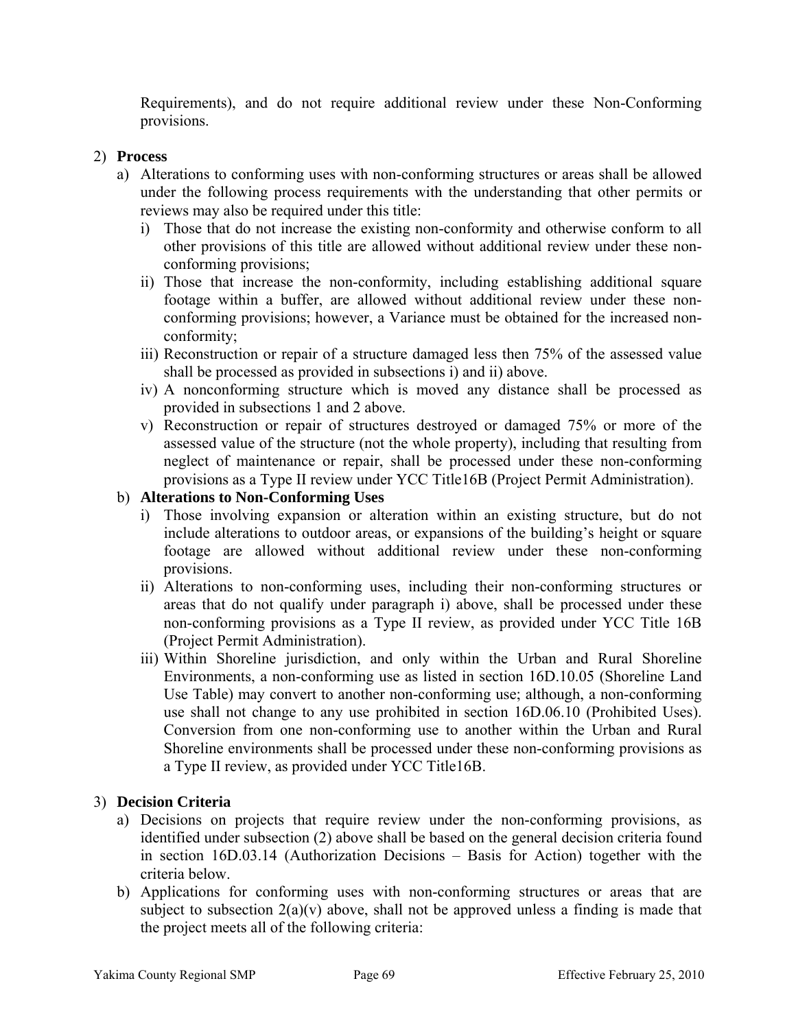Requirements), and do not require additional review under these Non-Conforming provisions.

2) **Process**
   a) Alterations to conforming uses with non-conforming structures or areas shall be allowed under the following process requirements with the understanding that other permits or reviews may also be required under this title:
      i) Those that do not increase the existing non-conformity and otherwise conform to all other provisions of this title are allowed without additional review under these non-conforming provisions;
      ii) Those that increase the non-conformity, including establishing additional square footage within a buffer, are allowed without additional review under these non-conforming provisions; however, a Variance must be obtained for the increased non-conformity;
      iii) Reconstruction or repair of a structure damaged less then 75% of the assessed value shall be processed as provided in subsections i) and ii) above.
      iv) A nonconforming structure which is moved any distance shall be processed as provided in subsections 1 and 2 above.
      v) Reconstruction or repair of structures destroyed or damaged 75% or more of the assessed value of the structure (not the whole property), including that resulting from neglect of maintenance or repair, shall be processed under these non-conforming provisions as a Type II review under YCC Title16B (Project Permit Administration).
   b) **Alterations to Non-Conforming Uses**
      i) Those involving expansion or alteration within an existing structure, but do not include alterations to outdoor areas, or expansions of the building's height or square footage are allowed without additional review under these non-conforming provisions.
      ii) Alterations to non-conforming uses, including their non-conforming structures or areas that do not qualify under paragraph i) above, shall be processed under these non-conforming provisions as a Type II review, as provided under YCC Title 16B (Project Permit Administration).
      iii) Within Shoreline jurisdiction, and only within the Urban and Rural Shoreline Environments, a non-conforming use as listed in section 16D.10.05 (Shoreline Land Use Table) may convert to another non-conforming use; although, a non-conforming use shall not change to any use prohibited in section 16D.06.10 (Prohibited Uses). Conversion from one non-conforming use to another within the Urban and Rural Shoreline environments shall be processed under these non-conforming provisions as a Type II review, as provided under YCC Title16B.

3) **Decision Criteria**
   a) Decisions on projects that require review under the non-conforming provisions, as identified under subsection (2) above shall be based on the general decision criteria found in section 16D.03.14 (Authorization Decisions – Basis for Action) together with the criteria below.
   b) Applications for conforming uses with non-conforming structures or areas that are subject to subsection 2(a)(v) above, shall not be approved unless a finding is made that the project meets all of the following criteria: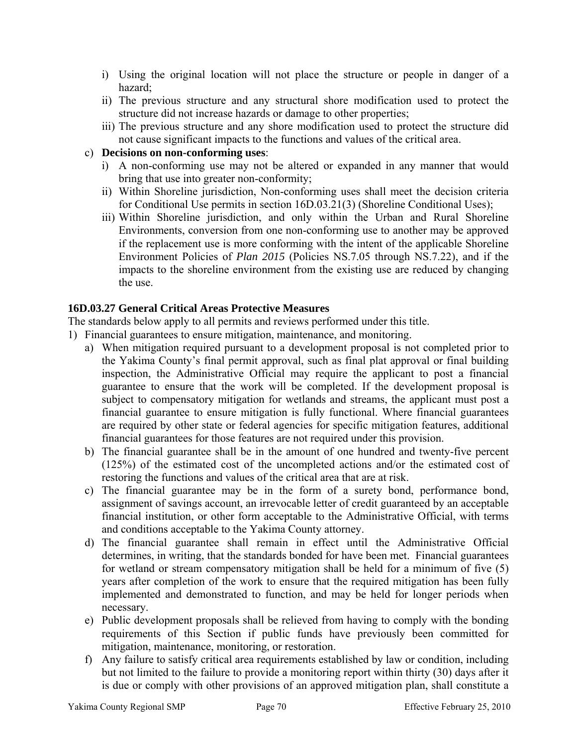i) Using the original location will not place the structure or people in danger of a hazard;
ii) The previous structure and any structural shore modification used to protect the structure did not increase hazards or damage to other properties;
iii) The previous structure and any shore modification used to protect the structure did not cause significant impacts to the functions and values of the critical area.

c) **Decisions on non-conforming uses**:
i) A non-conforming use may not be altered or expanded in any manner that would bring that use into greater non-conformity;
ii) Within Shoreline jurisdiction, Non-conforming uses shall meet the decision criteria for Conditional Use permits in section 16D.03.21(3) (Shoreline Conditional Uses);
iii) Within Shoreline jurisdiction, and only within the Urban and Rural Shoreline Environments, conversion from one non-conforming use to another may be approved if the replacement use is more conforming with the intent of the applicable Shoreline Environment Policies of *Plan 2015* (Policies NS.7.05 through NS.7.22), and if the impacts to the shoreline environment from the existing use are reduced by changing the use.

### 16D.03.27 General Critical Areas Protective Measures

The standards below apply to all permits and reviews performed under this title.

1) Financial guarantees to ensure mitigation, maintenance, and monitoring.
   a) When mitigation required pursuant to a development proposal is not completed prior to the Yakima County's final permit approval, such as final plat approval or final building inspection, the Administrative Official may require the applicant to post a financial guarantee to ensure that the work will be completed. If the development proposal is subject to compensatory mitigation for wetlands and streams, the applicant must post a financial guarantee to ensure mitigation is fully functional. Where financial guarantees are required by other state or federal agencies for specific mitigation features, additional financial guarantees for those features are not required under this provision.
   b) The financial guarantee shall be in the amount of one hundred and twenty-five percent (125%) of the estimated cost of the uncompleted actions and/or the estimated cost of restoring the functions and values of the critical area that are at risk.
   c) The financial guarantee may be in the form of a surety bond, performance bond, assignment of savings account, an irrevocable letter of credit guaranteed by an acceptable financial institution, or other form acceptable to the Administrative Official, with terms and conditions acceptable to the Yakima County attorney.
   d) The financial guarantee shall remain in effect until the Administrative Official determines, in writing, that the standards bonded for have been met. Financial guarantees for wetland or stream compensatory mitigation shall be held for a minimum of five (5) years after completion of the work to ensure that the required mitigation has been fully implemented and demonstrated to function, and may be held for longer periods when necessary.
   e) Public development proposals shall be relieved from having to comply with the bonding requirements of this Section if public funds have previously been committed for mitigation, maintenance, monitoring, or restoration.
   f) Any failure to satisfy critical area requirements established by law or condition, including but not limited to the failure to provide a monitoring report within thirty (30) days after it is due or comply with other provisions of an approved mitigation plan, shall constitute a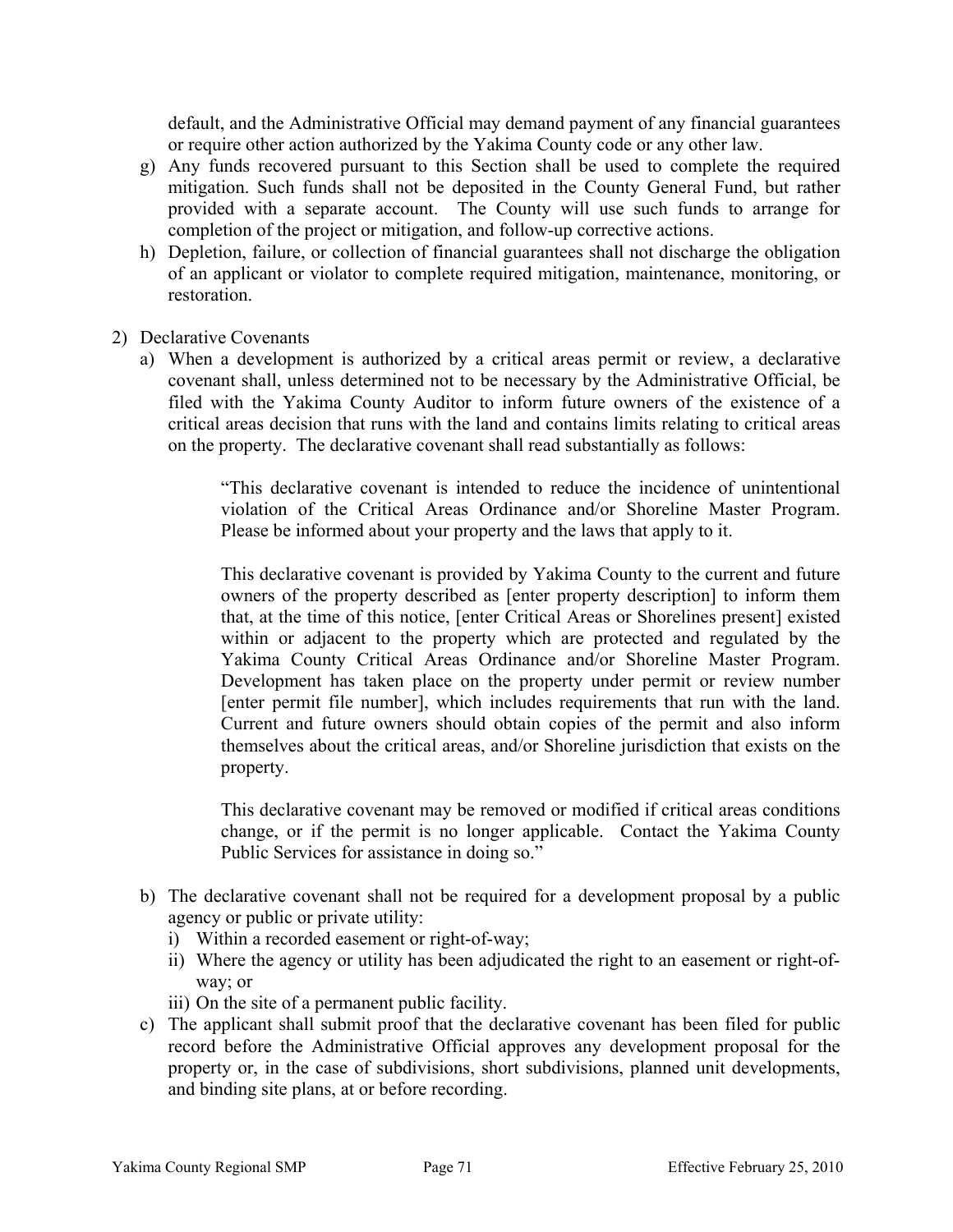default, and the Administrative Official may demand payment of any financial guarantees or require other action authorized by the Yakima County code or any other law.

g) Any funds recovered pursuant to this Section shall be used to complete the required mitigation. Such funds shall not be deposited in the County General Fund, but rather provided with a separate account. The County will use such funds to arrange for completion of the project or mitigation, and follow-up corrective actions.

h) Depletion, failure, or collection of financial guarantees shall not discharge the obligation of an applicant or violator to complete required mitigation, maintenance, monitoring, or restoration.

2) Declarative Covenants

a) When a development is authorized by a critical areas permit or review, a declarative covenant shall, unless determined not to be necessary by the Administrative Official, be filed with the Yakima County Auditor to inform future owners of the existence of a critical areas decision that runs with the land and contains limits relating to critical areas on the property. The declarative covenant shall read substantially as follows:

> "This declarative covenant is intended to reduce the incidence of unintentional violation of the Critical Areas Ordinance and/or Shoreline Master Program. Please be informed about your property and the laws that apply to it.
>
> This declarative covenant is provided by Yakima County to the current and future owners of the property described as [enter property description] to inform them that, at the time of this notice, [enter Critical Areas or Shorelines present] existed within or adjacent to the property which are protected and regulated by the Yakima County Critical Areas Ordinance and/or Shoreline Master Program. Development has taken place on the property under permit or review number [enter permit file number], which includes requirements that run with the land. Current and future owners should obtain copies of the permit and also inform themselves about the critical areas, and/or Shoreline jurisdiction that exists on the property.
>
> This declarative covenant may be removed or modified if critical areas conditions change, or if the permit is no longer applicable. Contact the Yakima County Public Services for assistance in doing so."

b) The declarative covenant shall not be required for a development proposal by a public agency or public or private utility:
   i) Within a recorded easement or right-of-way;
   ii) Where the agency or utility has been adjudicated the right to an easement or right-of-way; or
   iii) On the site of a permanent public facility.

c) The applicant shall submit proof that the declarative covenant has been filed for public record before the Administrative Official approves any development proposal for the property or, in the case of subdivisions, short subdivisions, planned unit developments, and binding site plans, at or before recording.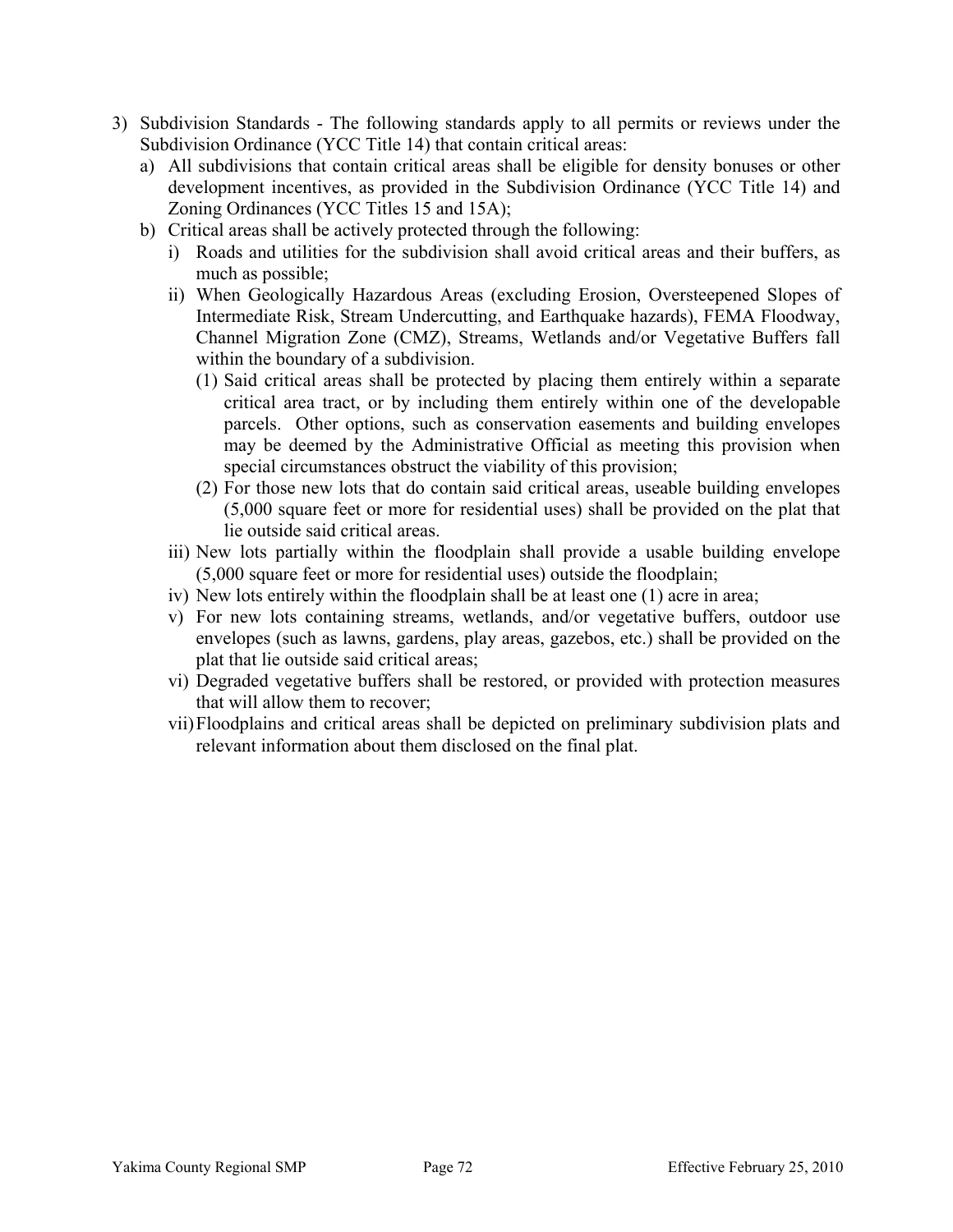3) Subdivision Standards - The following standards apply to all permits or reviews under the Subdivision Ordinance (YCC Title 14) that contain critical areas:
   a) All subdivisions that contain critical areas shall be eligible for density bonuses or other development incentives, as provided in the Subdivision Ordinance (YCC Title 14) and Zoning Ordinances (YCC Titles 15 and 15A);
   b) Critical areas shall be actively protected through the following:
      i) Roads and utilities for the subdivision shall avoid critical areas and their buffers, as much as possible;
      ii) When Geologically Hazardous Areas (excluding Erosion, Oversteepened Slopes of Intermediate Risk, Stream Undercutting, and Earthquake hazards), FEMA Floodway, Channel Migration Zone (CMZ), Streams, Wetlands and/or Vegetative Buffers fall within the boundary of a subdivision.
         (1) Said critical areas shall be protected by placing them entirely within a separate critical area tract, or by including them entirely within one of the developable parcels. Other options, such as conservation easements and building envelopes may be deemed by the Administrative Official as meeting this provision when special circumstances obstruct the viability of this provision;
         (2) For those new lots that do contain said critical areas, useable building envelopes (5,000 square feet or more for residential uses) shall be provided on the plat that lie outside said critical areas.
      iii) New lots partially within the floodplain shall provide a usable building envelope (5,000 square feet or more for residential uses) outside the floodplain;
      iv) New lots entirely within the floodplain shall be at least one (1) acre in area;
      v) For new lots containing streams, wetlands, and/or vegetative buffers, outdoor use envelopes (such as lawns, gardens, play areas, gazebos, etc.) shall be provided on the plat that lie outside said critical areas;
      vi) Degraded vegetative buffers shall be restored, or provided with protection measures that will allow them to recover;
      vii) Floodplains and critical areas shall be depicted on preliminary subdivision plats and relevant information about them disclosed on the final plat.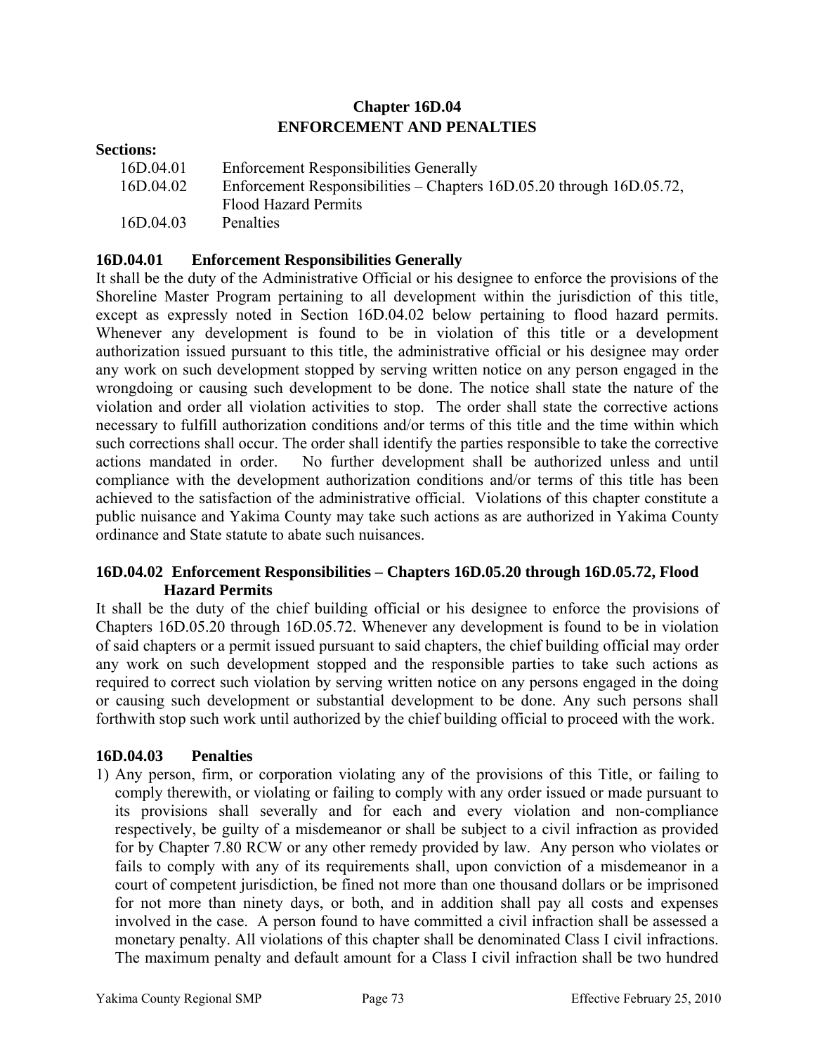# Chapter 16D.04
# ENFORCEMENT AND PENALTIES

**Sections:**

| | |
|---|---|
| 16D.04.01 | Enforcement Responsibilities Generally |
| 16D.04.02 | Enforcement Responsibilities – Chapters 16D.05.20 through 16D.05.72, Flood Hazard Permits |
| 16D.04.03 | Penalties |

## 16D.04.01 Enforcement Responsibilities Generally

It shall be the duty of the Administrative Official or his designee to enforce the provisions of the Shoreline Master Program pertaining to all development within the jurisdiction of this title, except as expressly noted in Section 16D.04.02 below pertaining to flood hazard permits. Whenever any development is found to be in violation of this title or a development authorization issued pursuant to this title, the administrative official or his designee may order any work on such development stopped by serving written notice on any person engaged in the wrongdoing or causing such development to be done. The notice shall state the nature of the violation and order all violation activities to stop. The order shall state the corrective actions necessary to fulfill authorization conditions and/or terms of this title and the time within which such corrections shall occur. The order shall identify the parties responsible to take the corrective actions mandated in order. No further development shall be authorized unless and until compliance with the development authorization conditions and/or terms of this title has been achieved to the satisfaction of the administrative official. Violations of this chapter constitute a public nuisance and Yakima County may take such actions as are authorized in Yakima County ordinance and State statute to abate such nuisances.

## 16D.04.02 Enforcement Responsibilities – Chapters 16D.05.20 through 16D.05.72, Flood Hazard Permits

It shall be the duty of the chief building official or his designee to enforce the provisions of Chapters 16D.05.20 through 16D.05.72. Whenever any development is found to be in violation of said chapters or a permit issued pursuant to said chapters, the chief building official may order any work on such development stopped and the responsible parties to take such actions as required to correct such violation by serving written notice on any persons engaged in the doing or causing such development or substantial development to be done. Any such persons shall forthwith stop such work until authorized by the chief building official to proceed with the work.

## 16D.04.03 Penalties

1) Any person, firm, or corporation violating any of the provisions of this Title, or failing to comply therewith, or violating or failing to comply with any order issued or made pursuant to its provisions shall severally and for each and every violation and non-compliance respectively, be guilty of a misdemeanor or shall be subject to a civil infraction as provided for by Chapter 7.80 RCW or any other remedy provided by law. Any person who violates or fails to comply with any of its requirements shall, upon conviction of a misdemeanor in a court of competent jurisdiction, be fined not more than one thousand dollars or be imprisoned for not more than ninety days, or both, and in addition shall pay all costs and expenses involved in the case. A person found to have committed a civil infraction shall be assessed a monetary penalty. All violations of this chapter shall be denominated Class I civil infractions. The maximum penalty and default amount for a Class I civil infraction shall be two hundred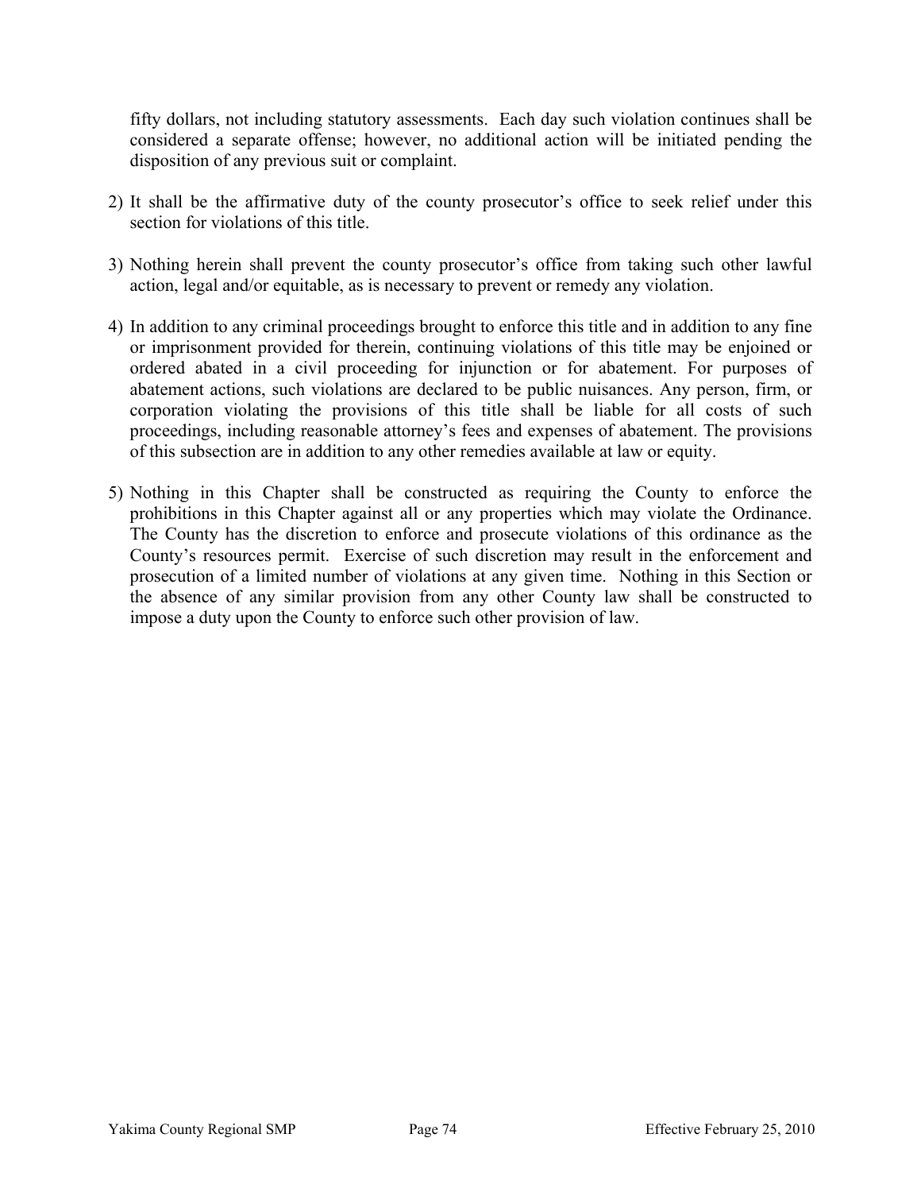fifty dollars, not including statutory assessments. Each day such violation continues shall be considered a separate offense; however, no additional action will be initiated pending the disposition of any previous suit or complaint.

2) It shall be the affirmative duty of the county prosecutor's office to seek relief under this section for violations of this title.

3) Nothing herein shall prevent the county prosecutor's office from taking such other lawful action, legal and/or equitable, as is necessary to prevent or remedy any violation.

4) In addition to any criminal proceedings brought to enforce this title and in addition to any fine or imprisonment provided for therein, continuing violations of this title may be enjoined or ordered abated in a civil proceeding for injunction or for abatement. For purposes of abatement actions, such violations are declared to be public nuisances. Any person, firm, or corporation violating the provisions of this title shall be liable for all costs of such proceedings, including reasonable attorney's fees and expenses of abatement. The provisions of this subsection are in addition to any other remedies available at law or equity.

5) Nothing in this Chapter shall be constructed as requiring the County to enforce the prohibitions in this Chapter against all or any properties which may violate the Ordinance. The County has the discretion to enforce and prosecute violations of this ordinance as the County's resources permit. Exercise of such discretion may result in the enforcement and prosecution of a limited number of violations at any given time. Nothing in this Section or the absence of any similar provision from any other County law shall be constructed to impose a duty upon the County to enforce such other provision of law.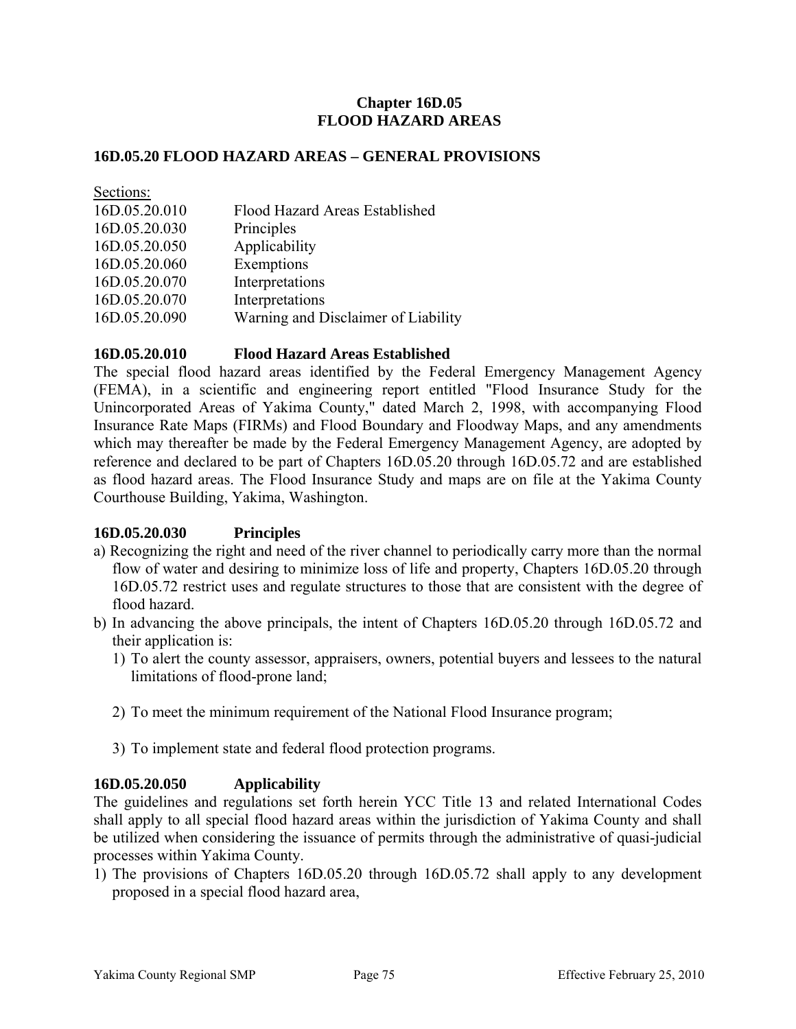# Chapter 16D.05
# FLOOD HAZARD AREAS

## 16D.05.20 FLOOD HAZARD AREAS – GENERAL PROVISIONS

Sections:

| | |
|---|---|
| 16D.05.20.010 | Flood Hazard Areas Established |
| 16D.05.20.030 | Principles |
| 16D.05.20.050 | Applicability |
| 16D.05.20.060 | Exemptions |
| 16D.05.20.070 | Interpretations |
| 16D.05.20.070 | Interpretations |
| 16D.05.20.090 | Warning and Disclaimer of Liability |

### 16D.05.20.010 Flood Hazard Areas Established

The special flood hazard areas identified by the Federal Emergency Management Agency (FEMA), in a scientific and engineering report entitled "Flood Insurance Study for the Unincorporated Areas of Yakima County," dated March 2, 1998, with accompanying Flood Insurance Rate Maps (FIRMs) and Flood Boundary and Floodway Maps, and any amendments which may thereafter be made by the Federal Emergency Management Agency, are adopted by reference and declared to be part of Chapters 16D.05.20 through 16D.05.72 and are established as flood hazard areas. The Flood Insurance Study and maps are on file at the Yakima County Courthouse Building, Yakima, Washington.

### 16D.05.20.030 Principles

a) Recognizing the right and need of the river channel to periodically carry more than the normal flow of water and desiring to minimize loss of life and property, Chapters 16D.05.20 through 16D.05.72 restrict uses and regulate structures to those that are consistent with the degree of flood hazard.
b) In advancing the above principals, the intent of Chapters 16D.05.20 through 16D.05.72 and their application is:
   1) To alert the county assessor, appraisers, owners, potential buyers and lessees to the natural limitations of flood-prone land;
   2) To meet the minimum requirement of the National Flood Insurance program;
   3) To implement state and federal flood protection programs.

### 16D.05.20.050 Applicability

The guidelines and regulations set forth herein YCC Title 13 and related International Codes shall apply to all special flood hazard areas within the jurisdiction of Yakima County and shall be utilized when considering the issuance of permits through the administrative of quasi-judicial processes within Yakima County.

1) The provisions of Chapters 16D.05.20 through 16D.05.72 shall apply to any development proposed in a special flood hazard area,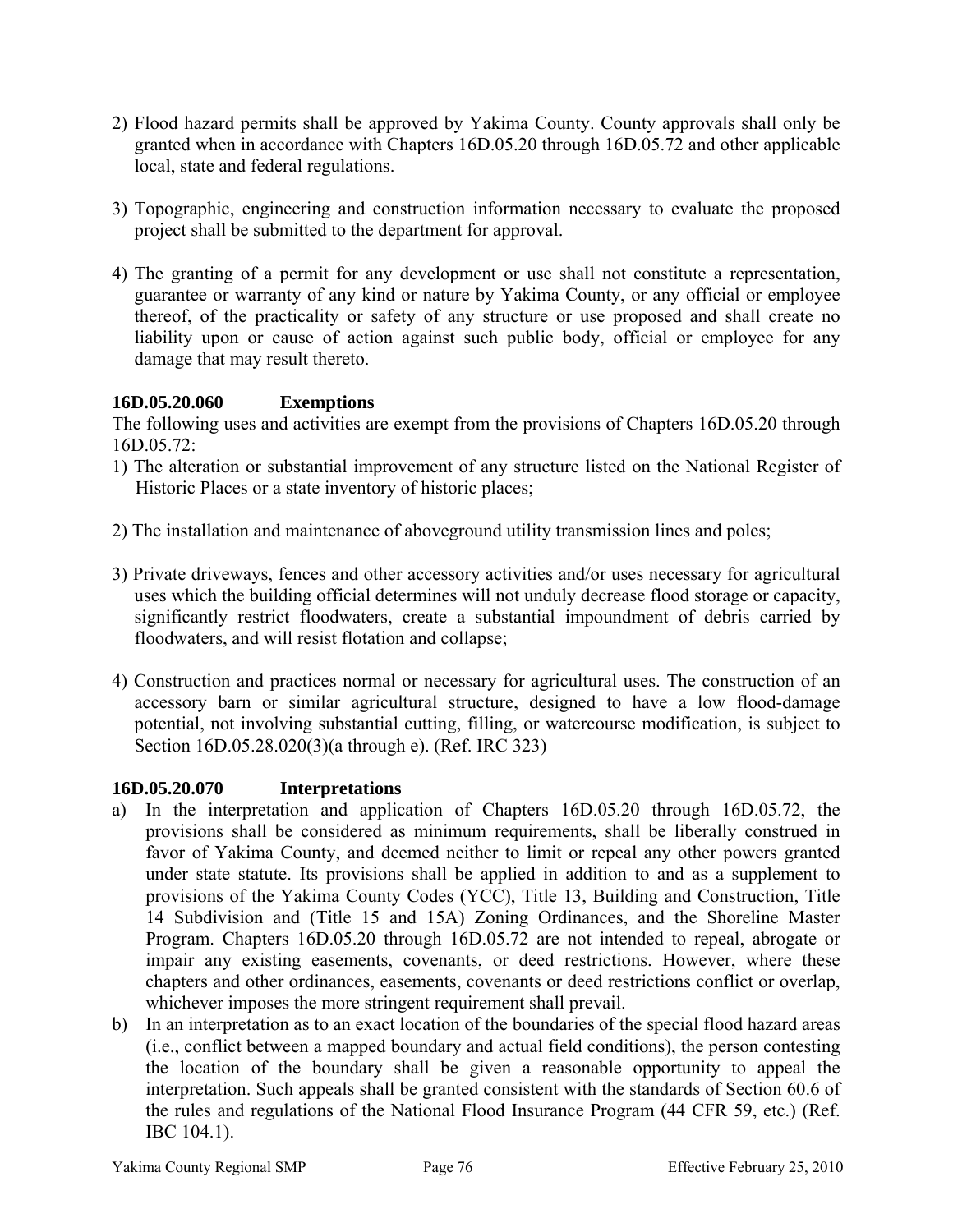2) Flood hazard permits shall be approved by Yakima County. County approvals shall only be granted when in accordance with Chapters 16D.05.20 through 16D.05.72 and other applicable local, state and federal regulations.

3) Topographic, engineering and construction information necessary to evaluate the proposed project shall be submitted to the department for approval.

4) The granting of a permit for any development or use shall not constitute a representation, guarantee or warranty of any kind or nature by Yakima County, or any official or employee thereof, of the practicality or safety of any structure or use proposed and shall create no liability upon or cause of action against such public body, official or employee for any damage that may result thereto.

**16D.05.20.060 Exemptions**

The following uses and activities are exempt from the provisions of Chapters 16D.05.20 through 16D.05.72:

1) The alteration or substantial improvement of any structure listed on the National Register of Historic Places or a state inventory of historic places;

2) The installation and maintenance of aboveground utility transmission lines and poles;

3) Private driveways, fences and other accessory activities and/or uses necessary for agricultural uses which the building official determines will not unduly decrease flood storage or capacity, significantly restrict floodwaters, create a substantial impoundment of debris carried by floodwaters, and will resist flotation and collapse;

4) Construction and practices normal or necessary for agricultural uses. The construction of an accessory barn or similar agricultural structure, designed to have a low flood-damage potential, not involving substantial cutting, filling, or watercourse modification, is subject to Section 16D.05.28.020(3)(a through e). (Ref. IRC 323)

**16D.05.20.070 Interpretations**

a) In the interpretation and application of Chapters 16D.05.20 through 16D.05.72, the provisions shall be considered as minimum requirements, shall be liberally construed in favor of Yakima County, and deemed neither to limit or repeal any other powers granted under state statute. Its provisions shall be applied in addition to and as a supplement to provisions of the Yakima County Codes (YCC), Title 13, Building and Construction, Title 14 Subdivision and (Title 15 and 15A) Zoning Ordinances, and the Shoreline Master Program. Chapters 16D.05.20 through 16D.05.72 are not intended to repeal, abrogate or impair any existing easements, covenants, or deed restrictions. However, where these chapters and other ordinances, easements, covenants or deed restrictions conflict or overlap, whichever imposes the more stringent requirement shall prevail.

b) In an interpretation as to an exact location of the boundaries of the special flood hazard areas (i.e., conflict between a mapped boundary and actual field conditions), the person contesting the location of the boundary shall be given a reasonable opportunity to appeal the interpretation. Such appeals shall be granted consistent with the standards of Section 60.6 of the rules and regulations of the National Flood Insurance Program (44 CFR 59, etc.) (Ref. IBC 104.1).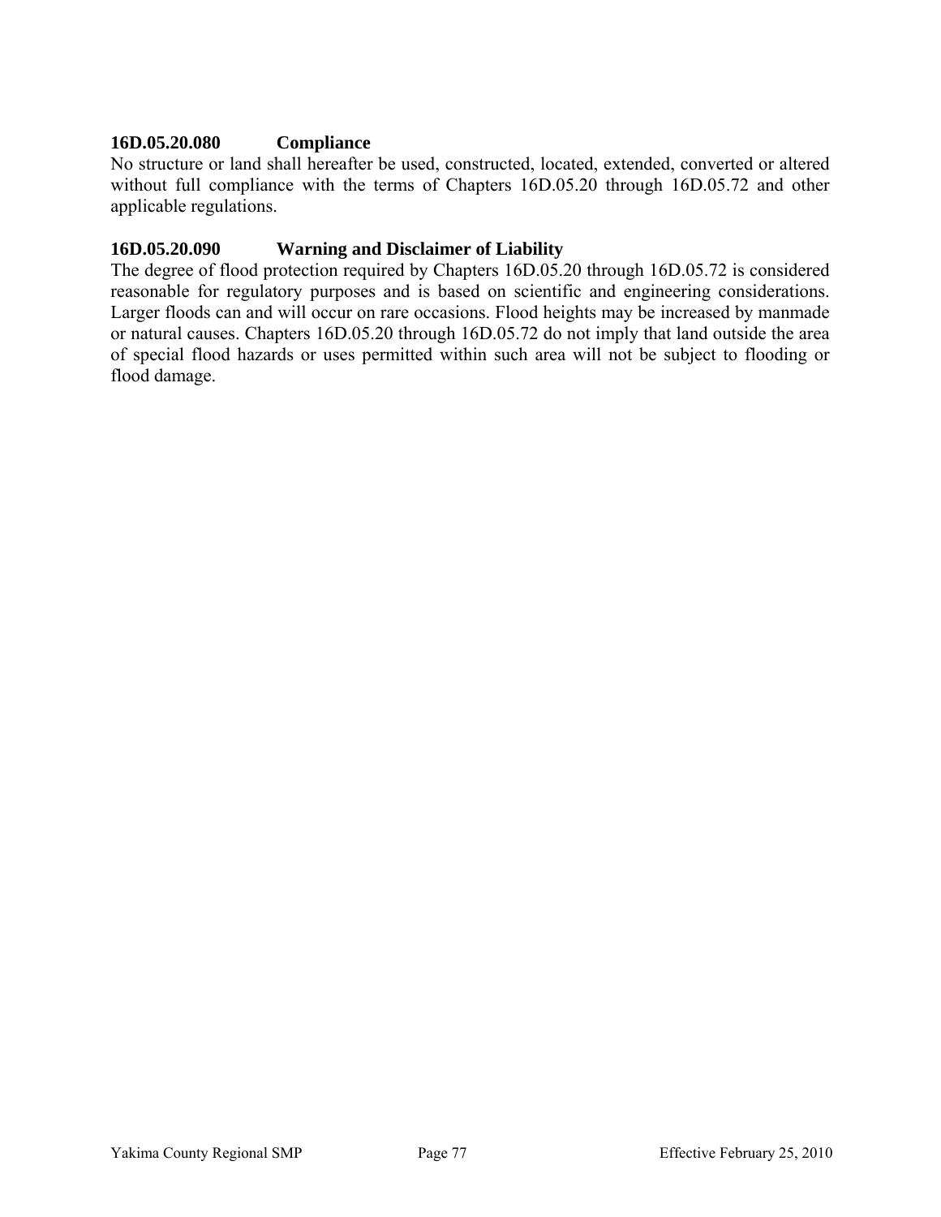**16D.05.20.080 Compliance**

No structure or land shall hereafter be used, constructed, located, extended, converted or altered without full compliance with the terms of Chapters 16D.05.20 through 16D.05.72 and other applicable regulations.

**16D.05.20.090 Warning and Disclaimer of Liability**

The degree of flood protection required by Chapters 16D.05.20 through 16D.05.72 is considered reasonable for regulatory purposes and is based on scientific and engineering considerations. Larger floods can and will occur on rare occasions. Flood heights may be increased by manmade or natural causes. Chapters 16D.05.20 through 16D.05.72 do not imply that land outside the area of special flood hazards or uses permitted within such area will not be subject to flooding or flood damage.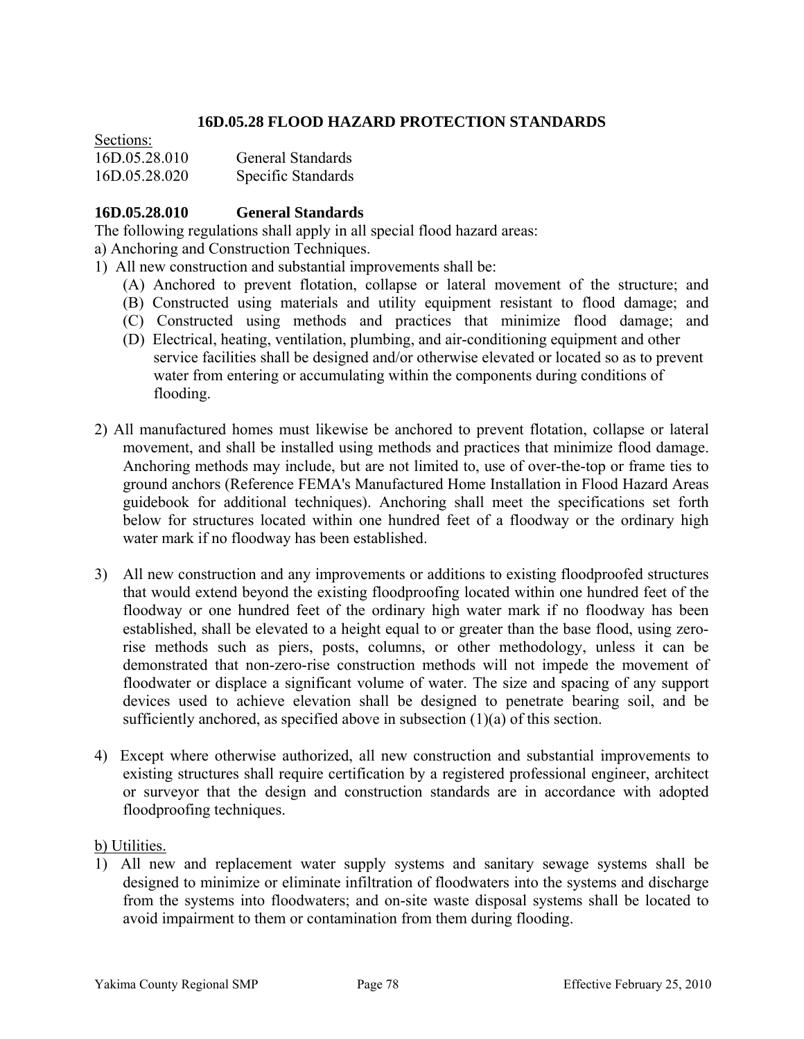## 16D.05.28 FLOOD HAZARD PROTECTION STANDARDS

Sections:

16D.05.28.010 General Standards
16D.05.28.020 Specific Standards

### 16D.05.28.010 General Standards

The following regulations shall apply in all special flood hazard areas:

a) Anchoring and Construction Techniques.

1) All new construction and substantial improvements shall be:
   - (A) Anchored to prevent flotation, collapse or lateral movement of the structure; and
   - (B) Constructed using materials and utility equipment resistant to flood damage; and
   - (C) Constructed using methods and practices that minimize flood damage; and
   - (D) Electrical, heating, ventilation, plumbing, and air-conditioning equipment and other service facilities shall be designed and/or otherwise elevated or located so as to prevent water from entering or accumulating within the components during conditions of flooding.

2) All manufactured homes must likewise be anchored to prevent flotation, collapse or lateral movement, and shall be installed using methods and practices that minimize flood damage. Anchoring methods may include, but are not limited to, use of over-the-top or frame ties to ground anchors (Reference FEMA's Manufactured Home Installation in Flood Hazard Areas guidebook for additional techniques). Anchoring shall meet the specifications set forth below for structures located within one hundred feet of a floodway or the ordinary high water mark if no floodway has been established.

3) All new construction and any improvements or additions to existing floodproofed structures that would extend beyond the existing floodproofing located within one hundred feet of the floodway or one hundred feet of the ordinary high water mark if no floodway has been established, shall be elevated to a height equal to or greater than the base flood, using zero-rise methods such as piers, posts, columns, or other methodology, unless it can be demonstrated that non-zero-rise construction methods will not impede the movement of floodwater or displace a significant volume of water. The size and spacing of any support devices used to achieve elevation shall be designed to penetrate bearing soil, and be sufficiently anchored, as specified above in subsection (1)(a) of this section.

4) Except where otherwise authorized, all new construction and substantial improvements to existing structures shall require certification by a registered professional engineer, architect or surveyor that the design and construction standards are in accordance with adopted floodproofing techniques.

b) Utilities.

1) All new and replacement water supply systems and sanitary sewage systems shall be designed to minimize or eliminate infiltration of floodwaters into the systems and discharge from the systems into floodwaters; and on-site waste disposal systems shall be located to avoid impairment to them or contamination from them during flooding.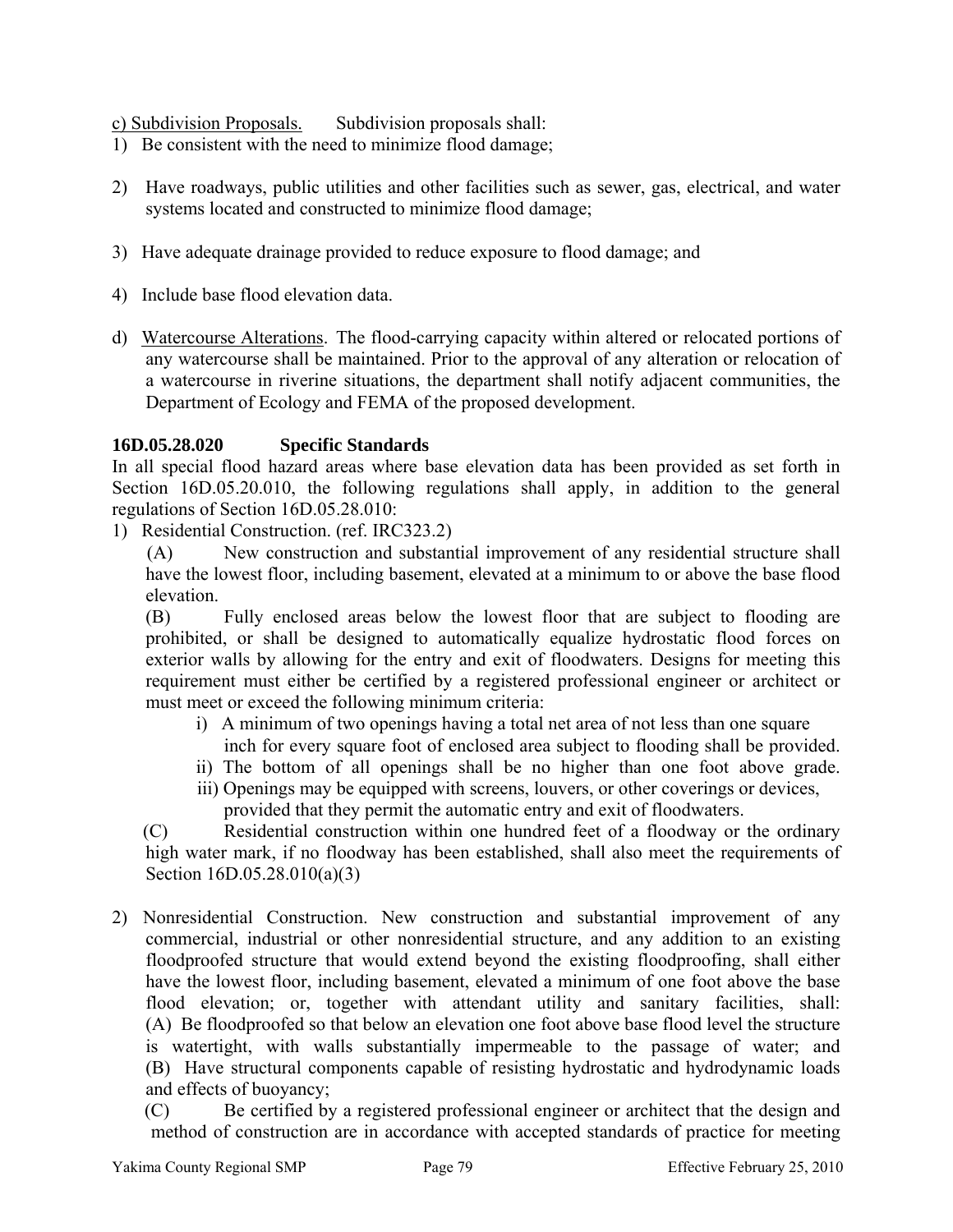c) Subdivision Proposals. Subdivision proposals shall:

1) Be consistent with the need to minimize flood damage;

2) Have roadways, public utilities and other facilities such as sewer, gas, electrical, and water systems located and constructed to minimize flood damage;

3) Have adequate drainage provided to reduce exposure to flood damage; and

4) Include base flood elevation data.

d) Watercourse Alterations. The flood-carrying capacity within altered or relocated portions of any watercourse shall be maintained. Prior to the approval of any alteration or relocation of a watercourse in riverine situations, the department shall notify adjacent communities, the Department of Ecology and FEMA of the proposed development.

### 16D.05.28.020 Specific Standards

In all special flood hazard areas where base elevation data has been provided as set forth in Section 16D.05.20.010, the following regulations shall apply, in addition to the general regulations of Section 16D.05.28.010:

1) Residential Construction. (ref. IRC323.2)

(A) New construction and substantial improvement of any residential structure shall have the lowest floor, including basement, elevated at a minimum to or above the base flood elevation.

(B) Fully enclosed areas below the lowest floor that are subject to flooding are prohibited, or shall be designed to automatically equalize hydrostatic flood forces on exterior walls by allowing for the entry and exit of floodwaters. Designs for meeting this requirement must either be certified by a registered professional engineer or architect or must meet or exceed the following minimum criteria:

i) A minimum of two openings having a total net area of not less than one square inch for every square foot of enclosed area subject to flooding shall be provided.

ii) The bottom of all openings shall be no higher than one foot above grade.

iii) Openings may be equipped with screens, louvers, or other coverings or devices, provided that they permit the automatic entry and exit of floodwaters.

(C) Residential construction within one hundred feet of a floodway or the ordinary high water mark, if no floodway has been established, shall also meet the requirements of Section 16D.05.28.010(a)(3)

2) Nonresidential Construction. New construction and substantial improvement of any commercial, industrial or other nonresidential structure, and any addition to an existing floodproofed structure that would extend beyond the existing floodproofing, shall either have the lowest floor, including basement, elevated a minimum of one foot above the base flood elevation; or, together with attendant utility and sanitary facilities, shall:
(A) Be floodproofed so that below an elevation one foot above base flood level the structure is watertight, with walls substantially impermeable to the passage of water; and
(B) Have structural components capable of resisting hydrostatic and hydrodynamic loads and effects of buoyancy;

(C) Be certified by a registered professional engineer or architect that the design and method of construction are in accordance with accepted standards of practice for meeting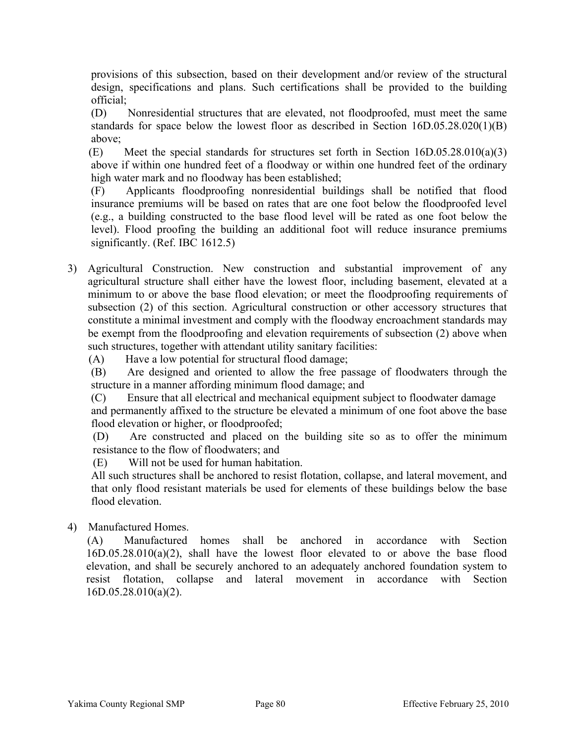provisions of this subsection, based on their development and/or review of the structural design, specifications and plans. Such certifications shall be provided to the building official;

(D) Nonresidential structures that are elevated, not floodproofed, must meet the same standards for space below the lowest floor as described in Section 16D.05.28.020(1)(B) above;

(E) Meet the special standards for structures set forth in Section 16D.05.28.010(a)(3) above if within one hundred feet of a floodway or within one hundred feet of the ordinary high water mark and no floodway has been established;

(F) Applicants floodproofing nonresidential buildings shall be notified that flood insurance premiums will be based on rates that are one foot below the floodproofed level (e.g., a building constructed to the base flood level will be rated as one foot below the level). Flood proofing the building an additional foot will reduce insurance premiums significantly. (Ref. IBC 1612.5)

3) Agricultural Construction. New construction and substantial improvement of any agricultural structure shall either have the lowest floor, including basement, elevated at a minimum to or above the base flood elevation; or meet the floodproofing requirements of subsection (2) of this section. Agricultural construction or other accessory structures that constitute a minimal investment and comply with the floodway encroachment standards may be exempt from the floodproofing and elevation requirements of subsection (2) above when such structures, together with attendant utility sanitary facilities:

(A) Have a low potential for structural flood damage;

(B) Are designed and oriented to allow the free passage of floodwaters through the structure in a manner affording minimum flood damage; and

(C) Ensure that all electrical and mechanical equipment subject to floodwater damage and permanently affixed to the structure be elevated a minimum of one foot above the base flood elevation or higher, or floodproofed;

(D) Are constructed and placed on the building site so as to offer the minimum resistance to the flow of floodwaters; and

(E) Will not be used for human habitation.

All such structures shall be anchored to resist flotation, collapse, and lateral movement, and that only flood resistant materials be used for elements of these buildings below the base flood elevation.

4) Manufactured Homes.

(A) Manufactured homes shall be anchored in accordance with Section 16D.05.28.010(a)(2), shall have the lowest floor elevated to or above the base flood elevation, and shall be securely anchored to an adequately anchored foundation system to resist flotation, collapse and lateral movement in accordance with Section 16D.05.28.010(a)(2).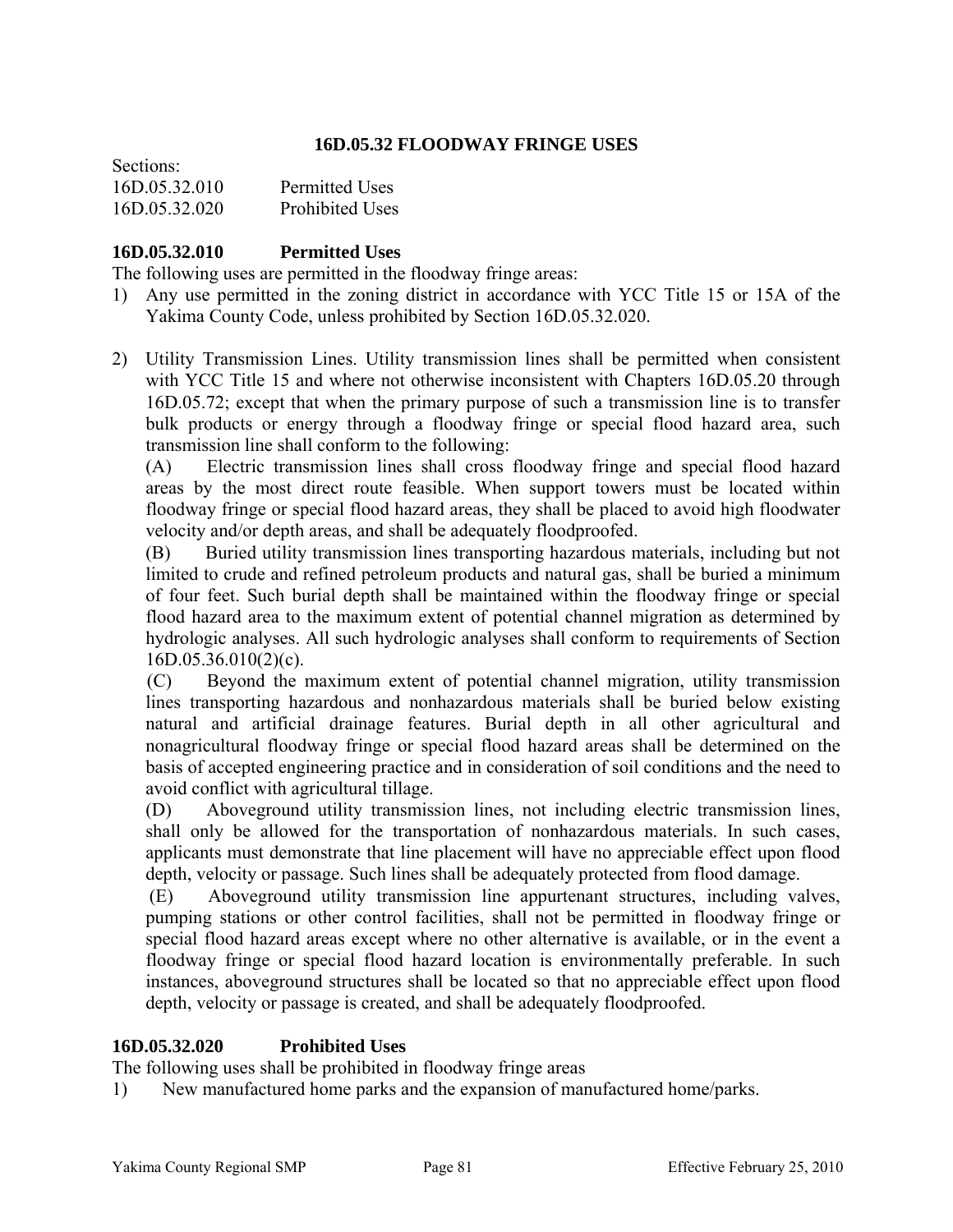## 16D.05.32 FLOODWAY FRINGE USES

Sections:
16D.05.32.010 Permitted Uses
16D.05.32.020 Prohibited Uses

### 16D.05.32.010 Permitted Uses

The following uses are permitted in the floodway fringe areas:

1) Any use permitted in the zoning district in accordance with YCC Title 15 or 15A of the Yakima County Code, unless prohibited by Section 16D.05.32.020.

2) Utility Transmission Lines. Utility transmission lines shall be permitted when consistent with YCC Title 15 and where not otherwise inconsistent with Chapters 16D.05.20 through 16D.05.72; except that when the primary purpose of such a transmission line is to transfer bulk products or energy through a floodway fringe or special flood hazard area, such transmission line shall conform to the following:

   (A) Electric transmission lines shall cross floodway fringe and special flood hazard areas by the most direct route feasible. When support towers must be located within floodway fringe or special flood hazard areas, they shall be placed to avoid high floodwater velocity and/or depth areas, and shall be adequately floodproofed.

   (B) Buried utility transmission lines transporting hazardous materials, including but not limited to crude and refined petroleum products and natural gas, shall be buried a minimum of four feet. Such burial depth shall be maintained within the floodway fringe or special flood hazard area to the maximum extent of potential channel migration as determined by hydrologic analyses. All such hydrologic analyses shall conform to requirements of Section 16D.05.36.010(2)(c).

   (C) Beyond the maximum extent of potential channel migration, utility transmission lines transporting hazardous and nonhazardous materials shall be buried below existing natural and artificial drainage features. Burial depth in all other agricultural and nonagricultural floodway fringe or special flood hazard areas shall be determined on the basis of accepted engineering practice and in consideration of soil conditions and the need to avoid conflict with agricultural tillage.

   (D) Aboveground utility transmission lines, not including electric transmission lines, shall only be allowed for the transportation of nonhazardous materials. In such cases, applicants must demonstrate that line placement will have no appreciable effect upon flood depth, velocity or passage. Such lines shall be adequately protected from flood damage.

   (E) Aboveground utility transmission line appurtenant structures, including valves, pumping stations or other control facilities, shall not be permitted in floodway fringe or special flood hazard areas except where no other alternative is available, or in the event a floodway fringe or special flood hazard location is environmentally preferable. In such instances, aboveground structures shall be located so that no appreciable effect upon flood depth, velocity or passage is created, and shall be adequately floodproofed.

### 16D.05.32.020 Prohibited Uses

The following uses shall be prohibited in floodway fringe areas

1) New manufactured home parks and the expansion of manufactured home/parks.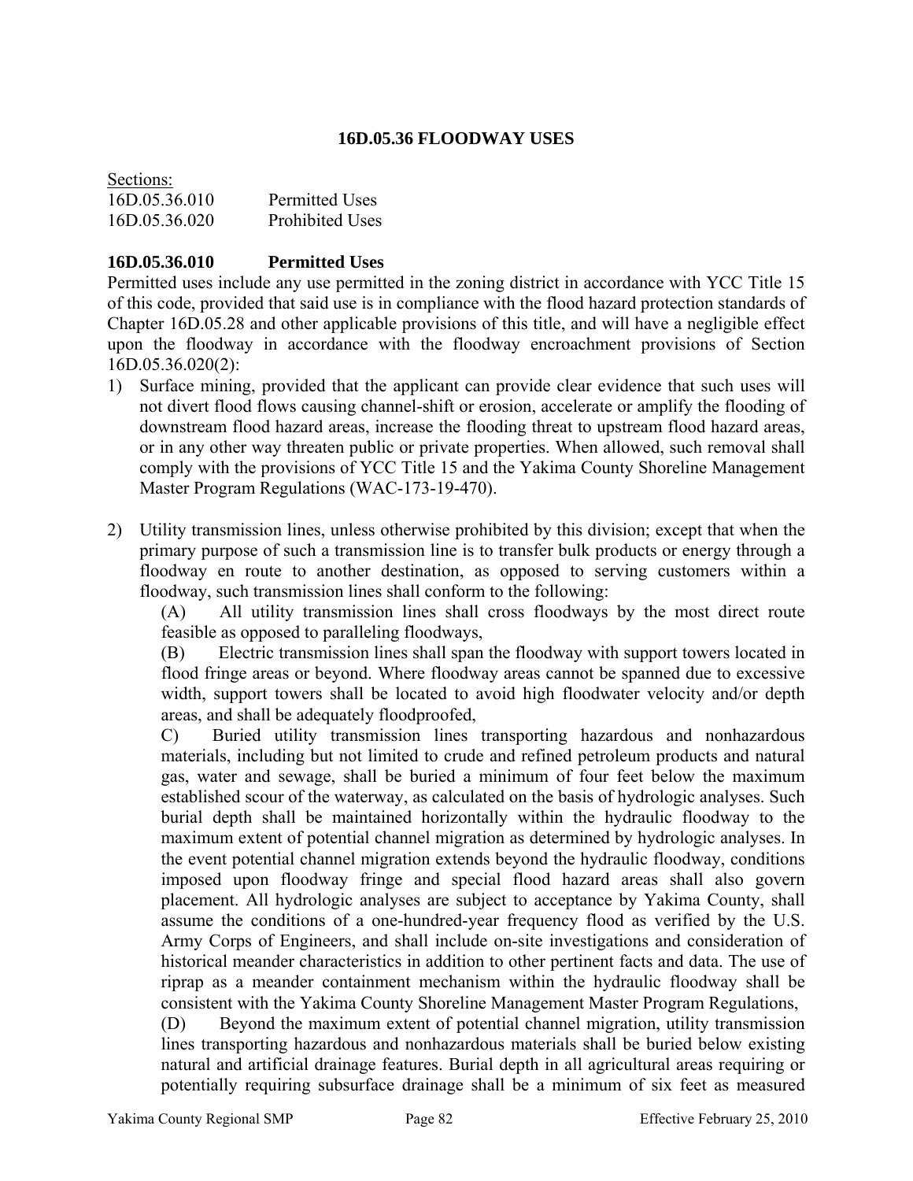### 16D.05.36 FLOODWAY USES

Sections:

16D.05.36.010 Permitted Uses

16D.05.36.020 Prohibited Uses

**16D.05.36.010 Permitted Uses**

Permitted uses include any use permitted in the zoning district in accordance with YCC Title 15 of this code, provided that said use is in compliance with the flood hazard protection standards of Chapter 16D.05.28 and other applicable provisions of this title, and will have a negligible effect upon the floodway in accordance with the floodway encroachment provisions of Section 16D.05.36.020(2):

1) Surface mining, provided that the applicant can provide clear evidence that such uses will not divert flood flows causing channel-shift or erosion, accelerate or amplify the flooding of downstream flood hazard areas, increase the flooding threat to upstream flood hazard areas, or in any other way threaten public or private properties. When allowed, such removal shall comply with the provisions of YCC Title 15 and the Yakima County Shoreline Management Master Program Regulations (WAC-173-19-470).

2) Utility transmission lines, unless otherwise prohibited by this division; except that when the primary purpose of such a transmission line is to transfer bulk products or energy through a floodway en route to another destination, as opposed to serving customers within a floodway, such transmission lines shall conform to the following:

   (A) All utility transmission lines shall cross floodways by the most direct route feasible as opposed to paralleling floodways,

   (B) Electric transmission lines shall span the floodway with support towers located in flood fringe areas or beyond. Where floodway areas cannot be spanned due to excessive width, support towers shall be located to avoid high floodwater velocity and/or depth areas, and shall be adequately floodproofed,

   C) Buried utility transmission lines transporting hazardous and nonhazardous materials, including but not limited to crude and refined petroleum products and natural gas, water and sewage, shall be buried a minimum of four feet below the maximum established scour of the waterway, as calculated on the basis of hydrologic analyses. Such burial depth shall be maintained horizontally within the hydraulic floodway to the maximum extent of potential channel migration as determined by hydrologic analyses. In the event potential channel migration extends beyond the hydraulic floodway, conditions imposed upon floodway fringe and special flood hazard areas shall also govern placement. All hydrologic analyses are subject to acceptance by Yakima County, shall assume the conditions of a one-hundred-year frequency flood as verified by the U.S. Army Corps of Engineers, and shall include on-site investigations and consideration of historical meander characteristics in addition to other pertinent facts and data. The use of riprap as a meander containment mechanism within the hydraulic floodway shall be consistent with the Yakima County Shoreline Management Master Program Regulations,

   (D) Beyond the maximum extent of potential channel migration, utility transmission lines transporting hazardous and nonhazardous materials shall be buried below existing natural and artificial drainage features. Burial depth in all agricultural areas requiring or potentially requiring subsurface drainage shall be a minimum of six feet as measured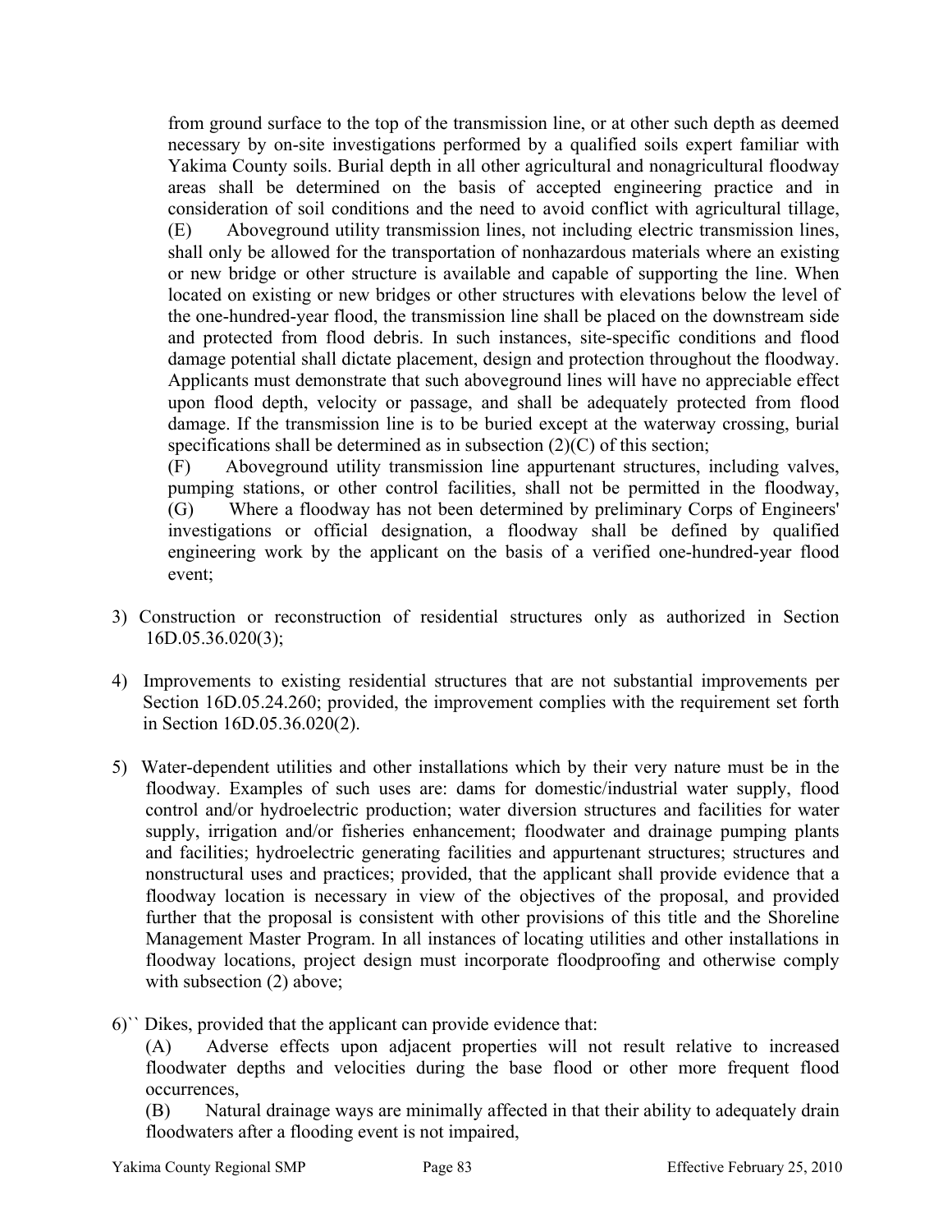from ground surface to the top of the transmission line, or at other such depth as deemed necessary by on-site investigations performed by a qualified soils expert familiar with Yakima County soils. Burial depth in all other agricultural and nonagricultural floodway areas shall be determined on the basis of accepted engineering practice and in consideration of soil conditions and the need to avoid conflict with agricultural tillage,

(E) Aboveground utility transmission lines, not including electric transmission lines, shall only be allowed for the transportation of nonhazardous materials where an existing or new bridge or other structure is available and capable of supporting the line. When located on existing or new bridges or other structures with elevations below the level of the one-hundred-year flood, the transmission line shall be placed on the downstream side and protected from flood debris. In such instances, site-specific conditions and flood damage potential shall dictate placement, design and protection throughout the floodway. Applicants must demonstrate that such aboveground lines will have no appreciable effect upon flood depth, velocity or passage, and shall be adequately protected from flood damage. If the transmission line is to be buried except at the waterway crossing, burial specifications shall be determined as in subsection (2)(C) of this section;

(F) Aboveground utility transmission line appurtenant structures, including valves, pumping stations, or other control facilities, shall not be permitted in the floodway,

(G) Where a floodway has not been determined by preliminary Corps of Engineers' investigations or official designation, a floodway shall be defined by qualified engineering work by the applicant on the basis of a verified one-hundred-year flood event;

3) Construction or reconstruction of residential structures only as authorized in Section 16D.05.36.020(3);

4) Improvements to existing residential structures that are not substantial improvements per Section 16D.05.24.260; provided, the improvement complies with the requirement set forth in Section 16D.05.36.020(2).

5) Water-dependent utilities and other installations which by their very nature must be in the floodway. Examples of such uses are: dams for domestic/industrial water supply, flood control and/or hydroelectric production; water diversion structures and facilities for water supply, irrigation and/or fisheries enhancement; floodwater and drainage pumping plants and facilities; hydroelectric generating facilities and appurtenant structures; structures and nonstructural uses and practices; provided, that the applicant shall provide evidence that a floodway location is necessary in view of the objectives of the proposal, and provided further that the proposal is consistent with other provisions of this title and the Shoreline Management Master Program. In all instances of locating utilities and other installations in floodway locations, project design must incorporate floodproofing and otherwise comply with subsection (2) above;

6)`` Dikes, provided that the applicant can provide evidence that:

(A) Adverse effects upon adjacent properties will not result relative to increased floodwater depths and velocities during the base flood or other more frequent flood occurrences,

(B) Natural drainage ways are minimally affected in that their ability to adequately drain floodwaters after a flooding event is not impaired,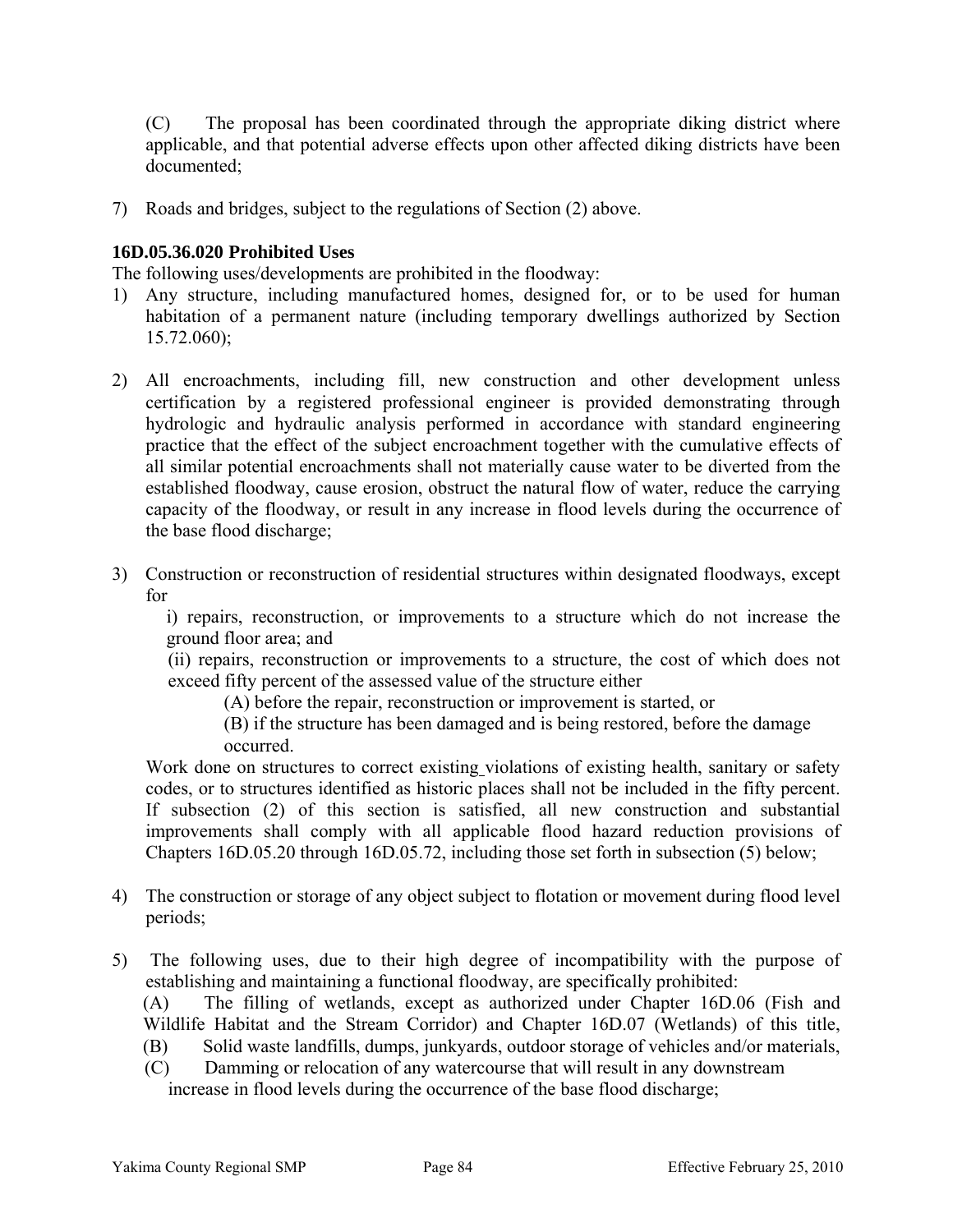(C) The proposal has been coordinated through the appropriate diking district where applicable, and that potential adverse effects upon other affected diking districts have been documented;

7) Roads and bridges, subject to the regulations of Section (2) above.

**16D.05.36.020 Prohibited Uses**

The following uses/developments are prohibited in the floodway:

1) Any structure, including manufactured homes, designed for, or to be used for human habitation of a permanent nature (including temporary dwellings authorized by Section 15.72.060);

2) All encroachments, including fill, new construction and other development unless certification by a registered professional engineer is provided demonstrating through hydrologic and hydraulic analysis performed in accordance with standard engineering practice that the effect of the subject encroachment together with the cumulative effects of all similar potential encroachments shall not materially cause water to be diverted from the established floodway, cause erosion, obstruct the natural flow of water, reduce the carrying capacity of the floodway, or result in any increase in flood levels during the occurrence of the base flood discharge;

3) Construction or reconstruction of residential structures within designated floodways, except for

   i) repairs, reconstruction, or improvements to a structure which do not increase the ground floor area; and

   (ii) repairs, reconstruction or improvements to a structure, the cost of which does not exceed fifty percent of the assessed value of the structure either

      (A) before the repair, reconstruction or improvement is started, or

      (B) if the structure has been damaged and is being restored, before the damage occurred.

   Work done on structures to correct existing violations of existing health, sanitary or safety codes, or to structures identified as historic places shall not be included in the fifty percent. If subsection (2) of this section is satisfied, all new construction and substantial improvements shall comply with all applicable flood hazard reduction provisions of Chapters 16D.05.20 through 16D.05.72, including those set forth in subsection (5) below;

4) The construction or storage of any object subject to flotation or movement during flood level periods;

5) The following uses, due to their high degree of incompatibility with the purpose of establishing and maintaining a functional floodway, are specifically prohibited:

   (A) The filling of wetlands, except as authorized under Chapter 16D.06 (Fish and Wildlife Habitat and the Stream Corridor) and Chapter 16D.07 (Wetlands) of this title,

   (B) Solid waste landfills, dumps, junkyards, outdoor storage of vehicles and/or materials,

   (C) Damming or relocation of any watercourse that will result in any downstream increase in flood levels during the occurrence of the base flood discharge;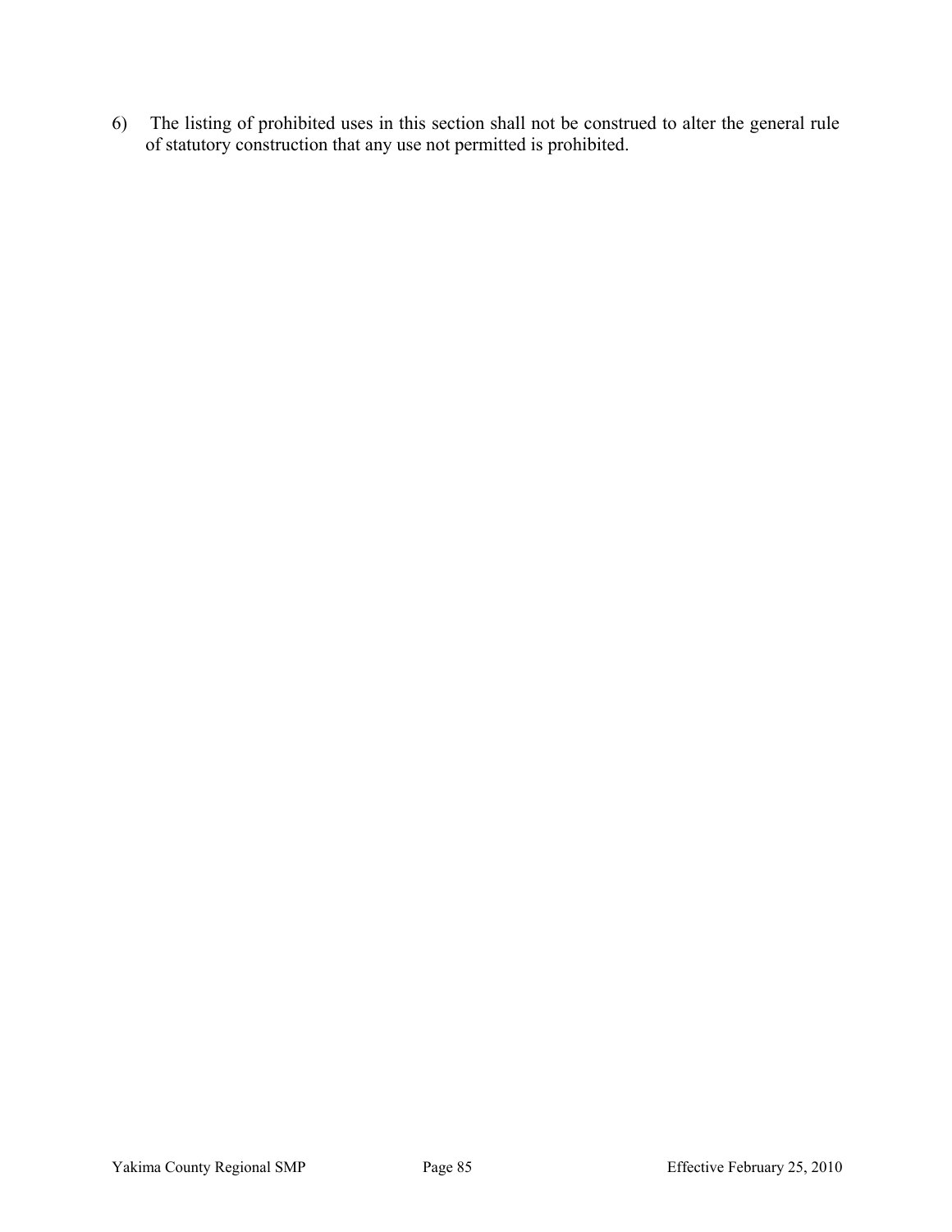6) The listing of prohibited uses in this section shall not be construed to alter the general rule of statutory construction that any use not permitted is prohibited.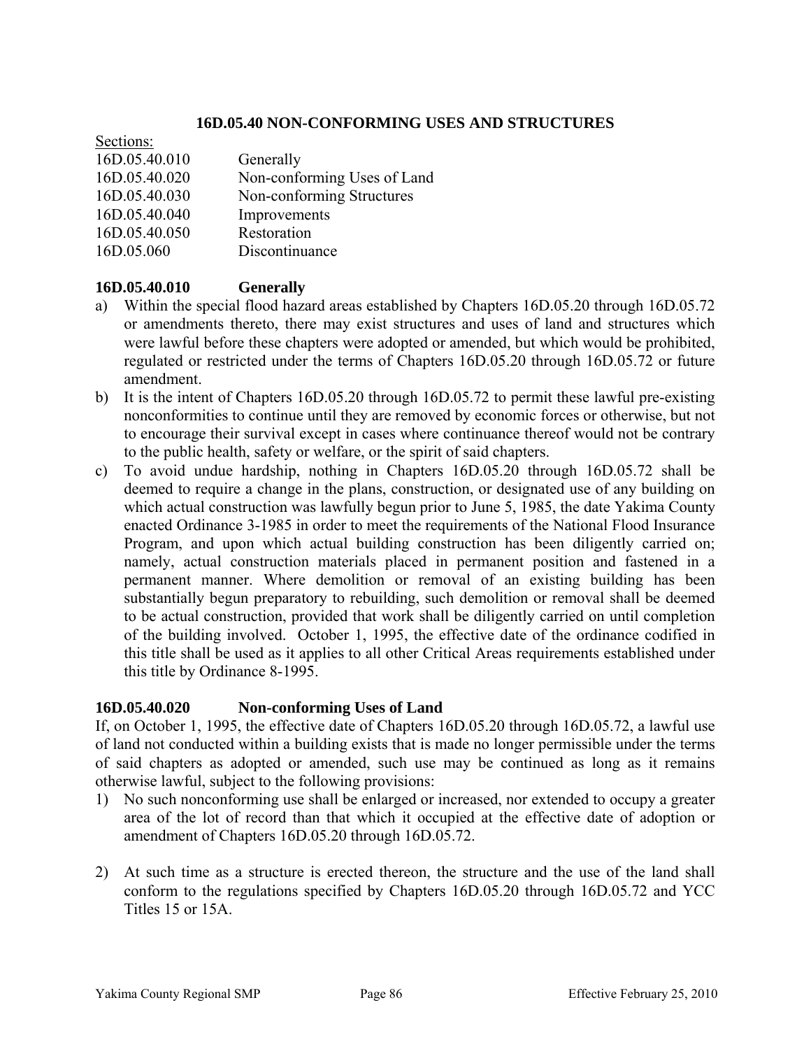## 16D.05.40 NON-CONFORMING USES AND STRUCTURES

Sections:

| | |
|---|---|
| 16D.05.40.010 | Generally |
| 16D.05.40.020 | Non-conforming Uses of Land |
| 16D.05.40.030 | Non-conforming Structures |
| 16D.05.40.040 | Improvements |
| 16D.05.40.050 | Restoration |
| 16D.05.060 | Discontinuance |

### 16D.05.40.010 Generally

a) Within the special flood hazard areas established by Chapters 16D.05.20 through 16D.05.72 or amendments thereto, there may exist structures and uses of land and structures which were lawful before these chapters were adopted or amended, but which would be prohibited, regulated or restricted under the terms of Chapters 16D.05.20 through 16D.05.72 or future amendment.

b) It is the intent of Chapters 16D.05.20 through 16D.05.72 to permit these lawful pre-existing nonconformities to continue until they are removed by economic forces or otherwise, but not to encourage their survival except in cases where continuance thereof would not be contrary to the public health, safety or welfare, or the spirit of said chapters.

c) To avoid undue hardship, nothing in Chapters 16D.05.20 through 16D.05.72 shall be deemed to require a change in the plans, construction, or designated use of any building on which actual construction was lawfully begun prior to June 5, 1985, the date Yakima County enacted Ordinance 3-1985 in order to meet the requirements of the National Flood Insurance Program, and upon which actual building construction has been diligently carried on; namely, actual construction materials placed in permanent position and fastened in a permanent manner. Where demolition or removal of an existing building has been substantially begun preparatory to rebuilding, such demolition or removal shall be deemed to be actual construction, provided that work shall be diligently carried on until completion of the building involved. October 1, 1995, the effective date of the ordinance codified in this title shall be used as it applies to all other Critical Areas requirements established under this title by Ordinance 8-1995.

### 16D.05.40.020 Non-conforming Uses of Land

If, on October 1, 1995, the effective date of Chapters 16D.05.20 through 16D.05.72, a lawful use of land not conducted within a building exists that is made no longer permissible under the terms of said chapters as adopted or amended, such use may be continued as long as it remains otherwise lawful, subject to the following provisions:

1) No such nonconforming use shall be enlarged or increased, nor extended to occupy a greater area of the lot of record than that which it occupied at the effective date of adoption or amendment of Chapters 16D.05.20 through 16D.05.72.

2) At such time as a structure is erected thereon, the structure and the use of the land shall conform to the regulations specified by Chapters 16D.05.20 through 16D.05.72 and YCC Titles 15 or 15A.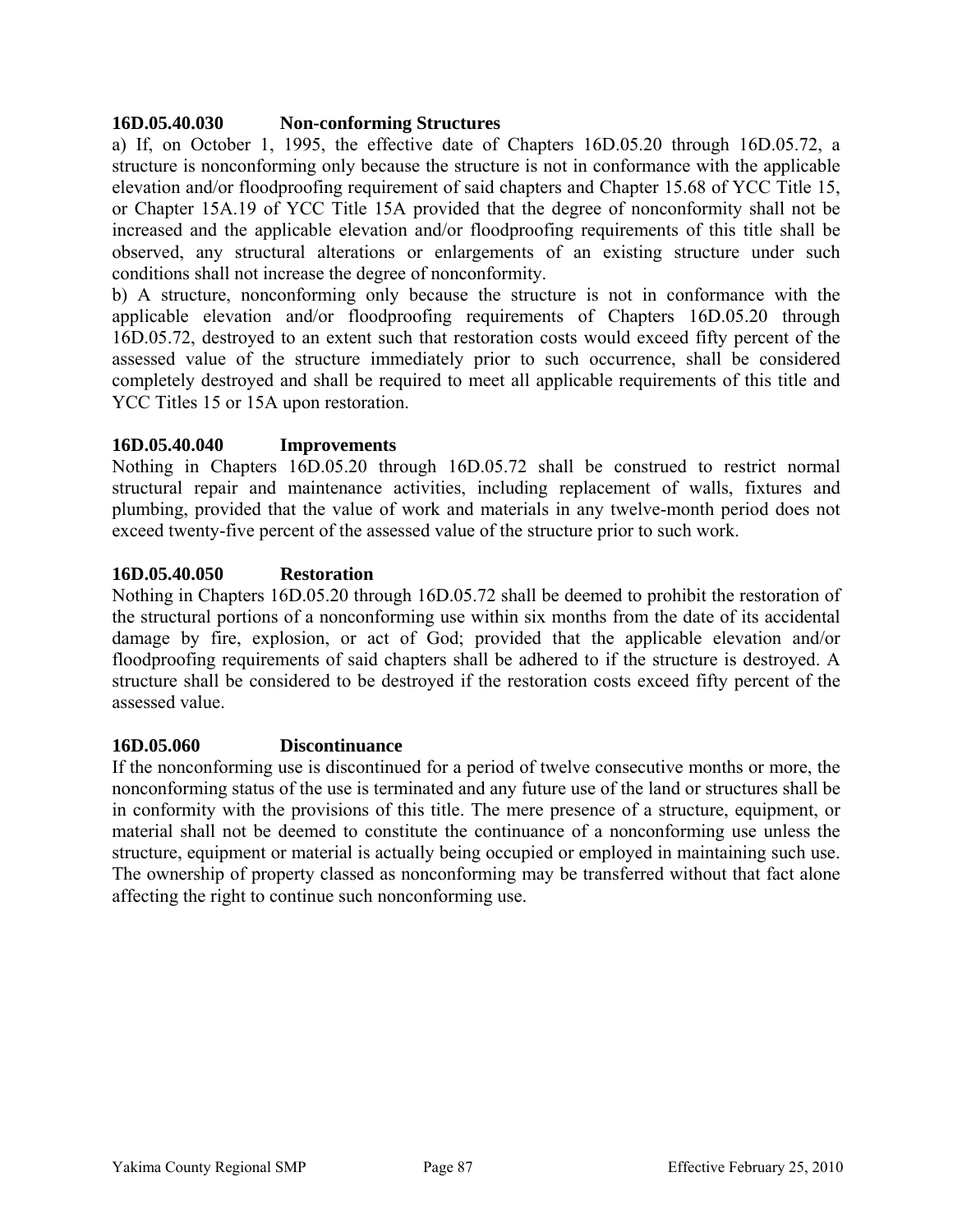### 16D.05.40.030 Non-conforming Structures

a) If, on October 1, 1995, the effective date of Chapters 16D.05.20 through 16D.05.72, a structure is nonconforming only because the structure is not in conformance with the applicable elevation and/or floodproofing requirement of said chapters and Chapter 15.68 of YCC Title 15, or Chapter 15A.19 of YCC Title 15A provided that the degree of nonconformity shall not be increased and the applicable elevation and/or floodproofing requirements of this title shall be observed, any structural alterations or enlargements of an existing structure under such conditions shall not increase the degree of nonconformity.

b) A structure, nonconforming only because the structure is not in conformance with the applicable elevation and/or floodproofing requirements of Chapters 16D.05.20 through 16D.05.72, destroyed to an extent such that restoration costs would exceed fifty percent of the assessed value of the structure immediately prior to such occurrence, shall be considered completely destroyed and shall be required to meet all applicable requirements of this title and YCC Titles 15 or 15A upon restoration.

### 16D.05.40.040 Improvements

Nothing in Chapters 16D.05.20 through 16D.05.72 shall be construed to restrict normal structural repair and maintenance activities, including replacement of walls, fixtures and plumbing, provided that the value of work and materials in any twelve-month period does not exceed twenty-five percent of the assessed value of the structure prior to such work.

### 16D.05.40.050 Restoration

Nothing in Chapters 16D.05.20 through 16D.05.72 shall be deemed to prohibit the restoration of the structural portions of a nonconforming use within six months from the date of its accidental damage by fire, explosion, or act of God; provided that the applicable elevation and/or floodproofing requirements of said chapters shall be adhered to if the structure is destroyed. A structure shall be considered to be destroyed if the restoration costs exceed fifty percent of the assessed value.

### 16D.05.060 Discontinuance

If the nonconforming use is discontinued for a period of twelve consecutive months or more, the nonconforming status of the use is terminated and any future use of the land or structures shall be in conformity with the provisions of this title. The mere presence of a structure, equipment, or material shall not be deemed to constitute the continuance of a nonconforming use unless the structure, equipment or material is actually being occupied or employed in maintaining such use. The ownership of property classed as nonconforming may be transferred without that fact alone affecting the right to continue such nonconforming use.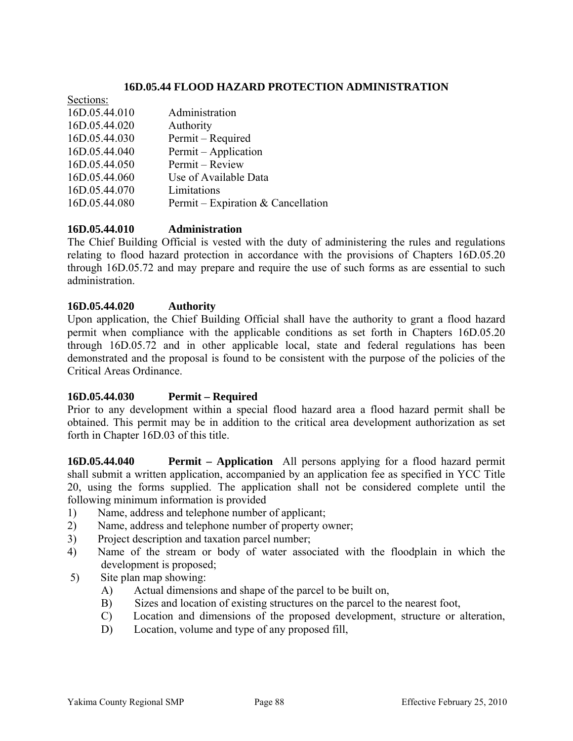## 16D.05.44 FLOOD HAZARD PROTECTION ADMINISTRATION

Sections:

| | |
|---|---|
| 16D.05.44.010 | Administration |
| 16D.05.44.020 | Authority |
| 16D.05.44.030 | Permit – Required |
| 16D.05.44.040 | Permit – Application |
| 16D.05.44.050 | Permit – Review |
| 16D.05.44.060 | Use of Available Data |
| 16D.05.44.070 | Limitations |
| 16D.05.44.080 | Permit – Expiration & Cancellation |

**16D.05.44.010 Administration**

The Chief Building Official is vested with the duty of administering the rules and regulations relating to flood hazard protection in accordance with the provisions of Chapters 16D.05.20 through 16D.05.72 and may prepare and require the use of such forms as are essential to such administration.

**16D.05.44.020 Authority**

Upon application, the Chief Building Official shall have the authority to grant a flood hazard permit when compliance with the applicable conditions as set forth in Chapters 16D.05.20 through 16D.05.72 and in other applicable local, state and federal regulations has been demonstrated and the proposal is found to be consistent with the purpose of the policies of the Critical Areas Ordinance.

**16D.05.44.030 Permit – Required**

Prior to any development within a special flood hazard area a flood hazard permit shall be obtained. This permit may be in addition to the critical area development authorization as set forth in Chapter 16D.03 of this title.

**16D.05.44.040 Permit – Application** All persons applying for a flood hazard permit shall submit a written application, accompanied by an application fee as specified in YCC Title 20, using the forms supplied. The application shall not be considered complete until the following minimum information is provided

1) Name, address and telephone number of applicant;
2) Name, address and telephone number of property owner;
3) Project description and taxation parcel number;
4) Name of the stream or body of water associated with the floodplain in which the development is proposed;
5) Site plan map showing:
   - A) Actual dimensions and shape of the parcel to be built on,
   - B) Sizes and location of existing structures on the parcel to the nearest foot,
   - C) Location and dimensions of the proposed development, structure or alteration,
   - D) Location, volume and type of any proposed fill,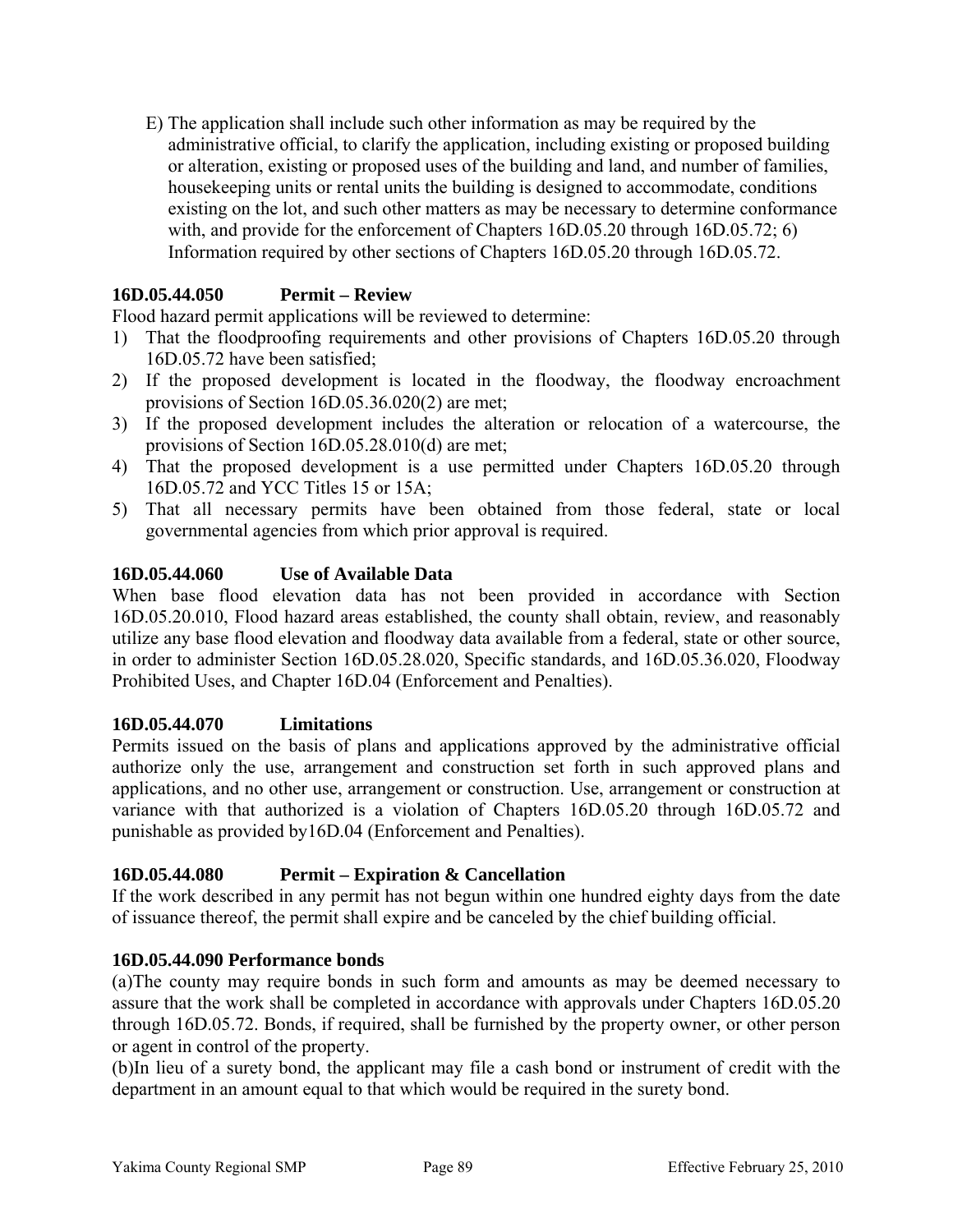E) The application shall include such other information as may be required by the administrative official, to clarify the application, including existing or proposed building or alteration, existing or proposed uses of the building and land, and number of families, housekeeping units or rental units the building is designed to accommodate, conditions existing on the lot, and such other matters as may be necessary to determine conformance with, and provide for the enforcement of Chapters 16D.05.20 through 16D.05.72; 6) Information required by other sections of Chapters 16D.05.20 through 16D.05.72.

**16D.05.44.050 Permit – Review**

Flood hazard permit applications will be reviewed to determine:

1) That the floodproofing requirements and other provisions of Chapters 16D.05.20 through 16D.05.72 have been satisfied;
2) If the proposed development is located in the floodway, the floodway encroachment provisions of Section 16D.05.36.020(2) are met;
3) If the proposed development includes the alteration or relocation of a watercourse, the provisions of Section 16D.05.28.010(d) are met;
4) That the proposed development is a use permitted under Chapters 16D.05.20 through 16D.05.72 and YCC Titles 15 or 15A;
5) That all necessary permits have been obtained from those federal, state or local governmental agencies from which prior approval is required.

**16D.05.44.060 Use of Available Data**

When base flood elevation data has not been provided in accordance with Section 16D.05.20.010, Flood hazard areas established, the county shall obtain, review, and reasonably utilize any base flood elevation and floodway data available from a federal, state or other source, in order to administer Section 16D.05.28.020, Specific standards, and 16D.05.36.020, Floodway Prohibited Uses, and Chapter 16D.04 (Enforcement and Penalties).

**16D.05.44.070 Limitations**

Permits issued on the basis of plans and applications approved by the administrative official authorize only the use, arrangement and construction set forth in such approved plans and applications, and no other use, arrangement or construction. Use, arrangement or construction at variance with that authorized is a violation of Chapters 16D.05.20 through 16D.05.72 and punishable as provided by16D.04 (Enforcement and Penalties).

**16D.05.44.080 Permit – Expiration & Cancellation**

If the work described in any permit has not begun within one hundred eighty days from the date of issuance thereof, the permit shall expire and be canceled by the chief building official.

**16D.05.44.090 Performance bonds**

(a)The county may require bonds in such form and amounts as may be deemed necessary to assure that the work shall be completed in accordance with approvals under Chapters 16D.05.20 through 16D.05.72. Bonds, if required, shall be furnished by the property owner, or other person or agent in control of the property.

(b)In lieu of a surety bond, the applicant may file a cash bond or instrument of credit with the department in an amount equal to that which would be required in the surety bond.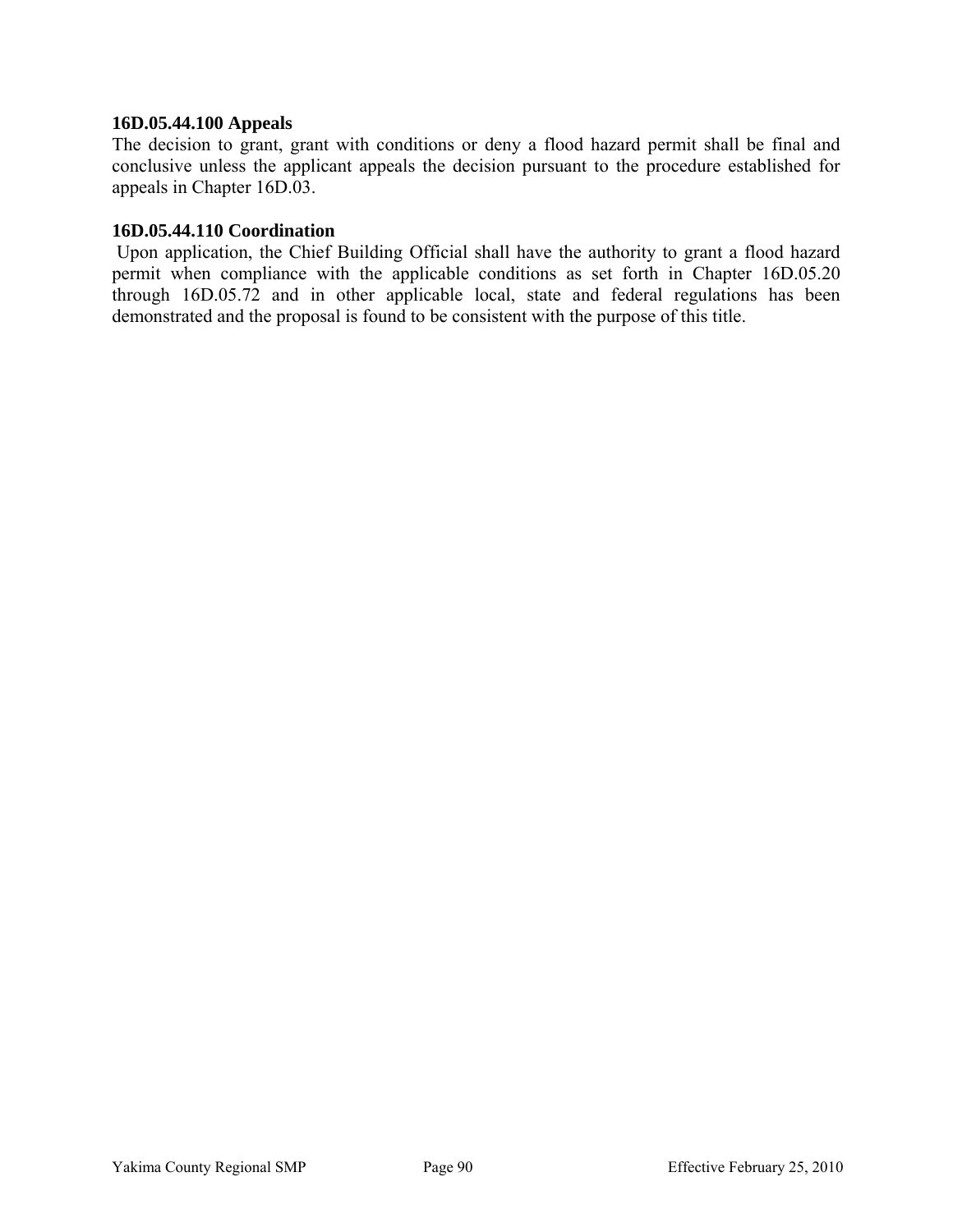**16D.05.44.100 Appeals**

The decision to grant, grant with conditions or deny a flood hazard permit shall be final and conclusive unless the applicant appeals the decision pursuant to the procedure established for appeals in Chapter 16D.03.

**16D.05.44.110 Coordination**

Upon application, the Chief Building Official shall have the authority to grant a flood hazard permit when compliance with the applicable conditions as set forth in Chapter 16D.05.20 through 16D.05.72 and in other applicable local, state and federal regulations has been demonstrated and the proposal is found to be consistent with the purpose of this title.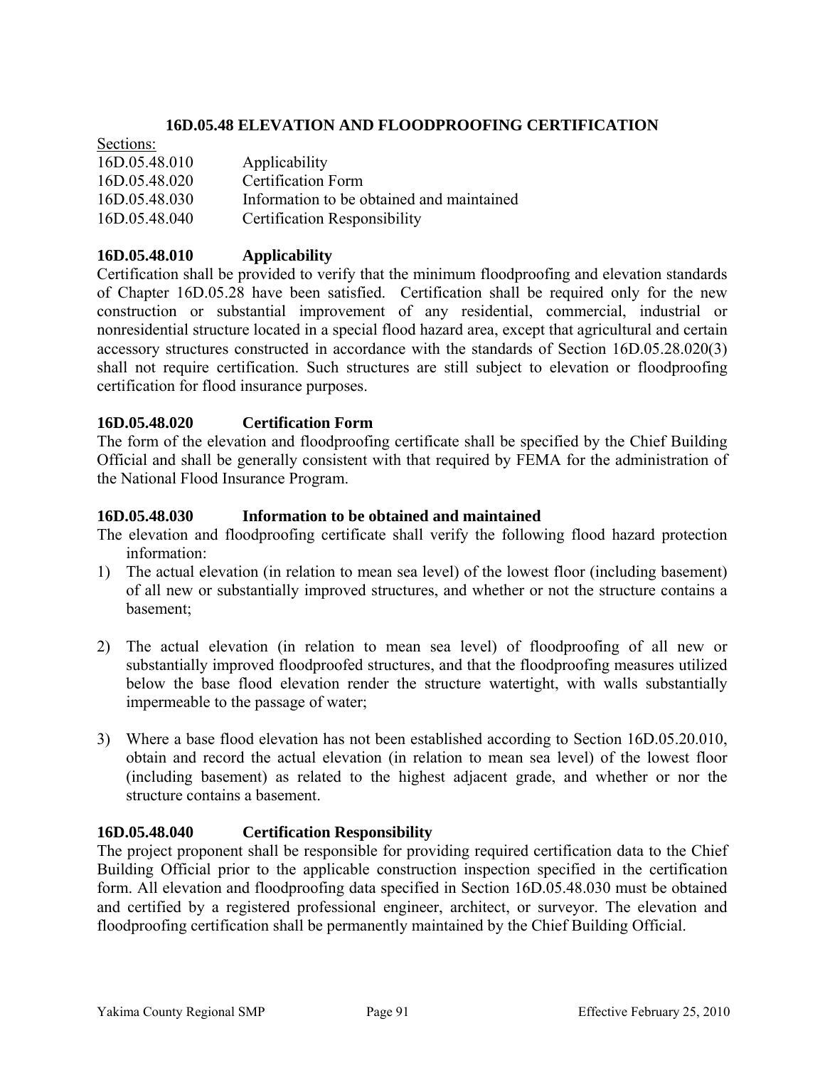## 16D.05.48 ELEVATION AND FLOODPROOFING CERTIFICATION

Sections:

| | |
|---|---|
| 16D.05.48.010 | Applicability |
| 16D.05.48.020 | Certification Form |
| 16D.05.48.030 | Information to be obtained and maintained |
| 16D.05.48.040 | Certification Responsibility |

### 16D.05.48.010 Applicability

Certification shall be provided to verify that the minimum floodproofing and elevation standards of Chapter 16D.05.28 have been satisfied. Certification shall be required only for the new construction or substantial improvement of any residential, commercial, industrial or nonresidential structure located in a special flood hazard area, except that agricultural and certain accessory structures constructed in accordance with the standards of Section 16D.05.28.020(3) shall not require certification. Such structures are still subject to elevation or floodproofing certification for flood insurance purposes.

### 16D.05.48.020 Certification Form

The form of the elevation and floodproofing certificate shall be specified by the Chief Building Official and shall be generally consistent with that required by FEMA for the administration of the National Flood Insurance Program.

### 16D.05.48.030 Information to be obtained and maintained

The elevation and floodproofing certificate shall verify the following flood hazard protection information:

1) The actual elevation (in relation to mean sea level) of the lowest floor (including basement) of all new or substantially improved structures, and whether or not the structure contains a basement;

2) The actual elevation (in relation to mean sea level) of floodproofing of all new or substantially improved floodproofed structures, and that the floodproofing measures utilized below the base flood elevation render the structure watertight, with walls substantially impermeable to the passage of water;

3) Where a base flood elevation has not been established according to Section 16D.05.20.010, obtain and record the actual elevation (in relation to mean sea level) of the lowest floor (including basement) as related to the highest adjacent grade, and whether or nor the structure contains a basement.

### 16D.05.48.040 Certification Responsibility

The project proponent shall be responsible for providing required certification data to the Chief Building Official prior to the applicable construction inspection specified in the certification form. All elevation and floodproofing data specified in Section 16D.05.48.030 must be obtained and certified by a registered professional engineer, architect, or surveyor. The elevation and floodproofing certification shall be permanently maintained by the Chief Building Official.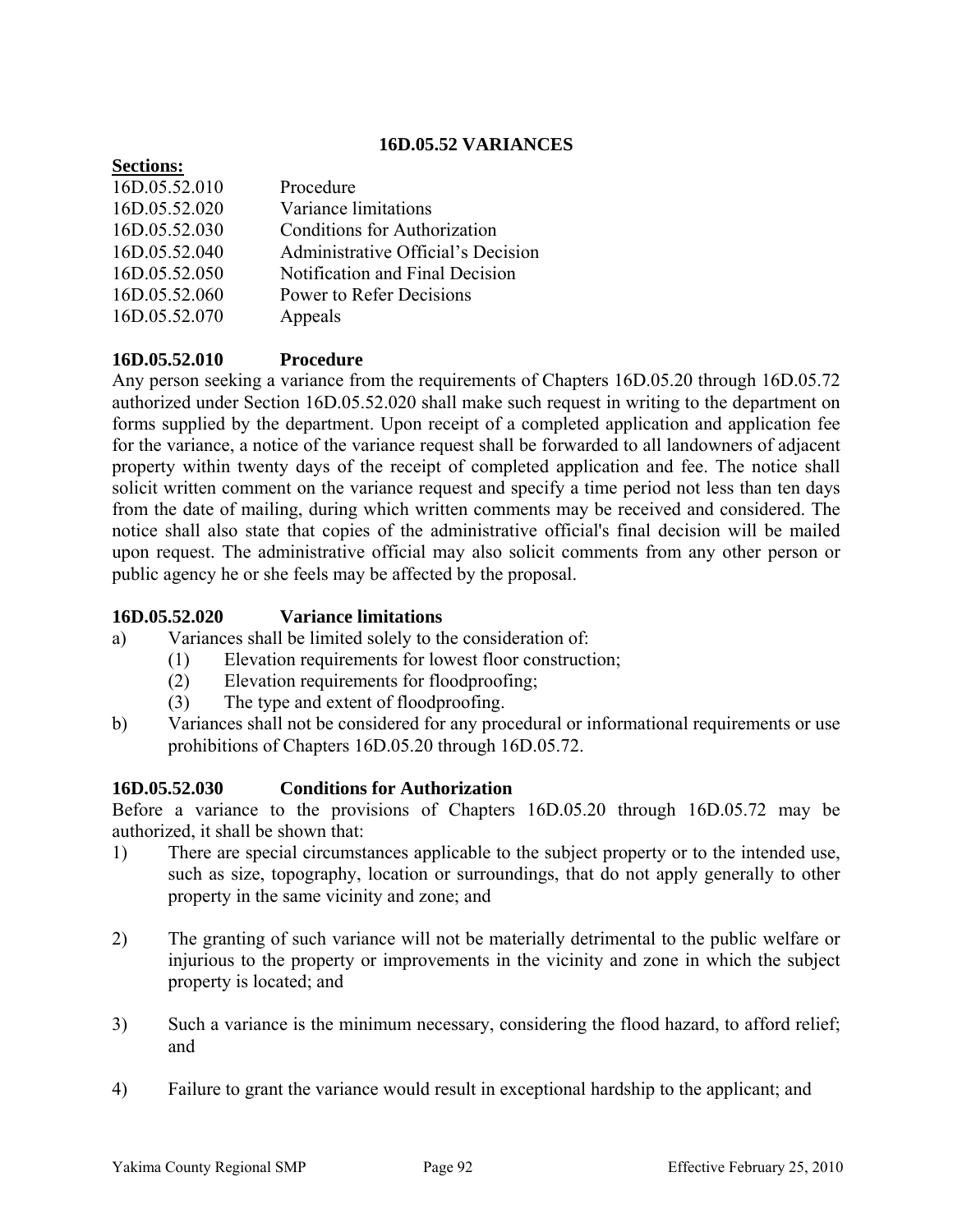## 16D.05.52 VARIANCES

**Sections:**

| | |
|---|---|
| 16D.05.52.010 | Procedure |
| 16D.05.52.020 | Variance limitations |
| 16D.05.52.030 | Conditions for Authorization |
| 16D.05.52.040 | Administrative Official's Decision |
| 16D.05.52.050 | Notification and Final Decision |
| 16D.05.52.060 | Power to Refer Decisions |
| 16D.05.52.070 | Appeals |

### 16D.05.52.010 Procedure

Any person seeking a variance from the requirements of Chapters 16D.05.20 through 16D.05.72 authorized under Section 16D.05.52.020 shall make such request in writing to the department on forms supplied by the department. Upon receipt of a completed application and application fee for the variance, a notice of the variance request shall be forwarded to all landowners of adjacent property within twenty days of the receipt of completed application and fee. The notice shall solicit written comment on the variance request and specify a time period not less than ten days from the date of mailing, during which written comments may be received and considered. The notice shall also state that copies of the administrative official's final decision will be mailed upon request. The administrative official may also solicit comments from any other person or public agency he or she feels may be affected by the proposal.

### 16D.05.52.020 Variance limitations

a) Variances shall be limited solely to the consideration of:
   - (1) Elevation requirements for lowest floor construction;
   - (2) Elevation requirements for floodproofing;
   - (3) The type and extent of floodproofing.

b) Variances shall not be considered for any procedural or informational requirements or use prohibitions of Chapters 16D.05.20 through 16D.05.72.

### 16D.05.52.030 Conditions for Authorization

Before a variance to the provisions of Chapters 16D.05.20 through 16D.05.72 may be authorized, it shall be shown that:

1) There are special circumstances applicable to the subject property or to the intended use, such as size, topography, location or surroundings, that do not apply generally to other property in the same vicinity and zone; and

2) The granting of such variance will not be materially detrimental to the public welfare or injurious to the property or improvements in the vicinity and zone in which the subject property is located; and

3) Such a variance is the minimum necessary, considering the flood hazard, to afford relief; and

4) Failure to grant the variance would result in exceptional hardship to the applicant; and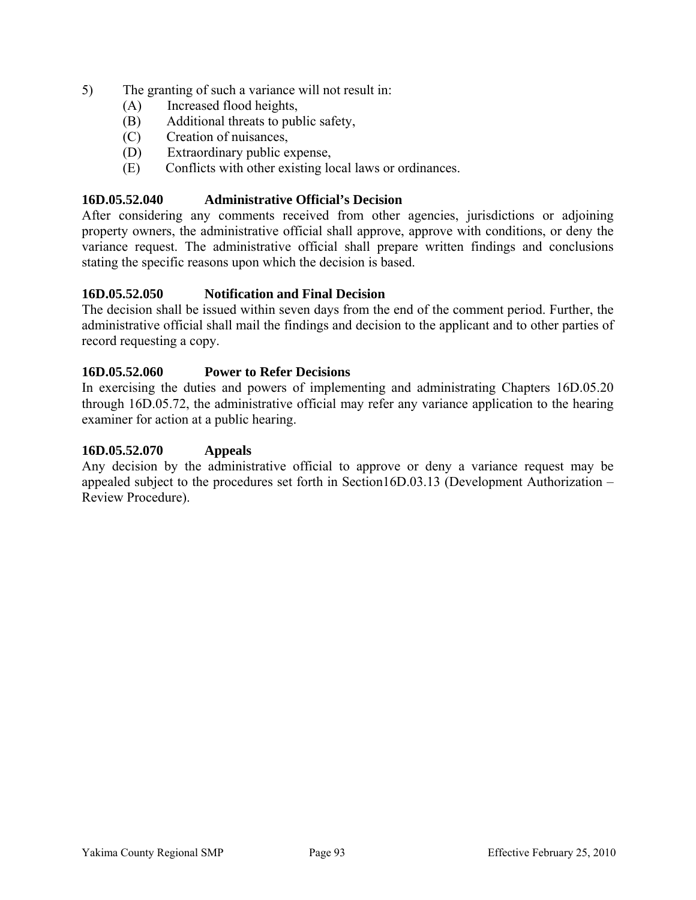5) The granting of such a variance will not result in:
   (A) Increased flood heights,
   (B) Additional threats to public safety,
   (C) Creation of nuisances,
   (D) Extraordinary public expense,
   (E) Conflicts with other existing local laws or ordinances.

**16D.05.52.040 Administrative Official's Decision**

After considering any comments received from other agencies, jurisdictions or adjoining property owners, the administrative official shall approve, approve with conditions, or deny the variance request. The administrative official shall prepare written findings and conclusions stating the specific reasons upon which the decision is based.

**16D.05.52.050 Notification and Final Decision**

The decision shall be issued within seven days from the end of the comment period. Further, the administrative official shall mail the findings and decision to the applicant and to other parties of record requesting a copy.

**16D.05.52.060 Power to Refer Decisions**

In exercising the duties and powers of implementing and administrating Chapters 16D.05.20 through 16D.05.72, the administrative official may refer any variance application to the hearing examiner for action at a public hearing.

**16D.05.52.070 Appeals**

Any decision by the administrative official to approve or deny a variance request may be appealed subject to the procedures set forth in Section16D.03.13 (Development Authorization – Review Procedure).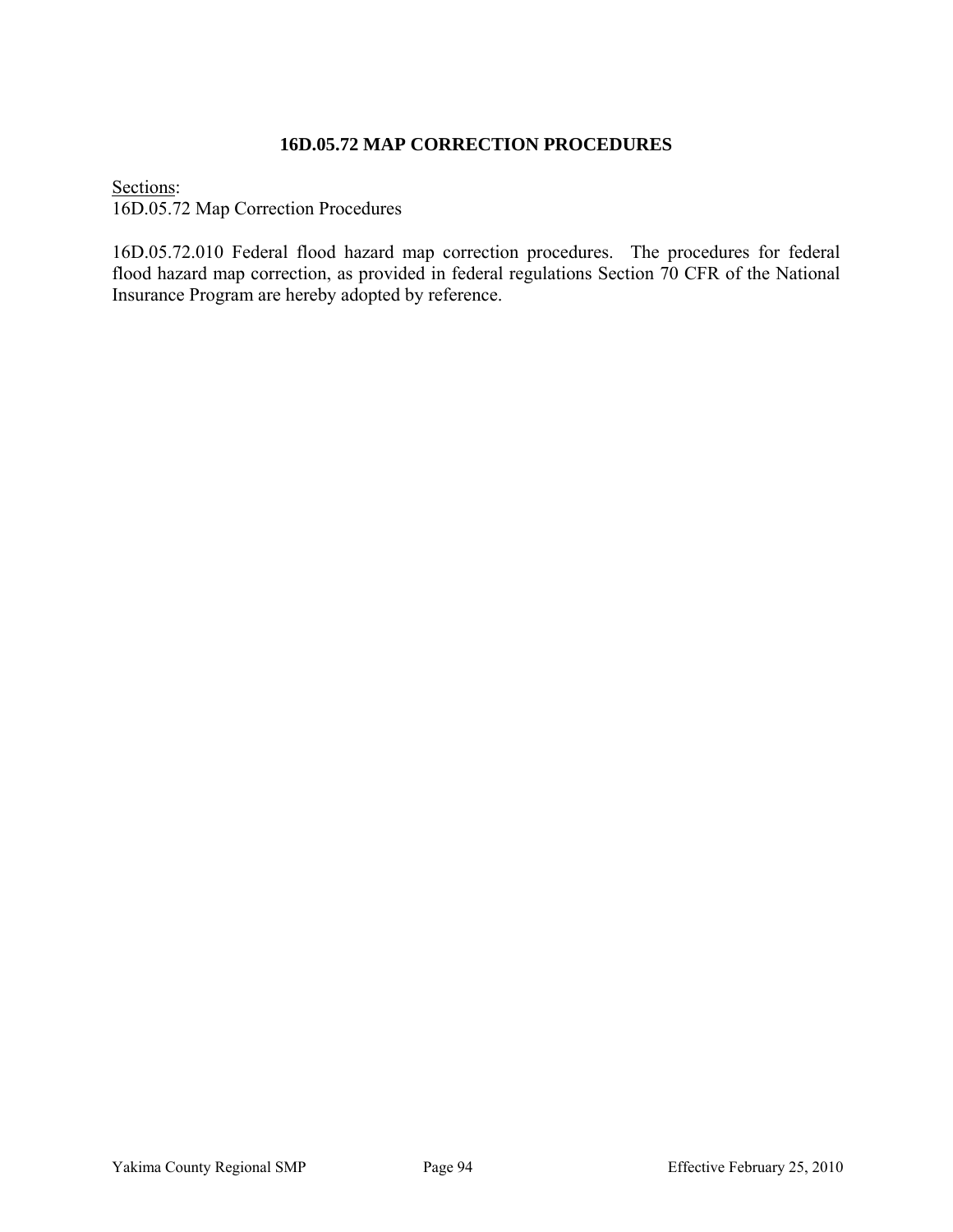## 16D.05.72 MAP CORRECTION PROCEDURES

Sections:
16D.05.72 Map Correction Procedures

16D.05.72.010 Federal flood hazard map correction procedures. The procedures for federal flood hazard map correction, as provided in federal regulations Section 70 CFR of the National Insurance Program are hereby adopted by reference.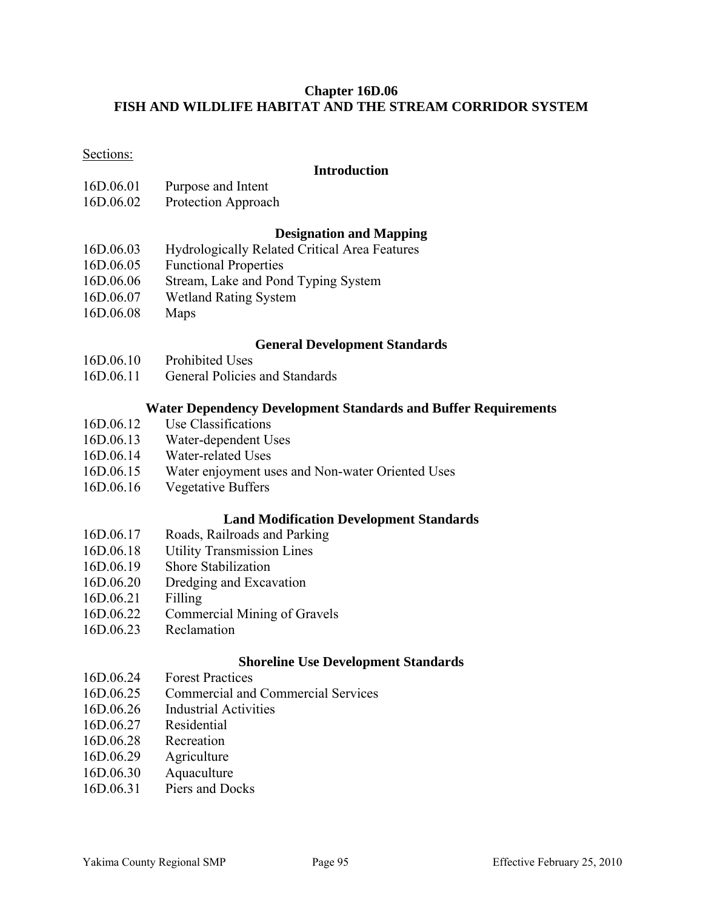# Chapter 16D.06
# FISH AND WILDLIFE HABITAT AND THE STREAM CORRIDOR SYSTEM

Sections:

### Introduction

16D.06.01 Purpose and Intent
16D.06.02 Protection Approach

### Designation and Mapping

16D.06.03 Hydrologically Related Critical Area Features
16D.06.05 Functional Properties
16D.06.06 Stream, Lake and Pond Typing System
16D.06.07 Wetland Rating System
16D.06.08 Maps

### General Development Standards

16D.06.10 Prohibited Uses
16D.06.11 General Policies and Standards

### Water Dependency Development Standards and Buffer Requirements

16D.06.12 Use Classifications
16D.06.13 Water-dependent Uses
16D.06.14 Water-related Uses
16D.06.15 Water enjoyment uses and Non-water Oriented Uses
16D.06.16 Vegetative Buffers

### Land Modification Development Standards

16D.06.17 Roads, Railroads and Parking
16D.06.18 Utility Transmission Lines
16D.06.19 Shore Stabilization
16D.06.20 Dredging and Excavation
16D.06.21 Filling
16D.06.22 Commercial Mining of Gravels
16D.06.23 Reclamation

### Shoreline Use Development Standards

16D.06.24 Forest Practices
16D.06.25 Commercial and Commercial Services
16D.06.26 Industrial Activities
16D.06.27 Residential
16D.06.28 Recreation
16D.06.29 Agriculture
16D.06.30 Aquaculture
16D.06.31 Piers and Docks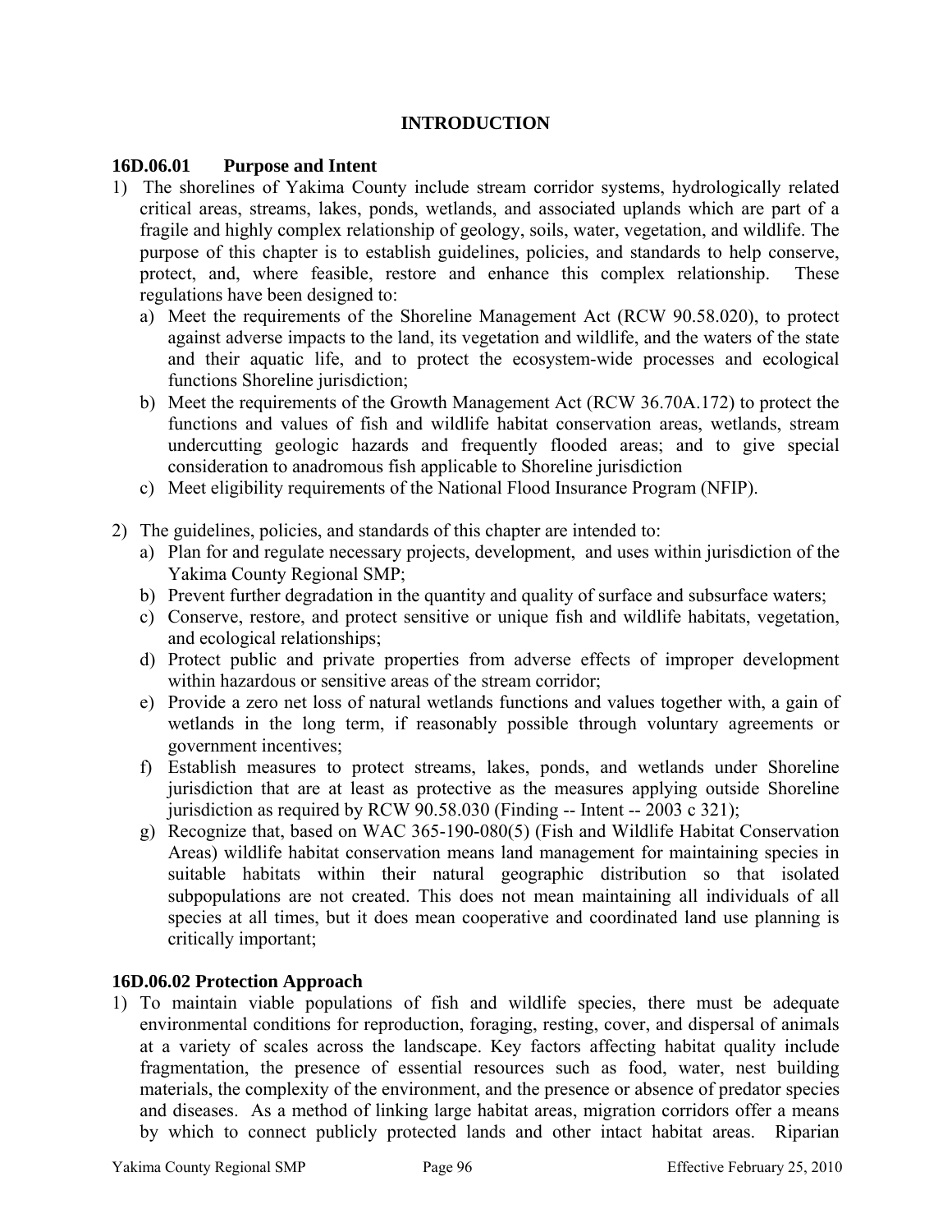## INTRODUCTION

### 16D.06.01 Purpose and Intent

1) The shorelines of Yakima County include stream corridor systems, hydrologically related critical areas, streams, lakes, ponds, wetlands, and associated uplands which are part of a fragile and highly complex relationship of geology, soils, water, vegetation, and wildlife. The purpose of this chapter is to establish guidelines, policies, and standards to help conserve, protect, and, where feasible, restore and enhance this complex relationship. These regulations have been designed to:
   a) Meet the requirements of the Shoreline Management Act (RCW 90.58.020), to protect against adverse impacts to the land, its vegetation and wildlife, and the waters of the state and their aquatic life, and to protect the ecosystem-wide processes and ecological functions Shoreline jurisdiction;
   b) Meet the requirements of the Growth Management Act (RCW 36.70A.172) to protect the functions and values of fish and wildlife habitat conservation areas, wetlands, stream undercutting geologic hazards and frequently flooded areas; and to give special consideration to anadromous fish applicable to Shoreline jurisdiction
   c) Meet eligibility requirements of the National Flood Insurance Program (NFIP).

2) The guidelines, policies, and standards of this chapter are intended to:
   a) Plan for and regulate necessary projects, development, and uses within jurisdiction of the Yakima County Regional SMP;
   b) Prevent further degradation in the quantity and quality of surface and subsurface waters;
   c) Conserve, restore, and protect sensitive or unique fish and wildlife habitats, vegetation, and ecological relationships;
   d) Protect public and private properties from adverse effects of improper development within hazardous or sensitive areas of the stream corridor;
   e) Provide a zero net loss of natural wetlands functions and values together with, a gain of wetlands in the long term, if reasonably possible through voluntary agreements or government incentives;
   f) Establish measures to protect streams, lakes, ponds, and wetlands under Shoreline jurisdiction that are at least as protective as the measures applying outside Shoreline jurisdiction as required by RCW 90.58.030 (Finding -- Intent -- 2003 c 321);
   g) Recognize that, based on WAC 365-190-080(5) (Fish and Wildlife Habitat Conservation Areas) wildlife habitat conservation means land management for maintaining species in suitable habitats within their natural geographic distribution so that isolated subpopulations are not created. This does not mean maintaining all individuals of all species at all times, but it does mean cooperative and coordinated land use planning is critically important;

### 16D.06.02 Protection Approach

1) To maintain viable populations of fish and wildlife species, there must be adequate environmental conditions for reproduction, foraging, resting, cover, and dispersal of animals at a variety of scales across the landscape. Key factors affecting habitat quality include fragmentation, the presence of essential resources such as food, water, nest building materials, the complexity of the environment, and the presence or absence of predator species and diseases. As a method of linking large habitat areas, migration corridors offer a means by which to connect publicly protected lands and other intact habitat areas. Riparian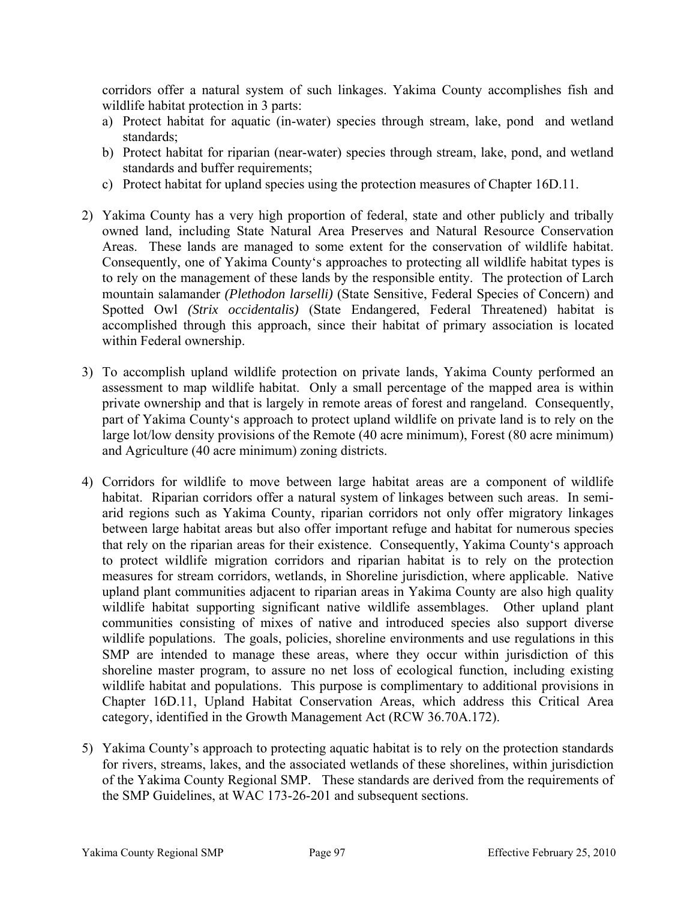corridors offer a natural system of such linkages. Yakima County accomplishes fish and wildlife habitat protection in 3 parts:

a) Protect habitat for aquatic (in-water) species through stream, lake, pond and wetland standards;
b) Protect habitat for riparian (near-water) species through stream, lake, pond, and wetland standards and buffer requirements;
c) Protect habitat for upland species using the protection measures of Chapter 16D.11.

2) Yakima County has a very high proportion of federal, state and other publicly and tribally owned land, including State Natural Area Preserves and Natural Resource Conservation Areas. These lands are managed to some extent for the conservation of wildlife habitat. Consequently, one of Yakima County's approaches to protecting all wildlife habitat types is to rely on the management of these lands by the responsible entity. The protection of Larch mountain salamander *(Plethodon larselli)* (State Sensitive, Federal Species of Concern) and Spotted Owl *(Strix occidentalis)* (State Endangered, Federal Threatened) habitat is accomplished through this approach, since their habitat of primary association is located within Federal ownership.

3) To accomplish upland wildlife protection on private lands, Yakima County performed an assessment to map wildlife habitat. Only a small percentage of the mapped area is within private ownership and that is largely in remote areas of forest and rangeland. Consequently, part of Yakima County's approach to protect upland wildlife on private land is to rely on the large lot/low density provisions of the Remote (40 acre minimum), Forest (80 acre minimum) and Agriculture (40 acre minimum) zoning districts.

4) Corridors for wildlife to move between large habitat areas are a component of wildlife habitat. Riparian corridors offer a natural system of linkages between such areas. In semi-arid regions such as Yakima County, riparian corridors not only offer migratory linkages between large habitat areas but also offer important refuge and habitat for numerous species that rely on the riparian areas for their existence. Consequently, Yakima County's approach to protect wildlife migration corridors and riparian habitat is to rely on the protection measures for stream corridors, wetlands, in Shoreline jurisdiction, where applicable. Native upland plant communities adjacent to riparian areas in Yakima County are also high quality wildlife habitat supporting significant native wildlife assemblages. Other upland plant communities consisting of mixes of native and introduced species also support diverse wildlife populations. The goals, policies, shoreline environments and use regulations in this SMP are intended to manage these areas, where they occur within jurisdiction of this shoreline master program, to assure no net loss of ecological function, including existing wildlife habitat and populations. This purpose is complimentary to additional provisions in Chapter 16D.11, Upland Habitat Conservation Areas, which address this Critical Area category, identified in the Growth Management Act (RCW 36.70A.172).

5) Yakima County's approach to protecting aquatic habitat is to rely on the protection standards for rivers, streams, lakes, and the associated wetlands of these shorelines, within jurisdiction of the Yakima County Regional SMP. These standards are derived from the requirements of the SMP Guidelines, at WAC 173-26-201 and subsequent sections.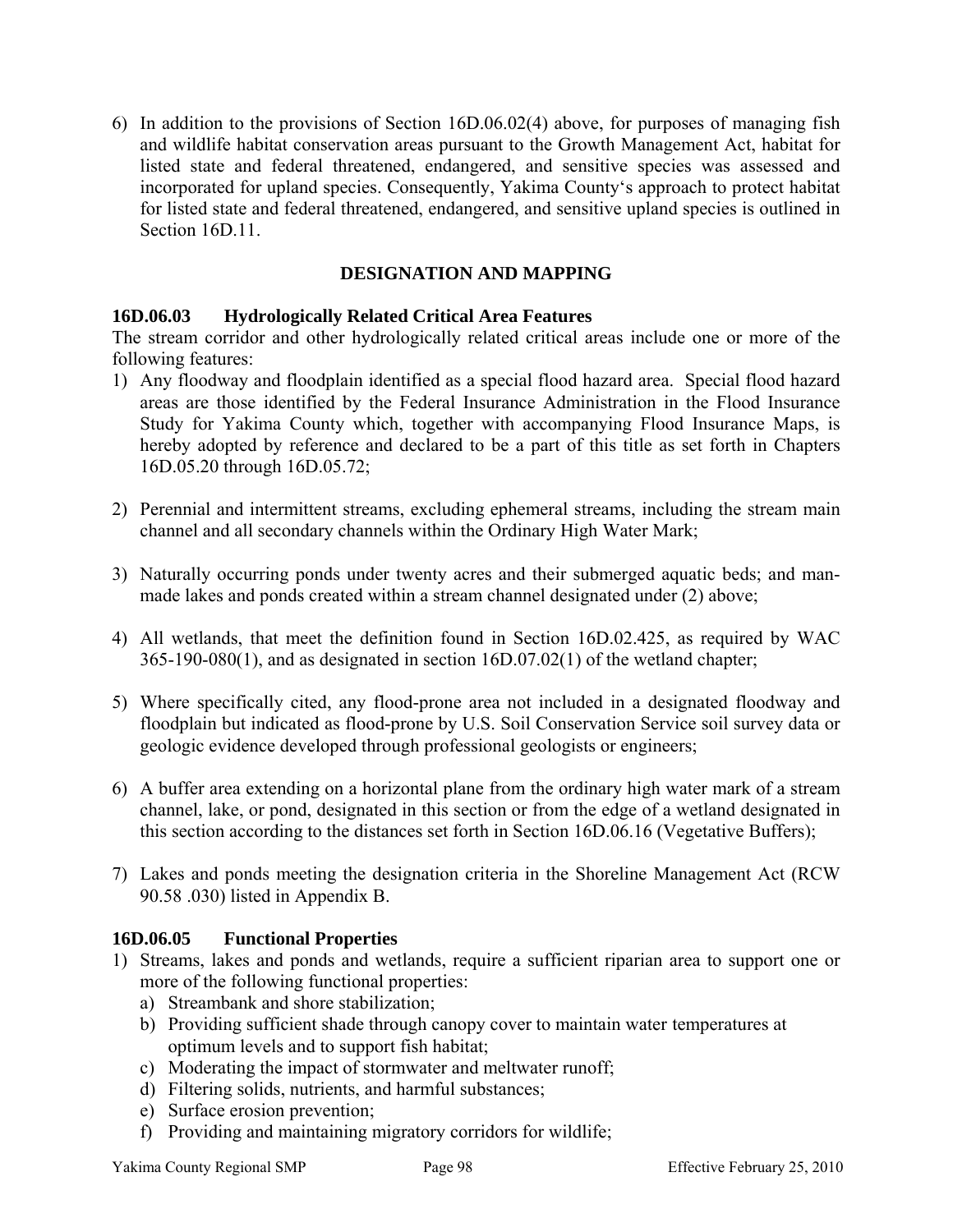6) In addition to the provisions of Section 16D.06.02(4) above, for purposes of managing fish and wildlife habitat conservation areas pursuant to the Growth Management Act, habitat for listed state and federal threatened, endangered, and sensitive species was assessed and incorporated for upland species. Consequently, Yakima County's approach to protect habitat for listed state and federal threatened, endangered, and sensitive upland species is outlined in Section 16D.11.

## DESIGNATION AND MAPPING

### 16D.06.03 Hydrologically Related Critical Area Features

The stream corridor and other hydrologically related critical areas include one or more of the following features:

1) Any floodway and floodplain identified as a special flood hazard area. Special flood hazard areas are those identified by the Federal Insurance Administration in the Flood Insurance Study for Yakima County which, together with accompanying Flood Insurance Maps, is hereby adopted by reference and declared to be a part of this title as set forth in Chapters 16D.05.20 through 16D.05.72;

2) Perennial and intermittent streams, excluding ephemeral streams, including the stream main channel and all secondary channels within the Ordinary High Water Mark;

3) Naturally occurring ponds under twenty acres and their submerged aquatic beds; and man-made lakes and ponds created within a stream channel designated under (2) above;

4) All wetlands, that meet the definition found in Section 16D.02.425, as required by WAC 365-190-080(1), and as designated in section 16D.07.02(1) of the wetland chapter;

5) Where specifically cited, any flood-prone area not included in a designated floodway and floodplain but indicated as flood-prone by U.S. Soil Conservation Service soil survey data or geologic evidence developed through professional geologists or engineers;

6) A buffer area extending on a horizontal plane from the ordinary high water mark of a stream channel, lake, or pond, designated in this section or from the edge of a wetland designated in this section according to the distances set forth in Section 16D.06.16 (Vegetative Buffers);

7) Lakes and ponds meeting the designation criteria in the Shoreline Management Act (RCW 90.58 .030) listed in Appendix B.

### 16D.06.05 Functional Properties

1) Streams, lakes and ponds and wetlands, require a sufficient riparian area to support one or more of the following functional properties:
   a) Streambank and shore stabilization;
   b) Providing sufficient shade through canopy cover to maintain water temperatures at optimum levels and to support fish habitat;
   c) Moderating the impact of stormwater and meltwater runoff;
   d) Filtering solids, nutrients, and harmful substances;
   e) Surface erosion prevention;
   f) Providing and maintaining migratory corridors for wildlife;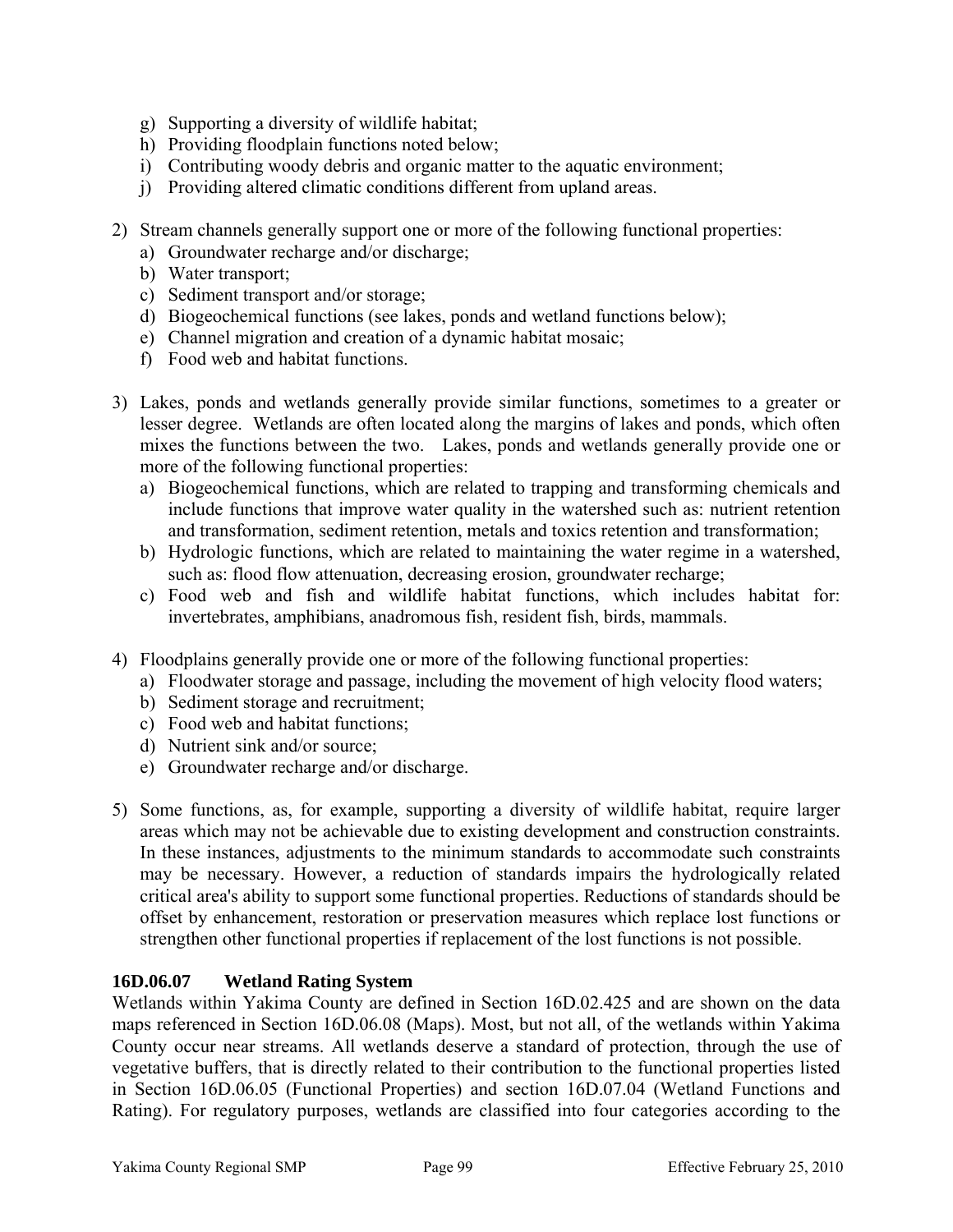g) Supporting a diversity of wildlife habitat;
h) Providing floodplain functions noted below;
i) Contributing woody debris and organic matter to the aquatic environment;
j) Providing altered climatic conditions different from upland areas.

2) Stream channels generally support one or more of the following functional properties:
   a) Groundwater recharge and/or discharge;
   b) Water transport;
   c) Sediment transport and/or storage;
   d) Biogeochemical functions (see lakes, ponds and wetland functions below);
   e) Channel migration and creation of a dynamic habitat mosaic;
   f) Food web and habitat functions.

3) Lakes, ponds and wetlands generally provide similar functions, sometimes to a greater or lesser degree. Wetlands are often located along the margins of lakes and ponds, which often mixes the functions between the two. Lakes, ponds and wetlands generally provide one or more of the following functional properties:
   a) Biogeochemical functions, which are related to trapping and transforming chemicals and include functions that improve water quality in the watershed such as: nutrient retention and transformation, sediment retention, metals and toxics retention and transformation;
   b) Hydrologic functions, which are related to maintaining the water regime in a watershed, such as: flood flow attenuation, decreasing erosion, groundwater recharge;
   c) Food web and fish and wildlife habitat functions, which includes habitat for: invertebrates, amphibians, anadromous fish, resident fish, birds, mammals.

4) Floodplains generally provide one or more of the following functional properties:
   a) Floodwater storage and passage, including the movement of high velocity flood waters;
   b) Sediment storage and recruitment;
   c) Food web and habitat functions;
   d) Nutrient sink and/or source;
   e) Groundwater recharge and/or discharge.

5) Some functions, as, for example, supporting a diversity of wildlife habitat, require larger areas which may not be achievable due to existing development and construction constraints. In these instances, adjustments to the minimum standards to accommodate such constraints may be necessary. However, a reduction of standards impairs the hydrologically related critical area's ability to support some functional properties. Reductions of standards should be offset by enhancement, restoration or preservation measures which replace lost functions or strengthen other functional properties if replacement of the lost functions is not possible.

### 16D.06.07 Wetland Rating System

Wetlands within Yakima County are defined in Section 16D.02.425 and are shown on the data maps referenced in Section 16D.06.08 (Maps). Most, but not all, of the wetlands within Yakima County occur near streams. All wetlands deserve a standard of protection, through the use of vegetative buffers, that is directly related to their contribution to the functional properties listed in Section 16D.06.05 (Functional Properties) and section 16D.07.04 (Wetland Functions and Rating). For regulatory purposes, wetlands are classified into four categories according to the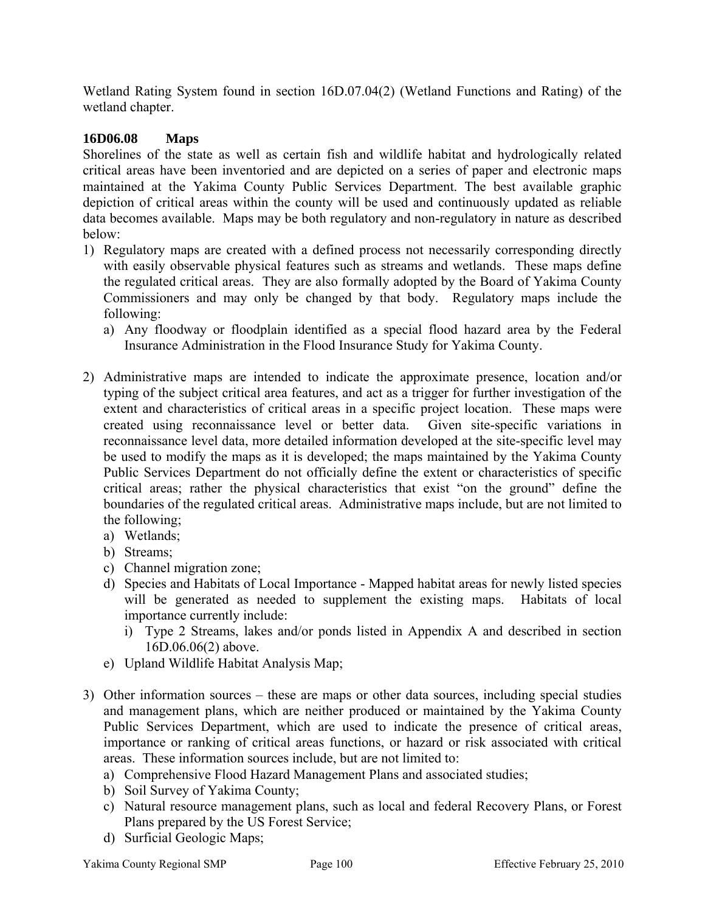Wetland Rating System found in section 16D.07.04(2) (Wetland Functions and Rating) of the wetland chapter.

### 16D06.08 Maps

Shorelines of the state as well as certain fish and wildlife habitat and hydrologically related critical areas have been inventoried and are depicted on a series of paper and electronic maps maintained at the Yakima County Public Services Department. The best available graphic depiction of critical areas within the county will be used and continuously updated as reliable data becomes available. Maps may be both regulatory and non-regulatory in nature as described below:

1) Regulatory maps are created with a defined process not necessarily corresponding directly with easily observable physical features such as streams and wetlands. These maps define the regulated critical areas. They are also formally adopted by the Board of Yakima County Commissioners and may only be changed by that body. Regulatory maps include the following:
   a) Any floodway or floodplain identified as a special flood hazard area by the Federal Insurance Administration in the Flood Insurance Study for Yakima County.

2) Administrative maps are intended to indicate the approximate presence, location and/or typing of the subject critical area features, and act as a trigger for further investigation of the extent and characteristics of critical areas in a specific project location. These maps were created using reconnaissance level or better data. Given site-specific variations in reconnaissance level data, more detailed information developed at the site-specific level may be used to modify the maps as it is developed; the maps maintained by the Yakima County Public Services Department do not officially define the extent or characteristics of specific critical areas; rather the physical characteristics that exist "on the ground" define the boundaries of the regulated critical areas. Administrative maps include, but are not limited to the following;
   a) Wetlands;
   b) Streams;
   c) Channel migration zone;
   d) Species and Habitats of Local Importance - Mapped habitat areas for newly listed species will be generated as needed to supplement the existing maps. Habitats of local importance currently include:
      i) Type 2 Streams, lakes and/or ponds listed in Appendix A and described in section 16D.06.06(2) above.
   e) Upland Wildlife Habitat Analysis Map;

3) Other information sources – these are maps or other data sources, including special studies and management plans, which are neither produced or maintained by the Yakima County Public Services Department, which are used to indicate the presence of critical areas, importance or ranking of critical areas functions, or hazard or risk associated with critical areas. These information sources include, but are not limited to:
   a) Comprehensive Flood Hazard Management Plans and associated studies;
   b) Soil Survey of Yakima County;
   c) Natural resource management plans, such as local and federal Recovery Plans, or Forest Plans prepared by the US Forest Service;
   d) Surficial Geologic Maps;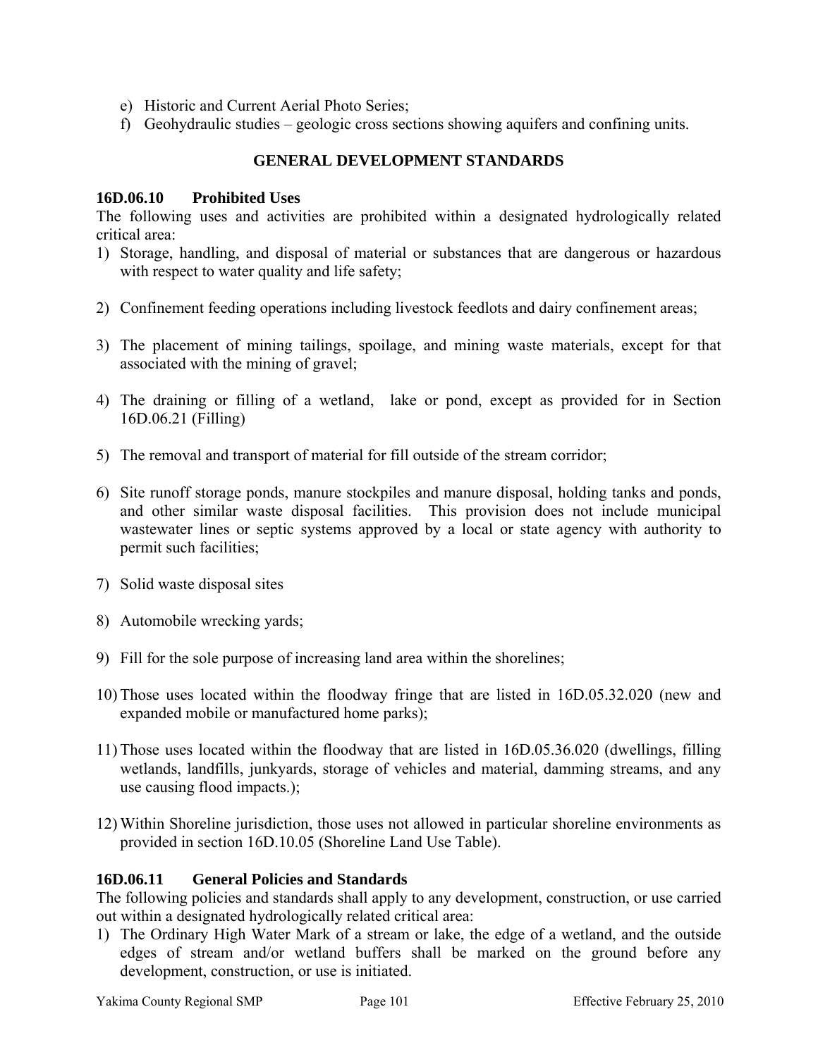e) Historic and Current Aerial Photo Series;
f) Geohydraulic studies – geologic cross sections showing aquifers and confining units.

## GENERAL DEVELOPMENT STANDARDS

### 16D.06.10 Prohibited Uses

The following uses and activities are prohibited within a designated hydrologically related critical area:

1) Storage, handling, and disposal of material or substances that are dangerous or hazardous with respect to water quality and life safety;

2) Confinement feeding operations including livestock feedlots and dairy confinement areas;

3) The placement of mining tailings, spoilage, and mining waste materials, except for that associated with the mining of gravel;

4) The draining or filling of a wetland, lake or pond, except as provided for in Section 16D.06.21 (Filling)

5) The removal and transport of material for fill outside of the stream corridor;

6) Site runoff storage ponds, manure stockpiles and manure disposal, holding tanks and ponds, and other similar waste disposal facilities. This provision does not include municipal wastewater lines or septic systems approved by a local or state agency with authority to permit such facilities;

7) Solid waste disposal sites

8) Automobile wrecking yards;

9) Fill for the sole purpose of increasing land area within the shorelines;

10) Those uses located within the floodway fringe that are listed in 16D.05.32.020 (new and expanded mobile or manufactured home parks);

11) Those uses located within the floodway that are listed in 16D.05.36.020 (dwellings, filling wetlands, landfills, junkyards, storage of vehicles and material, damming streams, and any use causing flood impacts.);

12) Within Shoreline jurisdiction, those uses not allowed in particular shoreline environments as provided in section 16D.10.05 (Shoreline Land Use Table).

### 16D.06.11 General Policies and Standards

The following policies and standards shall apply to any development, construction, or use carried out within a designated hydrologically related critical area:

1) The Ordinary High Water Mark of a stream or lake, the edge of a wetland, and the outside edges of stream and/or wetland buffers shall be marked on the ground before any development, construction, or use is initiated.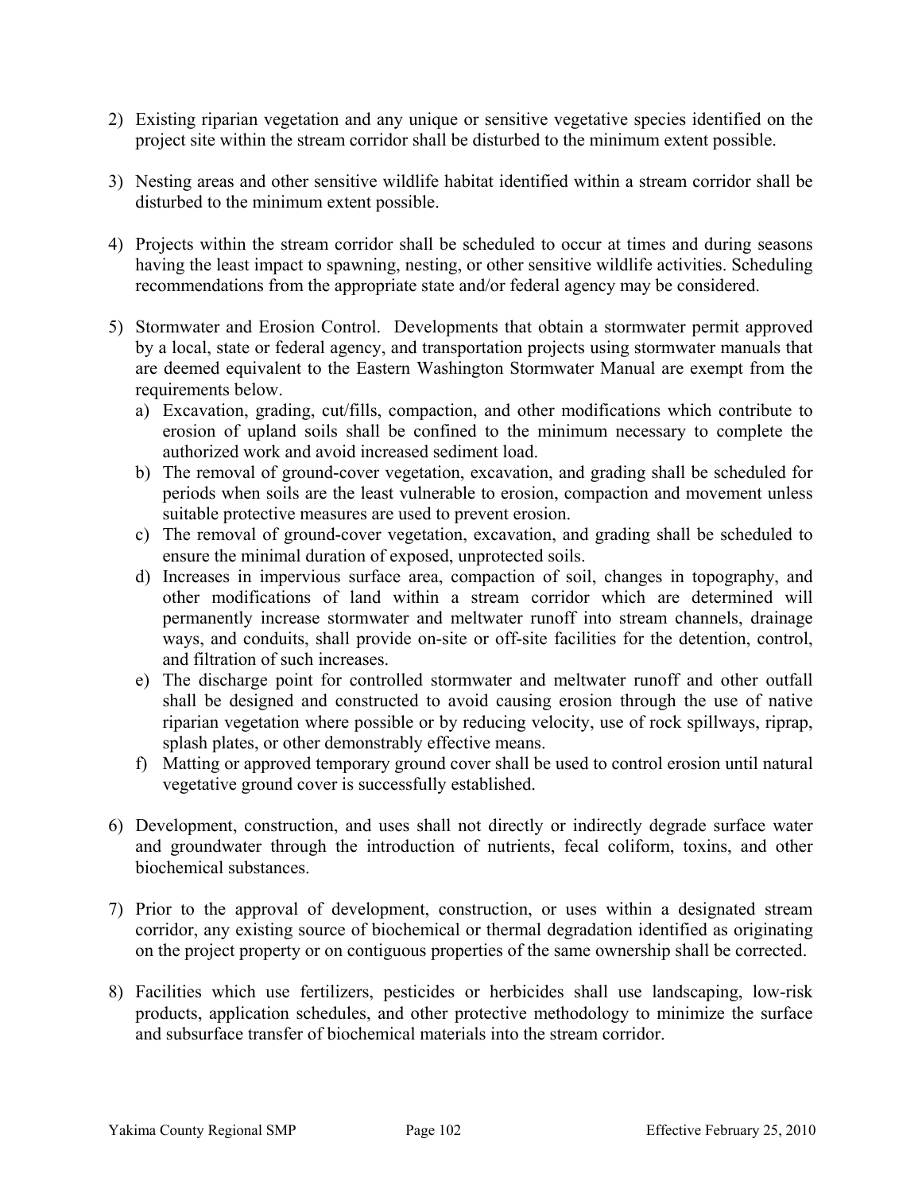2) Existing riparian vegetation and any unique or sensitive vegetative species identified on the project site within the stream corridor shall be disturbed to the minimum extent possible.

3) Nesting areas and other sensitive wildlife habitat identified within a stream corridor shall be disturbed to the minimum extent possible.

4) Projects within the stream corridor shall be scheduled to occur at times and during seasons having the least impact to spawning, nesting, or other sensitive wildlife activities. Scheduling recommendations from the appropriate state and/or federal agency may be considered.

5) Stormwater and Erosion Control. Developments that obtain a stormwater permit approved by a local, state or federal agency, and transportation projects using stormwater manuals that are deemed equivalent to the Eastern Washington Stormwater Manual are exempt from the requirements below.
   a) Excavation, grading, cut/fills, compaction, and other modifications which contribute to erosion of upland soils shall be confined to the minimum necessary to complete the authorized work and avoid increased sediment load.
   b) The removal of ground-cover vegetation, excavation, and grading shall be scheduled for periods when soils are the least vulnerable to erosion, compaction and movement unless suitable protective measures are used to prevent erosion.
   c) The removal of ground-cover vegetation, excavation, and grading shall be scheduled to ensure the minimal duration of exposed, unprotected soils.
   d) Increases in impervious surface area, compaction of soil, changes in topography, and other modifications of land within a stream corridor which are determined will permanently increase stormwater and meltwater runoff into stream channels, drainage ways, and conduits, shall provide on-site or off-site facilities for the detention, control, and filtration of such increases.
   e) The discharge point for controlled stormwater and meltwater runoff and other outfall shall be designed and constructed to avoid causing erosion through the use of native riparian vegetation where possible or by reducing velocity, use of rock spillways, riprap, splash plates, or other demonstrably effective means.
   f) Matting or approved temporary ground cover shall be used to control erosion until natural vegetative ground cover is successfully established.

6) Development, construction, and uses shall not directly or indirectly degrade surface water and groundwater through the introduction of nutrients, fecal coliform, toxins, and other biochemical substances.

7) Prior to the approval of development, construction, or uses within a designated stream corridor, any existing source of biochemical or thermal degradation identified as originating on the project property or on contiguous properties of the same ownership shall be corrected.

8) Facilities which use fertilizers, pesticides or herbicides shall use landscaping, low-risk products, application schedules, and other protective methodology to minimize the surface and subsurface transfer of biochemical materials into the stream corridor.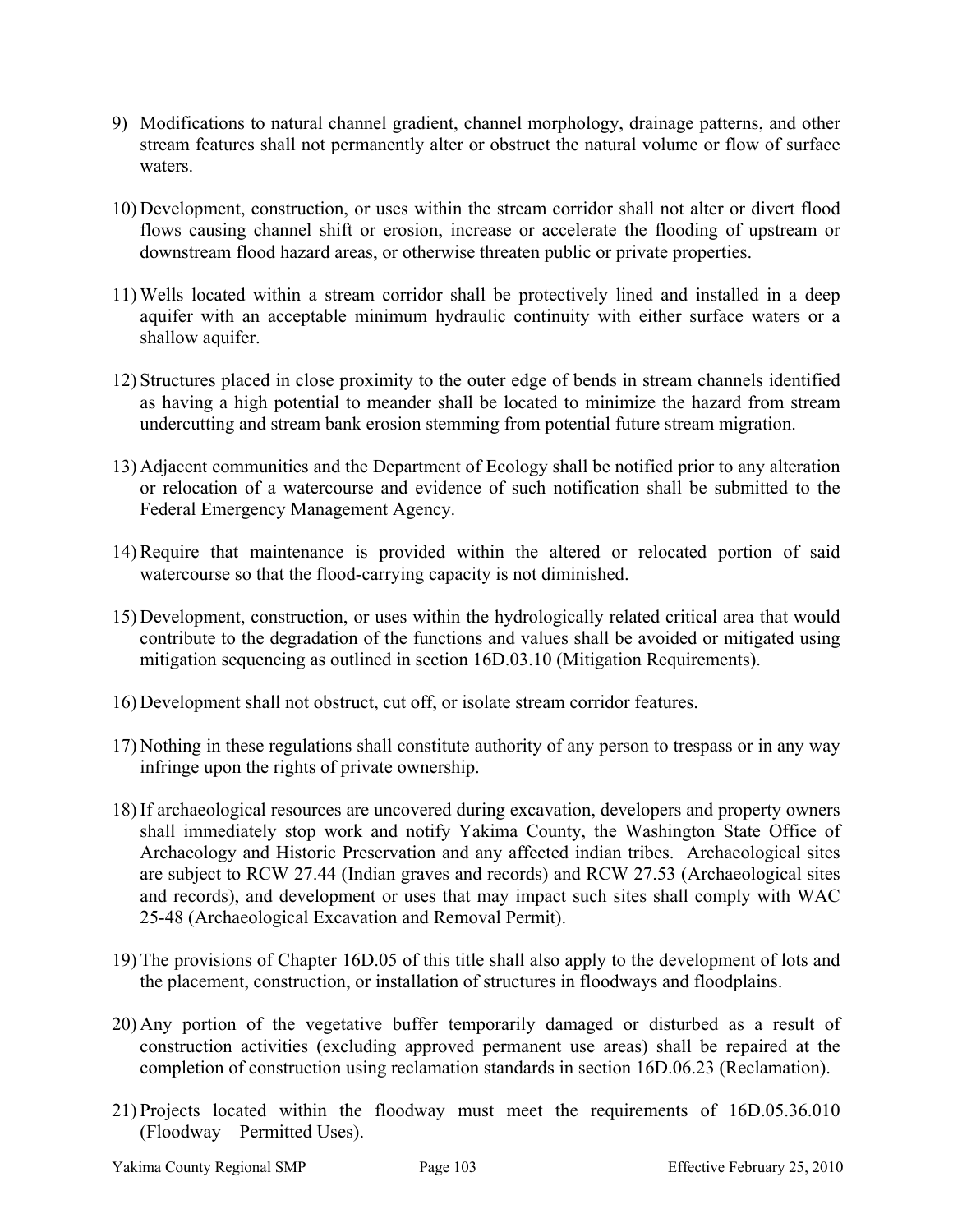9) Modifications to natural channel gradient, channel morphology, drainage patterns, and other stream features shall not permanently alter or obstruct the natural volume or flow of surface waters.

10) Development, construction, or uses within the stream corridor shall not alter or divert flood flows causing channel shift or erosion, increase or accelerate the flooding of upstream or downstream flood hazard areas, or otherwise threaten public or private properties.

11) Wells located within a stream corridor shall be protectively lined and installed in a deep aquifer with an acceptable minimum hydraulic continuity with either surface waters or a shallow aquifer.

12) Structures placed in close proximity to the outer edge of bends in stream channels identified as having a high potential to meander shall be located to minimize the hazard from stream undercutting and stream bank erosion stemming from potential future stream migration.

13) Adjacent communities and the Department of Ecology shall be notified prior to any alteration or relocation of a watercourse and evidence of such notification shall be submitted to the Federal Emergency Management Agency.

14) Require that maintenance is provided within the altered or relocated portion of said watercourse so that the flood-carrying capacity is not diminished.

15) Development, construction, or uses within the hydrologically related critical area that would contribute to the degradation of the functions and values shall be avoided or mitigated using mitigation sequencing as outlined in section 16D.03.10 (Mitigation Requirements).

16) Development shall not obstruct, cut off, or isolate stream corridor features.

17) Nothing in these regulations shall constitute authority of any person to trespass or in any way infringe upon the rights of private ownership.

18) If archaeological resources are uncovered during excavation, developers and property owners shall immediately stop work and notify Yakima County, the Washington State Office of Archaeology and Historic Preservation and any affected indian tribes. Archaeological sites are subject to RCW 27.44 (Indian graves and records) and RCW 27.53 (Archaeological sites and records), and development or uses that may impact such sites shall comply with WAC 25-48 (Archaeological Excavation and Removal Permit).

19) The provisions of Chapter 16D.05 of this title shall also apply to the development of lots and the placement, construction, or installation of structures in floodways and floodplains.

20) Any portion of the vegetative buffer temporarily damaged or disturbed as a result of construction activities (excluding approved permanent use areas) shall be repaired at the completion of construction using reclamation standards in section 16D.06.23 (Reclamation).

21) Projects located within the floodway must meet the requirements of 16D.05.36.010 (Floodway – Permitted Uses).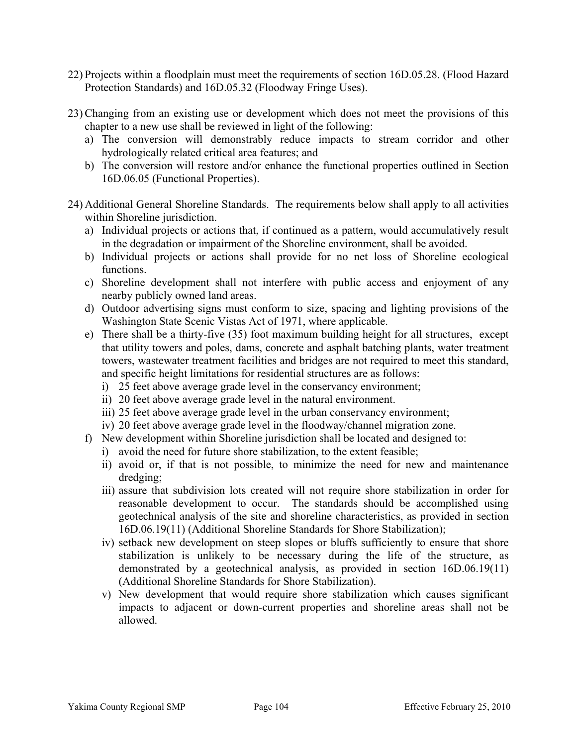22) Projects within a floodplain must meet the requirements of section 16D.05.28. (Flood Hazard Protection Standards) and 16D.05.32 (Floodway Fringe Uses).

23) Changing from an existing use or development which does not meet the provisions of this chapter to a new use shall be reviewed in light of the following:
    a) The conversion will demonstrably reduce impacts to stream corridor and other hydrologically related critical area features; and
    b) The conversion will restore and/or enhance the functional properties outlined in Section 16D.06.05 (Functional Properties).

24) Additional General Shoreline Standards. The requirements below shall apply to all activities within Shoreline jurisdiction.
    a) Individual projects or actions that, if continued as a pattern, would accumulatively result in the degradation or impairment of the Shoreline environment, shall be avoided.
    b) Individual projects or actions shall provide for no net loss of Shoreline ecological functions.
    c) Shoreline development shall not interfere with public access and enjoyment of any nearby publicly owned land areas.
    d) Outdoor advertising signs must conform to size, spacing and lighting provisions of the Washington State Scenic Vistas Act of 1971, where applicable.
    e) There shall be a thirty-five (35) foot maximum building height for all structures, except that utility towers and poles, dams, concrete and asphalt batching plants, water treatment towers, wastewater treatment facilities and bridges are not required to meet this standard, and specific height limitations for residential structures are as follows:
        i) 25 feet above average grade level in the conservancy environment;
        ii) 20 feet above average grade level in the natural environment.
        iii) 25 feet above average grade level in the urban conservancy environment;
        iv) 20 feet above average grade level in the floodway/channel migration zone.
    f) New development within Shoreline jurisdiction shall be located and designed to:
        i) avoid the need for future shore stabilization, to the extent feasible;
        ii) avoid or, if that is not possible, to minimize the need for new and maintenance dredging;
        iii) assure that subdivision lots created will not require shore stabilization in order for reasonable development to occur. The standards should be accomplished using geotechnical analysis of the site and shoreline characteristics, as provided in section 16D.06.19(11) (Additional Shoreline Standards for Shore Stabilization);
        iv) setback new development on steep slopes or bluffs sufficiently to ensure that shore stabilization is unlikely to be necessary during the life of the structure, as demonstrated by a geotechnical analysis, as provided in section 16D.06.19(11) (Additional Shoreline Standards for Shore Stabilization).
        v) New development that would require shore stabilization which causes significant impacts to adjacent or down-current properties and shoreline areas shall not be allowed.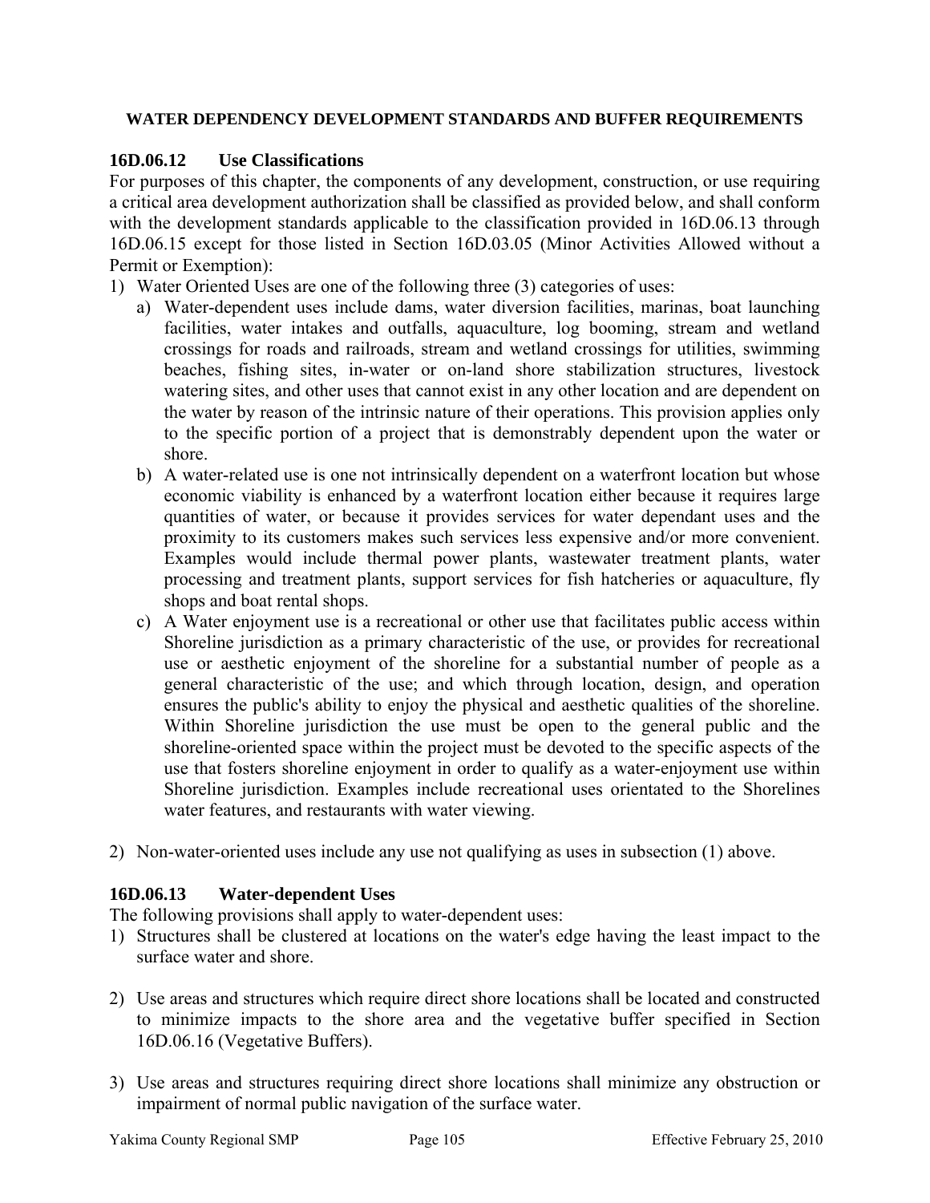**WATER DEPENDENCY DEVELOPMENT STANDARDS AND BUFFER REQUIREMENTS**

### 16D.06.12 Use Classifications

For purposes of this chapter, the components of any development, construction, or use requiring a critical area development authorization shall be classified as provided below, and shall conform with the development standards applicable to the classification provided in 16D.06.13 through 16D.06.15 except for those listed in Section 16D.03.05 (Minor Activities Allowed without a Permit or Exemption):

1) Water Oriented Uses are one of the following three (3) categories of uses:
   a) Water-dependent uses include dams, water diversion facilities, marinas, boat launching facilities, water intakes and outfalls, aquaculture, log booming, stream and wetland crossings for roads and railroads, stream and wetland crossings for utilities, swimming beaches, fishing sites, in-water or on-land shore stabilization structures, livestock watering sites, and other uses that cannot exist in any other location and are dependent on the water by reason of the intrinsic nature of their operations. This provision applies only to the specific portion of a project that is demonstrably dependent upon the water or shore.
   b) A water-related use is one not intrinsically dependent on a waterfront location but whose economic viability is enhanced by a waterfront location either because it requires large quantities of water, or because it provides services for water dependant uses and the proximity to its customers makes such services less expensive and/or more convenient. Examples would include thermal power plants, wastewater treatment plants, water processing and treatment plants, support services for fish hatcheries or aquaculture, fly shops and boat rental shops.
   c) A Water enjoyment use is a recreational or other use that facilitates public access within Shoreline jurisdiction as a primary characteristic of the use, or provides for recreational use or aesthetic enjoyment of the shoreline for a substantial number of people as a general characteristic of the use; and which through location, design, and operation ensures the public's ability to enjoy the physical and aesthetic qualities of the shoreline. Within Shoreline jurisdiction the use must be open to the general public and the shoreline-oriented space within the project must be devoted to the specific aspects of the use that fosters shoreline enjoyment in order to qualify as a water-enjoyment use within Shoreline jurisdiction. Examples include recreational uses orientated to the Shorelines water features, and restaurants with water viewing.

2) Non-water-oriented uses include any use not qualifying as uses in subsection (1) above.

### 16D.06.13 Water-dependent Uses

The following provisions shall apply to water-dependent uses:

1) Structures shall be clustered at locations on the water's edge having the least impact to the surface water and shore.

2) Use areas and structures which require direct shore locations shall be located and constructed to minimize impacts to the shore area and the vegetative buffer specified in Section 16D.06.16 (Vegetative Buffers).

3) Use areas and structures requiring direct shore locations shall minimize any obstruction or impairment of normal public navigation of the surface water.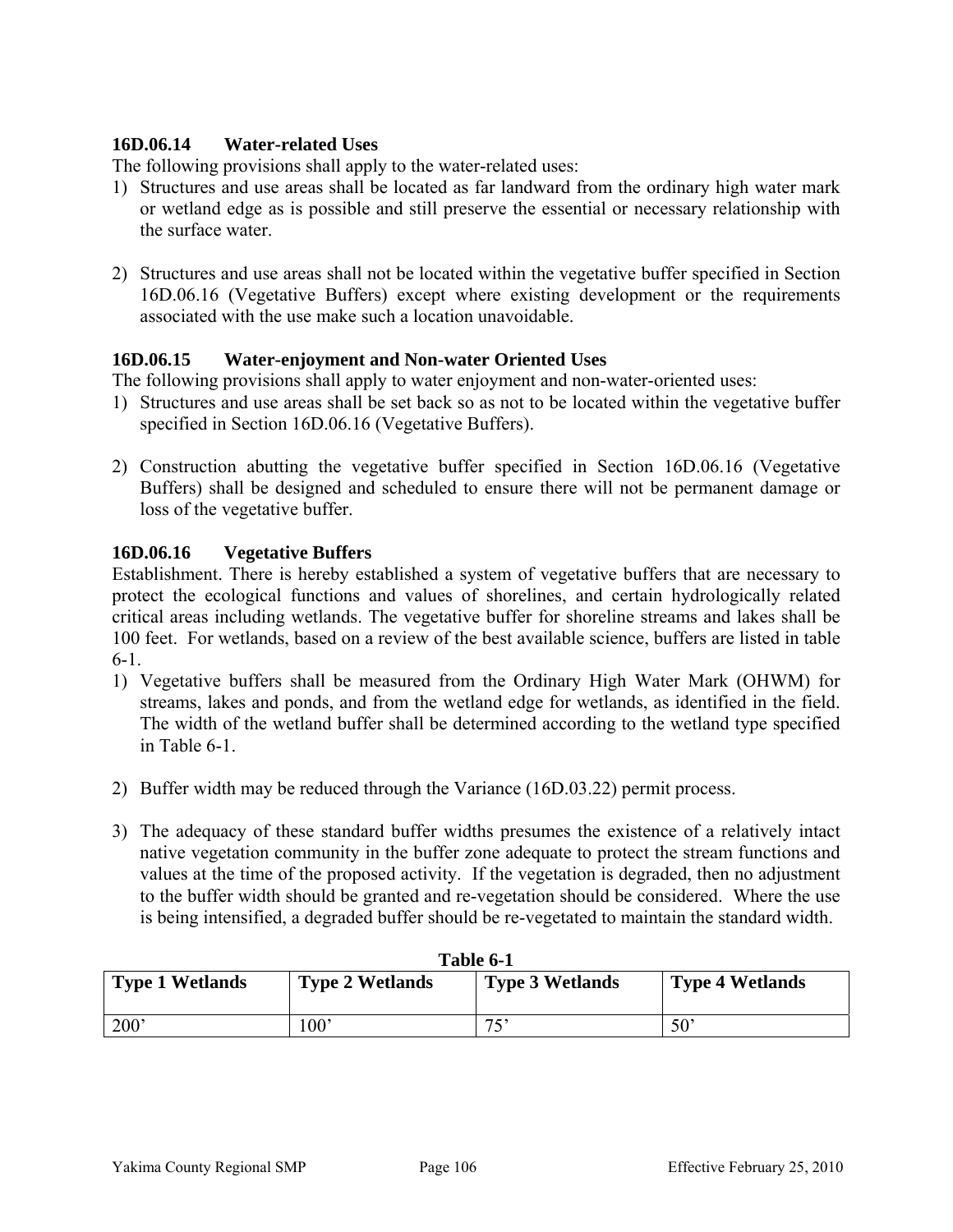### 16D.06.14 Water-related Uses

The following provisions shall apply to the water-related uses:

1) Structures and use areas shall be located as far landward from the ordinary high water mark or wetland edge as is possible and still preserve the essential or necessary relationship with the surface water.

2) Structures and use areas shall not be located within the vegetative buffer specified in Section 16D.06.16 (Vegetative Buffers) except where existing development or the requirements associated with the use make such a location unavoidable.

### 16D.06.15 Water-enjoyment and Non-water Oriented Uses

The following provisions shall apply to water enjoyment and non-water-oriented uses:

1) Structures and use areas shall be set back so as not to be located within the vegetative buffer specified in Section 16D.06.16 (Vegetative Buffers).

2) Construction abutting the vegetative buffer specified in Section 16D.06.16 (Vegetative Buffers) shall be designed and scheduled to ensure there will not be permanent damage or loss of the vegetative buffer.

### 16D.06.16 Vegetative Buffers

Establishment. There is hereby established a system of vegetative buffers that are necessary to protect the ecological functions and values of shorelines, and certain hydrologically related critical areas including wetlands. The vegetative buffer for shoreline streams and lakes shall be 100 feet. For wetlands, based on a review of the best available science, buffers are listed in table 6-1.

1) Vegetative buffers shall be measured from the Ordinary High Water Mark (OHWM) for streams, lakes and ponds, and from the wetland edge for wetlands, as identified in the field. The width of the wetland buffer shall be determined according to the wetland type specified in Table 6-1.

2) Buffer width may be reduced through the Variance (16D.03.22) permit process.

3) The adequacy of these standard buffer widths presumes the existence of a relatively intact native vegetation community in the buffer zone adequate to protect the stream functions and values at the time of the proposed activity. If the vegetation is degraded, then no adjustment to the buffer width should be granted and re-vegetation should be considered. Where the use is being intensified, a degraded buffer should be re-vegetated to maintain the standard width.

**Table 6-1**

| Type 1 Wetlands | Type 2 Wetlands | Type 3 Wetlands | Type 4 Wetlands |
|---|---|---|---|
| 200' | 100' | 75' | 50' |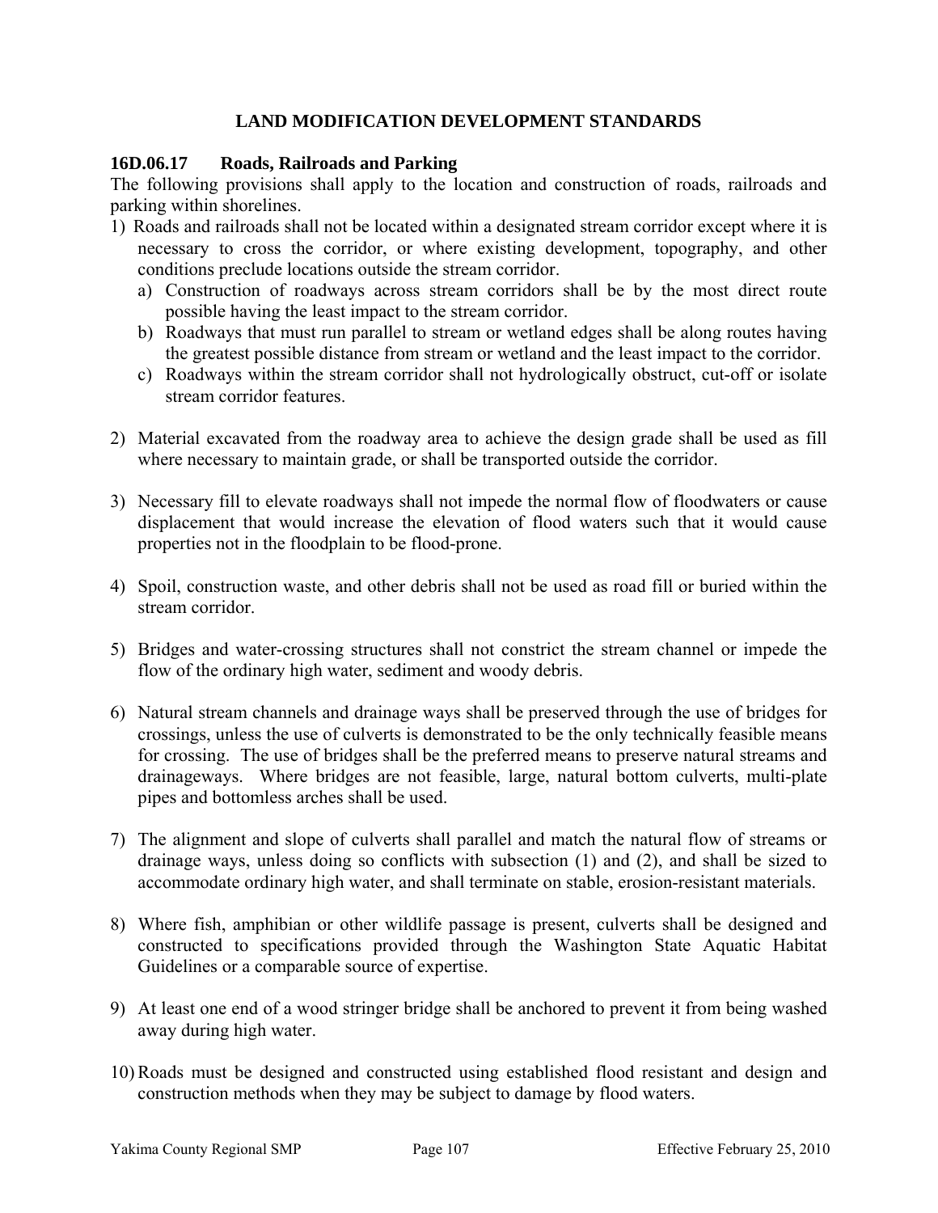## LAND MODIFICATION DEVELOPMENT STANDARDS

### 16D.06.17 Roads, Railroads and Parking

The following provisions shall apply to the location and construction of roads, railroads and parking within shorelines.

1) Roads and railroads shall not be located within a designated stream corridor except where it is necessary to cross the corridor, or where existing development, topography, and other conditions preclude locations outside the stream corridor.
   a) Construction of roadways across stream corridors shall be by the most direct route possible having the least impact to the stream corridor.
   b) Roadways that must run parallel to stream or wetland edges shall be along routes having the greatest possible distance from stream or wetland and the least impact to the corridor.
   c) Roadways within the stream corridor shall not hydrologically obstruct, cut-off or isolate stream corridor features.

2) Material excavated from the roadway area to achieve the design grade shall be used as fill where necessary to maintain grade, or shall be transported outside the corridor.

3) Necessary fill to elevate roadways shall not impede the normal flow of floodwaters or cause displacement that would increase the elevation of flood waters such that it would cause properties not in the floodplain to be flood-prone.

4) Spoil, construction waste, and other debris shall not be used as road fill or buried within the stream corridor.

5) Bridges and water-crossing structures shall not constrict the stream channel or impede the flow of the ordinary high water, sediment and woody debris.

6) Natural stream channels and drainage ways shall be preserved through the use of bridges for crossings, unless the use of culverts is demonstrated to be the only technically feasible means for crossing. The use of bridges shall be the preferred means to preserve natural streams and drainageways. Where bridges are not feasible, large, natural bottom culverts, multi-plate pipes and bottomless arches shall be used.

7) The alignment and slope of culverts shall parallel and match the natural flow of streams or drainage ways, unless doing so conflicts with subsection (1) and (2), and shall be sized to accommodate ordinary high water, and shall terminate on stable, erosion-resistant materials.

8) Where fish, amphibian or other wildlife passage is present, culverts shall be designed and constructed to specifications provided through the Washington State Aquatic Habitat Guidelines or a comparable source of expertise.

9) At least one end of a wood stringer bridge shall be anchored to prevent it from being washed away during high water.

10) Roads must be designed and constructed using established flood resistant and design and construction methods when they may be subject to damage by flood waters.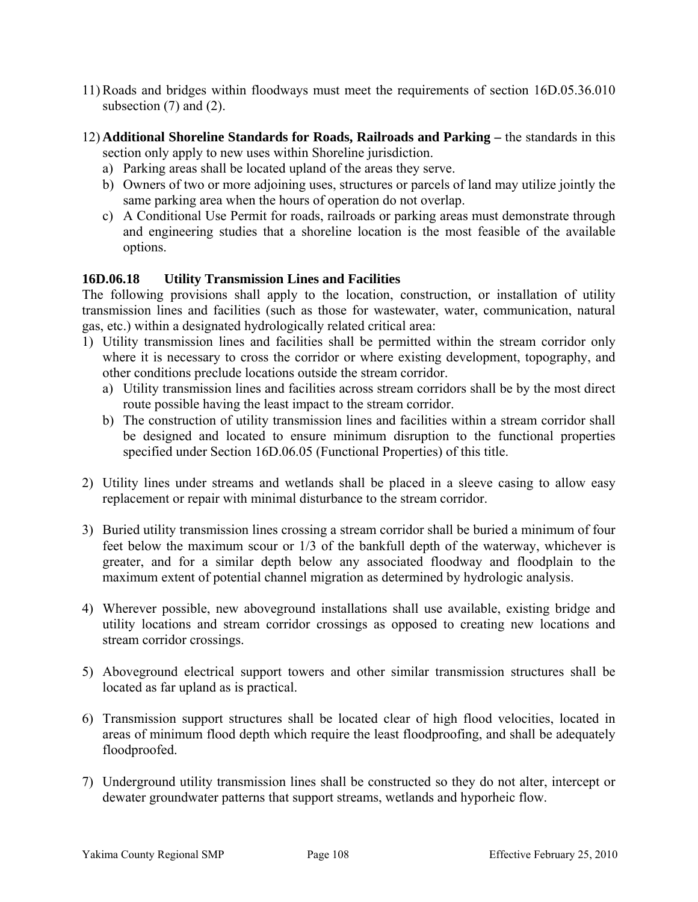11) Roads and bridges within floodways must meet the requirements of section 16D.05.36.010 subsection (7) and (2).

12) **Additional Shoreline Standards for Roads, Railroads and Parking –** the standards in this section only apply to new uses within Shoreline jurisdiction.
    a) Parking areas shall be located upland of the areas they serve.
    b) Owners of two or more adjoining uses, structures or parcels of land may utilize jointly the same parking area when the hours of operation do not overlap.
    c) A Conditional Use Permit for roads, railroads or parking areas must demonstrate through and engineering studies that a shoreline location is the most feasible of the available options.

### 16D.06.18 Utility Transmission Lines and Facilities

The following provisions shall apply to the location, construction, or installation of utility transmission lines and facilities (such as those for wastewater, water, communication, natural gas, etc.) within a designated hydrologically related critical area:

1) Utility transmission lines and facilities shall be permitted within the stream corridor only where it is necessary to cross the corridor or where existing development, topography, and other conditions preclude locations outside the stream corridor.
    a) Utility transmission lines and facilities across stream corridors shall be by the most direct route possible having the least impact to the stream corridor.
    b) The construction of utility transmission lines and facilities within a stream corridor shall be designed and located to ensure minimum disruption to the functional properties specified under Section 16D.06.05 (Functional Properties) of this title.

2) Utility lines under streams and wetlands shall be placed in a sleeve casing to allow easy replacement or repair with minimal disturbance to the stream corridor.

3) Buried utility transmission lines crossing a stream corridor shall be buried a minimum of four feet below the maximum scour or 1/3 of the bankfull depth of the waterway, whichever is greater, and for a similar depth below any associated floodway and floodplain to the maximum extent of potential channel migration as determined by hydrologic analysis.

4) Wherever possible, new aboveground installations shall use available, existing bridge and utility locations and stream corridor crossings as opposed to creating new locations and stream corridor crossings.

5) Aboveground electrical support towers and other similar transmission structures shall be located as far upland as is practical.

6) Transmission support structures shall be located clear of high flood velocities, located in areas of minimum flood depth which require the least floodproofing, and shall be adequately floodproofed.

7) Underground utility transmission lines shall be constructed so they do not alter, intercept or dewater groundwater patterns that support streams, wetlands and hyporheic flow.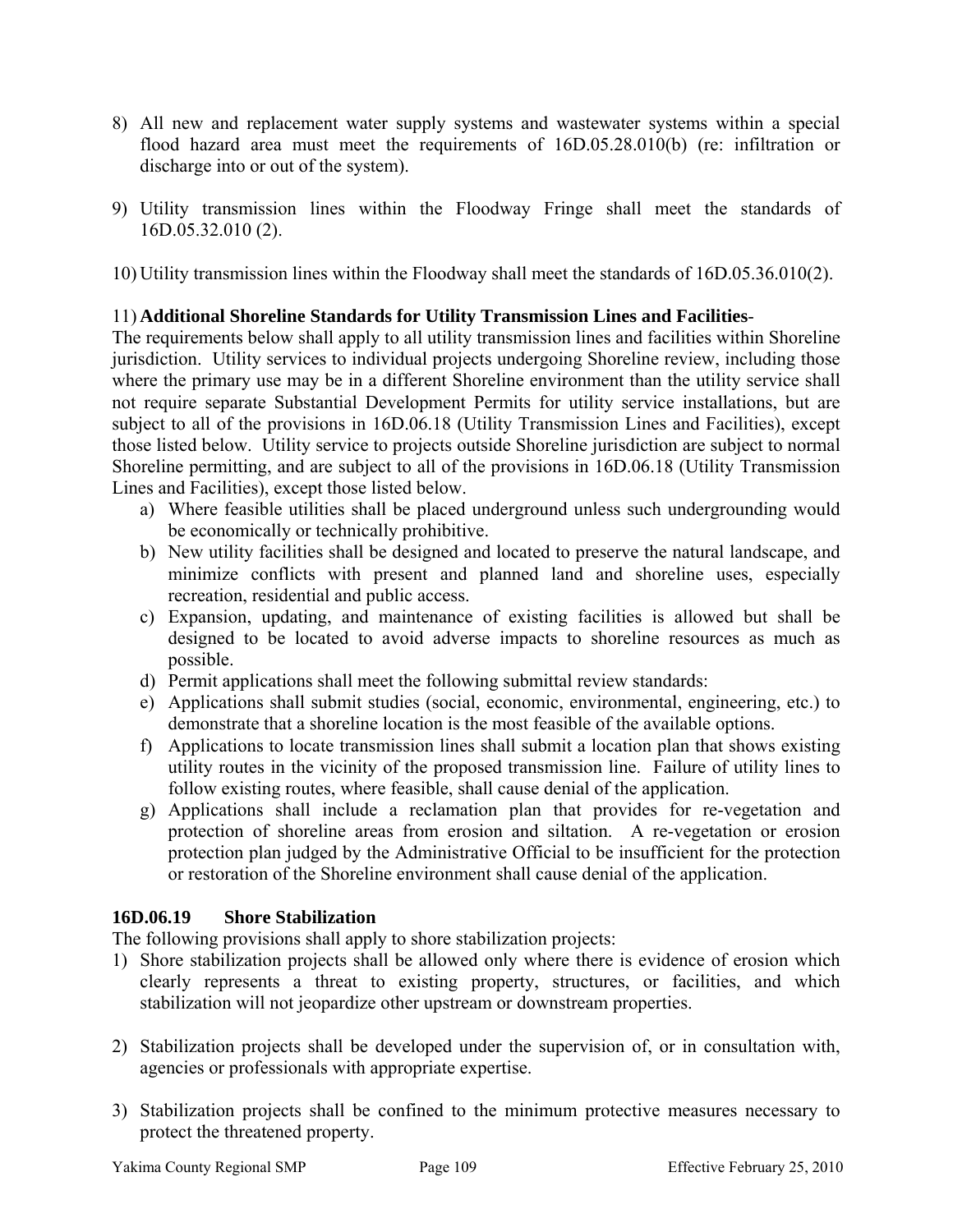8) All new and replacement water supply systems and wastewater systems within a special flood hazard area must meet the requirements of 16D.05.28.010(b) (re: infiltration or discharge into or out of the system).

9) Utility transmission lines within the Floodway Fringe shall meet the standards of 16D.05.32.010 (2).

10) Utility transmission lines within the Floodway shall meet the standards of 16D.05.36.010(2).

11) **Additional Shoreline Standards for Utility Transmission Lines and Facilities**-
The requirements below shall apply to all utility transmission lines and facilities within Shoreline jurisdiction. Utility services to individual projects undergoing Shoreline review, including those where the primary use may be in a different Shoreline environment than the utility service shall not require separate Substantial Development Permits for utility service installations, but are subject to all of the provisions in 16D.06.18 (Utility Transmission Lines and Facilities), except those listed below. Utility service to projects outside Shoreline jurisdiction are subject to normal Shoreline permitting, and are subject to all of the provisions in 16D.06.18 (Utility Transmission Lines and Facilities), except those listed below.
    a) Where feasible utilities shall be placed underground unless such undergrounding would be economically or technically prohibitive.
    b) New utility facilities shall be designed and located to preserve the natural landscape, and minimize conflicts with present and planned land and shoreline uses, especially recreation, residential and public access.
    c) Expansion, updating, and maintenance of existing facilities is allowed but shall be designed to be located to avoid adverse impacts to shoreline resources as much as possible.
    d) Permit applications shall meet the following submittal review standards:
    e) Applications shall submit studies (social, economic, environmental, engineering, etc.) to demonstrate that a shoreline location is the most feasible of the available options.
    f) Applications to locate transmission lines shall submit a location plan that shows existing utility routes in the vicinity of the proposed transmission line. Failure of utility lines to follow existing routes, where feasible, shall cause denial of the application.
    g) Applications shall include a reclamation plan that provides for re-vegetation and protection of shoreline areas from erosion and siltation. A re-vegetation or erosion protection plan judged by the Administrative Official to be insufficient for the protection or restoration of the Shoreline environment shall cause denial of the application.

### 16D.06.19 Shore Stabilization

The following provisions shall apply to shore stabilization projects:

1) Shore stabilization projects shall be allowed only where there is evidence of erosion which clearly represents a threat to existing property, structures, or facilities, and which stabilization will not jeopardize other upstream or downstream properties.

2) Stabilization projects shall be developed under the supervision of, or in consultation with, agencies or professionals with appropriate expertise.

3) Stabilization projects shall be confined to the minimum protective measures necessary to protect the threatened property.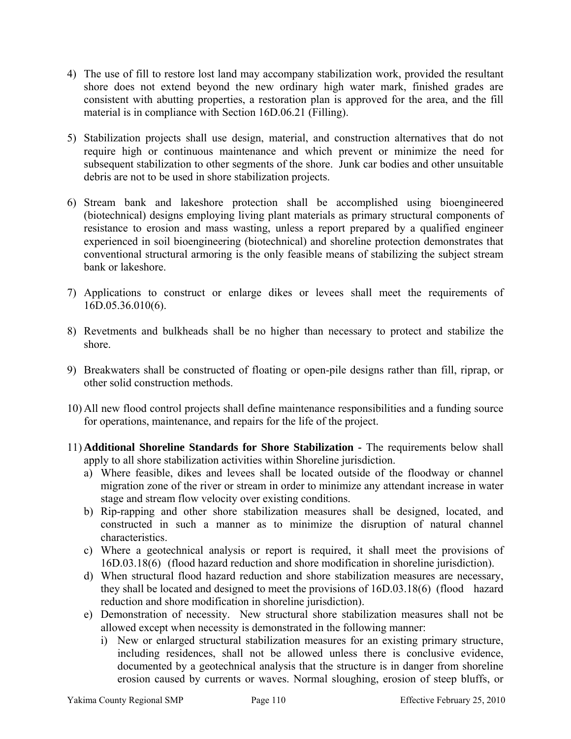4) The use of fill to restore lost land may accompany stabilization work, provided the resultant shore does not extend beyond the new ordinary high water mark, finished grades are consistent with abutting properties, a restoration plan is approved for the area, and the fill material is in compliance with Section 16D.06.21 (Filling).

5) Stabilization projects shall use design, material, and construction alternatives that do not require high or continuous maintenance and which prevent or minimize the need for subsequent stabilization to other segments of the shore. Junk car bodies and other unsuitable debris are not to be used in shore stabilization projects.

6) Stream bank and lakeshore protection shall be accomplished using bioengineered (biotechnical) designs employing living plant materials as primary structural components of resistance to erosion and mass wasting, unless a report prepared by a qualified engineer experienced in soil bioengineering (biotechnical) and shoreline protection demonstrates that conventional structural armoring is the only feasible means of stabilizing the subject stream bank or lakeshore.

7) Applications to construct or enlarge dikes or levees shall meet the requirements of 16D.05.36.010(6).

8) Revetments and bulkheads shall be no higher than necessary to protect and stabilize the shore.

9) Breakwaters shall be constructed of floating or open-pile designs rather than fill, riprap, or other solid construction methods.

10) All new flood control projects shall define maintenance responsibilities and a funding source for operations, maintenance, and repairs for the life of the project.

11) **Additional Shoreline Standards for Shore Stabilization -** The requirements below shall apply to all shore stabilization activities within Shoreline jurisdiction.
    a) Where feasible, dikes and levees shall be located outside of the floodway or channel migration zone of the river or stream in order to minimize any attendant increase in water stage and stream flow velocity over existing conditions.
    b) Rip-rapping and other shore stabilization measures shall be designed, located, and constructed in such a manner as to minimize the disruption of natural channel characteristics.
    c) Where a geotechnical analysis or report is required, it shall meet the provisions of 16D.03.18(6) (flood hazard reduction and shore modification in shoreline jurisdiction).
    d) When structural flood hazard reduction and shore stabilization measures are necessary, they shall be located and designed to meet the provisions of 16D.03.18(6) (flood hazard reduction and shore modification in shoreline jurisdiction).
    e) Demonstration of necessity. New structural shore stabilization measures shall not be allowed except when necessity is demonstrated in the following manner:
        i) New or enlarged structural stabilization measures for an existing primary structure, including residences, shall not be allowed unless there is conclusive evidence, documented by a geotechnical analysis that the structure is in danger from shoreline erosion caused by currents or waves. Normal sloughing, erosion of steep bluffs, or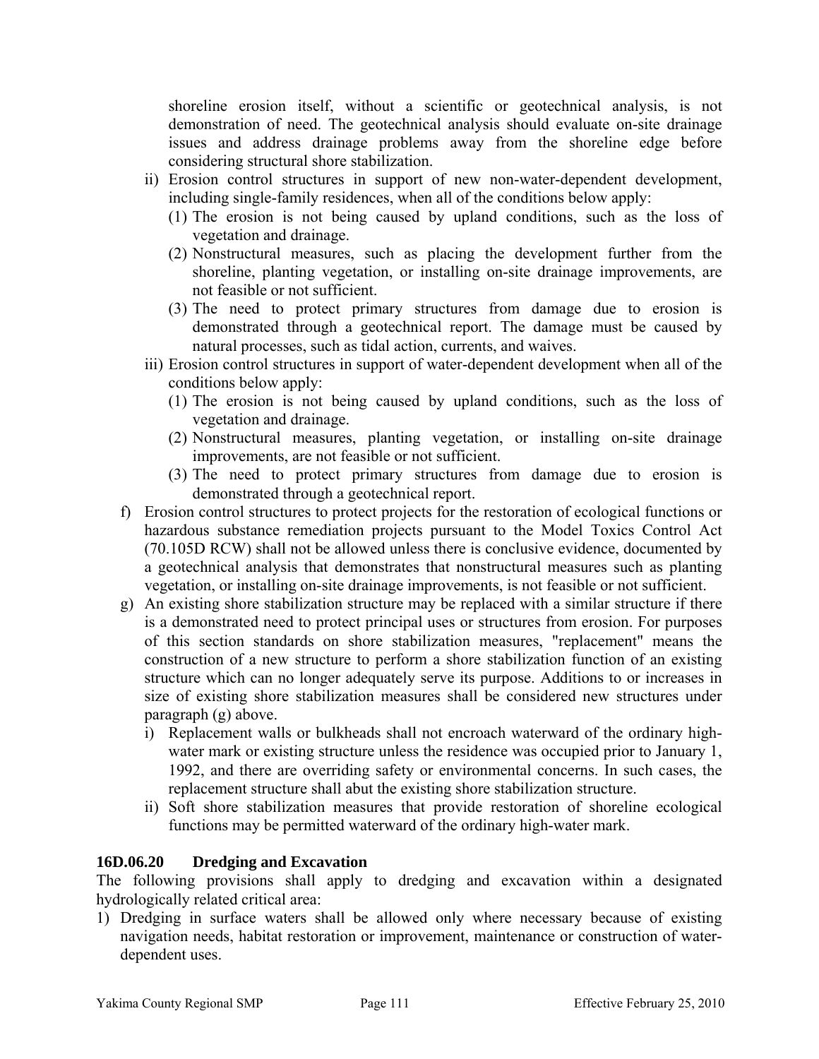shoreline erosion itself, without a scientific or geotechnical analysis, is not demonstration of need. The geotechnical analysis should evaluate on-site drainage issues and address drainage problems away from the shoreline edge before considering structural shore stabilization.

ii) Erosion control structures in support of new non-water-dependent development, including single-family residences, when all of the conditions below apply:
   (1) The erosion is not being caused by upland conditions, such as the loss of vegetation and drainage.
   (2) Nonstructural measures, such as placing the development further from the shoreline, planting vegetation, or installing on-site drainage improvements, are not feasible or not sufficient.
   (3) The need to protect primary structures from damage due to erosion is demonstrated through a geotechnical report. The damage must be caused by natural processes, such as tidal action, currents, and waives.

iii) Erosion control structures in support of water-dependent development when all of the conditions below apply:
   (1) The erosion is not being caused by upland conditions, such as the loss of vegetation and drainage.
   (2) Nonstructural measures, planting vegetation, or installing on-site drainage improvements, are not feasible or not sufficient.
   (3) The need to protect primary structures from damage due to erosion is demonstrated through a geotechnical report.

f) Erosion control structures to protect projects for the restoration of ecological functions or hazardous substance remediation projects pursuant to the Model Toxics Control Act (70.105D RCW) shall not be allowed unless there is conclusive evidence, documented by a geotechnical analysis that demonstrates that nonstructural measures such as planting vegetation, or installing on-site drainage improvements, is not feasible or not sufficient.

g) An existing shore stabilization structure may be replaced with a similar structure if there is a demonstrated need to protect principal uses or structures from erosion. For purposes of this section standards on shore stabilization measures, "replacement" means the construction of a new structure to perform a shore stabilization function of an existing structure which can no longer adequately serve its purpose. Additions to or increases in size of existing shore stabilization measures shall be considered new structures under paragraph (g) above.
   i) Replacement walls or bulkheads shall not encroach waterward of the ordinary high-water mark or existing structure unless the residence was occupied prior to January 1, 1992, and there are overriding safety or environmental concerns. In such cases, the replacement structure shall abut the existing shore stabilization structure.
   ii) Soft shore stabilization measures that provide restoration of shoreline ecological functions may be permitted waterward of the ordinary high-water mark.

### 16D.06.20 Dredging and Excavation

The following provisions shall apply to dredging and excavation within a designated hydrologically related critical area:

1) Dredging in surface waters shall be allowed only where necessary because of existing navigation needs, habitat restoration or improvement, maintenance or construction of water-dependent uses.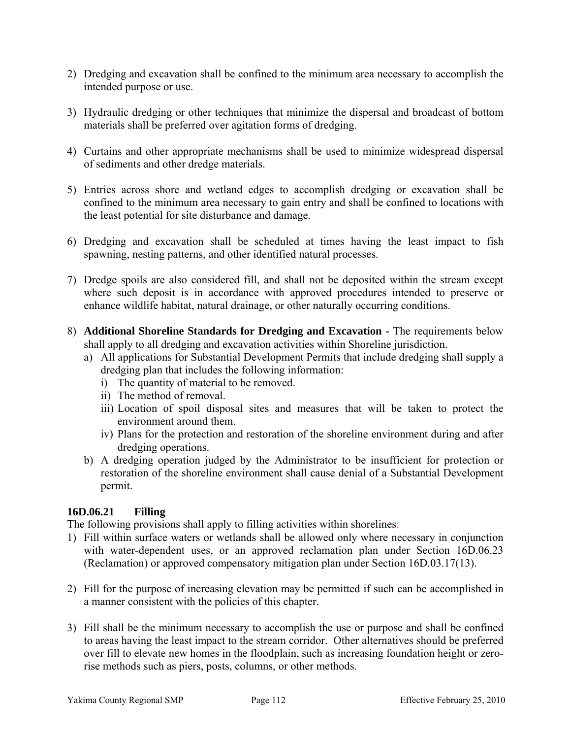2) Dredging and excavation shall be confined to the minimum area necessary to accomplish the intended purpose or use.

3) Hydraulic dredging or other techniques that minimize the dispersal and broadcast of bottom materials shall be preferred over agitation forms of dredging.

4) Curtains and other appropriate mechanisms shall be used to minimize widespread dispersal of sediments and other dredge materials.

5) Entries across shore and wetland edges to accomplish dredging or excavation shall be confined to the minimum area necessary to gain entry and shall be confined to locations with the least potential for site disturbance and damage.

6) Dredging and excavation shall be scheduled at times having the least impact to fish spawning, nesting patterns, and other identified natural processes.

7) Dredge spoils are also considered fill, and shall not be deposited within the stream except where such deposit is in accordance with approved procedures intended to preserve or enhance wildlife habitat, natural drainage, or other naturally occurring conditions.

8) **Additional Shoreline Standards for Dredging and Excavation** - The requirements below shall apply to all dredging and excavation activities within Shoreline jurisdiction.
   a) All applications for Substantial Development Permits that include dredging shall supply a dredging plan that includes the following information:
      i) The quantity of material to be removed.
      ii) The method of removal.
      iii) Location of spoil disposal sites and measures that will be taken to protect the environment around them.
      iv) Plans for the protection and restoration of the shoreline environment during and after dredging operations.
   b) A dredging operation judged by the Administrator to be insufficient for protection or restoration of the shoreline environment shall cause denial of a Substantial Development permit.

### 16D.06.21 Filling

The following provisions shall apply to filling activities within shorelines:

1) Fill within surface waters or wetlands shall be allowed only where necessary in conjunction with water-dependent uses, or an approved reclamation plan under Section 16D.06.23 (Reclamation) or approved compensatory mitigation plan under Section 16D.03.17(13).

2) Fill for the purpose of increasing elevation may be permitted if such can be accomplished in a manner consistent with the policies of this chapter.

3) Fill shall be the minimum necessary to accomplish the use or purpose and shall be confined to areas having the least impact to the stream corridor. Other alternatives should be preferred over fill to elevate new homes in the floodplain, such as increasing foundation height or zero-rise methods such as piers, posts, columns, or other methods.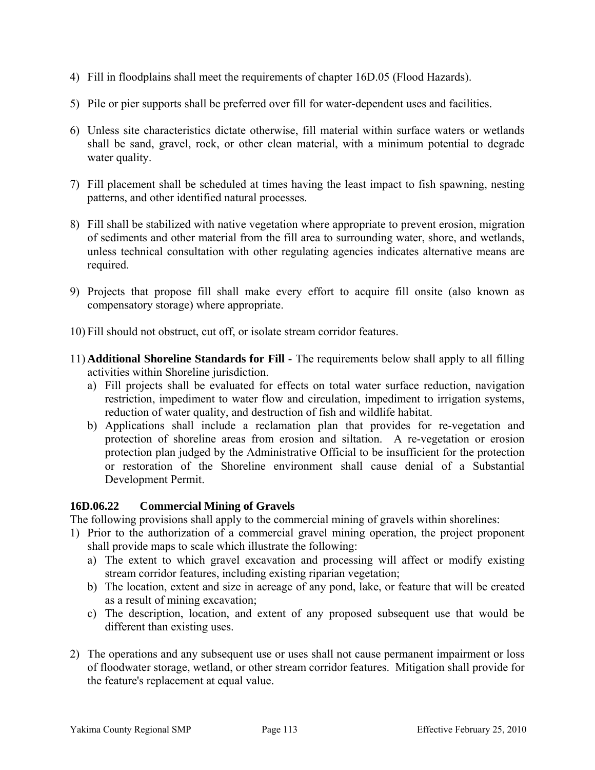4) Fill in floodplains shall meet the requirements of chapter 16D.05 (Flood Hazards).

5) Pile or pier supports shall be preferred over fill for water-dependent uses and facilities.

6) Unless site characteristics dictate otherwise, fill material within surface waters or wetlands shall be sand, gravel, rock, or other clean material, with a minimum potential to degrade water quality.

7) Fill placement shall be scheduled at times having the least impact to fish spawning, nesting patterns, and other identified natural processes.

8) Fill shall be stabilized with native vegetation where appropriate to prevent erosion, migration of sediments and other material from the fill area to surrounding water, shore, and wetlands, unless technical consultation with other regulating agencies indicates alternative means are required.

9) Projects that propose fill shall make every effort to acquire fill onsite (also known as compensatory storage) where appropriate.

10) Fill should not obstruct, cut off, or isolate stream corridor features.

11) **Additional Shoreline Standards for Fill -** The requirements below shall apply to all filling activities within Shoreline jurisdiction.
    a) Fill projects shall be evaluated for effects on total water surface reduction, navigation restriction, impediment to water flow and circulation, impediment to irrigation systems, reduction of water quality, and destruction of fish and wildlife habitat.
    b) Applications shall include a reclamation plan that provides for re-vegetation and protection of shoreline areas from erosion and siltation. A re-vegetation or erosion protection plan judged by the Administrative Official to be insufficient for the protection or restoration of the Shoreline environment shall cause denial of a Substantial Development Permit.

### 16D.06.22 Commercial Mining of Gravels

The following provisions shall apply to the commercial mining of gravels within shorelines:

1) Prior to the authorization of a commercial gravel mining operation, the project proponent shall provide maps to scale which illustrate the following:
    a) The extent to which gravel excavation and processing will affect or modify existing stream corridor features, including existing riparian vegetation;
    b) The location, extent and size in acreage of any pond, lake, or feature that will be created as a result of mining excavation;
    c) The description, location, and extent of any proposed subsequent use that would be different than existing uses.

2) The operations and any subsequent use or uses shall not cause permanent impairment or loss of floodwater storage, wetland, or other stream corridor features. Mitigation shall provide for the feature's replacement at equal value.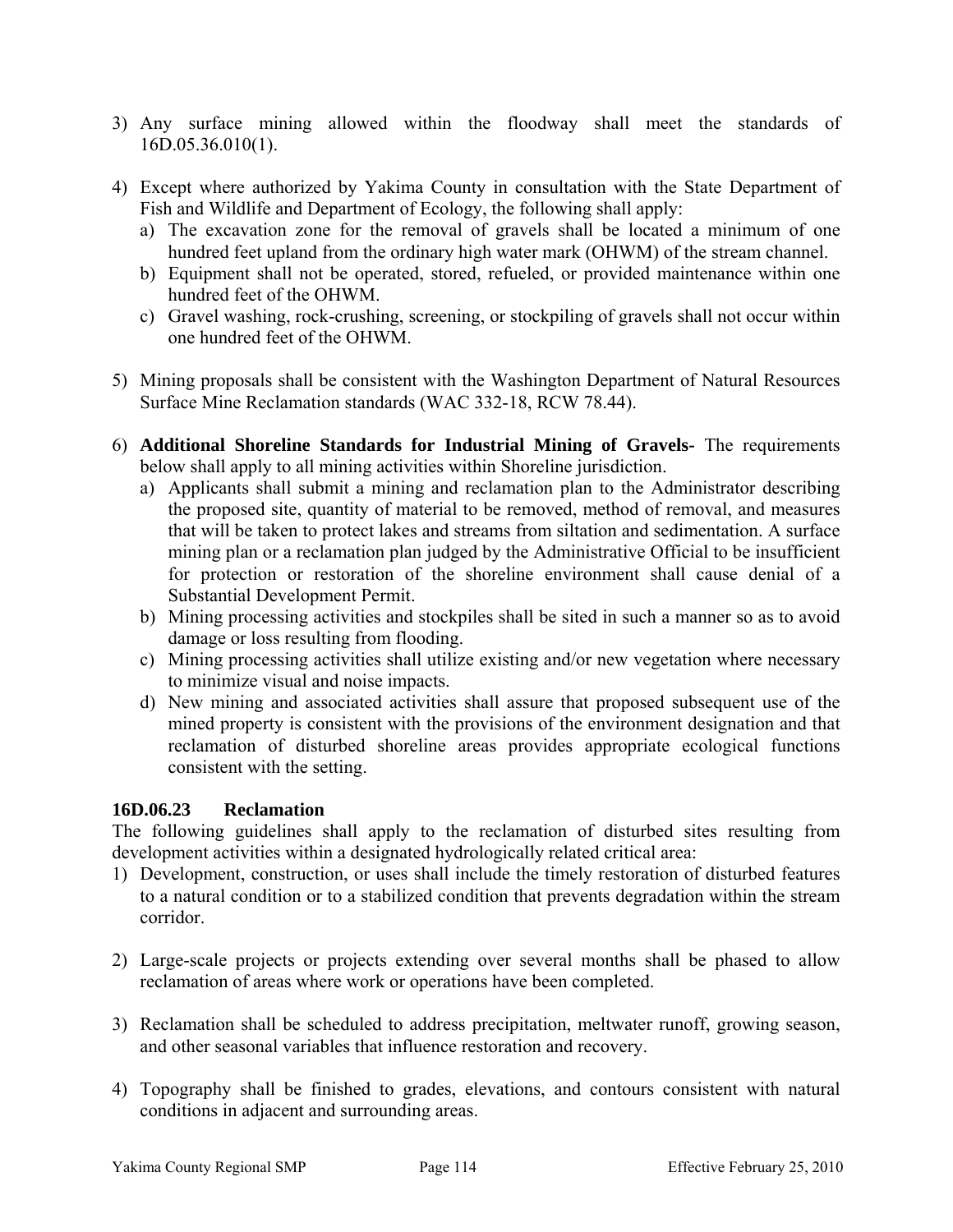3) Any surface mining allowed within the floodway shall meet the standards of 16D.05.36.010(1).

4) Except where authorized by Yakima County in consultation with the State Department of Fish and Wildlife and Department of Ecology, the following shall apply:
   a) The excavation zone for the removal of gravels shall be located a minimum of one hundred feet upland from the ordinary high water mark (OHWM) of the stream channel.
   b) Equipment shall not be operated, stored, refueled, or provided maintenance within one hundred feet of the OHWM.
   c) Gravel washing, rock-crushing, screening, or stockpiling of gravels shall not occur within one hundred feet of the OHWM.

5) Mining proposals shall be consistent with the Washington Department of Natural Resources Surface Mine Reclamation standards (WAC 332-18, RCW 78.44).

6) **Additional Shoreline Standards for Industrial Mining of Gravels**- The requirements below shall apply to all mining activities within Shoreline jurisdiction.
   a) Applicants shall submit a mining and reclamation plan to the Administrator describing the proposed site, quantity of material to be removed, method of removal, and measures that will be taken to protect lakes and streams from siltation and sedimentation. A surface mining plan or a reclamation plan judged by the Administrative Official to be insufficient for protection or restoration of the shoreline environment shall cause denial of a Substantial Development Permit.
   b) Mining processing activities and stockpiles shall be sited in such a manner so as to avoid damage or loss resulting from flooding.
   c) Mining processing activities shall utilize existing and/or new vegetation where necessary to minimize visual and noise impacts.
   d) New mining and associated activities shall assure that proposed subsequent use of the mined property is consistent with the provisions of the environment designation and that reclamation of disturbed shoreline areas provides appropriate ecological functions consistent with the setting.

### 16D.06.23 Reclamation

The following guidelines shall apply to the reclamation of disturbed sites resulting from development activities within a designated hydrologically related critical area:

1) Development, construction, or uses shall include the timely restoration of disturbed features to a natural condition or to a stabilized condition that prevents degradation within the stream corridor.

2) Large-scale projects or projects extending over several months shall be phased to allow reclamation of areas where work or operations have been completed.

3) Reclamation shall be scheduled to address precipitation, meltwater runoff, growing season, and other seasonal variables that influence restoration and recovery.

4) Topography shall be finished to grades, elevations, and contours consistent with natural conditions in adjacent and surrounding areas.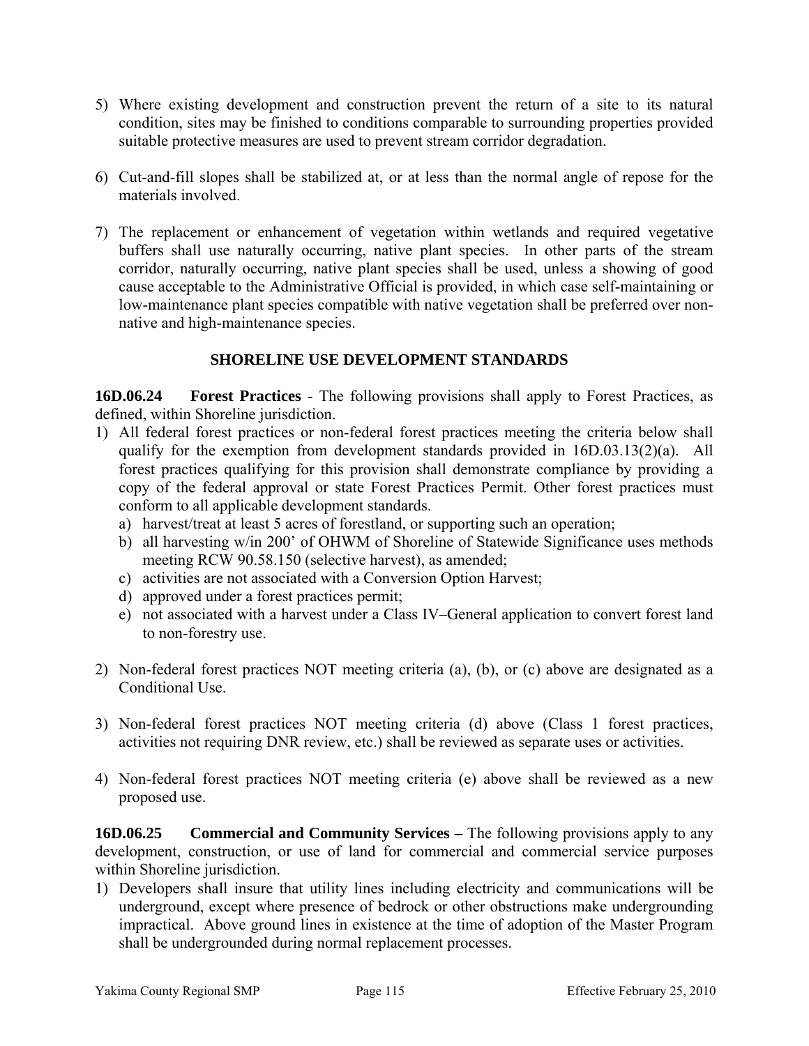5) Where existing development and construction prevent the return of a site to its natural condition, sites may be finished to conditions comparable to surrounding properties provided suitable protective measures are used to prevent stream corridor degradation.

6) Cut-and-fill slopes shall be stabilized at, or at less than the normal angle of repose for the materials involved.

7) The replacement or enhancement of vegetation within wetlands and required vegetative buffers shall use naturally occurring, native plant species. In other parts of the stream corridor, naturally occurring, native plant species shall be used, unless a showing of good cause acceptable to the Administrative Official is provided, in which case self-maintaining or low-maintenance plant species compatible with native vegetation shall be preferred over non-native and high-maintenance species.

## SHORELINE USE DEVELOPMENT STANDARDS

**16D.06.24 Forest Practices** - The following provisions shall apply to Forest Practices, as defined, within Shoreline jurisdiction.

1) All federal forest practices or non-federal forest practices meeting the criteria below shall qualify for the exemption from development standards provided in 16D.03.13(2)(a). All forest practices qualifying for this provision shall demonstrate compliance by providing a copy of the federal approval or state Forest Practices Permit. Other forest practices must conform to all applicable development standards.
   a) harvest/treat at least 5 acres of forestland, or supporting such an operation;
   b) all harvesting w/in 200' of OHWM of Shoreline of Statewide Significance uses methods meeting RCW 90.58.150 (selective harvest), as amended;
   c) activities are not associated with a Conversion Option Harvest;
   d) approved under a forest practices permit;
   e) not associated with a harvest under a Class IV–General application to convert forest land to non-forestry use.

2) Non-federal forest practices NOT meeting criteria (a), (b), or (c) above are designated as a Conditional Use.

3) Non-federal forest practices NOT meeting criteria (d) above (Class 1 forest practices, activities not requiring DNR review, etc.) shall be reviewed as separate uses or activities.

4) Non-federal forest practices NOT meeting criteria (e) above shall be reviewed as a new proposed use.

**16D.06.25 Commercial and Community Services –** The following provisions apply to any development, construction, or use of land for commercial and commercial service purposes within Shoreline jurisdiction.

1) Developers shall insure that utility lines including electricity and communications will be underground, except where presence of bedrock or other obstructions make undergrounding impractical. Above ground lines in existence at the time of adoption of the Master Program shall be undergrounded during normal replacement processes.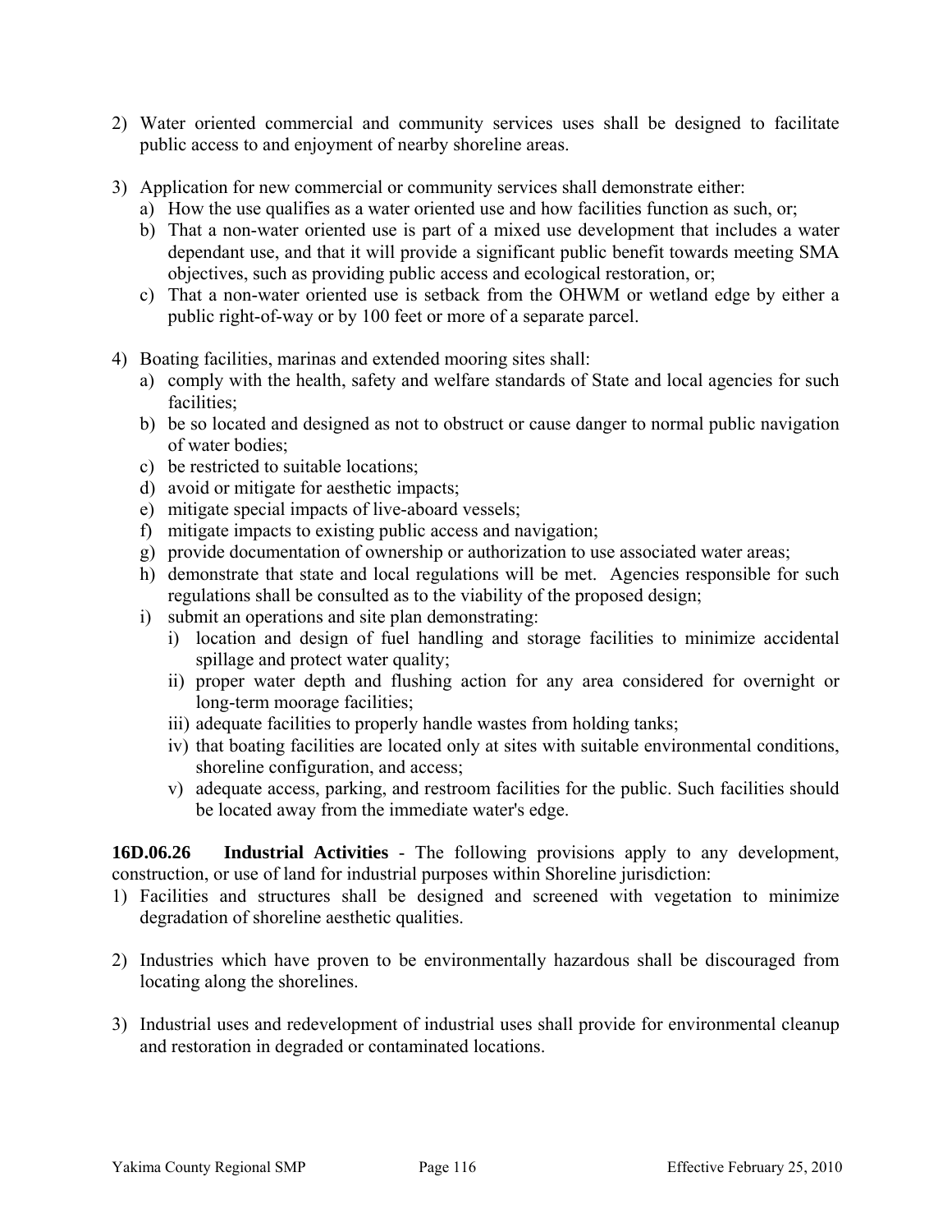2) Water oriented commercial and community services uses shall be designed to facilitate public access to and enjoyment of nearby shoreline areas.

3) Application for new commercial or community services shall demonstrate either:
   a) How the use qualifies as a water oriented use and how facilities function as such, or;
   b) That a non-water oriented use is part of a mixed use development that includes a water dependant use, and that it will provide a significant public benefit towards meeting SMA objectives, such as providing public access and ecological restoration, or;
   c) That a non-water oriented use is setback from the OHWM or wetland edge by either a public right-of-way or by 100 feet or more of a separate parcel.

4) Boating facilities, marinas and extended mooring sites shall:
   a) comply with the health, safety and welfare standards of State and local agencies for such facilities;
   b) be so located and designed as not to obstruct or cause danger to normal public navigation of water bodies;
   c) be restricted to suitable locations;
   d) avoid or mitigate for aesthetic impacts;
   e) mitigate special impacts of live-aboard vessels;
   f) mitigate impacts to existing public access and navigation;
   g) provide documentation of ownership or authorization to use associated water areas;
   h) demonstrate that state and local regulations will be met. Agencies responsible for such regulations shall be consulted as to the viability of the proposed design;
   i) submit an operations and site plan demonstrating:
      i) location and design of fuel handling and storage facilities to minimize accidental spillage and protect water quality;
      ii) proper water depth and flushing action for any area considered for overnight or long-term moorage facilities;
      iii) adequate facilities to properly handle wastes from holding tanks;
      iv) that boating facilities are located only at sites with suitable environmental conditions, shoreline configuration, and access;
      v) adequate access, parking, and restroom facilities for the public. Such facilities should be located away from the immediate water's edge.

**16D.06.26 Industrial Activities** - The following provisions apply to any development, construction, or use of land for industrial purposes within Shoreline jurisdiction:

1) Facilities and structures shall be designed and screened with vegetation to minimize degradation of shoreline aesthetic qualities.

2) Industries which have proven to be environmentally hazardous shall be discouraged from locating along the shorelines.

3) Industrial uses and redevelopment of industrial uses shall provide for environmental cleanup and restoration in degraded or contaminated locations.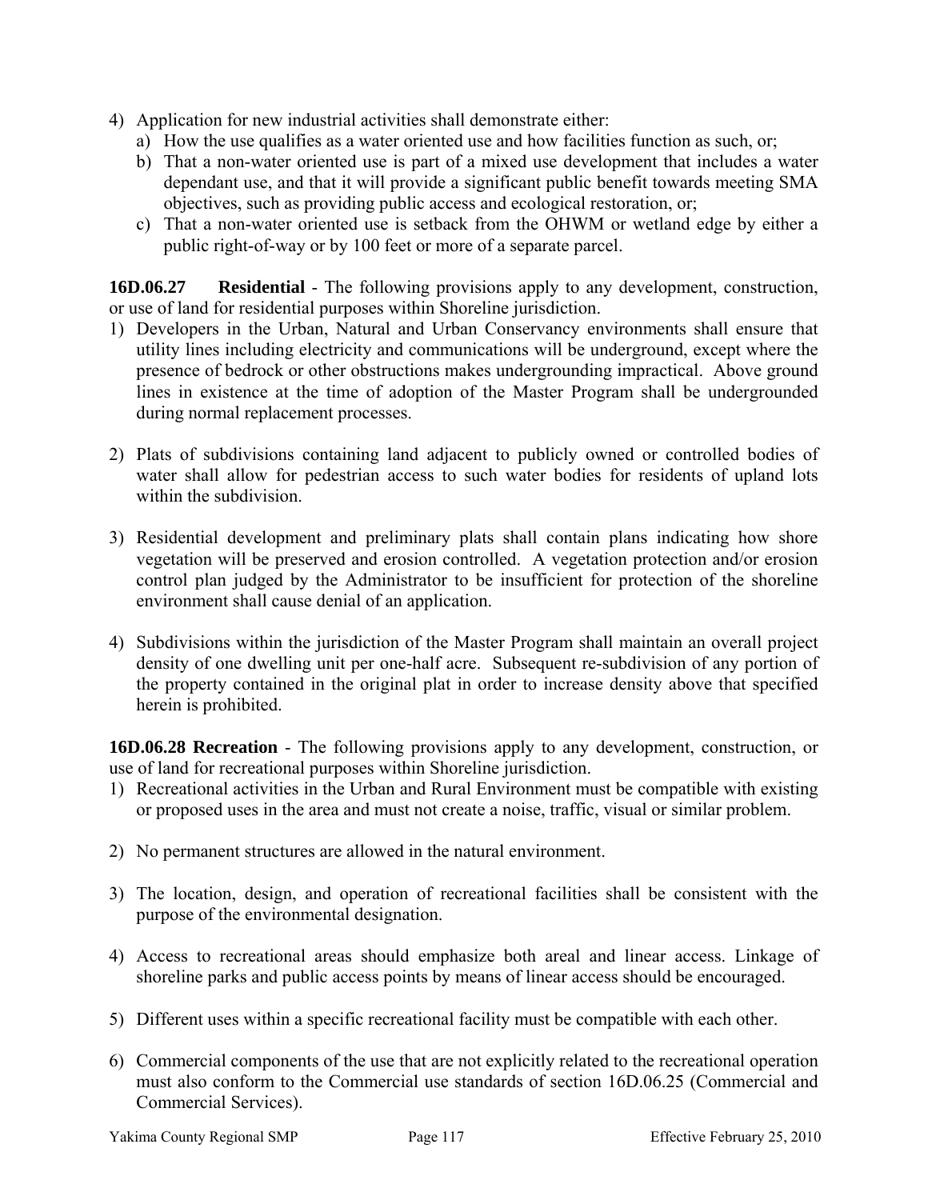4) Application for new industrial activities shall demonstrate either:
   a) How the use qualifies as a water oriented use and how facilities function as such, or;
   b) That a non-water oriented use is part of a mixed use development that includes a water dependant use, and that it will provide a significant public benefit towards meeting SMA objectives, such as providing public access and ecological restoration, or;
   c) That a non-water oriented use is setback from the OHWM or wetland edge by either a public right-of-way or by 100 feet or more of a separate parcel.

**16D.06.27 Residential** - The following provisions apply to any development, construction, or use of land for residential purposes within Shoreline jurisdiction.

1) Developers in the Urban, Natural and Urban Conservancy environments shall ensure that utility lines including electricity and communications will be underground, except where the presence of bedrock or other obstructions makes undergrounding impractical. Above ground lines in existence at the time of adoption of the Master Program shall be undergrounded during normal replacement processes.

2) Plats of subdivisions containing land adjacent to publicly owned or controlled bodies of water shall allow for pedestrian access to such water bodies for residents of upland lots within the subdivision.

3) Residential development and preliminary plats shall contain plans indicating how shore vegetation will be preserved and erosion controlled. A vegetation protection and/or erosion control plan judged by the Administrator to be insufficient for protection of the shoreline environment shall cause denial of an application.

4) Subdivisions within the jurisdiction of the Master Program shall maintain an overall project density of one dwelling unit per one-half acre. Subsequent re-subdivision of any portion of the property contained in the original plat in order to increase density above that specified herein is prohibited.

**16D.06.28 Recreation** - The following provisions apply to any development, construction, or use of land for recreational purposes within Shoreline jurisdiction.

1) Recreational activities in the Urban and Rural Environment must be compatible with existing or proposed uses in the area and must not create a noise, traffic, visual or similar problem.

2) No permanent structures are allowed in the natural environment.

3) The location, design, and operation of recreational facilities shall be consistent with the purpose of the environmental designation.

4) Access to recreational areas should emphasize both areal and linear access. Linkage of shoreline parks and public access points by means of linear access should be encouraged.

5) Different uses within a specific recreational facility must be compatible with each other.

6) Commercial components of the use that are not explicitly related to the recreational operation must also conform to the Commercial use standards of section 16D.06.25 (Commercial and Commercial Services).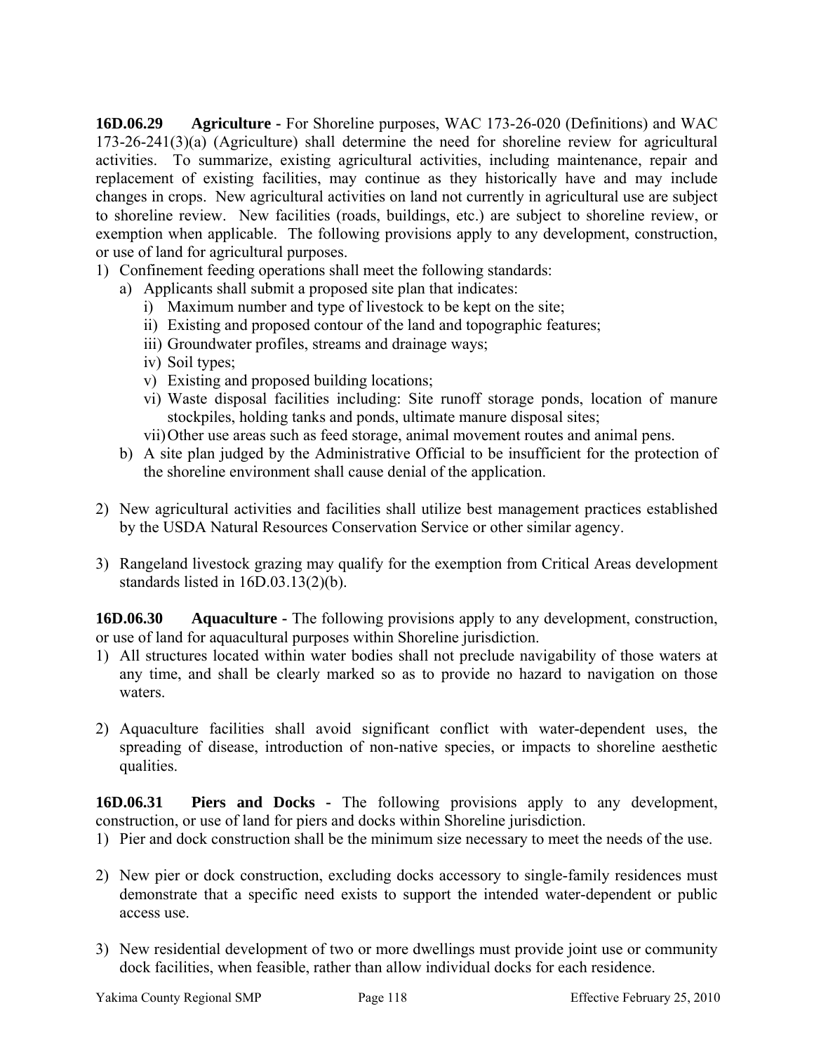**16D.06.29 Agriculture** - For Shoreline purposes, WAC 173-26-020 (Definitions) and WAC 173-26-241(3)(a) (Agriculture) shall determine the need for shoreline review for agricultural activities. To summarize, existing agricultural activities, including maintenance, repair and replacement of existing facilities, may continue as they historically have and may include changes in crops. New agricultural activities on land not currently in agricultural use are subject to shoreline review. New facilities (roads, buildings, etc.) are subject to shoreline review, or exemption when applicable. The following provisions apply to any development, construction, or use of land for agricultural purposes.

1) Confinement feeding operations shall meet the following standards:
   a) Applicants shall submit a proposed site plan that indicates:
      i) Maximum number and type of livestock to be kept on the site;
      ii) Existing and proposed contour of the land and topographic features;
      iii) Groundwater profiles, streams and drainage ways;
      iv) Soil types;
      v) Existing and proposed building locations;
      vi) Waste disposal facilities including: Site runoff storage ponds, location of manure stockpiles, holding tanks and ponds, ultimate manure disposal sites;
      vii) Other use areas such as feed storage, animal movement routes and animal pens.
   b) A site plan judged by the Administrative Official to be insufficient for the protection of the shoreline environment shall cause denial of the application.

2) New agricultural activities and facilities shall utilize best management practices established by the USDA Natural Resources Conservation Service or other similar agency.

3) Rangeland livestock grazing may qualify for the exemption from Critical Areas development standards listed in 16D.03.13(2)(b).

**16D.06.30 Aquaculture** - The following provisions apply to any development, construction, or use of land for aquacultural purposes within Shoreline jurisdiction.

1) All structures located within water bodies shall not preclude navigability of those waters at any time, and shall be clearly marked so as to provide no hazard to navigation on those waters.

2) Aquaculture facilities shall avoid significant conflict with water-dependent uses, the spreading of disease, introduction of non-native species, or impacts to shoreline aesthetic qualities.

**16D.06.31 Piers and Docks** - The following provisions apply to any development, construction, or use of land for piers and docks within Shoreline jurisdiction.

1) Pier and dock construction shall be the minimum size necessary to meet the needs of the use.

2) New pier or dock construction, excluding docks accessory to single-family residences must demonstrate that a specific need exists to support the intended water-dependent or public access use.

3) New residential development of two or more dwellings must provide joint use or community dock facilities, when feasible, rather than allow individual docks for each residence.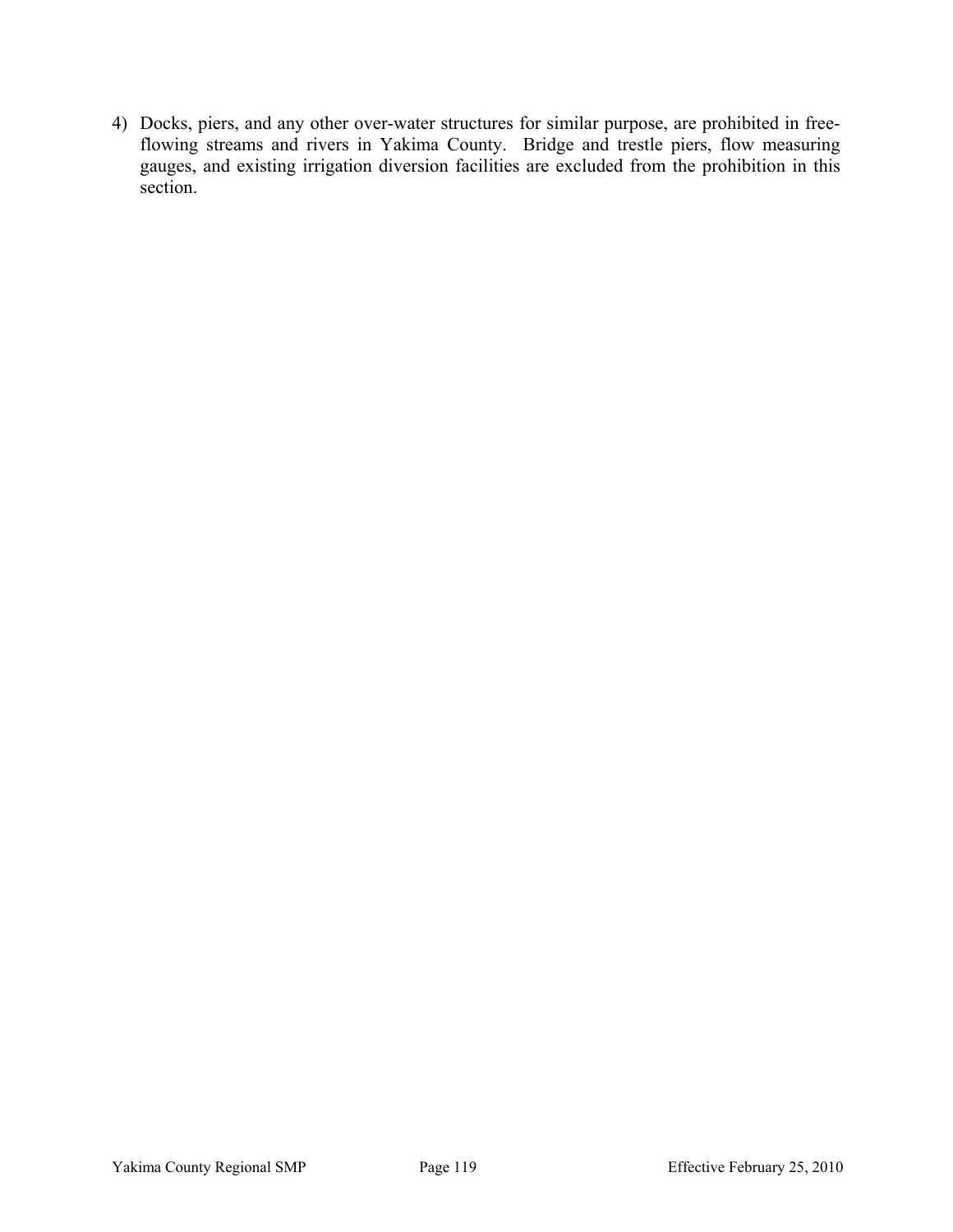4) Docks, piers, and any other over-water structures for similar purpose, are prohibited in free-flowing streams and rivers in Yakima County. Bridge and trestle piers, flow measuring gauges, and existing irrigation diversion facilities are excluded from the prohibition in this section.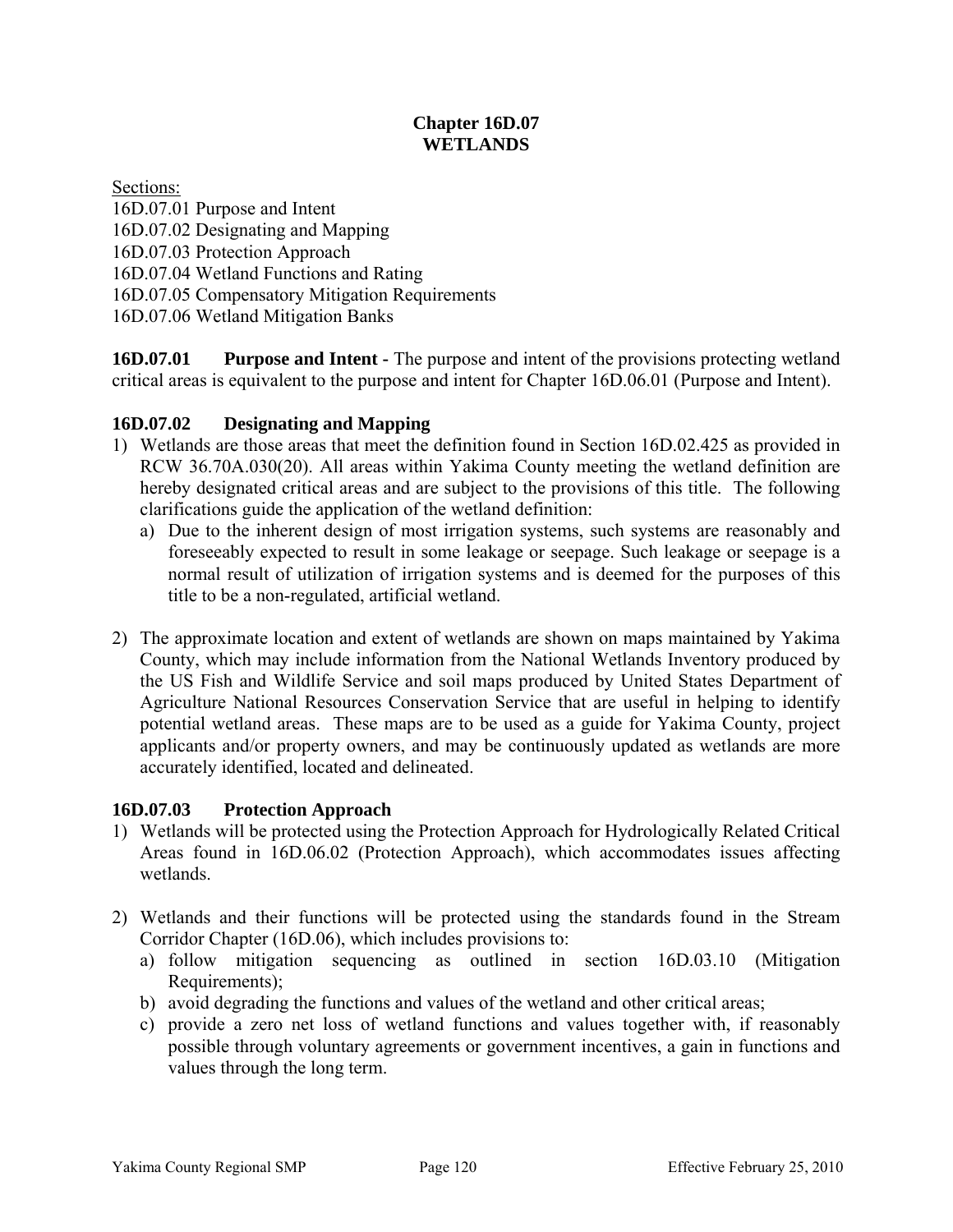# Chapter 16D.07
# WETLANDS

Sections:
16D.07.01 Purpose and Intent
16D.07.02 Designating and Mapping
16D.07.03 Protection Approach
16D.07.04 Wetland Functions and Rating
16D.07.05 Compensatory Mitigation Requirements
16D.07.06 Wetland Mitigation Banks

**16D.07.01 Purpose and Intent -** The purpose and intent of the provisions protecting wetland critical areas is equivalent to the purpose and intent for Chapter 16D.06.01 (Purpose and Intent).

### 16D.07.02 Designating and Mapping

1) Wetlands are those areas that meet the definition found in Section 16D.02.425 as provided in RCW 36.70A.030(20). All areas within Yakima County meeting the wetland definition are hereby designated critical areas and are subject to the provisions of this title. The following clarifications guide the application of the wetland definition:
   a) Due to the inherent design of most irrigation systems, such systems are reasonably and foreseeably expected to result in some leakage or seepage. Such leakage or seepage is a normal result of utilization of irrigation systems and is deemed for the purposes of this title to be a non-regulated, artificial wetland.

2) The approximate location and extent of wetlands are shown on maps maintained by Yakima County, which may include information from the National Wetlands Inventory produced by the US Fish and Wildlife Service and soil maps produced by United States Department of Agriculture National Resources Conservation Service that are useful in helping to identify potential wetland areas. These maps are to be used as a guide for Yakima County, project applicants and/or property owners, and may be continuously updated as wetlands are more accurately identified, located and delineated.

### 16D.07.03 Protection Approach

1) Wetlands will be protected using the Protection Approach for Hydrologically Related Critical Areas found in 16D.06.02 (Protection Approach), which accommodates issues affecting wetlands.

2) Wetlands and their functions will be protected using the standards found in the Stream Corridor Chapter (16D.06), which includes provisions to:
   a) follow mitigation sequencing as outlined in section 16D.03.10 (Mitigation Requirements);
   b) avoid degrading the functions and values of the wetland and other critical areas;
   c) provide a zero net loss of wetland functions and values together with, if reasonably possible through voluntary agreements or government incentives, a gain in functions and values through the long term.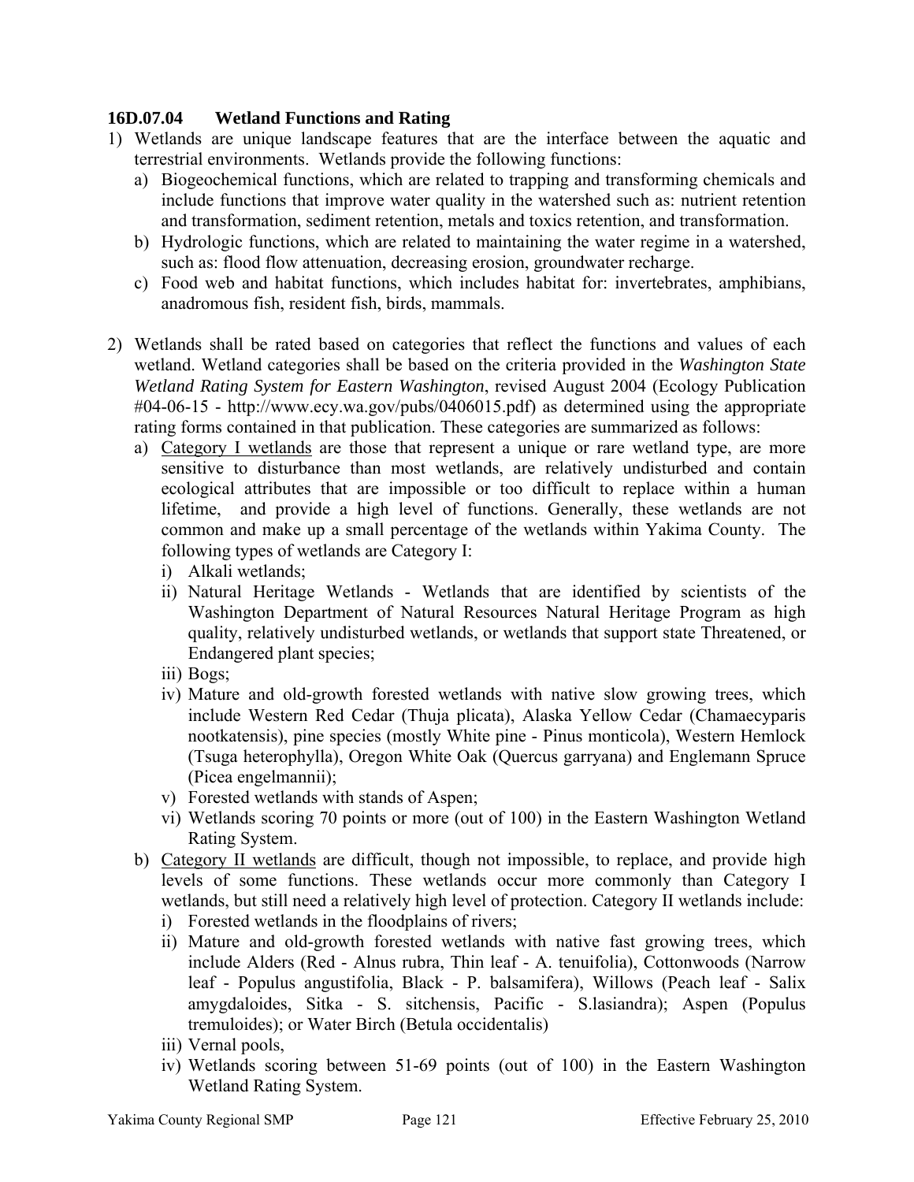### 16D.07.04 Wetland Functions and Rating

1) Wetlands are unique landscape features that are the interface between the aquatic and terrestrial environments. Wetlands provide the following functions:
   a) Biogeochemical functions, which are related to trapping and transforming chemicals and include functions that improve water quality in the watershed such as: nutrient retention and transformation, sediment retention, metals and toxics retention, and transformation.
   b) Hydrologic functions, which are related to maintaining the water regime in a watershed, such as: flood flow attenuation, decreasing erosion, groundwater recharge.
   c) Food web and habitat functions, which includes habitat for: invertebrates, amphibians, anadromous fish, resident fish, birds, mammals.

2) Wetlands shall be rated based on categories that reflect the functions and values of each wetland. Wetland categories shall be based on the criteria provided in the *Washington State Wetland Rating System for Eastern Washington*, revised August 2004 (Ecology Publication #04-06-15 - http://www.ecy.wa.gov/pubs/0406015.pdf) as determined using the appropriate rating forms contained in that publication. These categories are summarized as follows:
   a) <u>Category I wetlands</u> are those that represent a unique or rare wetland type, are more sensitive to disturbance than most wetlands, are relatively undisturbed and contain ecological attributes that are impossible or too difficult to replace within a human lifetime, and provide a high level of functions. Generally, these wetlands are not common and make up a small percentage of the wetlands within Yakima County. The following types of wetlands are Category I:
      i) Alkali wetlands;
      ii) Natural Heritage Wetlands - Wetlands that are identified by scientists of the Washington Department of Natural Resources Natural Heritage Program as high quality, relatively undisturbed wetlands, or wetlands that support state Threatened, or Endangered plant species;
      iii) Bogs;
      iv) Mature and old-growth forested wetlands with native slow growing trees, which include Western Red Cedar (Thuja plicata), Alaska Yellow Cedar (Chamaecyparis nootkatensis), pine species (mostly White pine - Pinus monticola), Western Hemlock (Tsuga heterophylla), Oregon White Oak (Quercus garryana) and Englemann Spruce (Picea engelmannii);
      v) Forested wetlands with stands of Aspen;
      vi) Wetlands scoring 70 points or more (out of 100) in the Eastern Washington Wetland Rating System.
   b) <u>Category II wetlands</u> are difficult, though not impossible, to replace, and provide high levels of some functions. These wetlands occur more commonly than Category I wetlands, but still need a relatively high level of protection. Category II wetlands include:
      i) Forested wetlands in the floodplains of rivers;
      ii) Mature and old-growth forested wetlands with native fast growing trees, which include Alders (Red - Alnus rubra, Thin leaf - A. tenuifolia), Cottonwoods (Narrow leaf - Populus angustifolia, Black - P. balsamifera), Willows (Peach leaf - Salix amygdaloides, Sitka - S. sitchensis, Pacific - S.lasiandra); Aspen (Populus tremuloides); or Water Birch (Betula occidentalis)
      iii) Vernal pools,
      iv) Wetlands scoring between 51-69 points (out of 100) in the Eastern Washington Wetland Rating System.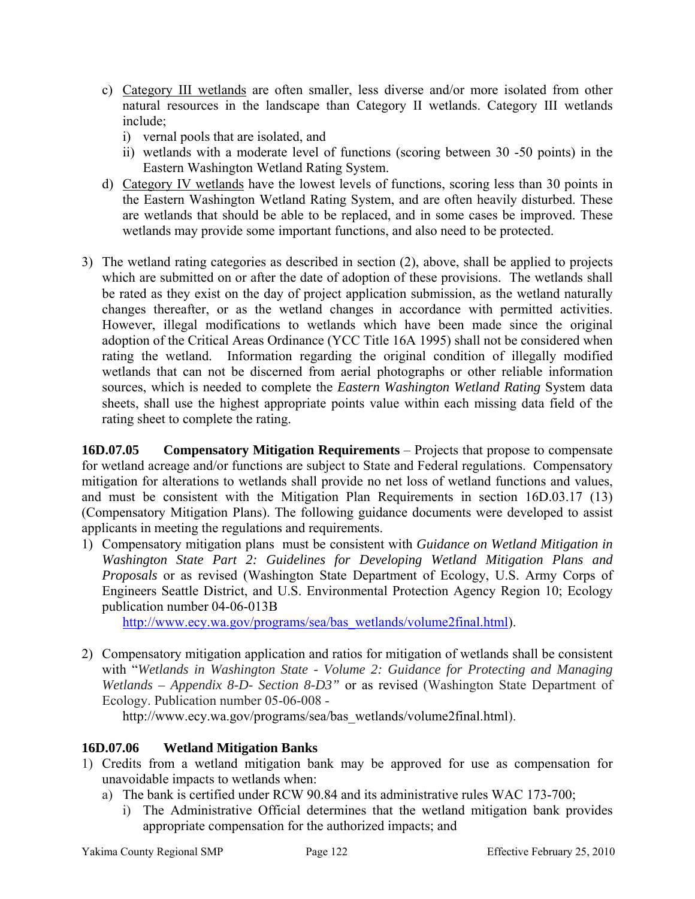c) Category III wetlands are often smaller, less diverse and/or more isolated from other natural resources in the landscape than Category II wetlands. Category III wetlands include;
      i) vernal pools that are isolated, and
      ii) wetlands with a moderate level of functions (scoring between 30 -50 points) in the Eastern Washington Wetland Rating System.
   d) Category IV wetlands have the lowest levels of functions, scoring less than 30 points in the Eastern Washington Wetland Rating System, and are often heavily disturbed. These are wetlands that should be able to be replaced, and in some cases be improved. These wetlands may provide some important functions, and also need to be protected.

3) The wetland rating categories as described in section (2), above, shall be applied to projects which are submitted on or after the date of adoption of these provisions. The wetlands shall be rated as they exist on the day of project application submission, as the wetland naturally changes thereafter, or as the wetland changes in accordance with permitted activities. However, illegal modifications to wetlands which have been made since the original adoption of the Critical Areas Ordinance (YCC Title 16A 1995) shall not be considered when rating the wetland. Information regarding the original condition of illegally modified wetlands that can not be discerned from aerial photographs or other reliable information sources, which is needed to complete the *Eastern Washington Wetland Rating* System data sheets, shall use the highest appropriate points value within each missing data field of the rating sheet to complete the rating.

**16D.07.05 Compensatory Mitigation Requirements** – Projects that propose to compensate for wetland acreage and/or functions are subject to State and Federal regulations. Compensatory mitigation for alterations to wetlands shall provide no net loss of wetland functions and values, and must be consistent with the Mitigation Plan Requirements in section 16D.03.17 (13) (Compensatory Mitigation Plans). The following guidance documents were developed to assist applicants in meeting the regulations and requirements.

1) Compensatory mitigation plans must be consistent with *Guidance on Wetland Mitigation in Washington State Part 2: Guidelines for Developing Wetland Mitigation Plans and Proposals* or as revised (Washington State Department of Ecology, U.S. Army Corps of Engineers Seattle District, and U.S. Environmental Protection Agency Region 10; Ecology publication number 04-06-013B http://www.ecy.wa.gov/programs/sea/bas_wetlands/volume2final.html).

2) Compensatory mitigation application and ratios for mitigation of wetlands shall be consistent with "*Wetlands in Washington State - Volume 2: Guidance for Protecting and Managing Wetlands – Appendix 8-D- Section 8-D3"* or as revised (Washington State Department of Ecology. Publication number 05-06-008 - http://www.ecy.wa.gov/programs/sea/bas_wetlands/volume2final.html).

**16D.07.06 Wetland Mitigation Banks**

1) Credits from a wetland mitigation bank may be approved for use as compensation for unavoidable impacts to wetlands when:
   a) The bank is certified under RCW 90.84 and its administrative rules WAC 173-700;
      i) The Administrative Official determines that the wetland mitigation bank provides appropriate compensation for the authorized impacts; and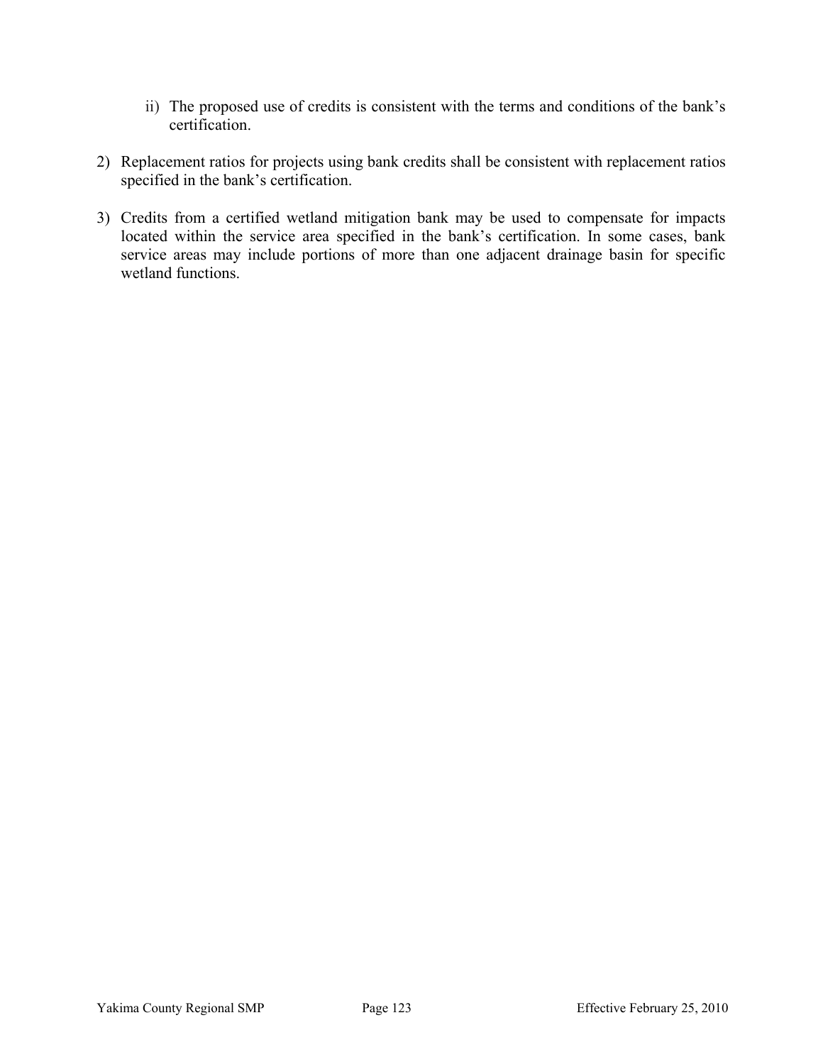ii) The proposed use of credits is consistent with the terms and conditions of the bank's certification.

2) Replacement ratios for projects using bank credits shall be consistent with replacement ratios specified in the bank's certification.

3) Credits from a certified wetland mitigation bank may be used to compensate for impacts located within the service area specified in the bank's certification. In some cases, bank service areas may include portions of more than one adjacent drainage basin for specific wetland functions.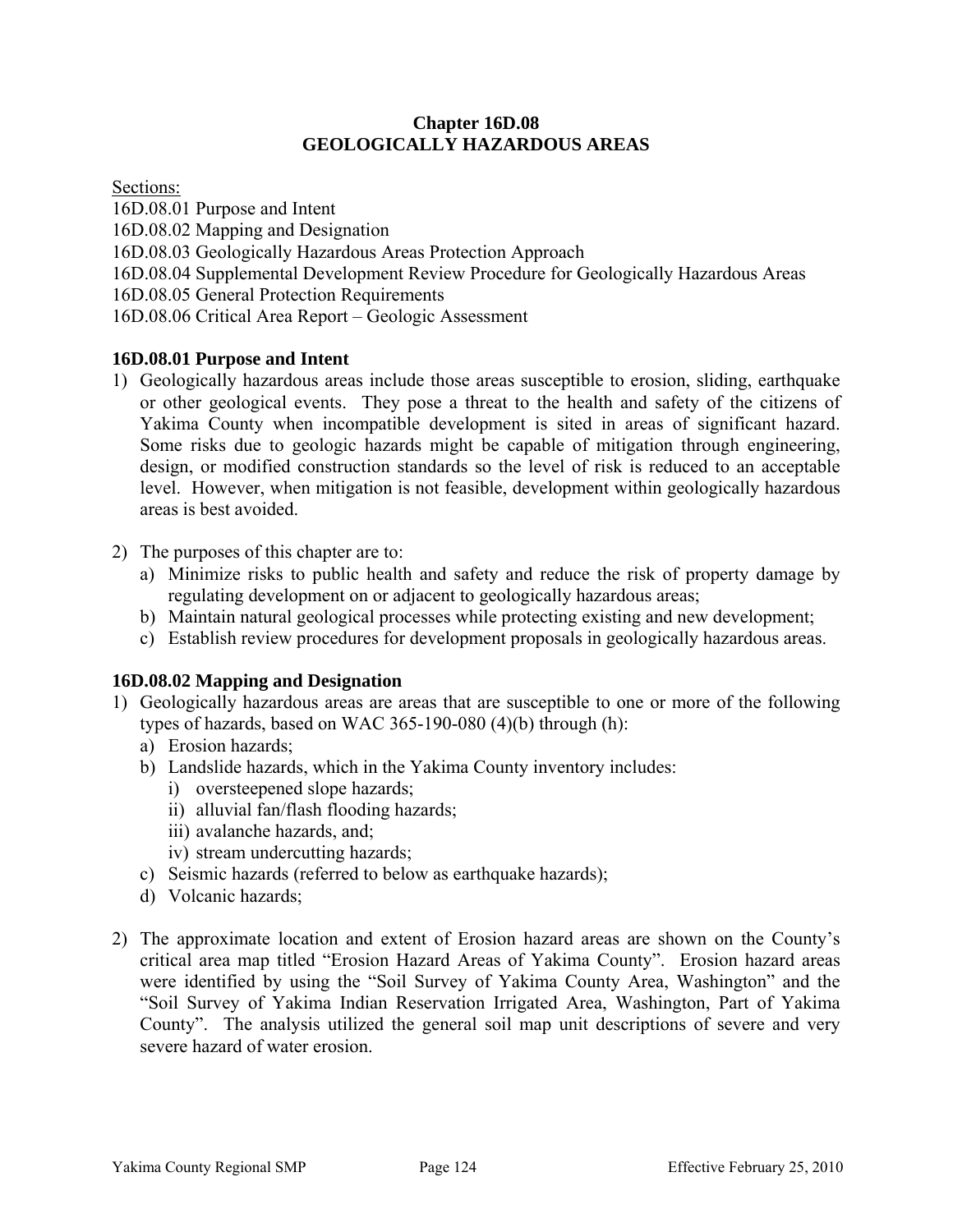# Chapter 16D.08
# GEOLOGICALLY HAZARDOUS AREAS

Sections:
16D.08.01 Purpose and Intent
16D.08.02 Mapping and Designation
16D.08.03 Geologically Hazardous Areas Protection Approach
16D.08.04 Supplemental Development Review Procedure for Geologically Hazardous Areas
16D.08.05 General Protection Requirements
16D.08.06 Critical Area Report – Geologic Assessment

### 16D.08.01 Purpose and Intent

1) Geologically hazardous areas include those areas susceptible to erosion, sliding, earthquake or other geological events. They pose a threat to the health and safety of the citizens of Yakima County when incompatible development is sited in areas of significant hazard. Some risks due to geologic hazards might be capable of mitigation through engineering, design, or modified construction standards so the level of risk is reduced to an acceptable level. However, when mitigation is not feasible, development within geologically hazardous areas is best avoided.

2) The purposes of this chapter are to:
   a) Minimize risks to public health and safety and reduce the risk of property damage by regulating development on or adjacent to geologically hazardous areas;
   b) Maintain natural geological processes while protecting existing and new development;
   c) Establish review procedures for development proposals in geologically hazardous areas.

### 16D.08.02 Mapping and Designation

1) Geologically hazardous areas are areas that are susceptible to one or more of the following types of hazards, based on WAC 365-190-080 (4)(b) through (h):
   a) Erosion hazards;
   b) Landslide hazards, which in the Yakima County inventory includes:
      i) oversteepened slope hazards;
      ii) alluvial fan/flash flooding hazards;
      iii) avalanche hazards, and;
      iv) stream undercutting hazards;
   c) Seismic hazards (referred to below as earthquake hazards);
   d) Volcanic hazards;

2) The approximate location and extent of Erosion hazard areas are shown on the County's critical area map titled "Erosion Hazard Areas of Yakima County". Erosion hazard areas were identified by using the "Soil Survey of Yakima County Area, Washington" and the "Soil Survey of Yakima Indian Reservation Irrigated Area, Washington, Part of Yakima County". The analysis utilized the general soil map unit descriptions of severe and very severe hazard of water erosion.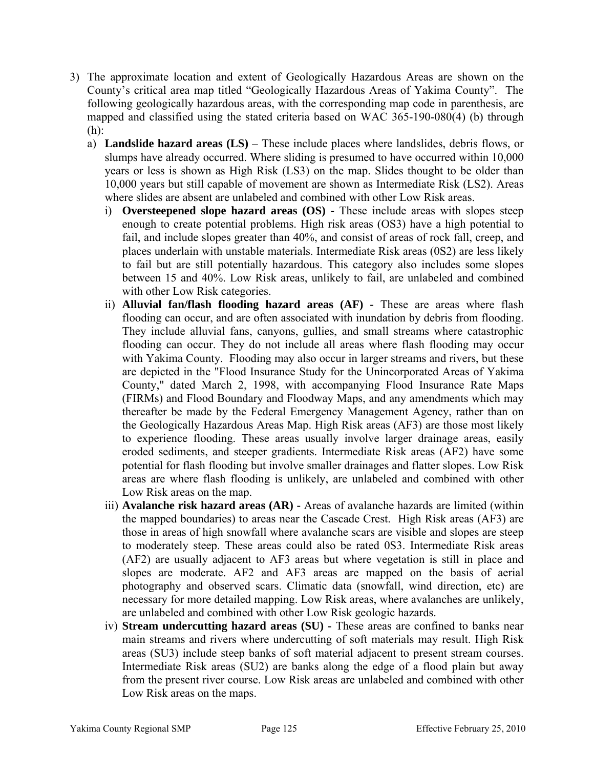3) The approximate location and extent of Geologically Hazardous Areas are shown on the County's critical area map titled "Geologically Hazardous Areas of Yakima County". The following geologically hazardous areas, with the corresponding map code in parenthesis, are mapped and classified using the stated criteria based on WAC 365-190-080(4) (b) through (h):

   a) **Landslide hazard areas (LS)** – These include places where landslides, debris flows, or slumps have already occurred. Where sliding is presumed to have occurred within 10,000 years or less is shown as High Risk (LS3) on the map. Slides thought to be older than 10,000 years but still capable of movement are shown as Intermediate Risk (LS2). Areas where slides are absent are unlabeled and combined with other Low Risk areas.

      i) **Oversteepened slope hazard areas (OS) -** These include areas with slopes steep enough to create potential problems. High risk areas (OS3) have a high potential to fail, and include slopes greater than 40%, and consist of areas of rock fall, creep, and places underlain with unstable materials. Intermediate Risk areas (0S2) are less likely to fail but are still potentially hazardous. This category also includes some slopes between 15 and 40%. Low Risk areas, unlikely to fail, are unlabeled and combined with other Low Risk categories.

      ii) **Alluvial fan/flash flooding hazard areas (AF) -** These are areas where flash flooding can occur, and are often associated with inundation by debris from flooding. They include alluvial fans, canyons, gullies, and small streams where catastrophic flooding can occur. They do not include all areas where flash flooding may occur with Yakima County. Flooding may also occur in larger streams and rivers, but these are depicted in the "Flood Insurance Study for the Unincorporated Areas of Yakima County," dated March 2, 1998, with accompanying Flood Insurance Rate Maps (FIRMs) and Flood Boundary and Floodway Maps, and any amendments which may thereafter be made by the Federal Emergency Management Agency, rather than on the Geologically Hazardous Areas Map. High Risk areas (AF3) are those most likely to experience flooding. These areas usually involve larger drainage areas, easily eroded sediments, and steeper gradients. Intermediate Risk areas (AF2) have some potential for flash flooding but involve smaller drainages and flatter slopes. Low Risk areas are where flash flooding is unlikely, are unlabeled and combined with other Low Risk areas on the map.

      iii) **Avalanche risk hazard areas (AR) -** Areas of avalanche hazards are limited (within the mapped boundaries) to areas near the Cascade Crest. High Risk areas (AF3) are those in areas of high snowfall where avalanche scars are visible and slopes are steep to moderately steep. These areas could also be rated 0S3. Intermediate Risk areas (AF2) are usually adjacent to AF3 areas but where vegetation is still in place and slopes are moderate. AF2 and AF3 areas are mapped on the basis of aerial photography and observed scars. Climatic data (snowfall, wind direction, etc) are necessary for more detailed mapping. Low Risk areas, where avalanches are unlikely, are unlabeled and combined with other Low Risk geologic hazards.

      iv) **Stream undercutting hazard areas (SU) -** These areas are confined to banks near main streams and rivers where undercutting of soft materials may result. High Risk areas (SU3) include steep banks of soft material adjacent to present stream courses. Intermediate Risk areas (SU2) are banks along the edge of a flood plain but away from the present river course. Low Risk areas are unlabeled and combined with other Low Risk areas on the maps.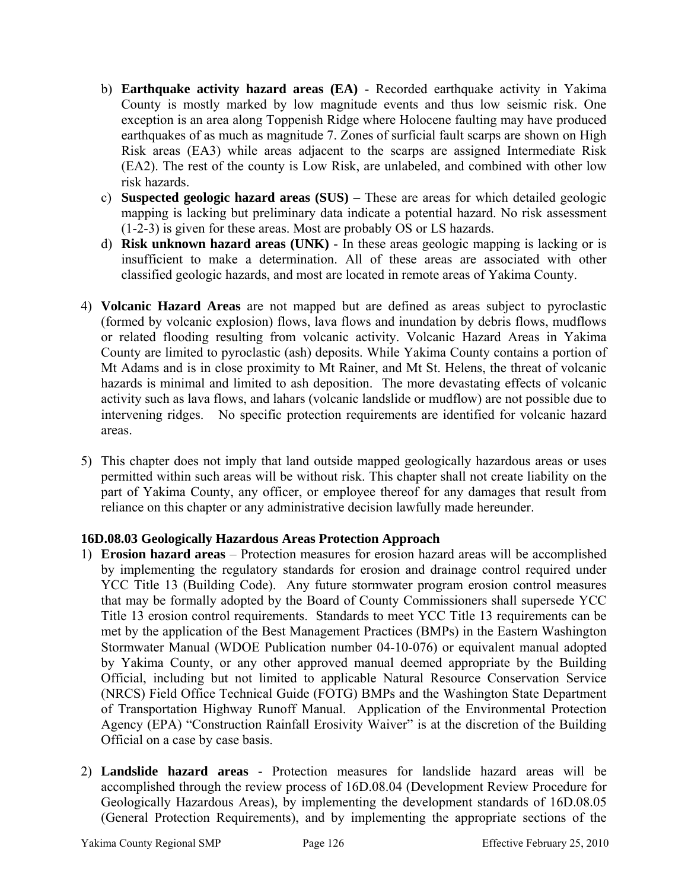b) **Earthquake activity hazard areas (EA)** - Recorded earthquake activity in Yakima County is mostly marked by low magnitude events and thus low seismic risk. One exception is an area along Toppenish Ridge where Holocene faulting may have produced earthquakes of as much as magnitude 7. Zones of surficial fault scarps are shown on High Risk areas (EA3) while areas adjacent to the scarps are assigned Intermediate Risk (EA2). The rest of the county is Low Risk, are unlabeled, and combined with other low risk hazards.

c) **Suspected geologic hazard areas (SUS)** – These are areas for which detailed geologic mapping is lacking but preliminary data indicate a potential hazard. No risk assessment (1-2-3) is given for these areas. Most are probably OS or LS hazards.

d) **Risk unknown hazard areas (UNK)** - In these areas geologic mapping is lacking or is insufficient to make a determination. All of these areas are associated with other classified geologic hazards, and most are located in remote areas of Yakima County.

4) **Volcanic Hazard Areas** are not mapped but are defined as areas subject to pyroclastic (formed by volcanic explosion) flows, lava flows and inundation by debris flows, mudflows or related flooding resulting from volcanic activity. Volcanic Hazard Areas in Yakima County are limited to pyroclastic (ash) deposits. While Yakima County contains a portion of Mt Adams and is in close proximity to Mt Rainer, and Mt St. Helens, the threat of volcanic hazards is minimal and limited to ash deposition. The more devastating effects of volcanic activity such as lava flows, and lahars (volcanic landslide or mudflow) are not possible due to intervening ridges. No specific protection requirements are identified for volcanic hazard areas.

5) This chapter does not imply that land outside mapped geologically hazardous areas or uses permitted within such areas will be without risk. This chapter shall not create liability on the part of Yakima County, any officer, or employee thereof for any damages that result from reliance on this chapter or any administrative decision lawfully made hereunder.

### 16D.08.03 Geologically Hazardous Areas Protection Approach

1) **Erosion hazard areas** – Protection measures for erosion hazard areas will be accomplished by implementing the regulatory standards for erosion and drainage control required under YCC Title 13 (Building Code). Any future stormwater program erosion control measures that may be formally adopted by the Board of County Commissioners shall supersede YCC Title 13 erosion control requirements. Standards to meet YCC Title 13 requirements can be met by the application of the Best Management Practices (BMPs) in the Eastern Washington Stormwater Manual (WDOE Publication number 04-10-076) or equivalent manual adopted by Yakima County, or any other approved manual deemed appropriate by the Building Official, including but not limited to applicable Natural Resource Conservation Service (NRCS) Field Office Technical Guide (FOTG) BMPs and the Washington State Department of Transportation Highway Runoff Manual. Application of the Environmental Protection Agency (EPA) "Construction Rainfall Erosivity Waiver" is at the discretion of the Building Official on a case by case basis.

2) **Landslide hazard areas -** Protection measures for landslide hazard areas will be accomplished through the review process of 16D.08.04 (Development Review Procedure for Geologically Hazardous Areas), by implementing the development standards of 16D.08.05 (General Protection Requirements), and by implementing the appropriate sections of the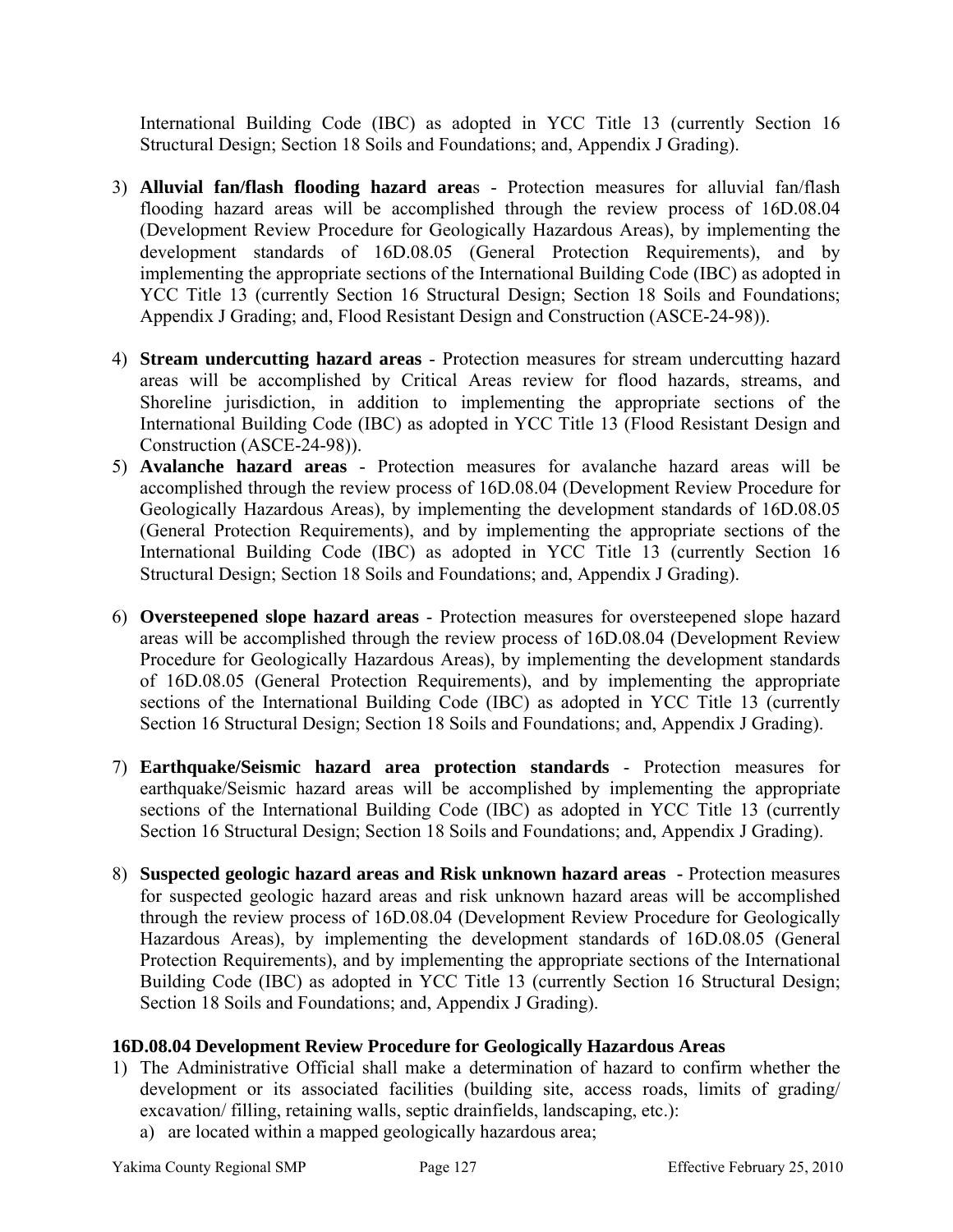International Building Code (IBC) as adopted in YCC Title 13 (currently Section 16 Structural Design; Section 18 Soils and Foundations; and, Appendix J Grading).

3) **Alluvial fan/flash flooding hazard area**s - Protection measures for alluvial fan/flash flooding hazard areas will be accomplished through the review process of 16D.08.04 (Development Review Procedure for Geologically Hazardous Areas), by implementing the development standards of 16D.08.05 (General Protection Requirements), and by implementing the appropriate sections of the International Building Code (IBC) as adopted in YCC Title 13 (currently Section 16 Structural Design; Section 18 Soils and Foundations; Appendix J Grading; and, Flood Resistant Design and Construction (ASCE-24-98)).

4) **Stream undercutting hazard areas** - Protection measures for stream undercutting hazard areas will be accomplished by Critical Areas review for flood hazards, streams, and Shoreline jurisdiction, in addition to implementing the appropriate sections of the International Building Code (IBC) as adopted in YCC Title 13 (Flood Resistant Design and Construction (ASCE-24-98)).

5) **Avalanche hazard areas** - Protection measures for avalanche hazard areas will be accomplished through the review process of 16D.08.04 (Development Review Procedure for Geologically Hazardous Areas), by implementing the development standards of 16D.08.05 (General Protection Requirements), and by implementing the appropriate sections of the International Building Code (IBC) as adopted in YCC Title 13 (currently Section 16 Structural Design; Section 18 Soils and Foundations; and, Appendix J Grading).

6) **Oversteepened slope hazard areas** - Protection measures for oversteepened slope hazard areas will be accomplished through the review process of 16D.08.04 (Development Review Procedure for Geologically Hazardous Areas), by implementing the development standards of 16D.08.05 (General Protection Requirements), and by implementing the appropriate sections of the International Building Code (IBC) as adopted in YCC Title 13 (currently Section 16 Structural Design; Section 18 Soils and Foundations; and, Appendix J Grading).

7) **Earthquake/Seismic hazard area protection standards** - Protection measures for earthquake/Seismic hazard areas will be accomplished by implementing the appropriate sections of the International Building Code (IBC) as adopted in YCC Title 13 (currently Section 16 Structural Design; Section 18 Soils and Foundations; and, Appendix J Grading).

8) **Suspected geologic hazard areas and Risk unknown hazard areas -** Protection measures for suspected geologic hazard areas and risk unknown hazard areas will be accomplished through the review process of 16D.08.04 (Development Review Procedure for Geologically Hazardous Areas), by implementing the development standards of 16D.08.05 (General Protection Requirements), and by implementing the appropriate sections of the International Building Code (IBC) as adopted in YCC Title 13 (currently Section 16 Structural Design; Section 18 Soils and Foundations; and, Appendix J Grading).

### 16D.08.04 Development Review Procedure for Geologically Hazardous Areas

1) The Administrative Official shall make a determination of hazard to confirm whether the development or its associated facilities (building site, access roads, limits of grading/ excavation/ filling, retaining walls, septic drainfields, landscaping, etc.):
   a) are located within a mapped geologically hazardous area;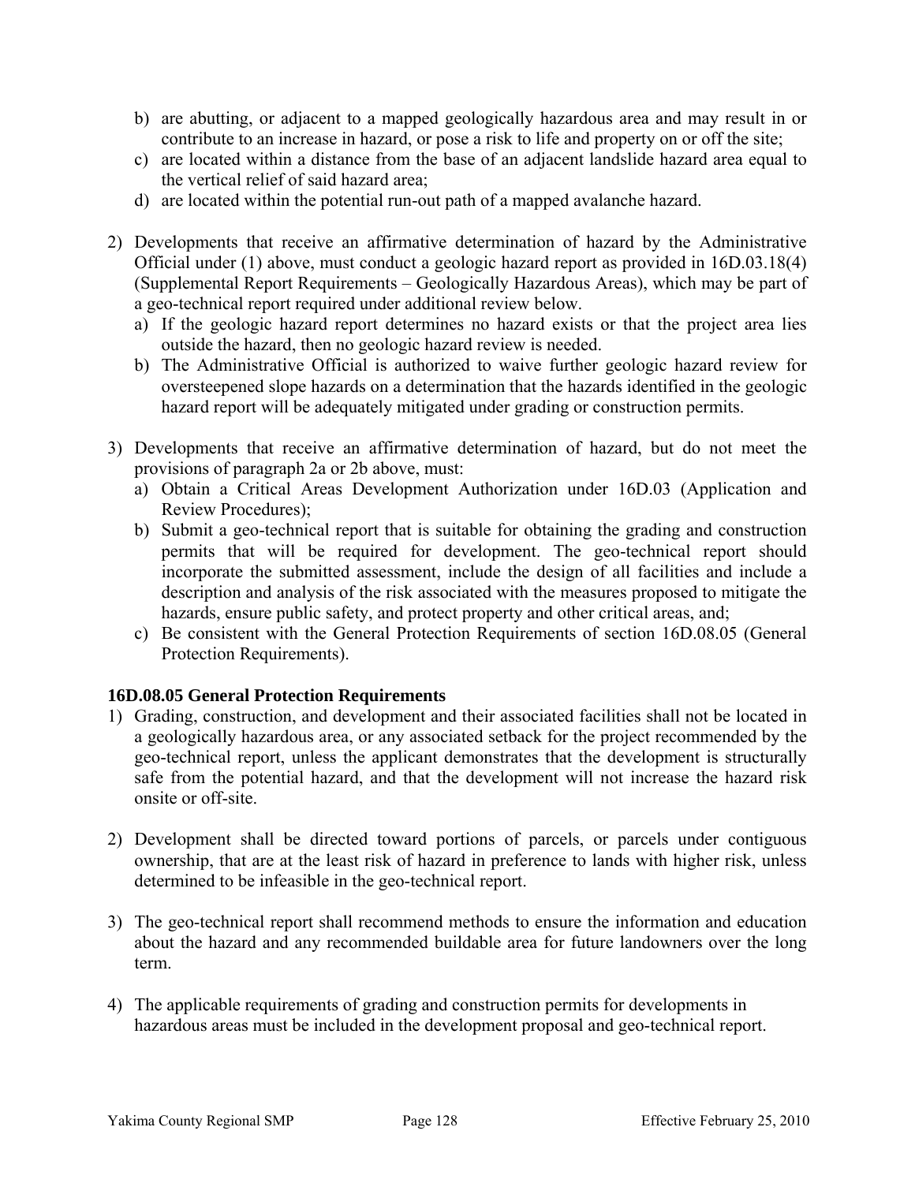b) are abutting, or adjacent to a mapped geologically hazardous area and may result in or contribute to an increase in hazard, or pose a risk to life and property on or off the site;
c) are located within a distance from the base of an adjacent landslide hazard area equal to the vertical relief of said hazard area;
d) are located within the potential run-out path of a mapped avalanche hazard.

2) Developments that receive an affirmative determination of hazard by the Administrative Official under (1) above, must conduct a geologic hazard report as provided in 16D.03.18(4) (Supplemental Report Requirements – Geologically Hazardous Areas), which may be part of a geo-technical report required under additional review below.
   a) If the geologic hazard report determines no hazard exists or that the project area lies outside the hazard, then no geologic hazard review is needed.
   b) The Administrative Official is authorized to waive further geologic hazard review for oversteepened slope hazards on a determination that the hazards identified in the geologic hazard report will be adequately mitigated under grading or construction permits.

3) Developments that receive an affirmative determination of hazard, but do not meet the provisions of paragraph 2a or 2b above, must:
   a) Obtain a Critical Areas Development Authorization under 16D.03 (Application and Review Procedures);
   b) Submit a geo-technical report that is suitable for obtaining the grading and construction permits that will be required for development. The geo-technical report should incorporate the submitted assessment, include the design of all facilities and include a description and analysis of the risk associated with the measures proposed to mitigate the hazards, ensure public safety, and protect property and other critical areas, and;
   c) Be consistent with the General Protection Requirements of section 16D.08.05 (General Protection Requirements).

**16D.08.05 General Protection Requirements**

1) Grading, construction, and development and their associated facilities shall not be located in a geologically hazardous area, or any associated setback for the project recommended by the geo-technical report, unless the applicant demonstrates that the development is structurally safe from the potential hazard, and that the development will not increase the hazard risk onsite or off-site.

2) Development shall be directed toward portions of parcels, or parcels under contiguous ownership, that are at the least risk of hazard in preference to lands with higher risk, unless determined to be infeasible in the geo-technical report.

3) The geo-technical report shall recommend methods to ensure the information and education about the hazard and any recommended buildable area for future landowners over the long term.

4) The applicable requirements of grading and construction permits for developments in hazardous areas must be included in the development proposal and geo-technical report.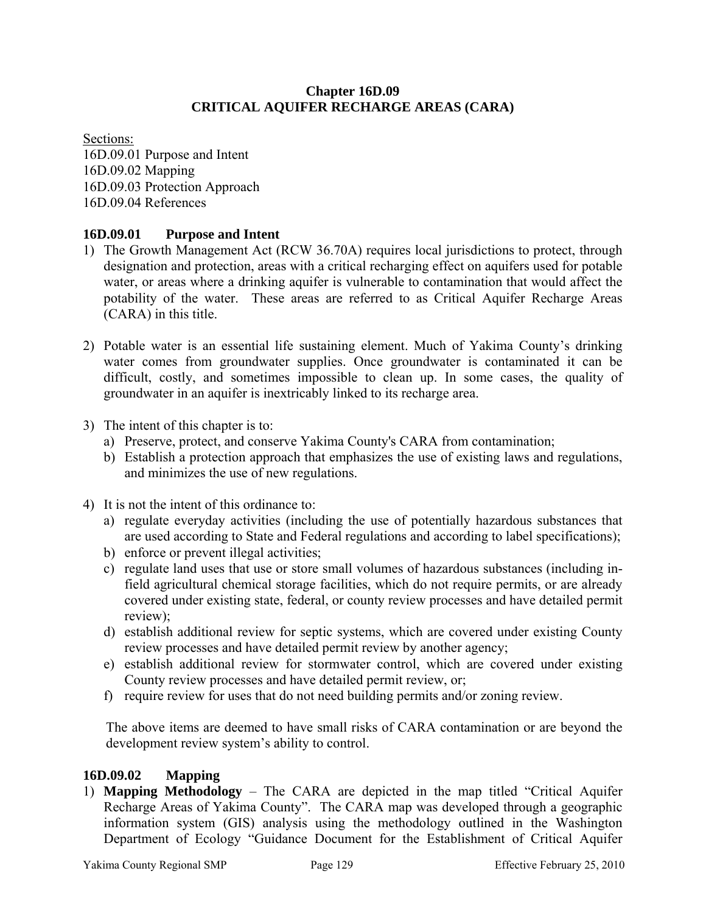# Chapter 16D.09
# CRITICAL AQUIFER RECHARGE AREAS (CARA)

Sections:
16D.09.01 Purpose and Intent
16D.09.02 Mapping
16D.09.03 Protection Approach
16D.09.04 References

## 16D.09.01 Purpose and Intent

1) The Growth Management Act (RCW 36.70A) requires local jurisdictions to protect, through designation and protection, areas with a critical recharging effect on aquifers used for potable water, or areas where a drinking aquifer is vulnerable to contamination that would affect the potability of the water. These areas are referred to as Critical Aquifer Recharge Areas (CARA) in this title.

2) Potable water is an essential life sustaining element. Much of Yakima County's drinking water comes from groundwater supplies. Once groundwater is contaminated it can be difficult, costly, and sometimes impossible to clean up. In some cases, the quality of groundwater in an aquifer is inextricably linked to its recharge area.

3) The intent of this chapter is to:
   a) Preserve, protect, and conserve Yakima County's CARA from contamination;
   b) Establish a protection approach that emphasizes the use of existing laws and regulations, and minimizes the use of new regulations.

4) It is not the intent of this ordinance to:
   a) regulate everyday activities (including the use of potentially hazardous substances that are used according to State and Federal regulations and according to label specifications);
   b) enforce or prevent illegal activities;
   c) regulate land uses that use or store small volumes of hazardous substances (including in-field agricultural chemical storage facilities, which do not require permits, or are already covered under existing state, federal, or county review processes and have detailed permit review);
   d) establish additional review for septic systems, which are covered under existing County review processes and have detailed permit review by another agency;
   e) establish additional review for stormwater control, which are covered under existing County review processes and have detailed permit review, or;
   f) require review for uses that do not need building permits and/or zoning review.

   The above items are deemed to have small risks of CARA contamination or are beyond the development review system's ability to control.

## 16D.09.02 Mapping

1) **Mapping Methodology** – The CARA are depicted in the map titled "Critical Aquifer Recharge Areas of Yakima County". The CARA map was developed through a geographic information system (GIS) analysis using the methodology outlined in the Washington Department of Ecology "Guidance Document for the Establishment of Critical Aquifer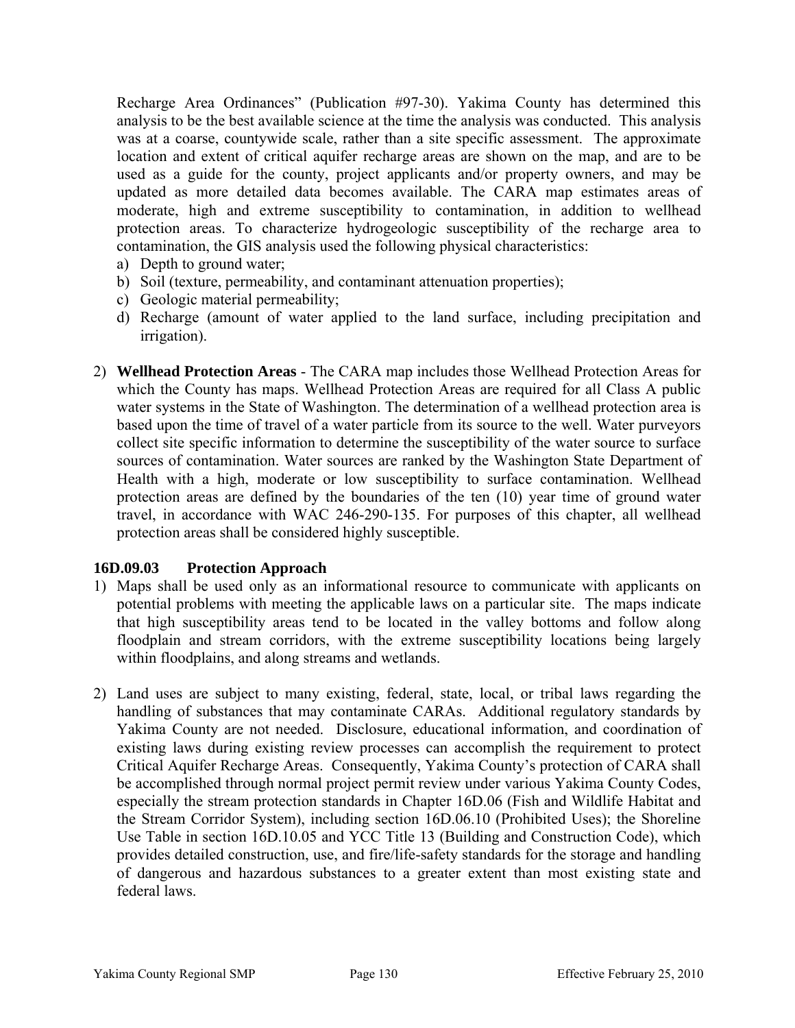Recharge Area Ordinances" (Publication #97-30). Yakima County has determined this analysis to be the best available science at the time the analysis was conducted. This analysis was at a coarse, countywide scale, rather than a site specific assessment. The approximate location and extent of critical aquifer recharge areas are shown on the map, and are to be used as a guide for the county, project applicants and/or property owners, and may be updated as more detailed data becomes available. The CARA map estimates areas of moderate, high and extreme susceptibility to contamination, in addition to wellhead protection areas. To characterize hydrogeologic susceptibility of the recharge area to contamination, the GIS analysis used the following physical characteristics:

a) Depth to ground water;
b) Soil (texture, permeability, and contaminant attenuation properties);
c) Geologic material permeability;
d) Recharge (amount of water applied to the land surface, including precipitation and irrigation).

2) **Wellhead Protection Areas** - The CARA map includes those Wellhead Protection Areas for which the County has maps. Wellhead Protection Areas are required for all Class A public water systems in the State of Washington. The determination of a wellhead protection area is based upon the time of travel of a water particle from its source to the well. Water purveyors collect site specific information to determine the susceptibility of the water source to surface sources of contamination. Water sources are ranked by the Washington State Department of Health with a high, moderate or low susceptibility to surface contamination. Wellhead protection areas are defined by the boundaries of the ten (10) year time of ground water travel, in accordance with WAC 246-290-135. For purposes of this chapter, all wellhead protection areas shall be considered highly susceptible.

### 16D.09.03 Protection Approach

1) Maps shall be used only as an informational resource to communicate with applicants on potential problems with meeting the applicable laws on a particular site. The maps indicate that high susceptibility areas tend to be located in the valley bottoms and follow along floodplain and stream corridors, with the extreme susceptibility locations being largely within floodplains, and along streams and wetlands.

2) Land uses are subject to many existing, federal, state, local, or tribal laws regarding the handling of substances that may contaminate CARAs. Additional regulatory standards by Yakima County are not needed. Disclosure, educational information, and coordination of existing laws during existing review processes can accomplish the requirement to protect Critical Aquifer Recharge Areas. Consequently, Yakima County's protection of CARA shall be accomplished through normal project permit review under various Yakima County Codes, especially the stream protection standards in Chapter 16D.06 (Fish and Wildlife Habitat and the Stream Corridor System), including section 16D.06.10 (Prohibited Uses); the Shoreline Use Table in section 16D.10.05 and YCC Title 13 (Building and Construction Code), which provides detailed construction, use, and fire/life-safety standards for the storage and handling of dangerous and hazardous substances to a greater extent than most existing state and federal laws.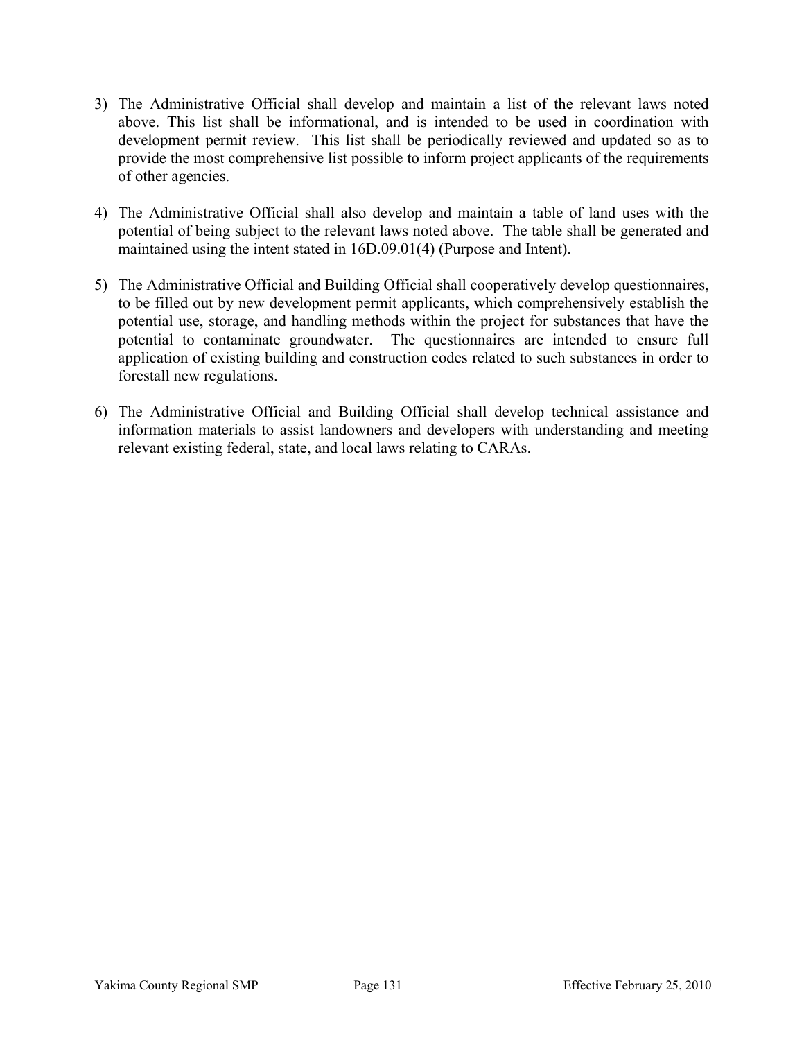3) The Administrative Official shall develop and maintain a list of the relevant laws noted above. This list shall be informational, and is intended to be used in coordination with development permit review. This list shall be periodically reviewed and updated so as to provide the most comprehensive list possible to inform project applicants of the requirements of other agencies.

4) The Administrative Official shall also develop and maintain a table of land uses with the potential of being subject to the relevant laws noted above. The table shall be generated and maintained using the intent stated in 16D.09.01(4) (Purpose and Intent).

5) The Administrative Official and Building Official shall cooperatively develop questionnaires, to be filled out by new development permit applicants, which comprehensively establish the potential use, storage, and handling methods within the project for substances that have the potential to contaminate groundwater. The questionnaires are intended to ensure full application of existing building and construction codes related to such substances in order to forestall new regulations.

6) The Administrative Official and Building Official shall develop technical assistance and information materials to assist landowners and developers with understanding and meeting relevant existing federal, state, and local laws relating to CARAs.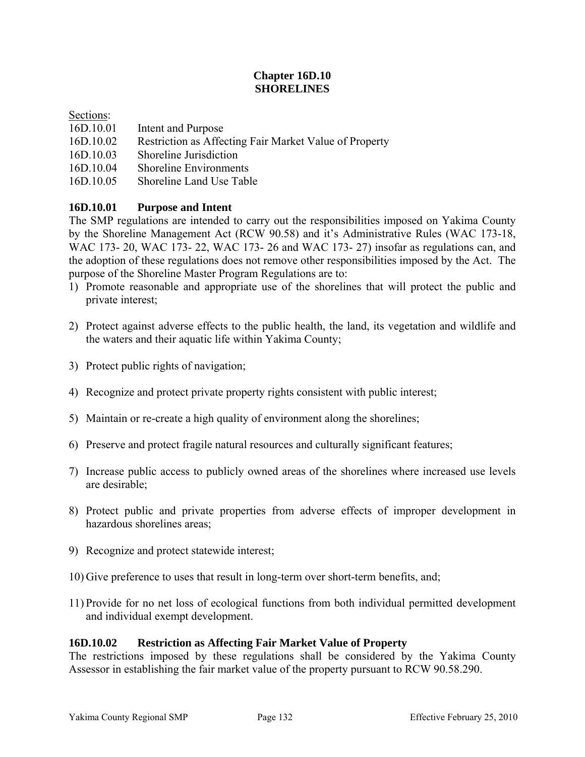# Chapter 16D.10
# SHORELINES

Sections:

16D.10.01 Intent and Purpose
16D.10.02 Restriction as Affecting Fair Market Value of Property
16D.10.03 Shoreline Jurisdiction
16D.10.04 Shoreline Environments
16D.10.05 Shoreline Land Use Table

## 16D.10.01 Purpose and Intent

The SMP regulations are intended to carry out the responsibilities imposed on Yakima County by the Shoreline Management Act (RCW 90.58) and it's Administrative Rules (WAC 173-18, WAC 173- 20, WAC 173- 22, WAC 173- 26 and WAC 173- 27) insofar as regulations can, and the adoption of these regulations does not remove other responsibilities imposed by the Act. The purpose of the Shoreline Master Program Regulations are to:

1) Promote reasonable and appropriate use of the shorelines that will protect the public and private interest;

2) Protect against adverse effects to the public health, the land, its vegetation and wildlife and the waters and their aquatic life within Yakima County;

3) Protect public rights of navigation;

4) Recognize and protect private property rights consistent with public interest;

5) Maintain or re-create a high quality of environment along the shorelines;

6) Preserve and protect fragile natural resources and culturally significant features;

7) Increase public access to publicly owned areas of the shorelines where increased use levels are desirable;

8) Protect public and private properties from adverse effects of improper development in hazardous shorelines areas;

9) Recognize and protect statewide interest;

10) Give preference to uses that result in long-term over short-term benefits, and;

11) Provide for no net loss of ecological functions from both individual permitted development and individual exempt development.

## 16D.10.02 Restriction as Affecting Fair Market Value of Property

The restrictions imposed by these regulations shall be considered by the Yakima County Assessor in establishing the fair market value of the property pursuant to RCW 90.58.290.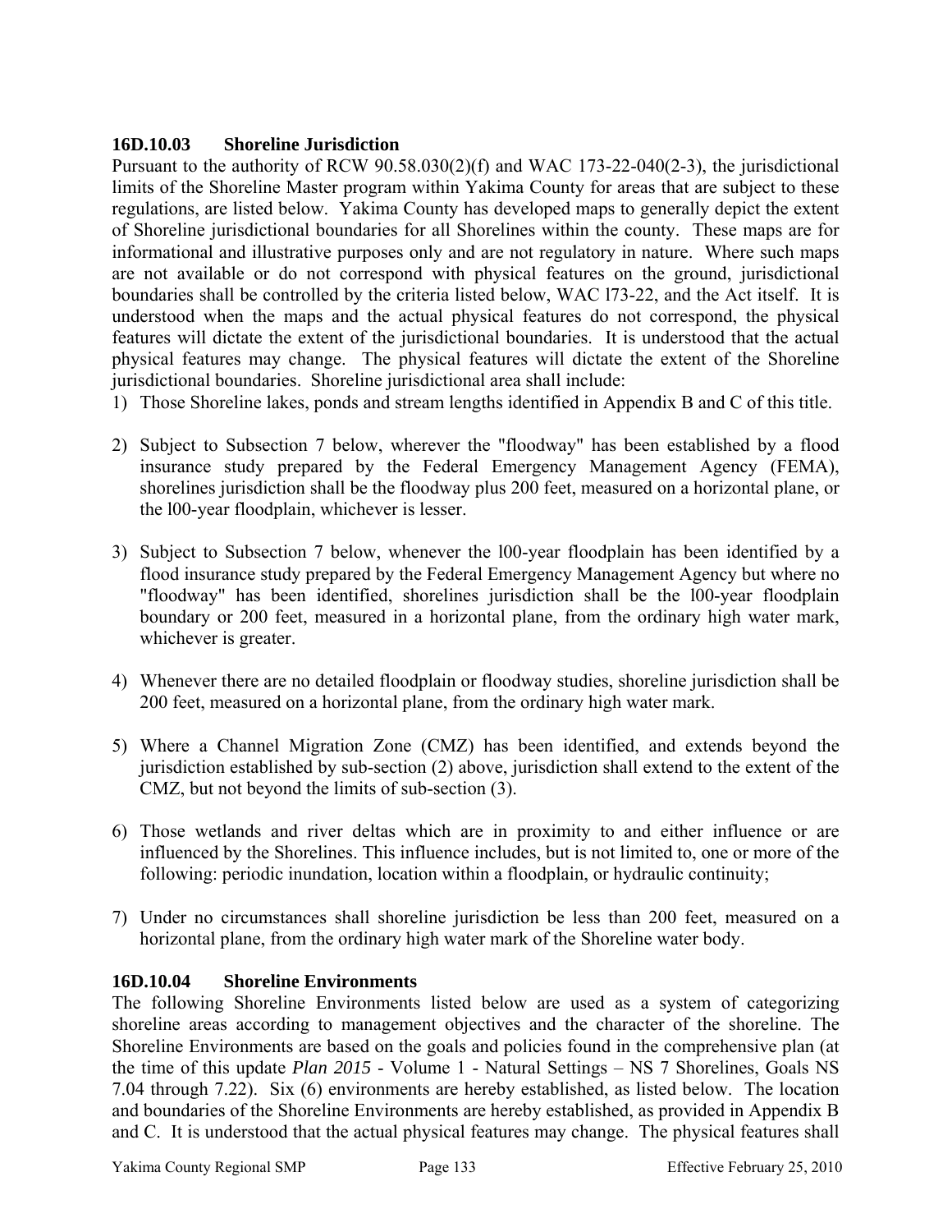### 16D.10.03 Shoreline Jurisdiction

Pursuant to the authority of RCW 90.58.030(2)(f) and WAC 173-22-040(2-3), the jurisdictional limits of the Shoreline Master program within Yakima County for areas that are subject to these regulations, are listed below. Yakima County has developed maps to generally depict the extent of Shoreline jurisdictional boundaries for all Shorelines within the county. These maps are for informational and illustrative purposes only and are not regulatory in nature. Where such maps are not available or do not correspond with physical features on the ground, jurisdictional boundaries shall be controlled by the criteria listed below, WAC l73-22, and the Act itself. It is understood when the maps and the actual physical features do not correspond, the physical features will dictate the extent of the jurisdictional boundaries. It is understood that the actual physical features may change. The physical features will dictate the extent of the Shoreline jurisdictional boundaries. Shoreline jurisdictional area shall include:

1) Those Shoreline lakes, ponds and stream lengths identified in Appendix B and C of this title.

2) Subject to Subsection 7 below, wherever the "floodway" has been established by a flood insurance study prepared by the Federal Emergency Management Agency (FEMA), shorelines jurisdiction shall be the floodway plus 200 feet, measured on a horizontal plane, or the l00-year floodplain, whichever is lesser.

3) Subject to Subsection 7 below, whenever the l00-year floodplain has been identified by a flood insurance study prepared by the Federal Emergency Management Agency but where no "floodway" has been identified, shorelines jurisdiction shall be the l00-year floodplain boundary or 200 feet, measured in a horizontal plane, from the ordinary high water mark, whichever is greater.

4) Whenever there are no detailed floodplain or floodway studies, shoreline jurisdiction shall be 200 feet, measured on a horizontal plane, from the ordinary high water mark.

5) Where a Channel Migration Zone (CMZ) has been identified, and extends beyond the jurisdiction established by sub-section (2) above, jurisdiction shall extend to the extent of the CMZ, but not beyond the limits of sub-section (3).

6) Those wetlands and river deltas which are in proximity to and either influence or are influenced by the Shorelines. This influence includes, but is not limited to, one or more of the following: periodic inundation, location within a floodplain, or hydraulic continuity;

7) Under no circumstances shall shoreline jurisdiction be less than 200 feet, measured on a horizontal plane, from the ordinary high water mark of the Shoreline water body.

### 16D.10.04 Shoreline Environments

The following Shoreline Environments listed below are used as a system of categorizing shoreline areas according to management objectives and the character of the shoreline. The Shoreline Environments are based on the goals and policies found in the comprehensive plan (at the time of this update *Plan 2015* - Volume 1 - Natural Settings – NS 7 Shorelines, Goals NS 7.04 through 7.22). Six (6) environments are hereby established, as listed below. The location and boundaries of the Shoreline Environments are hereby established, as provided in Appendix B and C. It is understood that the actual physical features may change. The physical features shall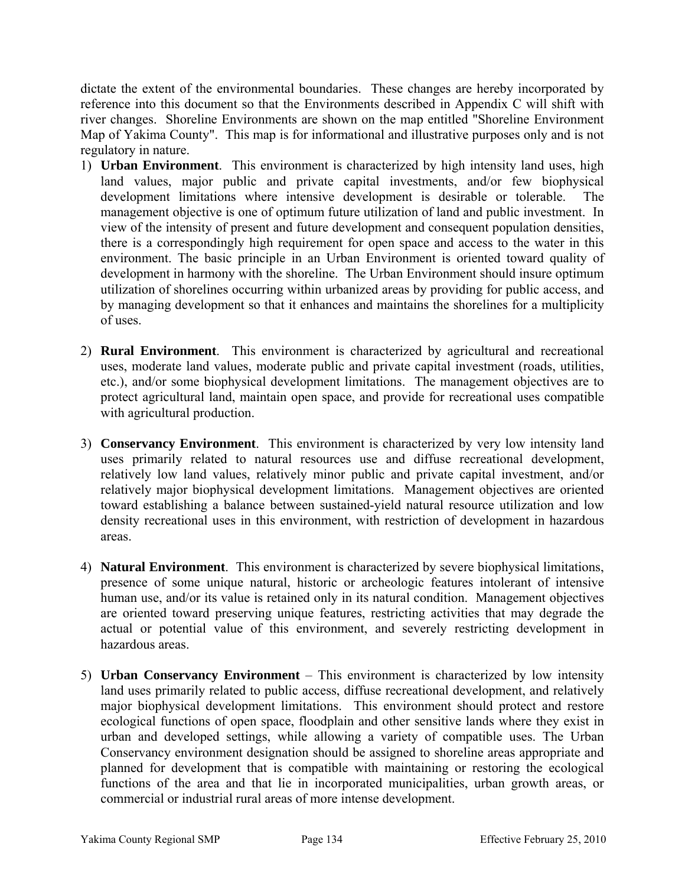dictate the extent of the environmental boundaries. These changes are hereby incorporated by reference into this document so that the Environments described in Appendix C will shift with river changes. Shoreline Environments are shown on the map entitled "Shoreline Environment Map of Yakima County". This map is for informational and illustrative purposes only and is not regulatory in nature.

1) **Urban Environment**. This environment is characterized by high intensity land uses, high land values, major public and private capital investments, and/or few biophysical development limitations where intensive development is desirable or tolerable. The management objective is one of optimum future utilization of land and public investment. In view of the intensity of present and future development and consequent population densities, there is a correspondingly high requirement for open space and access to the water in this environment. The basic principle in an Urban Environment is oriented toward quality of development in harmony with the shoreline. The Urban Environment should insure optimum utilization of shorelines occurring within urbanized areas by providing for public access, and by managing development so that it enhances and maintains the shorelines for a multiplicity of uses.

2) **Rural Environment**. This environment is characterized by agricultural and recreational uses, moderate land values, moderate public and private capital investment (roads, utilities, etc.), and/or some biophysical development limitations. The management objectives are to protect agricultural land, maintain open space, and provide for recreational uses compatible with agricultural production.

3) **Conservancy Environment**. This environment is characterized by very low intensity land uses primarily related to natural resources use and diffuse recreational development, relatively low land values, relatively minor public and private capital investment, and/or relatively major biophysical development limitations. Management objectives are oriented toward establishing a balance between sustained-yield natural resource utilization and low density recreational uses in this environment, with restriction of development in hazardous areas.

4) **Natural Environment**. This environment is characterized by severe biophysical limitations, presence of some unique natural, historic or archeologic features intolerant of intensive human use, and/or its value is retained only in its natural condition. Management objectives are oriented toward preserving unique features, restricting activities that may degrade the actual or potential value of this environment, and severely restricting development in hazardous areas.

5) **Urban Conservancy Environment** – This environment is characterized by low intensity land uses primarily related to public access, diffuse recreational development, and relatively major biophysical development limitations. This environment should protect and restore ecological functions of open space, floodplain and other sensitive lands where they exist in urban and developed settings, while allowing a variety of compatible uses. The Urban Conservancy environment designation should be assigned to shoreline areas appropriate and planned for development that is compatible with maintaining or restoring the ecological functions of the area and that lie in incorporated municipalities, urban growth areas, or commercial or industrial rural areas of more intense development.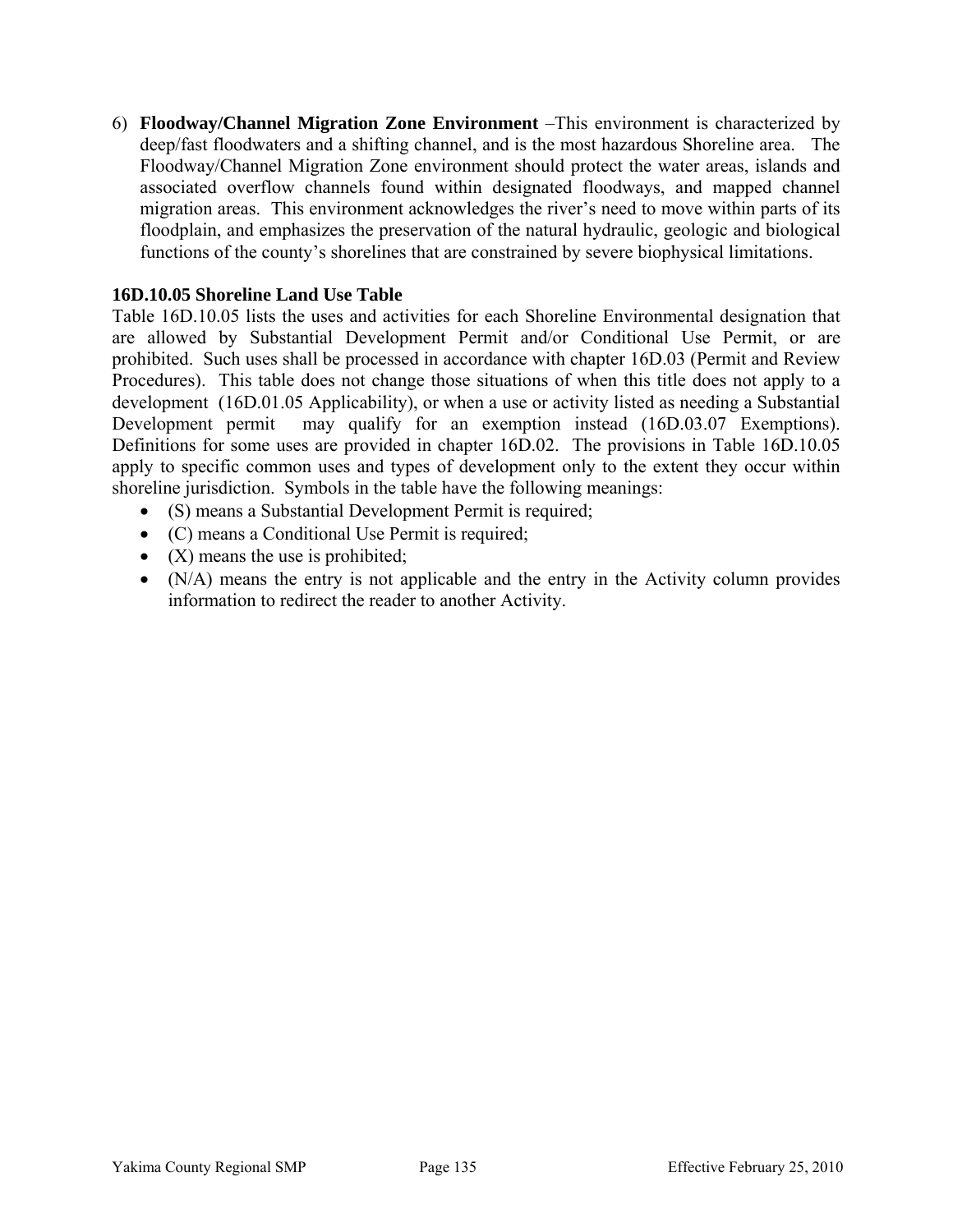6) **Floodway/Channel Migration Zone Environment** –This environment is characterized by deep/fast floodwaters and a shifting channel, and is the most hazardous Shoreline area. The Floodway/Channel Migration Zone environment should protect the water areas, islands and associated overflow channels found within designated floodways, and mapped channel migration areas. This environment acknowledges the river's need to move within parts of its floodplain, and emphasizes the preservation of the natural hydraulic, geologic and biological functions of the county's shorelines that are constrained by severe biophysical limitations.

### 16D.10.05 Shoreline Land Use Table

Table 16D.10.05 lists the uses and activities for each Shoreline Environmental designation that are allowed by Substantial Development Permit and/or Conditional Use Permit, or are prohibited. Such uses shall be processed in accordance with chapter 16D.03 (Permit and Review Procedures). This table does not change those situations of when this title does not apply to a development (16D.01.05 Applicability), or when a use or activity listed as needing a Substantial Development permit may qualify for an exemption instead (16D.03.07 Exemptions). Definitions for some uses are provided in chapter 16D.02. The provisions in Table 16D.10.05 apply to specific common uses and types of development only to the extent they occur within shoreline jurisdiction. Symbols in the table have the following meanings:

- (S) means a Substantial Development Permit is required;
- (C) means a Conditional Use Permit is required;
- (X) means the use is prohibited;
- (N/A) means the entry is not applicable and the entry in the Activity column provides information to redirect the reader to another Activity.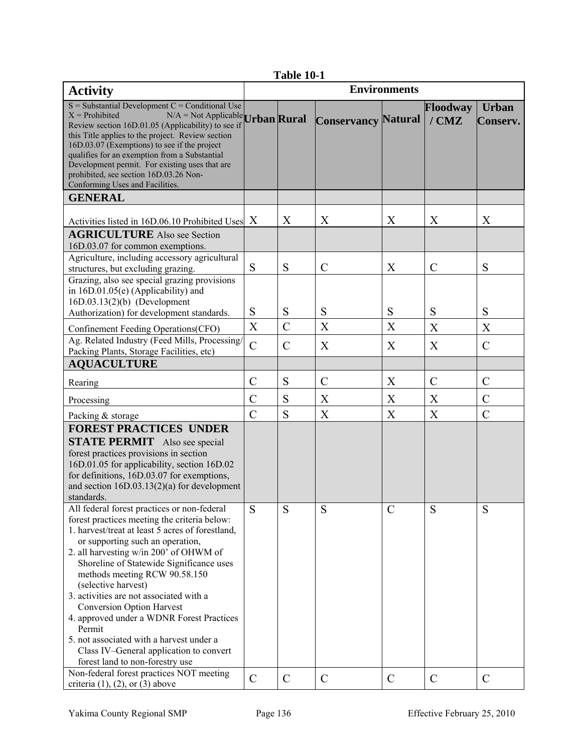**Table 10-1**

| Activity | Environments | | | | | |
|---|---|---|---|---|---|---|
| S = Substantial Development C = Conditional Use X = Prohibited N/A = Not Applicable Review section 16D.01.05 (Applicability) to see if this Title applies to the project. Review section 16D.03.07 (Exemptions) to see if the project qualifies for an exemption from a Substantial Development permit. For existing uses that are prohibited, see section 16D.03.26 Non-Conforming Uses and Facilities. | **Urban** | **Rural** | **Conservancy** | **Natural** | **Floodway / CMZ** | **Urban Conserv.** |
| **GENERAL** | | | | | | |
| Activities listed in 16D.06.10 Prohibited Uses | X | X | X | X | X | X |
| **AGRICULTURE** Also see Section 16D.03.07 for common exemptions. | | | | | | |
| Agriculture, including accessory agricultural structures, but excluding grazing. | S | S | C | X | C | S |
| Grazing, also see special grazing provisions in 16D.01.05(e) (Applicability) and 16D.03.13(2)(b) (Development Authorization) for development standards. | S | S | S | S | S | S |
| Confinement Feeding Operations(CFO) | X | C | X | X | X | X |
| Ag. Related Industry (Feed Mills, Processing/ Packing Plants, Storage Facilities, etc) | C | C | X | X | X | C |
| **AQUACULTURE** | | | | | | |
| Rearing | C | S | C | X | C | C |
| Processing | C | S | X | X | X | C |
| Packing & storage | C | S | X | X | X | C |
| **FOREST PRACTICES UNDER STATE PERMIT** Also see special forest practices provisions in section 16D.01.05 for applicability, section 16D.02 for definitions, 16D.03.07 for exemptions, and section 16D.03.13(2)(a) for development standards. | | | | | | |
| All federal forest practices or non-federal forest practices meeting the criteria below: 1. harvest/treat at least 5 acres of forestland, or supporting such an operation, 2. all harvesting w/in 200' of OHWM of Shoreline of Statewide Significance uses methods meeting RCW 90.58.150 (selective harvest) 3. activities are not associated with a Conversion Option Harvest 4. approved under a WDNR Forest Practices Permit 5. not associated with a harvest under a Class IV–General application to convert forest land to non-forestry use | S | S | S | C | S | S |
| Non-federal forest practices NOT meeting criteria (1), (2), or (3) above | C | C | C | C | C | C |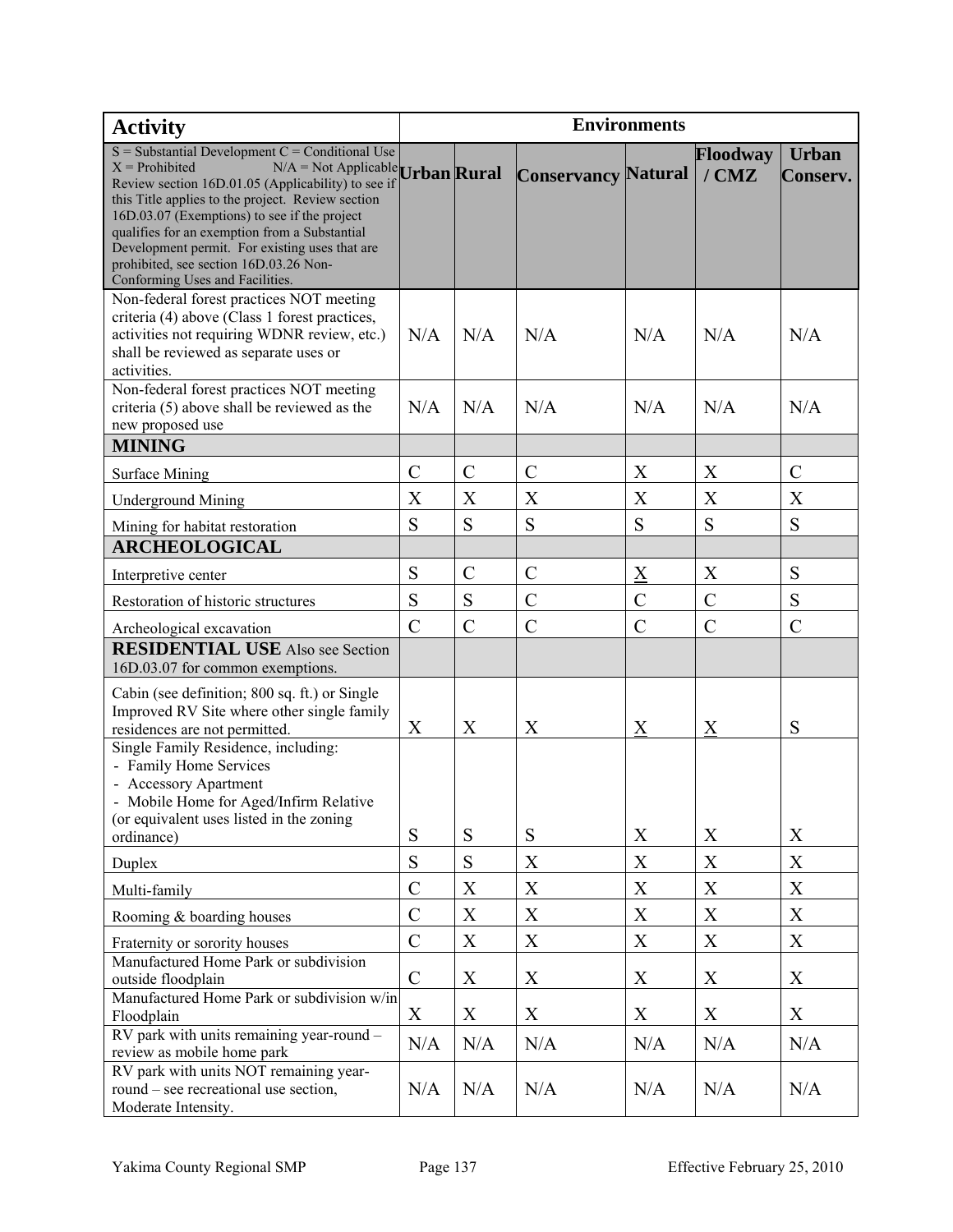| Activity | Environments | | | | | |
|---|---|---|---|---|---|---|
| S = Substantial Development C = Conditional Use X = Prohibited N/A = Not Applicable Review section 16D.01.05 (Applicability) to see if this Title applies to the project. Review section 16D.03.07 (Exemptions) to see if the project qualifies for an exemption from a Substantial Development permit. For existing uses that are prohibited, see section 16D.03.26 Non-Conforming Uses and Facilities. | **Urban** | **Rural** | **Conservancy** | **Natural** | **Floodway / CMZ** | **Urban Conserv.** |
| Non-federal forest practices NOT meeting criteria (4) above (Class 1 forest practices, activities not requiring WDNR review, etc.) shall be reviewed as separate uses or activities. | N/A | N/A | N/A | N/A | N/A | N/A |
| Non-federal forest practices NOT meeting criteria (5) above shall be reviewed as the new proposed use | N/A | N/A | N/A | N/A | N/A | N/A |
| **MINING** | | | | | | |
| Surface Mining | C | C | C | X | X | C |
| Underground Mining | X | X | X | X | X | X |
| Mining for habitat restoration | S | S | S | S | S | S |
| **ARCHEOLOGICAL** | | | | | | |
| Interpretive center | S | C | C | <u>X</u> | X | S |
| Restoration of historic structures | S | S | C | C | C | S |
| Archeological excavation | C | C | C | C | C | C |
| **RESIDENTIAL USE** Also see Section 16D.03.07 for common exemptions. | | | | | | |
| Cabin (see definition; 800 sq. ft.) or Single Improved RV Site where other single family residences are not permitted. | X | X | X | <u>X</u> | <u>X</u> | S |
| Single Family Residence, including:<br>- Family Home Services<br>- Accessory Apartment<br>- Mobile Home for Aged/Infirm Relative<br>(or equivalent uses listed in the zoning ordinance) | S | S | S | X | X | X |
| Duplex | S | S | X | X | X | X |
| Multi-family | C | X | X | X | X | X |
| Rooming & boarding houses | C | X | X | X | X | X |
| Fraternity or sorority houses | C | X | X | X | X | X |
| Manufactured Home Park or subdivision outside floodplain | C | X | X | X | X | X |
| Manufactured Home Park or subdivision w/in Floodplain | X | X | X | X | X | X |
| RV park with units remaining year-round – review as mobile home park | N/A | N/A | N/A | N/A | N/A | N/A |
| RV park with units NOT remaining year-round – see recreational use section, Moderate Intensity. | N/A | N/A | N/A | N/A | N/A | N/A |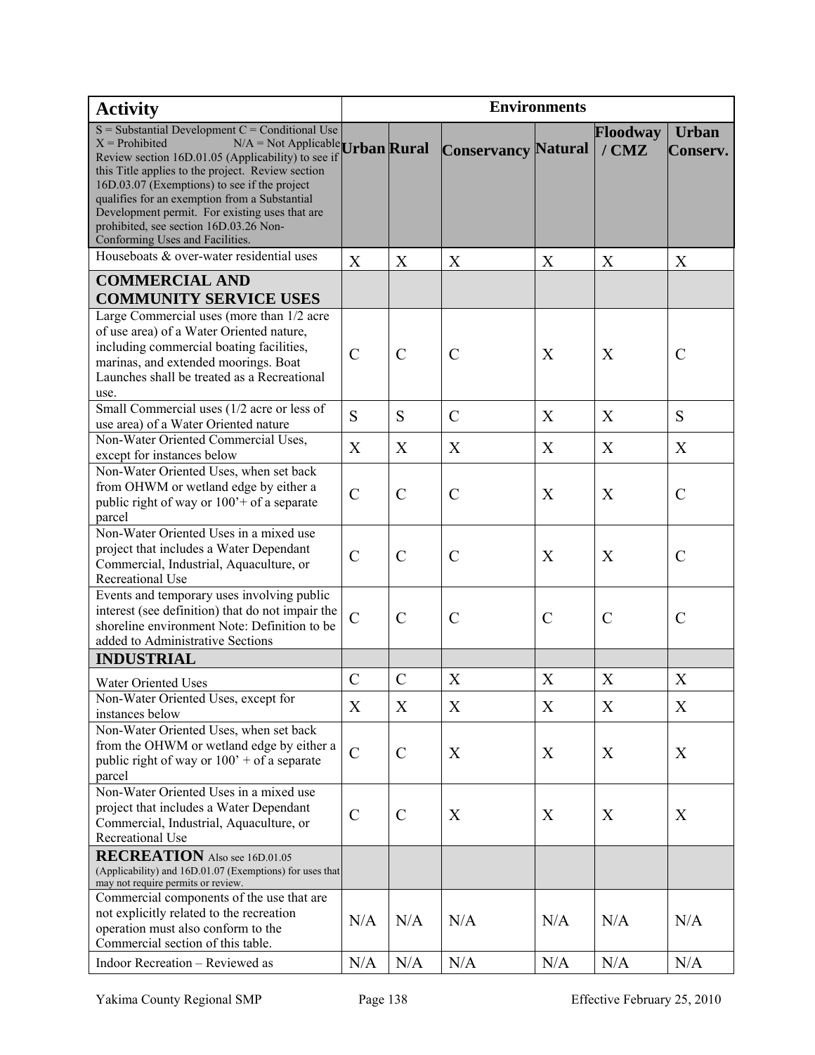| Activity | Environments | | | | | |
|---|---|---|---|---|---|---|
| S = Substantial Development C = Conditional Use X = Prohibited N/A = Not Applicable Review section 16D.01.05 (Applicability) to see if this Title applies to the project. Review section 16D.03.07 (Exemptions) to see if the project qualifies for an exemption from a Substantial Development permit. For existing uses that are prohibited, see section 16D.03.26 Non-Conforming Uses and Facilities. | **Urban** | **Rural** | **Conservancy** | **Natural** | **Floodway / CMZ** | **Urban Conserv.** |
| Houseboats & over-water residential uses | X | X | X | X | X | X |
| **COMMERCIAL AND COMMUNITY SERVICE USES** | | | | | | |
| Large Commercial uses (more than 1/2 acre of use area) of a Water Oriented nature, including commercial boating facilities, marinas, and extended moorings. Boat Launches shall be treated as a Recreational use. | C | C | C | X | X | C |
| Small Commercial uses (1/2 acre or less of use area) of a Water Oriented nature | S | S | C | X | X | S |
| Non-Water Oriented Commercial Uses, except for instances below | X | X | X | X | X | X |
| Non-Water Oriented Uses, when set back from OHWM or wetland edge by either a public right of way or 100'+ of a separate parcel | C | C | C | X | X | C |
| Non-Water Oriented Uses in a mixed use project that includes a Water Dependant Commercial, Industrial, Aquaculture, or Recreational Use | C | C | C | X | X | C |
| Events and temporary uses involving public interest (see definition) that do not impair the shoreline environment Note: Definition to be added to Administrative Sections | C | C | C | C | C | C |
| **INDUSTRIAL** | | | | | | |
| Water Oriented Uses | C | C | X | X | X | X |
| Non-Water Oriented Uses, except for instances below | X | X | X | X | X | X |
| Non-Water Oriented Uses, when set back from the OHWM or wetland edge by either a public right of way or 100' + of a separate parcel | C | C | X | X | X | X |
| Non-Water Oriented Uses in a mixed use project that includes a Water Dependant Commercial, Industrial, Aquaculture, or Recreational Use | C | C | X | X | X | X |
| **RECREATION** Also see 16D.01.05 (Applicability) and 16D.01.07 (Exemptions) for uses that may not require permits or review. | | | | | | |
| Commercial components of the use that are not explicitly related to the recreation operation must also conform to the Commercial section of this table. | N/A | N/A | N/A | N/A | N/A | N/A |
| Indoor Recreation – Reviewed as | N/A | N/A | N/A | N/A | N/A | N/A |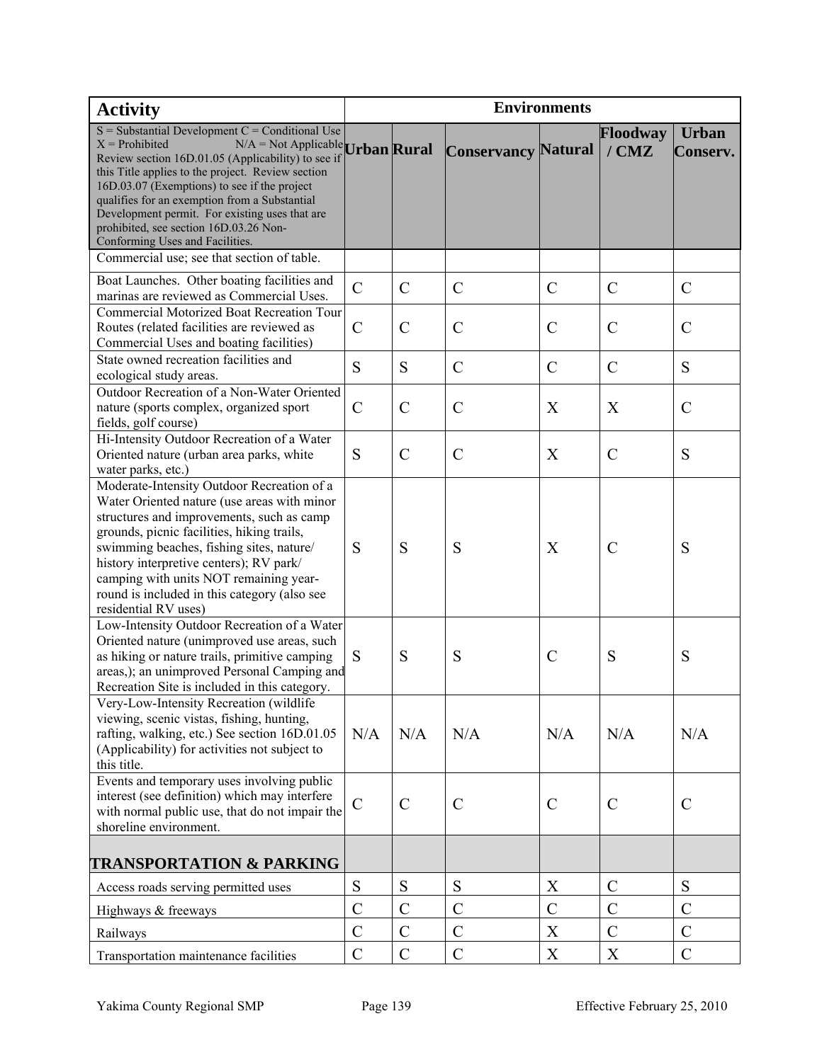| Activity | Environments | | | | | |
|---|---|---|---|---|---|---|
| S = Substantial Development C = Conditional Use X = Prohibited N/A = Not Applicable Review section 16D.01.05 (Applicability) to see if this Title applies to the project. Review section 16D.03.07 (Exemptions) to see if the project qualifies for an exemption from a Substantial Development permit. For existing uses that are prohibited, see section 16D.03.26 Non-Conforming Uses and Facilities. | **Urban** | **Rural** | **Conservancy** | **Natural** | **Floodway / CMZ** | **Urban Conserv.** |
| Commercial use; see that section of table. | | | | | | |
| Boat Launches. Other boating facilities and marinas are reviewed as Commercial Uses. | C | C | C | C | C | C |
| Commercial Motorized Boat Recreation Tour Routes (related facilities are reviewed as Commercial Uses and boating facilities) | C | C | C | C | C | C |
| State owned recreation facilities and ecological study areas. | S | S | C | C | C | S |
| Outdoor Recreation of a Non-Water Oriented nature (sports complex, organized sport fields, golf course) | C | C | C | X | X | C |
| Hi-Intensity Outdoor Recreation of a Water Oriented nature (urban area parks, white water parks, etc.) | S | C | C | X | C | S |
| Moderate-Intensity Outdoor Recreation of a Water Oriented nature (use areas with minor structures and improvements, such as camp grounds, picnic facilities, hiking trails, swimming beaches, fishing sites, nature/ history interpretive centers); RV park/ camping with units NOT remaining year-round is included in this category (also see residential RV uses) | S | S | S | X | C | S |
| Low-Intensity Outdoor Recreation of a Water Oriented nature (unimproved use areas, such as hiking or nature trails, primitive camping areas,); an unimproved Personal Camping and Recreation Site is included in this category. | S | S | S | C | S | S |
| Very-Low-Intensity Recreation (wildlife viewing, scenic vistas, fishing, hunting, rafting, walking, etc.) See section 16D.01.05 (Applicability) for activities not subject to this title. | N/A | N/A | N/A | N/A | N/A | N/A |
| Events and temporary uses involving public interest (see definition) which may interfere with normal public use, that do not impair the shoreline environment. | C | C | C | C | C | C |
| **TRANSPORTATION & PARKING** | | | | | | |
| Access roads serving permitted uses | S | S | S | X | C | S |
| Highways & freeways | C | C | C | C | C | C |
| Railways | C | C | C | X | C | C |
| Transportation maintenance facilities | C | C | C | X | X | C |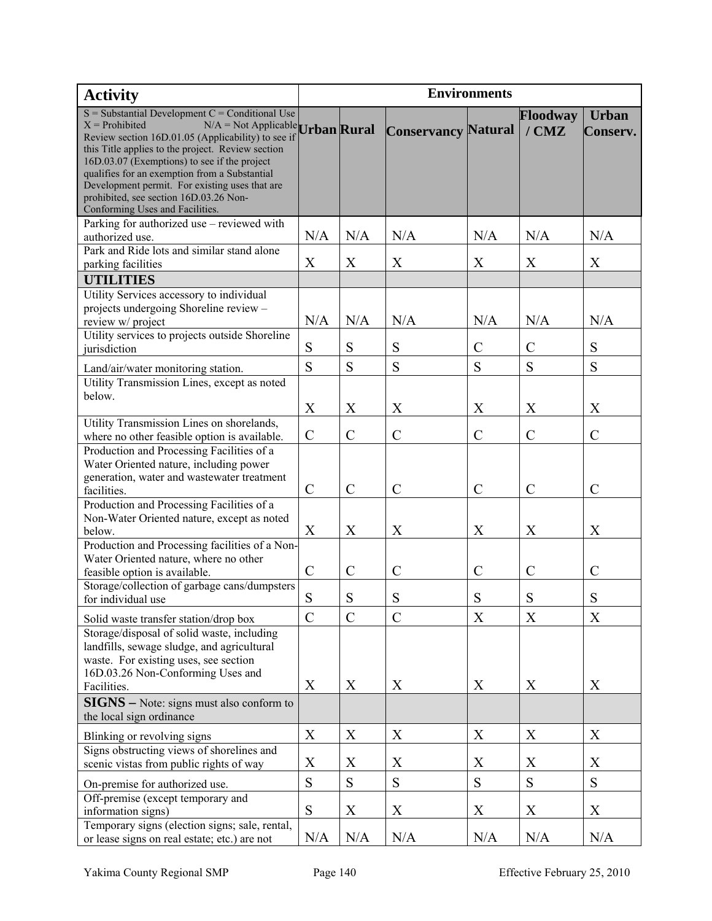| Activity | Environments | | | | | |
|---|---|---|---|---|---|---|
| S = Substantial Development C = Conditional Use X = Prohibited N/A = Not Applicable Review section 16D.01.05 (Applicability) to see if this Title applies to the project. Review section 16D.03.07 (Exemptions) to see if the project qualifies for an exemption from a Substantial Development permit. For existing uses that are prohibited, see section 16D.03.26 Non-Conforming Uses and Facilities. | **Urban** | **Rural** | **Conservancy** | **Natural** | **Floodway / CMZ** | **Urban Conserv.** |
| Parking for authorized use – reviewed with authorized use. | N/A | N/A | N/A | N/A | N/A | N/A |
| Park and Ride lots and similar stand alone parking facilities | X | X | X | X | X | X |
| **UTILITIES** | | | | | | |
| Utility Services accessory to individual projects undergoing Shoreline review – review w/ project | N/A | N/A | N/A | N/A | N/A | N/A |
| Utility services to projects outside Shoreline jurisdiction | S | S | S | C | C | S |
| Land/air/water monitoring station. | S | S | S | S | S | S |
| Utility Transmission Lines, except as noted below. | X | X | X | X | X | X |
| Utility Transmission Lines on shorelands, where no other feasible option is available. | C | C | C | C | C | C |
| Production and Processing Facilities of a Water Oriented nature, including power generation, water and wastewater treatment facilities. | C | C | C | C | C | C |
| Production and Processing Facilities of a Non-Water Oriented nature, except as noted below. | X | X | X | X | X | X |
| Production and Processing facilities of a Non-Water Oriented nature, where no other feasible option is available. | C | C | C | C | C | C |
| Storage/collection of garbage cans/dumpsters for individual use | S | S | S | S | S | S |
| Solid waste transfer station/drop box | C | C | C | X | X | X |
| Storage/disposal of solid waste, including landfills, sewage sludge, and agricultural waste. For existing uses, see section 16D.03.26 Non-Conforming Uses and Facilities. | X | X | X | X | X | X |
| **SIGNS –** Note: signs must also conform to the local sign ordinance | | | | | | |
| Blinking or revolving signs | X | X | X | X | X | X |
| Signs obstructing views of shorelines and scenic vistas from public rights of way | X | X | X | X | X | X |
| On-premise for authorized use. | S | S | S | S | S | S |
| Off-premise (except temporary and information signs) | S | X | X | X | X | X |
| Temporary signs (election signs; sale, rental, or lease signs on real estate; etc.) are not | N/A | N/A | N/A | N/A | N/A | N/A |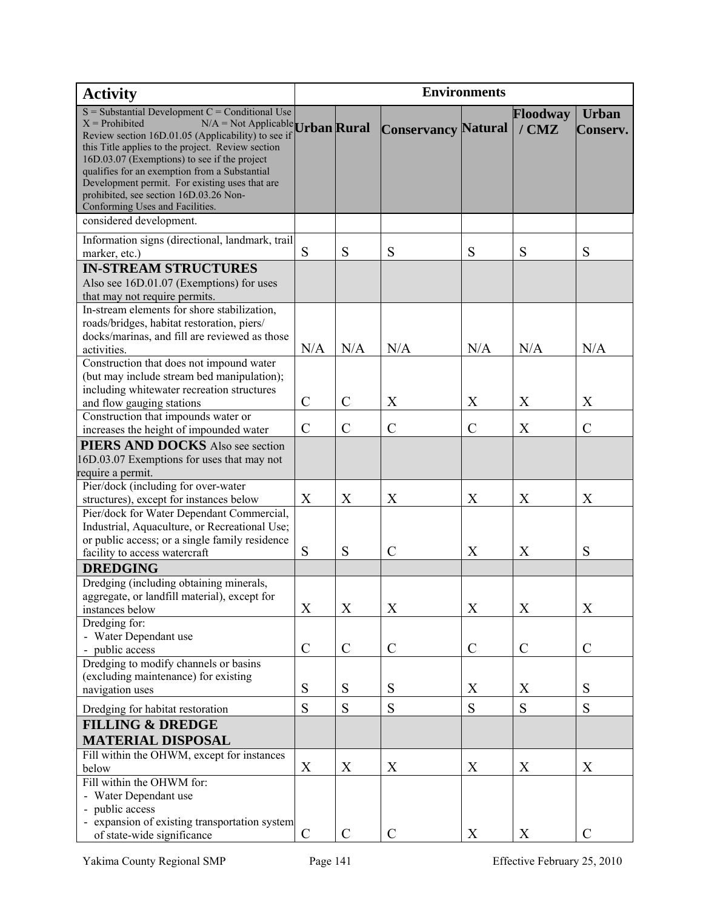| Activity | Environments | | | | | |
|---|---|---|---|---|---|---|
| S = Substantial Development C = Conditional Use X = Prohibited N/A = Not Applicable Review section 16D.01.05 (Applicability) to see if this Title applies to the project. Review section 16D.03.07 (Exemptions) to see if the project qualifies for an exemption from a Substantial Development permit. For existing uses that are prohibited, see section 16D.03.26 Non-Conforming Uses and Facilities. | **Urban** | **Rural** | **Conservancy** | **Natural** | **Floodway / CMZ** | **Urban Conserv.** |
| considered development. | | | | | | |
| Information signs (directional, landmark, trail marker, etc.) | S | S | S | S | S | S |
| **IN-STREAM STRUCTURES** Also see 16D.01.07 (Exemptions) for uses that may not require permits. | | | | | | |
| In-stream elements for shore stabilization, roads/bridges, habitat restoration, piers/ docks/marinas, and fill are reviewed as those activities. | N/A | N/A | N/A | N/A | N/A | N/A |
| Construction that does not impound water (but may include stream bed manipulation); including whitewater recreation structures and flow gauging stations | C | C | X | X | X | X |
| Construction that impounds water or increases the height of impounded water | C | C | C | C | X | C |
| **PIERS AND DOCKS** Also see section 16D.03.07 Exemptions for uses that may not require a permit. | | | | | | |
| Pier/dock (including for over-water structures), except for instances below | X | X | X | X | X | X |
| Pier/dock for Water Dependant Commercial, Industrial, Aquaculture, or Recreational Use; or public access; or a single family residence facility to access watercraft | S | S | C | X | X | S |
| **DREDGING** | | | | | | |
| Dredging (including obtaining minerals, aggregate, or landfill material), except for instances below | X | X | X | X | X | X |
| Dredging for: - Water Dependant use - public access | C | C | C | C | C | C |
| Dredging to modify channels or basins (excluding maintenance) for existing navigation uses | S | S | S | X | X | S |
| Dredging for habitat restoration | S | S | S | S | S | S |
| **FILLING & DREDGE MATERIAL DISPOSAL** | | | | | | |
| Fill within the OHWM, except for instances below | X | X | X | X | X | X |
| Fill within the OHWM for: - Water Dependant use - public access - expansion of existing transportation system of state-wide significance | C | C | C | X | X | C |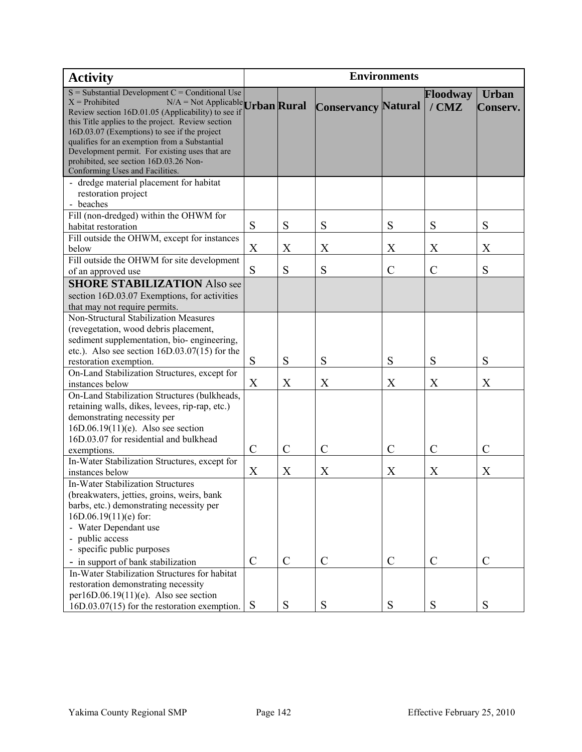| **Activity** | **Environments** | | | | | |
|---|---|---|---|---|---|---|
| S = Substantial Development C = Conditional Use X = Prohibited N/A = Not Applicable Review section 16D.01.05 (Applicability) to see if this Title applies to the project. Review section 16D.03.07 (Exemptions) to see if the project qualifies for an exemption from a Substantial Development permit. For existing uses that are prohibited, see section 16D.03.26 Non-Conforming Uses and Facilities. | **Urban** | **Rural** | **Conservancy** | **Natural** | **Floodway / CMZ** | **Urban Conserv.** |
| - dredge material placement for habitat restoration project<br>- beaches | | | | | | |
| Fill (non-dredged) within the OHWM for habitat restoration | S | S | S | S | S | S |
| Fill outside the OHWM, except for instances below | X | X | X | X | X | X |
| Fill outside the OHWM for site development of an approved use | S | S | S | C | C | S |
| **SHORE STABILIZATION** Also see section 16D.03.07 Exemptions, for activities that may not require permits. | | | | | | |
| Non-Structural Stabilization Measures (revegetation, wood debris placement, sediment supplementation, bio- engineering, etc.). Also see section 16D.03.07(15) for the restoration exemption. | S | S | S | S | S | S |
| On-Land Stabilization Structures, except for instances below | X | X | X | X | X | X |
| On-Land Stabilization Structures (bulkheads, retaining walls, dikes, levees, rip-rap, etc.) demonstrating necessity per 16D.06.19(11)(e). Also see section 16D.03.07 for residential and bulkhead exemptions. | C | C | C | C | C | C |
| In-Water Stabilization Structures, except for instances below | X | X | X | X | X | X |
| In-Water Stabilization Structures (breakwaters, jetties, groins, weirs, bank barbs, etc.) demonstrating necessity per 16D.06.19(11)(e) for:<br>- Water Dependant use<br>- public access<br>- specific public purposes<br>- in support of bank stabilization | C | C | C | C | C | C |
| In-Water Stabilization Structures for habitat restoration demonstrating necessity per16D.06.19(11)(e). Also see section 16D.03.07(15) for the restoration exemption. | S | S | S | S | S | S |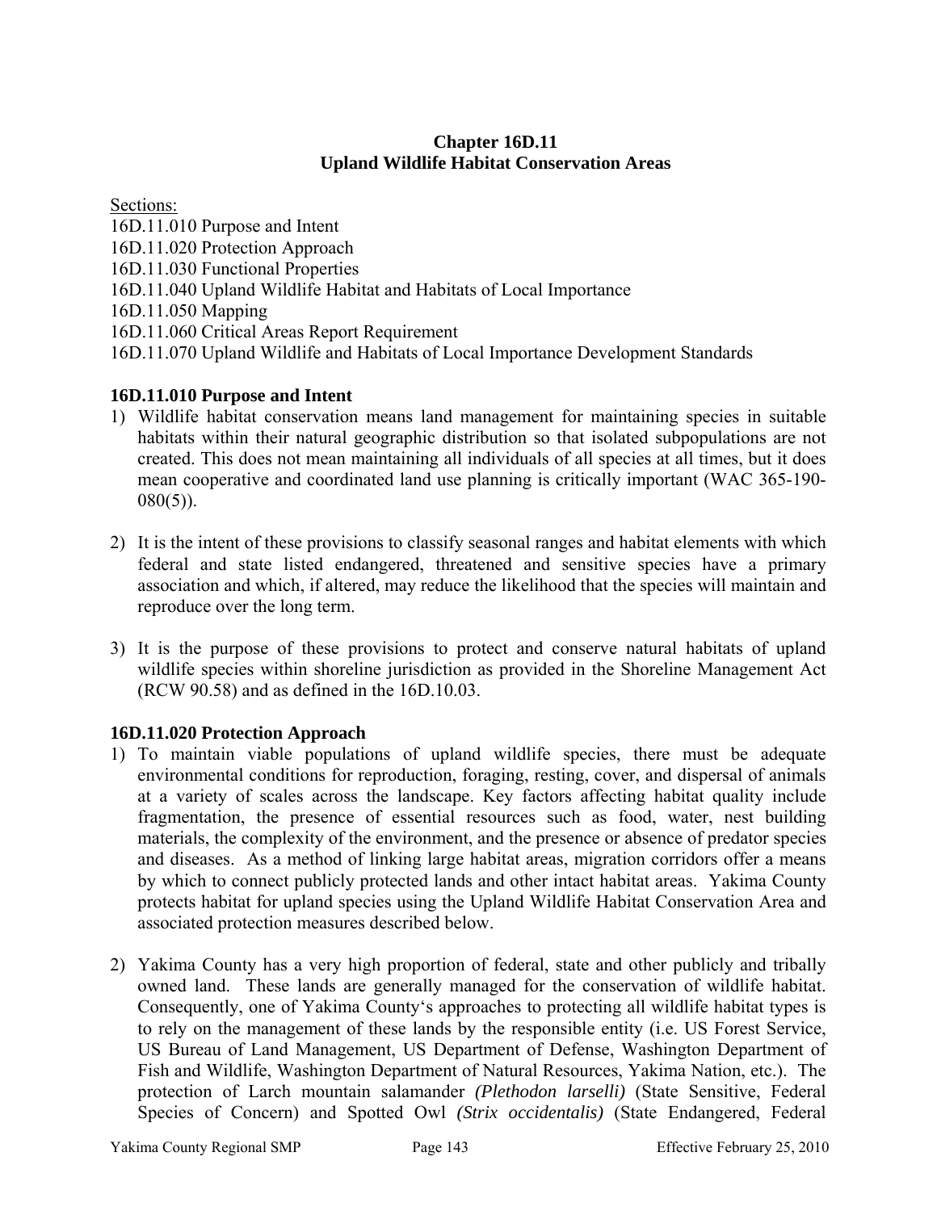## Chapter 16D.11
## Upland Wildlife Habitat Conservation Areas

Sections:
16D.11.010 Purpose and Intent
16D.11.020 Protection Approach
16D.11.030 Functional Properties
16D.11.040 Upland Wildlife Habitat and Habitats of Local Importance
16D.11.050 Mapping
16D.11.060 Critical Areas Report Requirement
16D.11.070 Upland Wildlife and Habitats of Local Importance Development Standards

### 16D.11.010 Purpose and Intent

1) Wildlife habitat conservation means land management for maintaining species in suitable habitats within their natural geographic distribution so that isolated subpopulations are not created. This does not mean maintaining all individuals of all species at all times, but it does mean cooperative and coordinated land use planning is critically important (WAC 365-190-080(5)).

2) It is the intent of these provisions to classify seasonal ranges and habitat elements with which federal and state listed endangered, threatened and sensitive species have a primary association and which, if altered, may reduce the likelihood that the species will maintain and reproduce over the long term.

3) It is the purpose of these provisions to protect and conserve natural habitats of upland wildlife species within shoreline jurisdiction as provided in the Shoreline Management Act (RCW 90.58) and as defined in the 16D.10.03.

### 16D.11.020 Protection Approach

1) To maintain viable populations of upland wildlife species, there must be adequate environmental conditions for reproduction, foraging, resting, cover, and dispersal of animals at a variety of scales across the landscape. Key factors affecting habitat quality include fragmentation, the presence of essential resources such as food, water, nest building materials, the complexity of the environment, and the presence or absence of predator species and diseases. As a method of linking large habitat areas, migration corridors offer a means by which to connect publicly protected lands and other intact habitat areas. Yakima County protects habitat for upland species using the Upland Wildlife Habitat Conservation Area and associated protection measures described below.

2) Yakima County has a very high proportion of federal, state and other publicly and tribally owned land. These lands are generally managed for the conservation of wildlife habitat. Consequently, one of Yakima County's approaches to protecting all wildlife habitat types is to rely on the management of these lands by the responsible entity (i.e. US Forest Service, US Bureau of Land Management, US Department of Defense, Washington Department of Fish and Wildlife, Washington Department of Natural Resources, Yakima Nation, etc.). The protection of Larch mountain salamander *(Plethodon larselli)* (State Sensitive, Federal Species of Concern) and Spotted Owl *(Strix occidentalis)* (State Endangered, Federal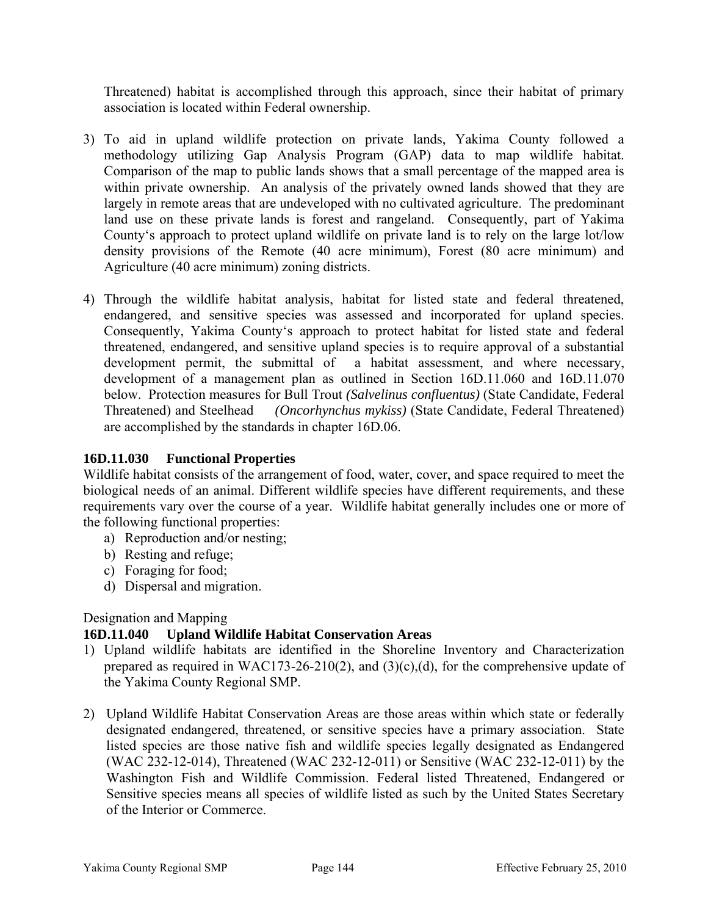Threatened) habitat is accomplished through this approach, since their habitat of primary association is located within Federal ownership.

3) To aid in upland wildlife protection on private lands, Yakima County followed a methodology utilizing Gap Analysis Program (GAP) data to map wildlife habitat. Comparison of the map to public lands shows that a small percentage of the mapped area is within private ownership. An analysis of the privately owned lands showed that they are largely in remote areas that are undeveloped with no cultivated agriculture. The predominant land use on these private lands is forest and rangeland. Consequently, part of Yakima County's approach to protect upland wildlife on private land is to rely on the large lot/low density provisions of the Remote (40 acre minimum), Forest (80 acre minimum) and Agriculture (40 acre minimum) zoning districts.

4) Through the wildlife habitat analysis, habitat for listed state and federal threatened, endangered, and sensitive species was assessed and incorporated for upland species. Consequently, Yakima County's approach to protect habitat for listed state and federal threatened, endangered, and sensitive upland species is to require approval of a substantial development permit, the submittal of a habitat assessment, and where necessary, development of a management plan as outlined in Section 16D.11.060 and 16D.11.070 below. Protection measures for Bull Trout *(Salvelinus confluentus)* (State Candidate, Federal Threatened) and Steelhead *(Oncorhynchus mykiss)* (State Candidate, Federal Threatened) are accomplished by the standards in chapter 16D.06.

**16D.11.030 Functional Properties**

Wildlife habitat consists of the arrangement of food, water, cover, and space required to meet the biological needs of an animal. Different wildlife species have different requirements, and these requirements vary over the course of a year. Wildlife habitat generally includes one or more of the following functional properties:

a) Reproduction and/or nesting;
b) Resting and refuge;
c) Foraging for food;
d) Dispersal and migration.

Designation and Mapping

**16D.11.040 Upland Wildlife Habitat Conservation Areas**

1) Upland wildlife habitats are identified in the Shoreline Inventory and Characterization prepared as required in WAC173-26-210(2), and (3)(c),(d), for the comprehensive update of the Yakima County Regional SMP.

2) Upland Wildlife Habitat Conservation Areas are those areas within which state or federally designated endangered, threatened, or sensitive species have a primary association. State listed species are those native fish and wildlife species legally designated as Endangered (WAC 232-12-014), Threatened (WAC 232-12-011) or Sensitive (WAC 232-12-011) by the Washington Fish and Wildlife Commission. Federal listed Threatened, Endangered or Sensitive species means all species of wildlife listed as such by the United States Secretary of the Interior or Commerce.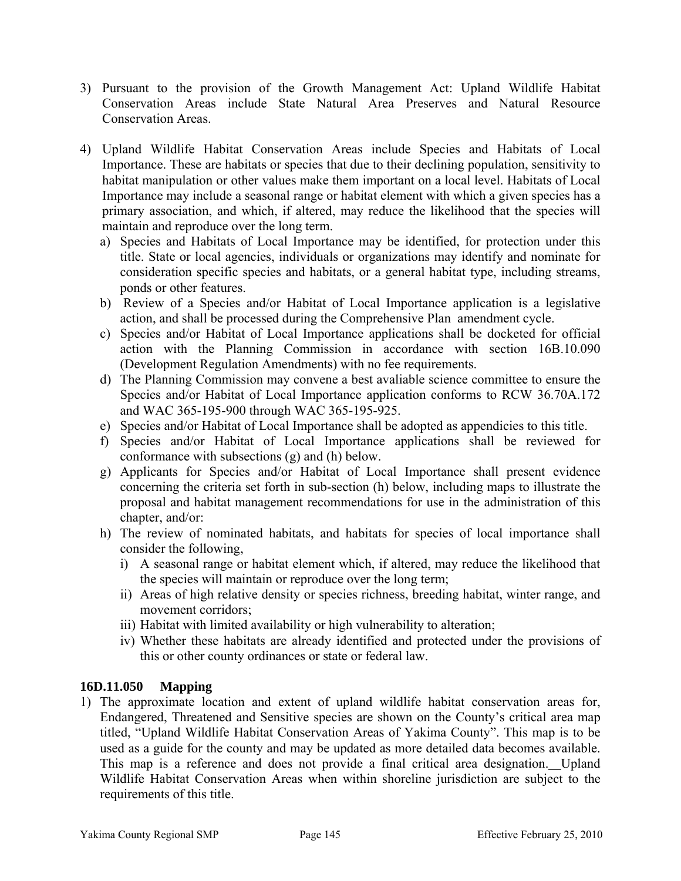3) Pursuant to the provision of the Growth Management Act: Upland Wildlife Habitat Conservation Areas include State Natural Area Preserves and Natural Resource Conservation Areas.

4) Upland Wildlife Habitat Conservation Areas include Species and Habitats of Local Importance. These are habitats or species that due to their declining population, sensitivity to habitat manipulation or other values make them important on a local level. Habitats of Local Importance may include a seasonal range or habitat element with which a given species has a primary association, and which, if altered, may reduce the likelihood that the species will maintain and reproduce over the long term.
   a) Species and Habitats of Local Importance may be identified, for protection under this title. State or local agencies, individuals or organizations may identify and nominate for consideration specific species and habitats, or a general habitat type, including streams, ponds or other features.
   b) Review of a Species and/or Habitat of Local Importance application is a legislative action, and shall be processed during the Comprehensive Plan amendment cycle.
   c) Species and/or Habitat of Local Importance applications shall be docketed for official action with the Planning Commission in accordance with section 16B.10.090 (Development Regulation Amendments) with no fee requirements.
   d) The Planning Commission may convene a best avaliable science committee to ensure the Species and/or Habitat of Local Importance application conforms to RCW 36.70A.172 and WAC 365-195-900 through WAC 365-195-925.
   e) Species and/or Habitat of Local Importance shall be adopted as appendicies to this title.
   f) Species and/or Habitat of Local Importance applications shall be reviewed for conformance with subsections (g) and (h) below.
   g) Applicants for Species and/or Habitat of Local Importance shall present evidence concerning the criteria set forth in sub-section (h) below, including maps to illustrate the proposal and habitat management recommendations for use in the administration of this chapter, and/or:
   h) The review of nominated habitats, and habitats for species of local importance shall consider the following,
      i) A seasonal range or habitat element which, if altered, may reduce the likelihood that the species will maintain or reproduce over the long term;
      ii) Areas of high relative density or species richness, breeding habitat, winter range, and movement corridors;
      iii) Habitat with limited availability or high vulnerability to alteration;
      iv) Whether these habitats are already identified and protected under the provisions of this or other county ordinances or state or federal law.

### 16D.11.050 Mapping

1) The approximate location and extent of upland wildlife habitat conservation areas for, Endangered, Threatened and Sensitive species are shown on the County's critical area map titled, "Upland Wildlife Habitat Conservation Areas of Yakima County". This map is to be used as a guide for the county and may be updated as more detailed data becomes available. This map is a reference and does not provide a final critical area designation. Upland Wildlife Habitat Conservation Areas when within shoreline jurisdiction are subject to the requirements of this title.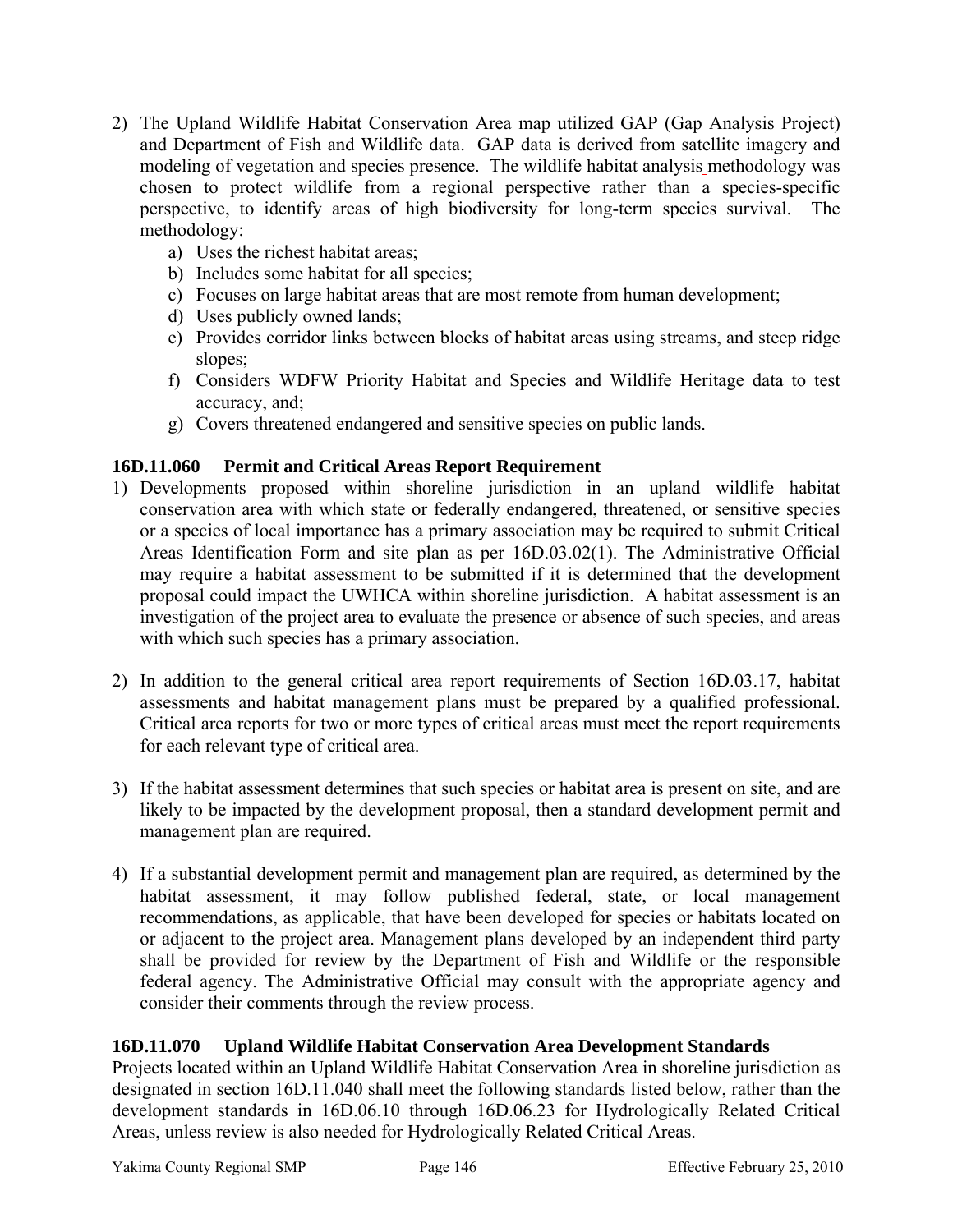2) The Upland Wildlife Habitat Conservation Area map utilized GAP (Gap Analysis Project) and Department of Fish and Wildlife data. GAP data is derived from satellite imagery and modeling of vegetation and species presence. The wildlife habitat analysis methodology was chosen to protect wildlife from a regional perspective rather than a species-specific perspective, to identify areas of high biodiversity for long-term species survival. The methodology:
   a) Uses the richest habitat areas;
   b) Includes some habitat for all species;
   c) Focuses on large habitat areas that are most remote from human development;
   d) Uses publicly owned lands;
   e) Provides corridor links between blocks of habitat areas using streams, and steep ridge slopes;
   f) Considers WDFW Priority Habitat and Species and Wildlife Heritage data to test accuracy, and;
   g) Covers threatened endangered and sensitive species on public lands.

### 16D.11.060 Permit and Critical Areas Report Requirement

1) Developments proposed within shoreline jurisdiction in an upland wildlife habitat conservation area with which state or federally endangered, threatened, or sensitive species or a species of local importance has a primary association may be required to submit Critical Areas Identification Form and site plan as per 16D.03.02(1). The Administrative Official may require a habitat assessment to be submitted if it is determined that the development proposal could impact the UWHCA within shoreline jurisdiction. A habitat assessment is an investigation of the project area to evaluate the presence or absence of such species, and areas with which such species has a primary association.

2) In addition to the general critical area report requirements of Section 16D.03.17, habitat assessments and habitat management plans must be prepared by a qualified professional. Critical area reports for two or more types of critical areas must meet the report requirements for each relevant type of critical area.

3) If the habitat assessment determines that such species or habitat area is present on site, and are likely to be impacted by the development proposal, then a standard development permit and management plan are required.

4) If a substantial development permit and management plan are required, as determined by the habitat assessment, it may follow published federal, state, or local management recommendations, as applicable, that have been developed for species or habitats located on or adjacent to the project area. Management plans developed by an independent third party shall be provided for review by the Department of Fish and Wildlife or the responsible federal agency. The Administrative Official may consult with the appropriate agency and consider their comments through the review process.

### 16D.11.070 Upland Wildlife Habitat Conservation Area Development Standards

Projects located within an Upland Wildlife Habitat Conservation Area in shoreline jurisdiction as designated in section 16D.11.040 shall meet the following standards listed below, rather than the development standards in 16D.06.10 through 16D.06.23 for Hydrologically Related Critical Areas, unless review is also needed for Hydrologically Related Critical Areas.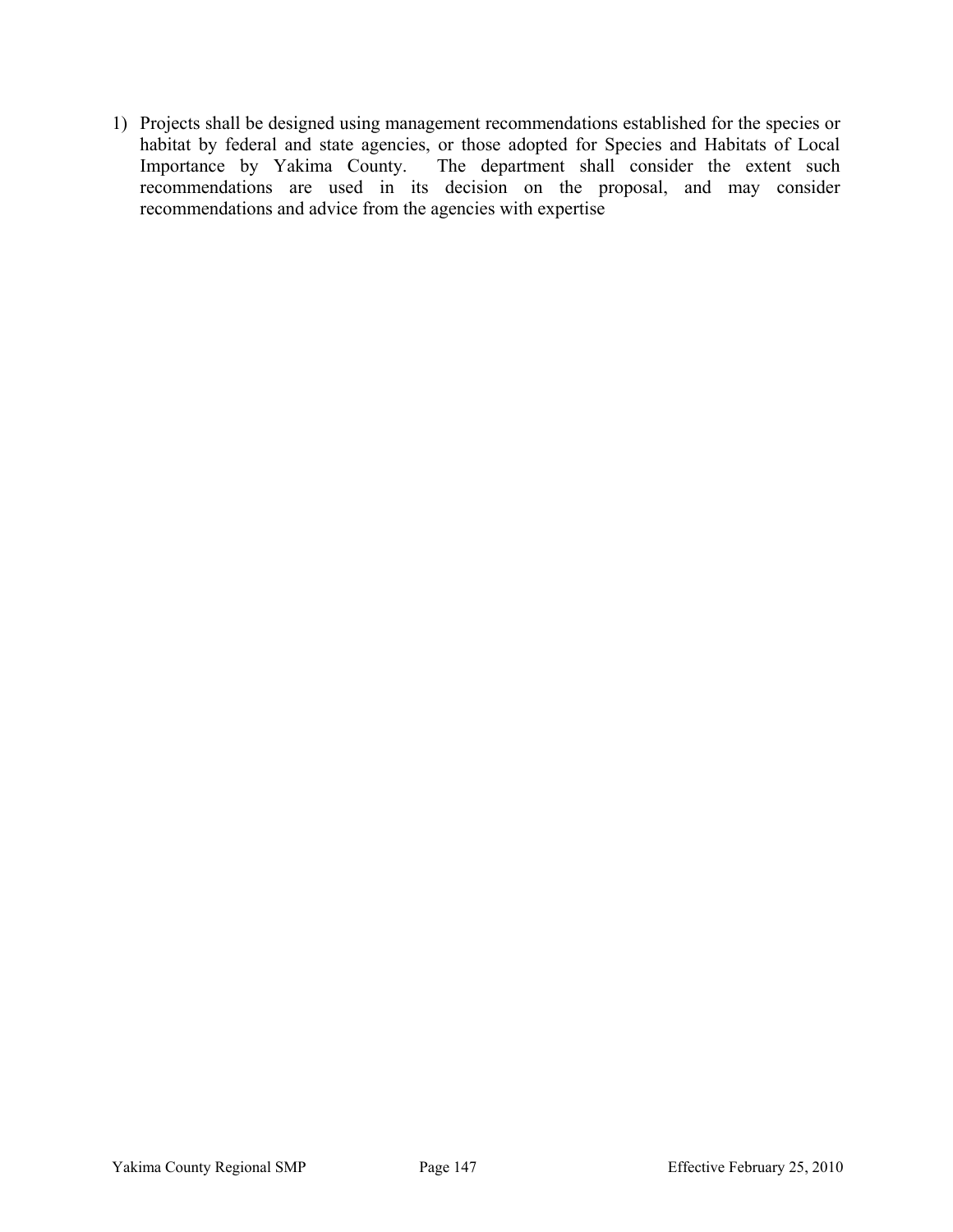1) Projects shall be designed using management recommendations established for the species or habitat by federal and state agencies, or those adopted for Species and Habitats of Local Importance by Yakima County. The department shall consider the extent such recommendations are used in its decision on the proposal, and may consider recommendations and advice from the agencies with expertise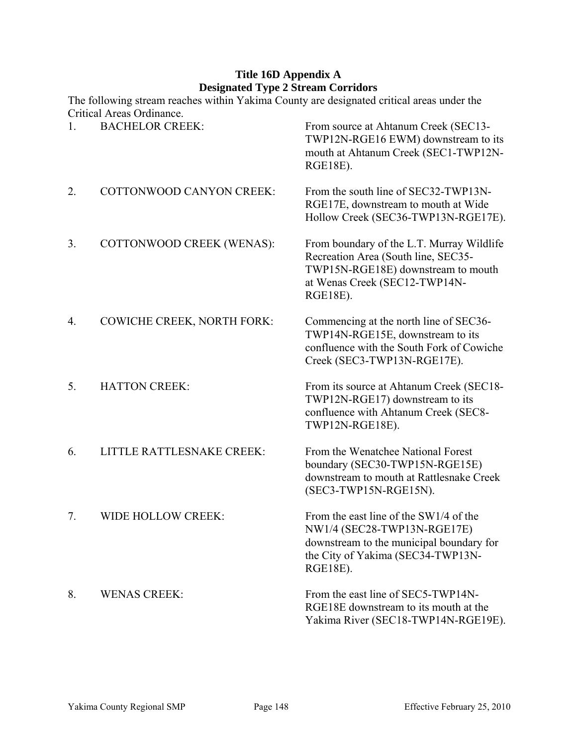# Title 16D Appendix A
## Designated Type 2 Stream Corridors

The following stream reaches within Yakima County are designated critical areas under the Critical Areas Ordinance.

| | | |
|---|---|---|
| 1. | BACHELOR CREEK: | From source at Ahtanum Creek (SEC13-TWP12N-RGE16 EWM) downstream to its mouth at Ahtanum Creek (SEC1-TWP12N-RGE18E). |
| 2. | COTTONWOOD CANYON CREEK: | From the south line of SEC32-TWP13N-RGE17E, downstream to mouth at Wide Hollow Creek (SEC36-TWP13N-RGE17E). |
| 3. | COTTONWOOD CREEK (WENAS): | From boundary of the L.T. Murray Wildlife Recreation Area (South line, SEC35-TWP15N-RGE18E) downstream to mouth at Wenas Creek (SEC12-TWP14N-RGE18E). |
| 4. | COWICHE CREEK, NORTH FORK: | Commencing at the north line of SEC36-TWP14N-RGE15E, downstream to its confluence with the South Fork of Cowiche Creek (SEC3-TWP13N-RGE17E). |
| 5. | HATTON CREEK: | From its source at Ahtanum Creek (SEC18-TWP12N-RGE17) downstream to its confluence with Ahtanum Creek (SEC8-TWP12N-RGE18E). |
| 6. | LITTLE RATTLESNAKE CREEK: | From the Wenatchee National Forest boundary (SEC30-TWP15N-RGE15E) downstream to mouth at Rattlesnake Creek (SEC3-TWP15N-RGE15N). |
| 7. | WIDE HOLLOW CREEK: | From the east line of the SW1/4 of the NW1/4 (SEC28-TWP13N-RGE17E) downstream to the municipal boundary for the City of Yakima (SEC34-TWP13N-RGE18E). |
| 8. | WENAS CREEK: | From the east line of SEC5-TWP14N-RGE18E downstream to its mouth at the Yakima River (SEC18-TWP14N-RGE19E). |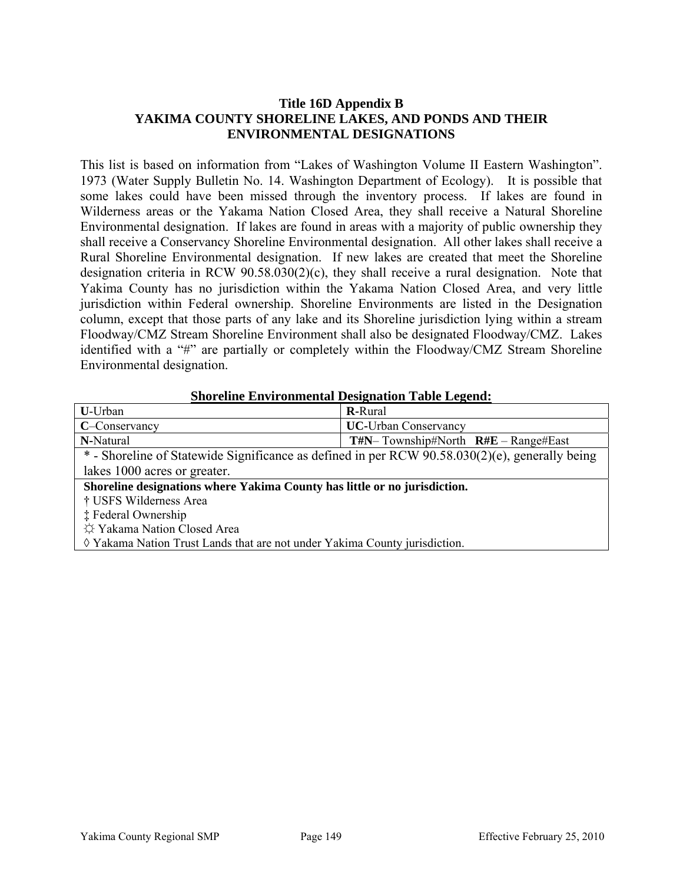# Title 16D Appendix B
# YAKIMA COUNTY SHORELINE LAKES, AND PONDS AND THEIR ENVIRONMENTAL DESIGNATIONS

This list is based on information from "Lakes of Washington Volume II Eastern Washington". 1973 (Water Supply Bulletin No. 14. Washington Department of Ecology). It is possible that some lakes could have been missed through the inventory process. If lakes are found in Wilderness areas or the Yakama Nation Closed Area, they shall receive a Natural Shoreline Environmental designation. If lakes are found in areas with a majority of public ownership they shall receive a Conservancy Shoreline Environmental designation. All other lakes shall receive a Rural Shoreline Environmental designation. If new lakes are created that meet the Shoreline designation criteria in RCW 90.58.030(2)(c), they shall receive a rural designation. Note that Yakima County has no jurisdiction within the Yakama Nation Closed Area, and very little jurisdiction within Federal ownership. Shoreline Environments are listed in the Designation column, except that those parts of any lake and its Shoreline jurisdiction lying within a stream Floodway/CMZ Stream Shoreline Environment shall also be designated Floodway/CMZ. Lakes identified with a "#" are partially or completely within the Floodway/CMZ Stream Shoreline Environmental designation.

**Shoreline Environmental Designation Table Legend:**

| | |
|---|---|
| **U**-Urban | **R**-Rural |
| **C**–Conservancy | **UC**-Urban Conservancy |
| **N**-Natural | **T#N**– Township#North **R#E** – Range#East |
| * - Shoreline of Statewide Significance as defined in per RCW 90.58.030(2)(e), generally being lakes 1000 acres or greater. | |
| **Shoreline designations where Yakima County has little or no jurisdiction.**<br>† USFS Wilderness Area<br>‡ Federal Ownership<br>☼ Yakama Nation Closed Area<br>◊ Yakama Nation Trust Lands that are not under Yakima County jurisdiction. | |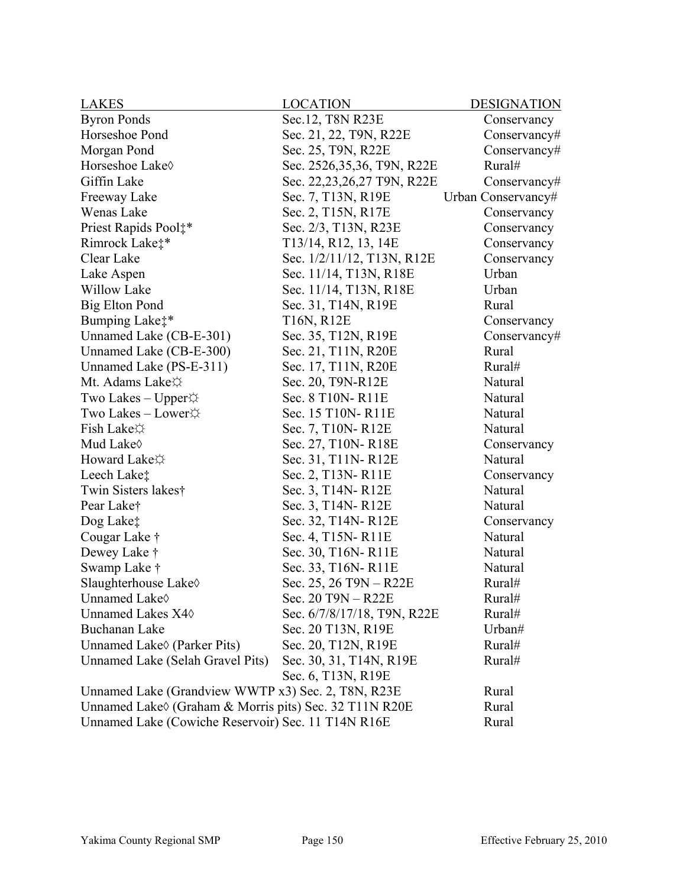| LAKES | LOCATION | DESIGNATION |
|---|---|---|
| Byron Ponds | Sec.12, T8N R23E | Conservancy |
| Horseshoe Pond | Sec. 21, 22, T9N, R22E | Conservancy# |
| Morgan Pond | Sec. 25, T9N, R22E | Conservancy# |
| Horseshoe Lake◊ | Sec. 2526,35,36, T9N, R22E | Rural# |
| Giffin Lake | Sec. 22,23,26,27 T9N, R22E | Conservancy# |
| Freeway Lake | Sec. 7, T13N, R19E | Urban Conservancy# |
| Wenas Lake | Sec. 2, T15N, R17E | Conservancy |
| Priest Rapids Pool‡* | Sec. 2/3, T13N, R23E | Conservancy |
| Rimrock Lake‡* | T13/14, R12, 13, 14E | Conservancy |
| Clear Lake | Sec. 1/2/11/12, T13N, R12E | Conservancy |
| Lake Aspen | Sec. 11/14, T13N, R18E | Urban |
| Willow Lake | Sec. 11/14, T13N, R18E | Urban |
| Big Elton Pond | Sec. 31, T14N, R19E | Rural |
| Bumping Lake‡* | T16N, R12E | Conservancy |
| Unnamed Lake (CB-E-301) | Sec. 35, T12N, R19E | Conservancy# |
| Unnamed Lake (CB-E-300) | Sec. 21, T11N, R20E | Rural |
| Unnamed Lake (PS-E-311) | Sec. 17, T11N, R20E | Rural# |
| Mt. Adams Lake☼ | Sec. 20, T9N-R12E | Natural |
| Two Lakes – Upper☼ | Sec. 8 T10N- R11E | Natural |
| Two Lakes – Lower☼ | Sec. 15 T10N- R11E | Natural |
| Fish Lake☼ | Sec. 7, T10N- R12E | Natural |
| Mud Lake◊ | Sec. 27, T10N- R18E | Conservancy |
| Howard Lake☼ | Sec. 31, T11N- R12E | Natural |
| Leech Lake‡ | Sec. 2, T13N- R11E | Conservancy |
| Twin Sisters lakes† | Sec. 3, T14N- R12E | Natural |
| Pear Lake† | Sec. 3, T14N- R12E | Natural |
| Dog Lake‡ | Sec. 32, T14N- R12E | Conservancy |
| Cougar Lake † | Sec. 4, T15N- R11E | Natural |
| Dewey Lake † | Sec. 30, T16N- R11E | Natural |
| Swamp Lake † | Sec. 33, T16N- R11E | Natural |
| Slaughterhouse Lake◊ | Sec. 25, 26 T9N – R22E | Rural# |
| Unnamed Lake◊ | Sec. 20 T9N – R22E | Rural# |
| Unnamed Lakes X4◊ | Sec. 6/7/8/17/18, T9N, R22E | Rural# |
| Buchanan Lake | Sec. 20 T13N, R19E | Urban# |
| Unnamed Lake◊ (Parker Pits) | Sec. 20, T12N, R19E | Rural# |
| Unnamed Lake (Selah Gravel Pits) | Sec. 30, 31, T14N, R19E<br>Sec. 6, T13N, R19E | Rural# |
| Unnamed Lake (Grandview WWTP x3) | Sec. 2, T8N, R23E | Rural |
| Unnamed Lake◊ (Graham & Morris pits) | Sec. 32 T11N R20E | Rural |
| Unnamed Lake (Cowiche Reservoir) | Sec. 11 T14N R16E | Rural |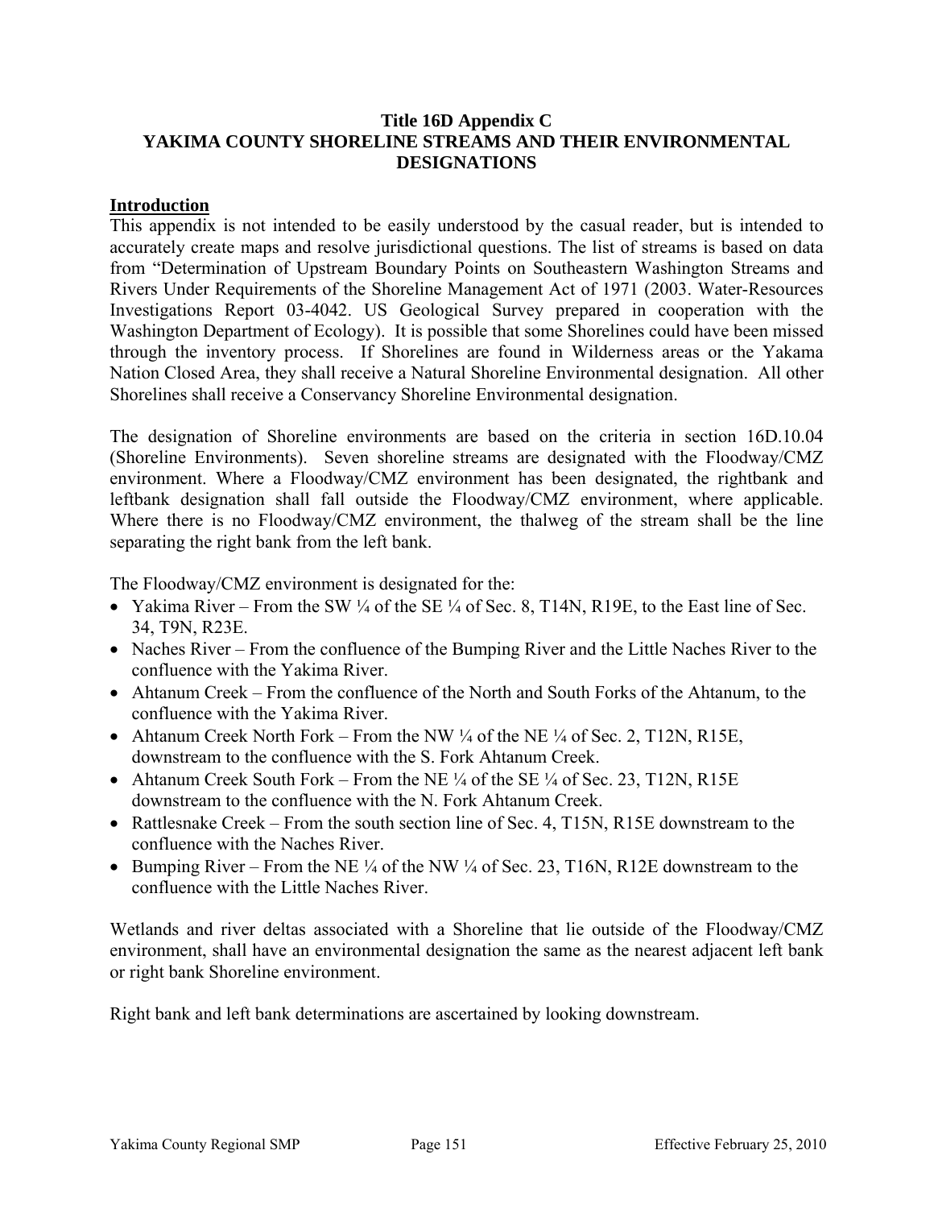# Title 16D Appendix C
# YAKIMA COUNTY SHORELINE STREAMS AND THEIR ENVIRONMENTAL DESIGNATIONS

## Introduction

This appendix is not intended to be easily understood by the casual reader, but is intended to accurately create maps and resolve jurisdictional questions. The list of streams is based on data from "Determination of Upstream Boundary Points on Southeastern Washington Streams and Rivers Under Requirements of the Shoreline Management Act of 1971 (2003. Water-Resources Investigations Report 03-4042. US Geological Survey prepared in cooperation with the Washington Department of Ecology). It is possible that some Shorelines could have been missed through the inventory process. If Shorelines are found in Wilderness areas or the Yakama Nation Closed Area, they shall receive a Natural Shoreline Environmental designation. All other Shorelines shall receive a Conservancy Shoreline Environmental designation.

The designation of Shoreline environments are based on the criteria in section 16D.10.04 (Shoreline Environments). Seven shoreline streams are designated with the Floodway/CMZ environment. Where a Floodway/CMZ environment has been designated, the rightbank and leftbank designation shall fall outside the Floodway/CMZ environment, where applicable. Where there is no Floodway/CMZ environment, the thalweg of the stream shall be the line separating the right bank from the left bank.

The Floodway/CMZ environment is designated for the:

- Yakima River – From the SW ¼ of the SE ¼ of Sec. 8, T14N, R19E, to the East line of Sec. 34, T9N, R23E.
- Naches River – From the confluence of the Bumping River and the Little Naches River to the confluence with the Yakima River.
- Ahtanum Creek – From the confluence of the North and South Forks of the Ahtanum, to the confluence with the Yakima River.
- Ahtanum Creek North Fork – From the NW ¼ of the NE ¼ of Sec. 2, T12N, R15E, downstream to the confluence with the S. Fork Ahtanum Creek.
- Ahtanum Creek South Fork – From the NE ¼ of the SE ¼ of Sec. 23, T12N, R15E downstream to the confluence with the N. Fork Ahtanum Creek.
- Rattlesnake Creek – From the south section line of Sec. 4, T15N, R15E downstream to the confluence with the Naches River.
- Bumping River – From the NE ¼ of the NW ¼ of Sec. 23, T16N, R12E downstream to the confluence with the Little Naches River.

Wetlands and river deltas associated with a Shoreline that lie outside of the Floodway/CMZ environment, shall have an environmental designation the same as the nearest adjacent left bank or right bank Shoreline environment.

Right bank and left bank determinations are ascertained by looking downstream.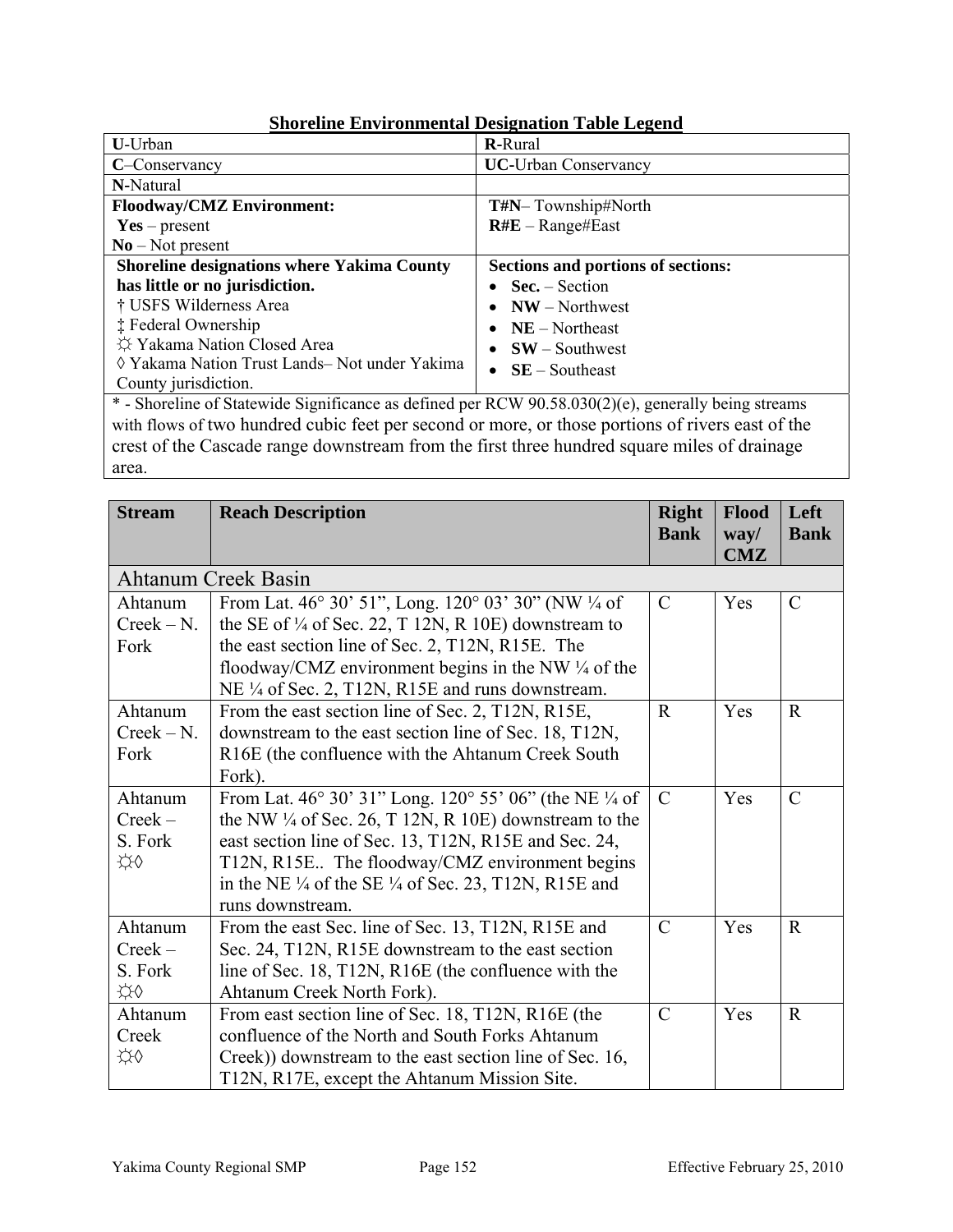## Shoreline Environmental Designation Table Legend

| **U**-Urban | **R**-Rural |
|---|---|
| **C**–Conservancy | **UC**-Urban Conservancy |
| **N**-Natural | |
| **Floodway/CMZ Environment:**<br>**Yes** – present<br>**No** – Not present | **T#N**– Township#North<br>**R#E** – Range#East |
| **Shoreline designations where Yakima County has little or no jurisdiction.**<br>† USFS Wilderness Area<br>‡ Federal Ownership<br>☼ Yakama Nation Closed Area<br>◊ Yakama Nation Trust Lands– Not under Yakima County jurisdiction. | **Sections and portions of sections:**<br>• **Sec.** – Section<br>• **NW** – Northwest<br>• **NE** – Northeast<br>• **SW** – Southwest<br>• **SE** – Southeast |
| * - Shoreline of Statewide Significance as defined per RCW 90.58.030(2)(e), generally being streams with flows of two hundred cubic feet per second or more, or those portions of rivers east of the crest of the Cascade range downstream from the first three hundred square miles of drainage area. | |

| Stream | Reach Description | Right Bank | Flood way/ CMZ | Left Bank |
|---|---|---|---|---|
| Ahtanum Creek Basin | | | | |
| Ahtanum Creek – N. Fork | From Lat. 46° 30' 51", Long. 120° 03' 30" (NW ¼ of the SE of ¼ of Sec. 22, T 12N, R 10E) downstream to the east section line of Sec. 2, T12N, R15E. The floodway/CMZ environment begins in the NW ¼ of the NE ¼ of Sec. 2, T12N, R15E and runs downstream. | C | Yes | C |
| Ahtanum Creek – N. Fork | From the east section line of Sec. 2, T12N, R15E, downstream to the east section line of Sec. 18, T12N, R16E (the confluence with the Ahtanum Creek South Fork). | R | Yes | R |
| Ahtanum Creek – S. Fork ☼◊ | From Lat. 46° 30' 31" Long. 120° 55' 06" (the NE ¼ of the NW ¼ of Sec. 26, T 12N, R 10E) downstream to the east section line of Sec. 13, T12N, R15E and Sec. 24, T12N, R15E.. The floodway/CMZ environment begins in the NE ¼ of the SE ¼ of Sec. 23, T12N, R15E and runs downstream. | C | Yes | C |
| Ahtanum Creek – S. Fork ☼◊ | From the east Sec. line of Sec. 13, T12N, R15E and Sec. 24, T12N, R15E downstream to the east section line of Sec. 18, T12N, R16E (the confluence with the Ahtanum Creek North Fork). | C | Yes | R |
| Ahtanum Creek ☼◊ | From east section line of Sec. 18, T12N, R16E (the confluence of the North and South Forks Ahtanum Creek)) downstream to the east section line of Sec. 16, T12N, R17E, except the Ahtanum Mission Site. | C | Yes | R |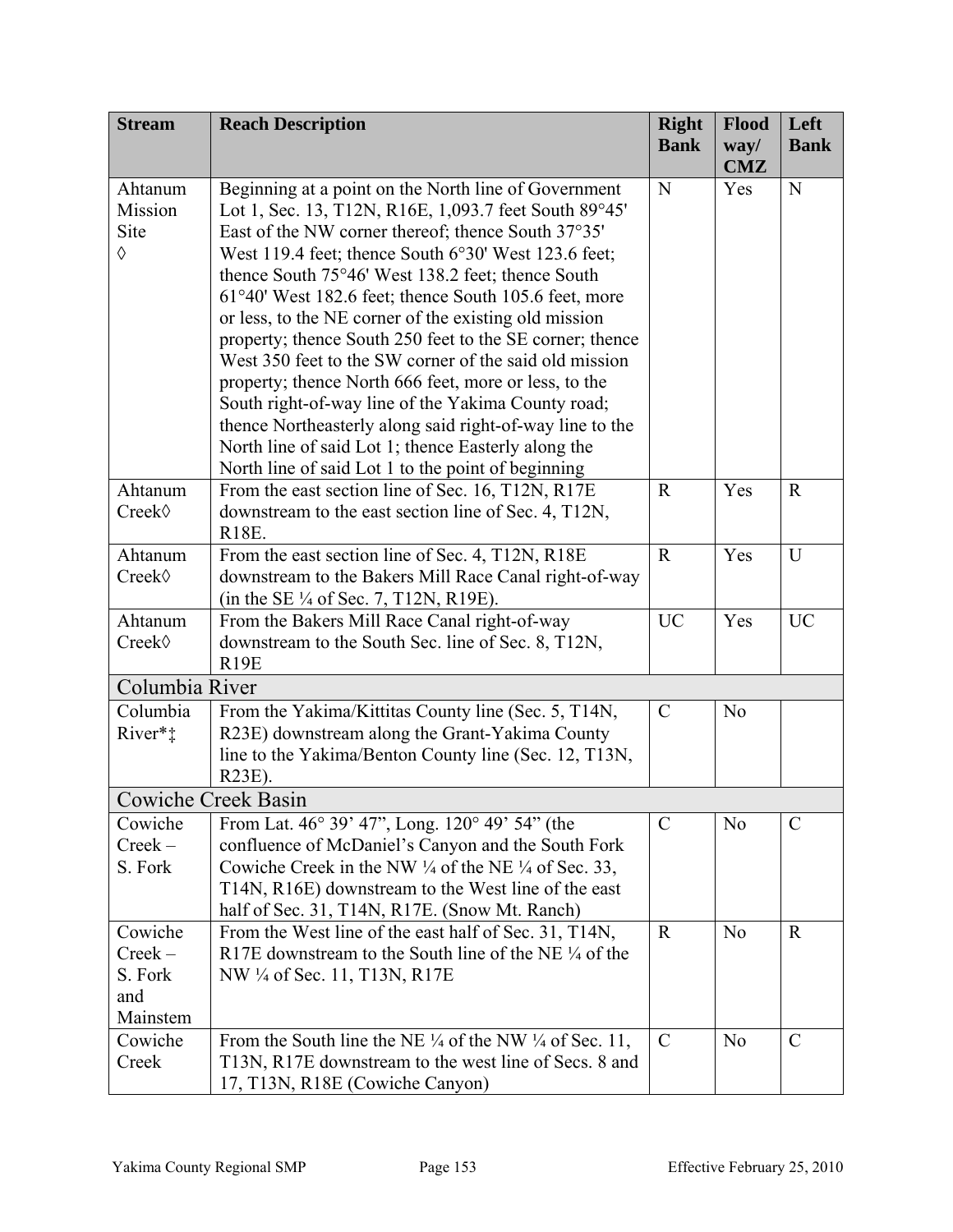| Stream | Reach Description | Right Bank | Flood way/ CMZ | Left Bank |
|---|---|---|---|---|
| Ahtanum Mission Site ◊ | Beginning at a point on the North line of Government Lot 1, Sec. 13, T12N, R16E, 1,093.7 feet South 89°45' East of the NW corner thereof; thence South 37°35' West 119.4 feet; thence South 6°30' West 123.6 feet; thence South 75°46' West 138.2 feet; thence South 61°40' West 182.6 feet; thence South 105.6 feet, more or less, to the NE corner of the existing old mission property; thence South 250 feet to the SE corner; thence West 350 feet to the SW corner of the said old mission property; thence North 666 feet, more or less, to the South right-of-way line of the Yakima County road; thence Northeasterly along said right-of-way line to the North line of said Lot 1; thence Easterly along the North line of said Lot 1 to the point of beginning | N | Yes | N |
| Ahtanum Creek◊ | From the east section line of Sec. 16, T12N, R17E downstream to the east section line of Sec. 4, T12N, R18E. | R | Yes | R |
| Ahtanum Creek◊ | From the east section line of Sec. 4, T12N, R18E downstream to the Bakers Mill Race Canal right-of-way (in the SE ¼ of Sec. 7, T12N, R19E). | R | Yes | U |
| Ahtanum Creek◊ | From the Bakers Mill Race Canal right-of-way downstream to the South Sec. line of Sec. 8, T12N, R19E | UC | Yes | UC |
| Columbia River | | | | |
| Columbia River*‡ | From the Yakima/Kittitas County line (Sec. 5, T14N, R23E) downstream along the Grant-Yakima County line to the Yakima/Benton County line (Sec. 12, T13N, R23E). | C | No | |
| Cowiche Creek Basin | | | | |
| Cowiche Creek – S. Fork | From Lat. 46° 39' 47", Long. 120° 49' 54" (the confluence of McDaniel's Canyon and the South Fork Cowiche Creek in the NW ¼ of the NE ¼ of Sec. 33, T14N, R16E) downstream to the West line of the east half of Sec. 31, T14N, R17E. (Snow Mt. Ranch) | C | No | C |
| Cowiche Creek – S. Fork and Mainstem | From the West line of the east half of Sec. 31, T14N, R17E downstream to the South line of the NE ¼ of the NW ¼ of Sec. 11, T13N, R17E | R | No | R |
| Cowiche Creek | From the South line the NE ¼ of the NW ¼ of Sec. 11, T13N, R17E downstream to the west line of Secs. 8 and 17, T13N, R18E (Cowiche Canyon) | C | No | C |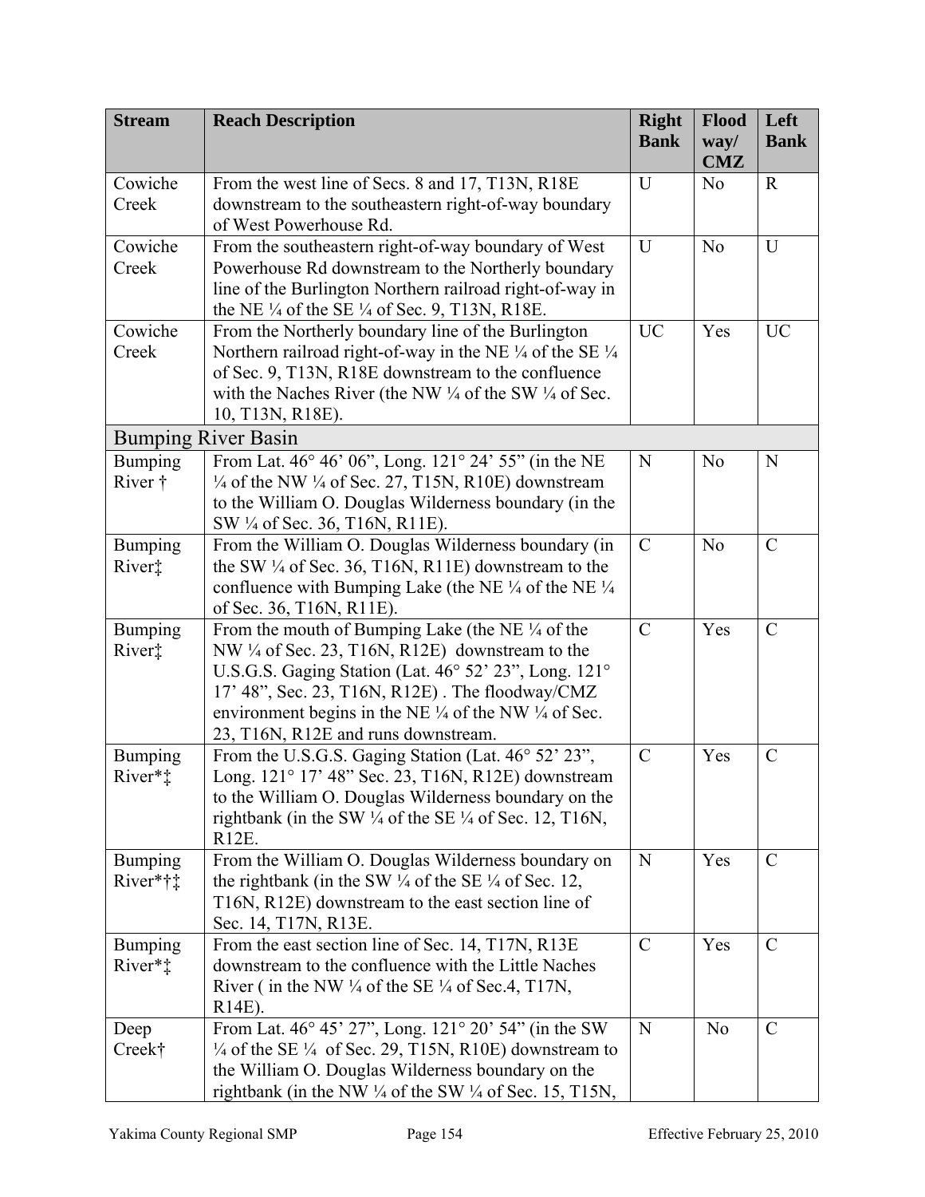| Stream | Reach Description | Right Bank | Flood way/ CMZ | Left Bank |
| --- | --- | --- | --- | --- |
| Cowiche Creek | From the west line of Secs. 8 and 17, T13N, R18E downstream to the southeastern right-of-way boundary of West Powerhouse Rd. | U | No | R |
| Cowiche Creek | From the southeastern right-of-way boundary of West Powerhouse Rd downstream to the Northerly boundary line of the Burlington Northern railroad right-of-way in the NE ¼ of the SE ¼ of Sec. 9, T13N, R18E. | U | No | U |
| Cowiche Creek | From the Northerly boundary line of the Burlington Northern railroad right-of-way in the NE ¼ of the SE ¼ of Sec. 9, T13N, R18E downstream to the confluence with the Naches River (the NW ¼ of the SW ¼ of Sec. 10, T13N, R18E). | UC | Yes | UC |
| Bumping River Basin | | | | |
| Bumping River † | From Lat. 46° 46' 06", Long. 121° 24' 55" (in the NE ¼ of the NW ¼ of Sec. 27, T15N, R10E) downstream to the William O. Douglas Wilderness boundary (in the SW ¼ of Sec. 36, T16N, R11E). | N | No | N |
| Bumping River‡ | From the William O. Douglas Wilderness boundary (in the SW ¼ of Sec. 36, T16N, R11E) downstream to the confluence with Bumping Lake (the NE ¼ of the NE ¼ of Sec. 36, T16N, R11E). | C | No | C |
| Bumping River‡ | From the mouth of Bumping Lake (the NE ¼ of the NW ¼ of Sec. 23, T16N, R12E) downstream to the U.S.G.S. Gaging Station (Lat. 46° 52' 23", Long. 121° 17' 48", Sec. 23, T16N, R12E) . The floodway/CMZ environment begins in the NE ¼ of the NW ¼ of Sec. 23, T16N, R12E and runs downstream. | C | Yes | C |
| Bumping River*‡ | From the U.S.G.S. Gaging Station (Lat. 46° 52' 23", Long. 121° 17' 48" Sec. 23, T16N, R12E) downstream to the William O. Douglas Wilderness boundary on the rightbank (in the SW ¼ of the SE ¼ of Sec. 12, T16N, R12E. | C | Yes | C |
| Bumping River*†‡ | From the William O. Douglas Wilderness boundary on the rightbank (in the SW ¼ of the SE ¼ of Sec. 12, T16N, R12E) downstream to the east section line of Sec. 14, T17N, R13E. | N | Yes | C |
| Bumping River*‡ | From the east section line of Sec. 14, T17N, R13E downstream to the confluence with the Little Naches River ( in the NW ¼ of the SE ¼ of Sec.4, T17N, R14E). | C | Yes | C |
| Deep Creek† | From Lat. 46° 45' 27", Long. 121° 20' 54" (in the SW ¼ of the SE ¼ of Sec. 29, T15N, R10E) downstream to the William O. Douglas Wilderness boundary on the rightbank (in the NW ¼ of the SW ¼ of Sec. 15, T15N, | N | No | C |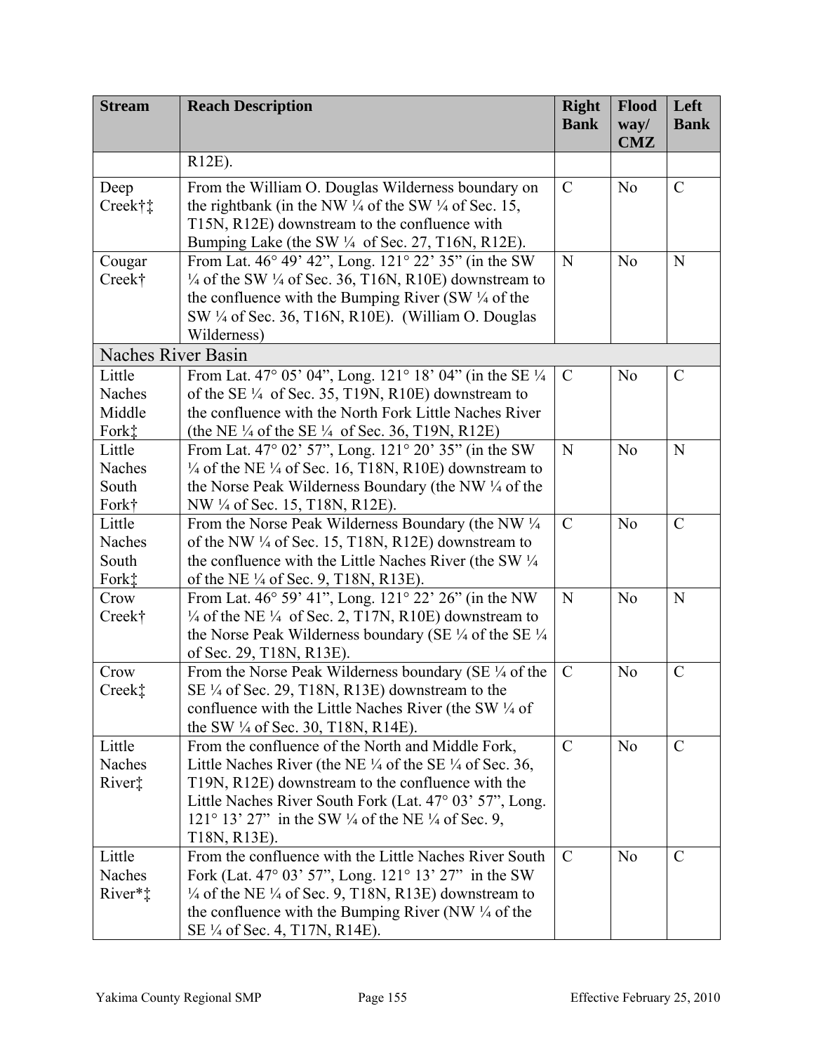| Stream | Reach Description | Right Bank | Flood way/ CMZ | Left Bank |
|---|---|---|---|---|
| | R12E). | | | |
| Deep Creek†‡ | From the William O. Douglas Wilderness boundary on the rightbank (in the NW ¼ of the SW ¼ of Sec. 15, T15N, R12E) downstream to the confluence with Bumping Lake (the SW ¼ of Sec. 27, T16N, R12E). | C | No | C |
| Cougar Creek† | From Lat. 46° 49' 42", Long. 121° 22' 35" (in the SW ¼ of the SW ¼ of Sec. 36, T16N, R10E) downstream to the confluence with the Bumping River (SW ¼ of the SW ¼ of Sec. 36, T16N, R10E). (William O. Douglas Wilderness) | N | No | N |
| Naches River Basin | | | | |
| Little Naches Middle Fork‡ | From Lat. 47° 05' 04", Long. 121° 18' 04" (in the SE ¼ of the SE ¼ of Sec. 35, T19N, R10E) downstream to the confluence with the North Fork Little Naches River (the NE ¼ of the SE ¼ of Sec. 36, T19N, R12E) | C | No | C |
| Little Naches South Fork† | From Lat. 47° 02' 57", Long. 121° 20' 35" (in the SW ¼ of the NE ¼ of Sec. 16, T18N, R10E) downstream to the Norse Peak Wilderness Boundary (the NW ¼ of the NW ¼ of Sec. 15, T18N, R12E). | N | No | N |
| Little Naches South Fork‡ | From the Norse Peak Wilderness Boundary (the NW ¼ of the NW ¼ of Sec. 15, T18N, R12E) downstream to the confluence with the Little Naches River (the SW ¼ of the NE ¼ of Sec. 9, T18N, R13E). | C | No | C |
| Crow Creek† | From Lat. 46° 59' 41", Long. 121° 22' 26" (in the NW ¼ of the NE ¼ of Sec. 2, T17N, R10E) downstream to the Norse Peak Wilderness boundary (SE ¼ of the SE ¼ of Sec. 29, T18N, R13E). | N | No | N |
| Crow Creek‡ | From the Norse Peak Wilderness boundary (SE ¼ of the SE ¼ of Sec. 29, T18N, R13E) downstream to the confluence with the Little Naches River (the SW ¼ of the SW ¼ of Sec. 30, T18N, R14E). | C | No | C |
| Little Naches River‡ | From the confluence of the North and Middle Fork, Little Naches River (the NE ¼ of the SE ¼ of Sec. 36, T19N, R12E) downstream to the confluence with the Little Naches River South Fork (Lat. 47° 03' 57", Long. 121° 13' 27" in the SW ¼ of the NE ¼ of Sec. 9, T18N, R13E). | C | No | C |
| Little Naches River*‡ | From the confluence with the Little Naches River South Fork (Lat. 47° 03' 57", Long. 121° 13' 27" in the SW ¼ of the NE ¼ of Sec. 9, T18N, R13E) downstream to the confluence with the Bumping River (NW ¼ of the SE ¼ of Sec. 4, T17N, R14E). | C | No | C |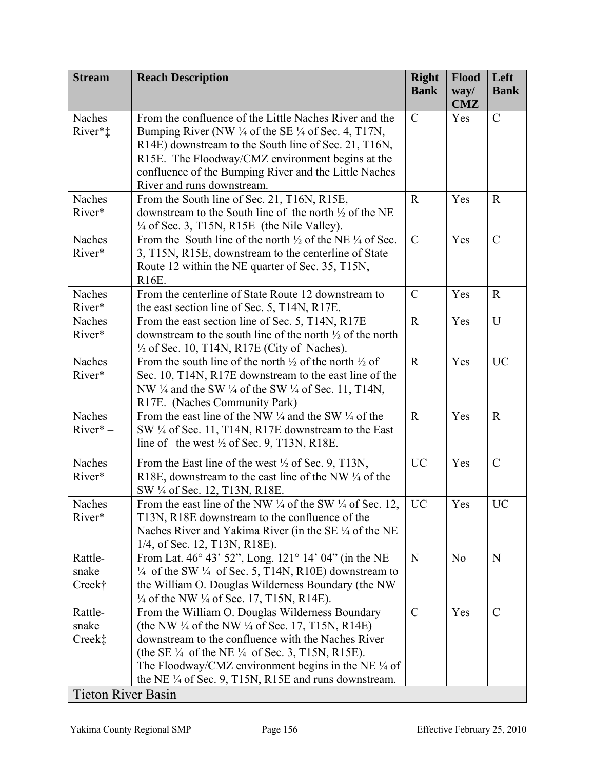| Stream | Reach Description | Right Bank | Flood way/ CMZ | Left Bank |
|---|---|---|---|---|
| Naches River*‡ | From the confluence of the Little Naches River and the Bumping River (NW ¼ of the SE ¼ of Sec. 4, T17N, R14E) downstream to the South line of Sec. 21, T16N, R15E. The Floodway/CMZ environment begins at the confluence of the Bumping River and the Little Naches River and runs downstream. | C | Yes | C |
| Naches River* | From the South line of Sec. 21, T16N, R15E, downstream to the South line of the north ½ of the NE ¼ of Sec. 3, T15N, R15E (the Nile Valley). | R | Yes | R |
| Naches River* | From the South line of the north ½ of the NE ¼ of Sec. 3, T15N, R15E, downstream to the centerline of State Route 12 within the NE quarter of Sec. 35, T15N, R16E. | C | Yes | C |
| Naches River* | From the centerline of State Route 12 downstream to the east section line of Sec. 5, T14N, R17E. | C | Yes | R |
| Naches River* | From the east section line of Sec. 5, T14N, R17E downstream to the south line of the north ½ of the north ½ of Sec. 10, T14N, R17E (City of Naches). | R | Yes | U |
| Naches River* | From the south line of the north ½ of the north ½ of Sec. 10, T14N, R17E downstream to the east line of the NW ¼ and the SW ¼ of the SW ¼ of Sec. 11, T14N, R17E. (Naches Community Park) | R | Yes | UC |
| Naches River* – | From the east line of the NW ¼ and the SW ¼ of the SW ¼ of Sec. 11, T14N, R17E downstream to the East line of the west ½ of Sec. 9, T13N, R18E. | R | Yes | R |
| Naches River* | From the East line of the west ½ of Sec. 9, T13N, R18E, downstream to the east line of the NW ¼ of the SW ¼ of Sec. 12, T13N, R18E. | UC | Yes | C |
| Naches River* | From the east line of the NW ¼ of the SW ¼ of Sec. 12, T13N, R18E downstream to the confluence of the Naches River and Yakima River (in the SE ¼ of the NE 1/4, of Sec. 12, T13N, R18E). | UC | Yes | UC |
| Rattle-snake Creek† | From Lat. 46° 43' 52", Long. 121° 14' 04" (in the NE ¼ of the SW ¼ of Sec. 5, T14N, R10E) downstream to the William O. Douglas Wilderness Boundary (the NW ¼ of the NW ¼ of Sec. 17, T15N, R14E). | N | No | N |
| Rattle-snake Creek‡ | From the William O. Douglas Wilderness Boundary (the NW ¼ of the NW ¼ of Sec. 17, T15N, R14E) downstream to the confluence with the Naches River (the SE ¼ of the NE ¼ of Sec. 3, T15N, R15E). The Floodway/CMZ environment begins in the NE ¼ of the NE ¼ of Sec. 9, T15N, R15E and runs downstream. | C | Yes | C |
| **Tieton River Basin** | | | | |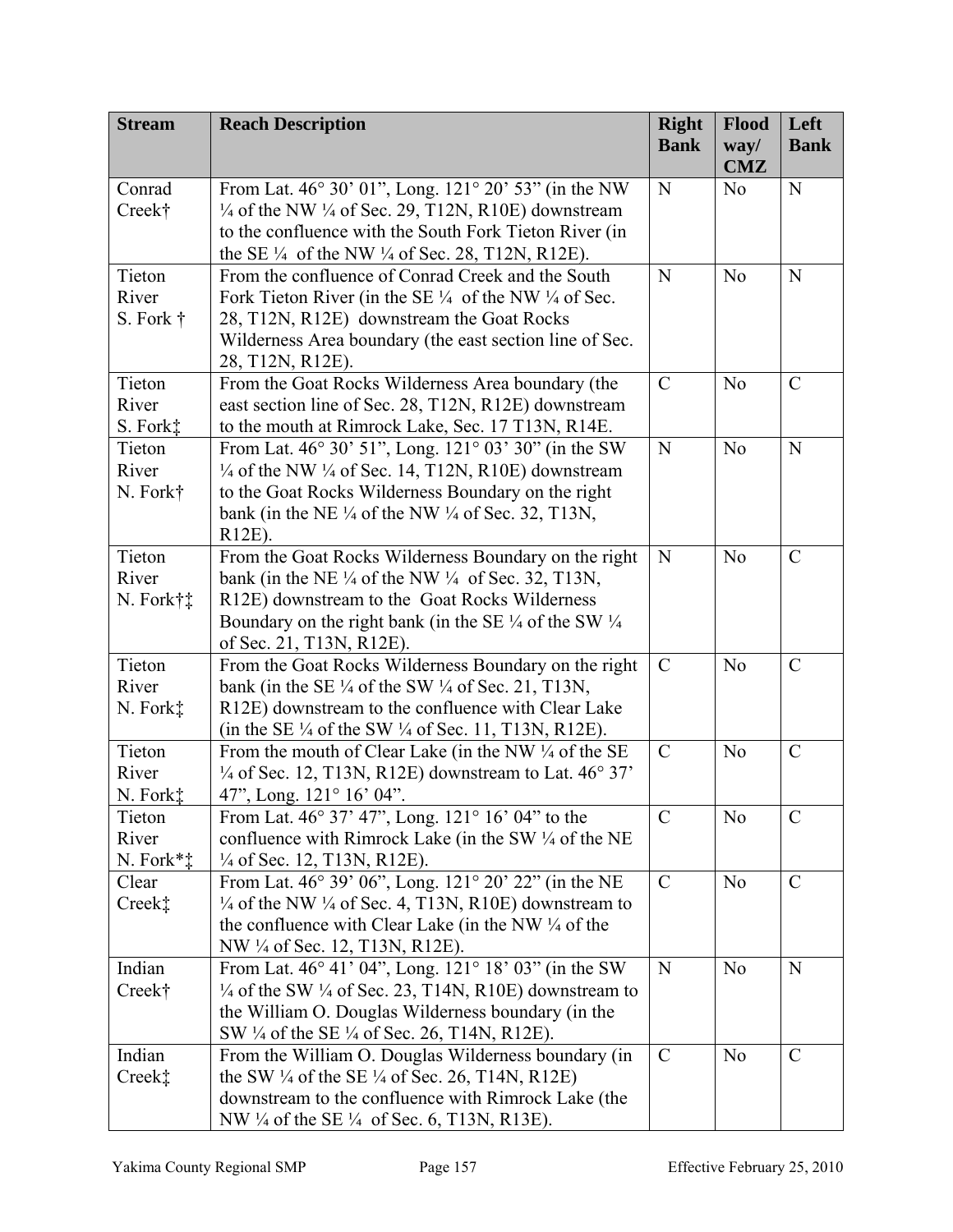| Stream | Reach Description | Right Bank | Flood way/ CMZ | Left Bank |
|---|---|---|---|---|
| Conrad Creek† | From Lat. 46° 30' 01", Long. 121° 20' 53" (in the NW ¼ of the NW ¼ of Sec. 29, T12N, R10E) downstream to the confluence with the South Fork Tieton River (in the SE ¼ of the NW ¼ of Sec. 28, T12N, R12E). | N | No | N |
| Tieton River S. Fork † | From the confluence of Conrad Creek and the South Fork Tieton River (in the SE ¼ of the NW ¼ of Sec. 28, T12N, R12E) downstream the Goat Rocks Wilderness Area boundary (the east section line of Sec. 28, T12N, R12E). | N | No | N |
| Tieton River S. Fork‡ | From the Goat Rocks Wilderness Area boundary (the east section line of Sec. 28, T12N, R12E) downstream to the mouth at Rimrock Lake, Sec. 17 T13N, R14E. | C | No | C |
| Tieton River N. Fork† | From Lat. 46° 30' 51", Long. 121° 03' 30" (in the SW ¼ of the NW ¼ of Sec. 14, T12N, R10E) downstream to the Goat Rocks Wilderness Boundary on the right bank (in the NE ¼ of the NW ¼ of Sec. 32, T13N, R12E). | N | No | N |
| Tieton River N. Fork†‡ | From the Goat Rocks Wilderness Boundary on the right bank (in the NE ¼ of the NW ¼ of Sec. 32, T13N, R12E) downstream to the Goat Rocks Wilderness Boundary on the right bank (in the SE ¼ of the SW ¼ of Sec. 21, T13N, R12E). | N | No | C |
| Tieton River N. Fork‡ | From the Goat Rocks Wilderness Boundary on the right bank (in the SE ¼ of the SW ¼ of Sec. 21, T13N, R12E) downstream to the confluence with Clear Lake (in the SE ¼ of the SW ¼ of Sec. 11, T13N, R12E). | C | No | C |
| Tieton River N. Fork‡ | From the mouth of Clear Lake (in the NW ¼ of the SE ¼ of Sec. 12, T13N, R12E) downstream to Lat. 46° 37' 47", Long. 121° 16' 04". | C | No | C |
| Tieton River N. Fork*‡ | From Lat. 46° 37' 47", Long. 121° 16' 04" to the confluence with Rimrock Lake (in the SW ¼ of the NE ¼ of Sec. 12, T13N, R12E). | C | No | C |
| Clear Creek‡ | From Lat. 46° 39' 06", Long. 121° 20' 22" (in the NE ¼ of the NW ¼ of Sec. 4, T13N, R10E) downstream to the confluence with Clear Lake (in the NW ¼ of the NW ¼ of Sec. 12, T13N, R12E). | C | No | C |
| Indian Creek† | From Lat. 46° 41' 04", Long. 121° 18' 03" (in the SW ¼ of the SW ¼ of Sec. 23, T14N, R10E) downstream to the William O. Douglas Wilderness boundary (in the SW ¼ of the SE ¼ of Sec. 26, T14N, R12E). | N | No | N |
| Indian Creek‡ | From the William O. Douglas Wilderness boundary (in the SW ¼ of the SE ¼ of Sec. 26, T14N, R12E) downstream to the confluence with Rimrock Lake (the NW ¼ of the SE ¼ of Sec. 6, T13N, R13E). | C | No | C |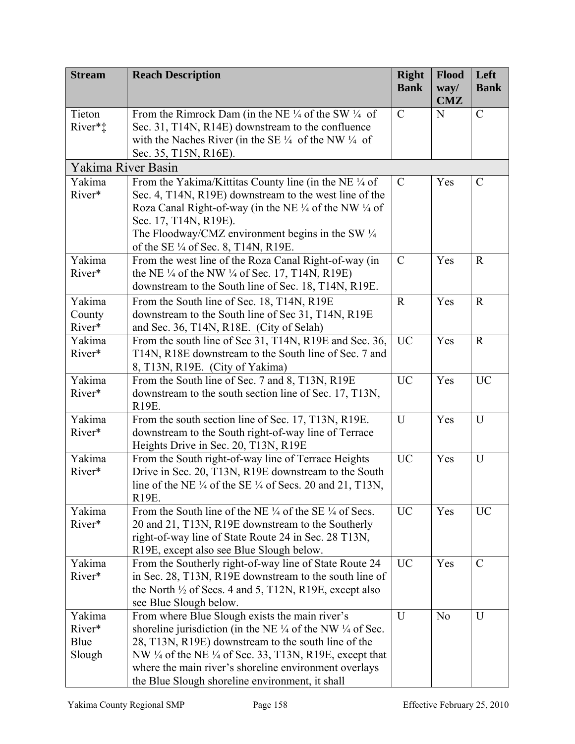| Stream | Reach Description | Right Bank | Flood way/ CMZ | Left Bank |
|---|---|---|---|---|
| Tieton River*‡ | From the Rimrock Dam (in the NE ¼ of the SW ¼ of Sec. 31, T14N, R14E) downstream to the confluence with the Naches River (in the SE ¼ of the NW ¼ of Sec. 35, T15N, R16E). | C | N | C |
| Yakima River Basin | | | | |
| Yakima River* | From the Yakima/Kittitas County line (in the NE ¼ of Sec. 4, T14N, R19E) downstream to the west line of the Roza Canal Right-of-way (in the NE ¼ of the NW ¼ of Sec. 17, T14N, R19E).<br>The Floodway/CMZ environment begins in the SW ¼ of the SE ¼ of Sec. 8, T14N, R19E. | C | Yes | C |
| Yakima River* | From the west line of the Roza Canal Right-of-way (in the NE ¼ of the NW ¼ of Sec. 17, T14N, R19E) downstream to the South line of Sec. 18, T14N, R19E. | C | Yes | R |
| Yakima County River* | From the South line of Sec. 18, T14N, R19E downstream to the South line of Sec 31, T14N, R19E and Sec. 36, T14N, R18E. (City of Selah) | R | Yes | R |
| Yakima River* | From the south line of Sec 31, T14N, R19E and Sec. 36, T14N, R18E downstream to the South line of Sec. 7 and 8, T13N, R19E. (City of Yakima) | UC | Yes | R |
| Yakima River* | From the South line of Sec. 7 and 8, T13N, R19E downstream to the south section line of Sec. 17, T13N, R19E. | UC | Yes | UC |
| Yakima River* | From the south section line of Sec. 17, T13N, R19E. downstream to the South right-of-way line of Terrace Heights Drive in Sec. 20, T13N, R19E | U | Yes | U |
| Yakima River* | From the South right-of-way line of Terrace Heights Drive in Sec. 20, T13N, R19E downstream to the South line of the NE ¼ of the SE ¼ of Secs. 20 and 21, T13N, R19E. | UC | Yes | U |
| Yakima River* | From the South line of the NE ¼ of the SE ¼ of Secs. 20 and 21, T13N, R19E downstream to the Southerly right-of-way line of State Route 24 in Sec. 28 T13N, R19E, except also see Blue Slough below. | UC | Yes | UC |
| Yakima River* | From the Southerly right-of-way line of State Route 24 in Sec. 28, T13N, R19E downstream to the south line of the North ½ of Secs. 4 and 5, T12N, R19E, except also see Blue Slough below. | UC | Yes | C |
| Yakima River* Blue Slough | From where Blue Slough exists the main river's shoreline jurisdiction (in the NE ¼ of the NW ¼ of Sec. 28, T13N, R19E) downstream to the south line of the NW ¼ of the NE ¼ of Sec. 33, T13N, R19E, except that where the main river's shoreline environment overlays the Blue Slough shoreline environment, it shall | U | No | U |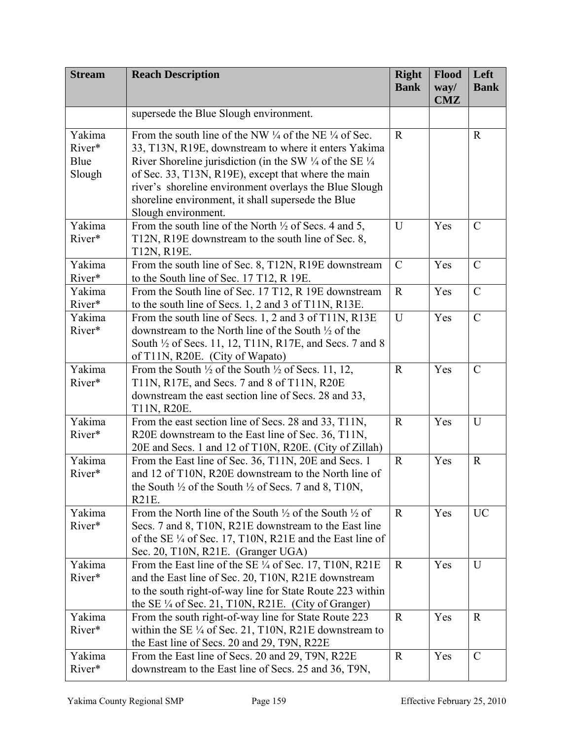| Stream | Reach Description | Right Bank | Flood way/ CMZ | Left Bank |
|---|---|---|---|---|
| | supersede the Blue Slough environment. | | | |
| Yakima River* Blue Slough | From the south line of the NW ¼ of the NE ¼ of Sec. 33, T13N, R19E, downstream to where it enters Yakima River Shoreline jurisdiction (in the SW ¼ of the SE ¼ of Sec. 33, T13N, R19E), except that where the main river's shoreline environment overlays the Blue Slough shoreline environment, it shall supersede the Blue Slough environment. | R | | R |
| Yakima River* | From the south line of the North ½ of Secs. 4 and 5, T12N, R19E downstream to the south line of Sec. 8, T12N, R19E. | U | Yes | C |
| Yakima River* | From the south line of Sec. 8, T12N, R19E downstream to the South line of Sec. 17 T12, R 19E. | C | Yes | C |
| Yakima River* | From the South line of Sec. 17 T12, R 19E downstream to the south line of Secs. 1, 2 and 3 of T11N, R13E. | R | Yes | C |
| Yakima River* | From the south line of Secs. 1, 2 and 3 of T11N, R13E downstream to the North line of the South ½ of the South ½ of Secs. 11, 12, T11N, R17E, and Secs. 7 and 8 of T11N, R20E. (City of Wapato) | U | Yes | C |
| Yakima River* | From the South ½ of the South ½ of Secs. 11, 12, T11N, R17E, and Secs. 7 and 8 of T11N, R20E downstream the east section line of Secs. 28 and 33, T11N, R20E. | R | Yes | C |
| Yakima River* | From the east section line of Secs. 28 and 33, T11N, R20E downstream to the East line of Sec. 36, T11N, 20E and Secs. 1 and 12 of T10N, R20E. (City of Zillah) | R | Yes | U |
| Yakima River* | From the East line of Sec. 36, T11N, 20E and Secs. 1 and 12 of T10N, R20E downstream to the North line of the South ½ of the South ½ of Secs. 7 and 8, T10N, R21E. | R | Yes | R |
| Yakima River* | From the North line of the South ½ of the South ½ of Secs. 7 and 8, T10N, R21E downstream to the East line of the SE ¼ of Sec. 17, T10N, R21E and the East line of Sec. 20, T10N, R21E. (Granger UGA) | R | Yes | UC |
| Yakima River* | From the East line of the SE ¼ of Sec. 17, T10N, R21E and the East line of Sec. 20, T10N, R21E downstream to the south right-of-way line for State Route 223 within the SE ¼ of Sec. 21, T10N, R21E. (City of Granger) | R | Yes | U |
| Yakima River* | From the south right-of-way line for State Route 223 within the SE ¼ of Sec. 21, T10N, R21E downstream to the East line of Secs. 20 and 29, T9N, R22E | R | Yes | R |
| Yakima River* | From the East line of Secs. 20 and 29, T9N, R22E downstream to the East line of Secs. 25 and 36, T9N, | R | Yes | C |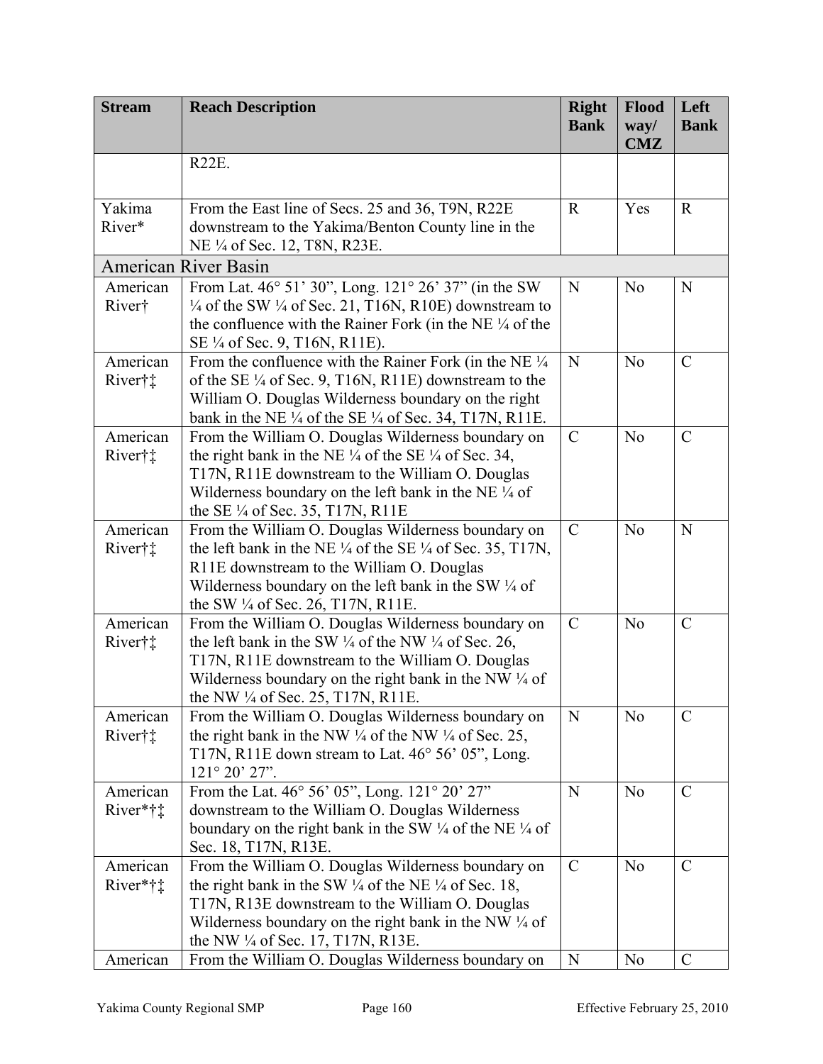| Stream | Reach Description | Right Bank | Flood way/ CMZ | Left Bank |
|---|---|---|---|---|
| | R22E. | | | |
| Yakima River* | From the East line of Secs. 25 and 36, T9N, R22E downstream to the Yakima/Benton County line in the NE ¼ of Sec. 12, T8N, R23E. | R | Yes | R |
| American River Basin | | | | |
| American River† | From Lat. 46° 51' 30", Long. 121° 26' 37" (in the SW ¼ of the SW ¼ of Sec. 21, T16N, R10E) downstream to the confluence with the Rainer Fork (in the NE ¼ of the SE ¼ of Sec. 9, T16N, R11E). | N | No | N |
| American River†‡ | From the confluence with the Rainer Fork (in the NE ¼ of the SE ¼ of Sec. 9, T16N, R11E) downstream to the William O. Douglas Wilderness boundary on the right bank in the NE ¼ of the SE ¼ of Sec. 34, T17N, R11E. | N | No | C |
| American River†‡ | From the William O. Douglas Wilderness boundary on the right bank in the NE ¼ of the SE ¼ of Sec. 34, T17N, R11E downstream to the William O. Douglas Wilderness boundary on the left bank in the NE ¼ of the SE ¼ of Sec. 35, T17N, R11E | C | No | C |
| American River†‡ | From the William O. Douglas Wilderness boundary on the left bank in the NE ¼ of the SE ¼ of Sec. 35, T17N, R11E downstream to the William O. Douglas Wilderness boundary on the left bank in the SW ¼ of the SW ¼ of Sec. 26, T17N, R11E. | C | No | N |
| American River†‡ | From the William O. Douglas Wilderness boundary on the left bank in the SW ¼ of the NW ¼ of Sec. 26, T17N, R11E downstream to the William O. Douglas Wilderness boundary on the right bank in the NW ¼ of the NW ¼ of Sec. 25, T17N, R11E. | C | No | C |
| American River†‡ | From the William O. Douglas Wilderness boundary on the right bank in the NW ¼ of the NW ¼ of Sec. 25, T17N, R11E down stream to Lat. 46° 56' 05", Long. 121° 20' 27". | N | No | C |
| American River*†‡ | From the Lat. 46° 56' 05", Long. 121° 20' 27" downstream to the William O. Douglas Wilderness boundary on the right bank in the SW ¼ of the NE ¼ of Sec. 18, T17N, R13E. | N | No | C |
| American River*†‡ | From the William O. Douglas Wilderness boundary on the right bank in the SW ¼ of the NE ¼ of Sec. 18, T17N, R13E downstream to the William O. Douglas Wilderness boundary on the right bank in the NW ¼ of the NW ¼ of Sec. 17, T17N, R13E. | C | No | C |
| American | From the William O. Douglas Wilderness boundary on | N | No | C |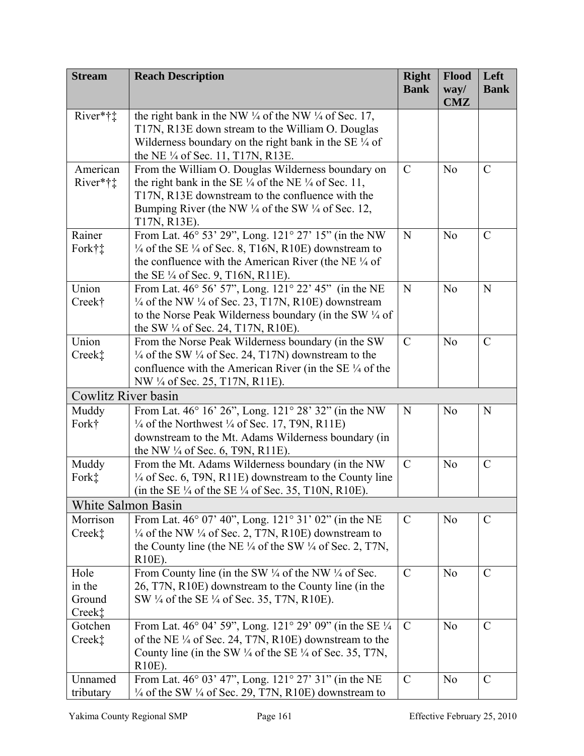| Stream | Reach Description | Right Bank | Flood way/ CMZ | Left Bank |
|---|---|---|---|---|
| River*†‡ | the right bank in the NW ¼ of the NW ¼ of Sec. 17, T17N, R13E down stream to the William O. Douglas Wilderness boundary on the right bank in the SE ¼ of the NE ¼ of Sec. 11, T17N, R13E. | | | |
| American River*†‡ | From the William O. Douglas Wilderness boundary on the right bank in the SE ¼ of the NE ¼ of Sec. 11, T17N, R13E downstream to the confluence with the Bumping River (the NW ¼ of the SW ¼ of Sec. 12, T17N, R13E). | C | No | C |
| Rainer Fork†‡ | From Lat. 46° 53' 29", Long. 121° 27' 15" (in the NW ¼ of the SE ¼ of Sec. 8, T16N, R10E) downstream to the confluence with the American River (the NE ¼ of the SE ¼ of Sec. 9, T16N, R11E). | N | No | C |
| Union Creek† | From Lat. 46° 56' 57", Long. 121° 22' 45" (in the NE ¼ of the NW ¼ of Sec. 23, T17N, R10E) downstream to the Norse Peak Wilderness boundary (in the SW ¼ of the SW ¼ of Sec. 24, T17N, R10E). | N | No | N |
| Union Creek‡ | From the Norse Peak Wilderness boundary (in the SW ¼ of the SW ¼ of Sec. 24, T17N) downstream to the confluence with the American River (in the SE ¼ of the NW ¼ of Sec. 25, T17N, R11E). | C | No | C |
| Cowlitz River basin | | | | |
| Muddy Fork† | From Lat. 46° 16' 26", Long. 121° 28' 32" (in the NW ¼ of the Northwest ¼ of Sec. 17, T9N, R11E) downstream to the Mt. Adams Wilderness boundary (in the NW ¼ of Sec. 6, T9N, R11E). | N | No | N |
| Muddy Fork‡ | From the Mt. Adams Wilderness boundary (in the NW ¼ of Sec. 6, T9N, R11E) downstream to the County line (in the SE ¼ of the SE ¼ of Sec. 35, T10N, R10E). | C | No | C |
| White Salmon Basin | | | | |
| Morrison Creek‡ | From Lat. 46° 07' 40", Long. 121° 31' 02" (in the NE ¼ of the NW ¼ of Sec. 2, T7N, R10E) downstream to the County line (the NE ¼ of the SW ¼ of Sec. 2, T7N, R10E). | C | No | C |
| Hole in the Ground Creek‡ | From County line (in the SW ¼ of the NW ¼ of Sec. 26, T7N, R10E) downstream to the County line (in the SW ¼ of the SE ¼ of Sec. 35, T7N, R10E). | C | No | C |
| Gotchen Creek‡ | From Lat. 46° 04' 59", Long. 121° 29' 09" (in the SE ¼ of the NE ¼ of Sec. 24, T7N, R10E) downstream to the County line (in the SW ¼ of the SE ¼ of Sec. 35, T7N, R10E). | C | No | C |
| Unnamed tributary | From Lat. 46° 03' 47", Long. 121° 27' 31" (in the NE ¼ of the SW ¼ of Sec. 29, T7N, R10E) downstream to | C | No | C |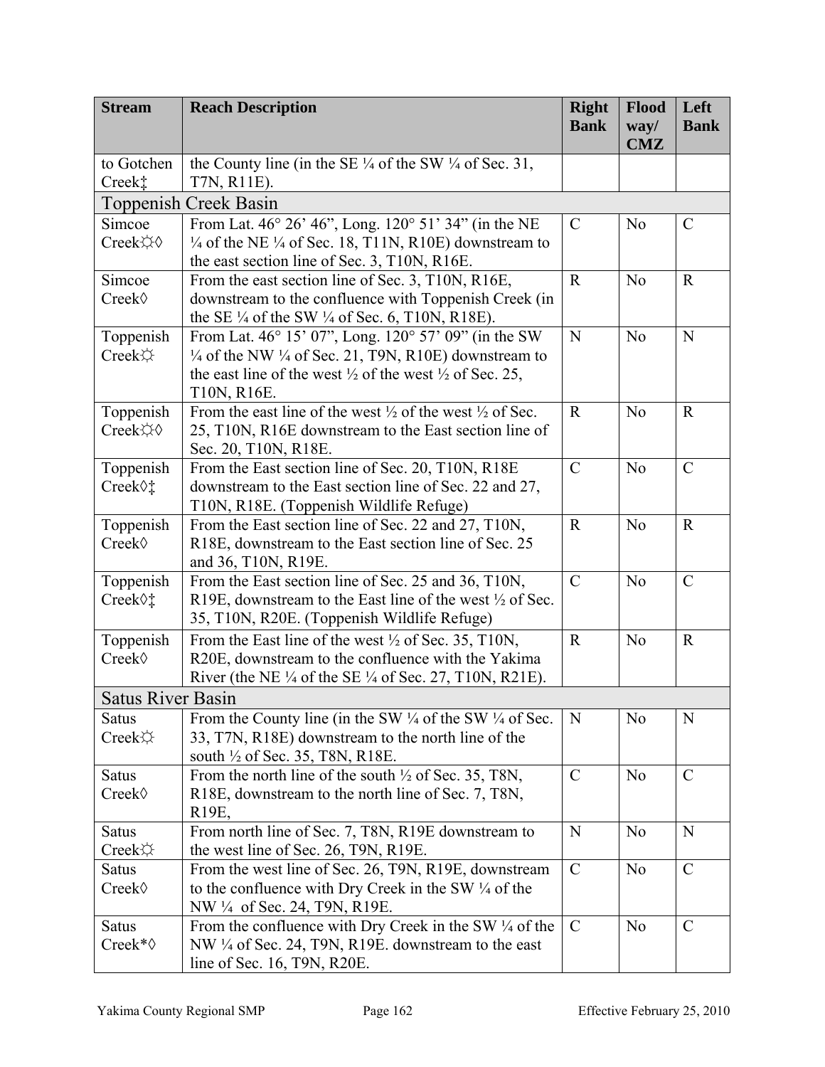| Stream | Reach Description | Right Bank | Flood way/ CMZ | Left Bank |
|---|---|---|---|---|
| to Gotchen Creek‡ | the County line (in the SE ¼ of the SW ¼ of Sec. 31, T7N, R11E). | | | |
| **Toppenish Creek Basin** | | | | |
| Simcoe Creek☼◊ | From Lat. 46° 26’ 46”, Long. 120° 51’ 34” (in the NE ¼ of the NE ¼ of Sec. 18, T11N, R10E) downstream to the east section line of Sec. 3, T10N, R16E. | C | No | C |
| Simcoe Creek◊ | From the east section line of Sec. 3, T10N, R16E, downstream to the confluence with Toppenish Creek (in the SE ¼ of the SW ¼ of Sec. 6, T10N, R18E). | R | No | R |
| Toppenish Creek☼ | From Lat. 46° 15’ 07”, Long. 120° 57’ 09” (in the SW ¼ of the NW ¼ of Sec. 21, T9N, R10E) downstream to the east line of the west ½ of the west ½ of Sec. 25, T10N, R16E. | N | No | N |
| Toppenish Creek☼◊ | From the east line of the west ½ of the west ½ of Sec. 25, T10N, R16E downstream to the East section line of Sec. 20, T10N, R18E. | R | No | R |
| Toppenish Creek◊‡ | From the East section line of Sec. 20, T10N, R18E downstream to the East section line of Sec. 22 and 27, T10N, R18E. (Toppenish Wildlife Refuge) | C | No | C |
| Toppenish Creek◊ | From the East section line of Sec. 22 and 27, T10N, R18E, downstream to the East section line of Sec. 25 and 36, T10N, R19E. | R | No | R |
| Toppenish Creek◊‡ | From the East section line of Sec. 25 and 36, T10N, R19E, downstream to the East line of the west ½ of Sec. 35, T10N, R20E. (Toppenish Wildlife Refuge) | C | No | C |
| Toppenish Creek◊ | From the East line of the west ½ of Sec. 35, T10N, R20E, downstream to the confluence with the Yakima River (the NE ¼ of the SE ¼ of Sec. 27, T10N, R21E). | R | No | R |
| **Satus River Basin** | | | | |
| Satus Creek☼ | From the County line (in the SW ¼ of the SW ¼ of Sec. 33, T7N, R18E) downstream to the north line of the south ½ of Sec. 35, T8N, R18E. | N | No | N |
| Satus Creek◊ | From the north line of the south ½ of Sec. 35, T8N, R18E, downstream to the north line of Sec. 7, T8N, R19E, | C | No | C |
| Satus Creek☼ | From north line of Sec. 7, T8N, R19E downstream to the west line of Sec. 26, T9N, R19E. | N | No | N |
| Satus Creek◊ | From the west line of Sec. 26, T9N, R19E, downstream to the confluence with Dry Creek in the SW ¼ of the NW ¼ of Sec. 24, T9N, R19E. | C | No | C |
| Satus Creek*◊ | From the confluence with Dry Creek in the SW ¼ of the NW ¼ of Sec. 24, T9N, R19E. downstream to the east line of Sec. 16, T9N, R20E. | C | No | C |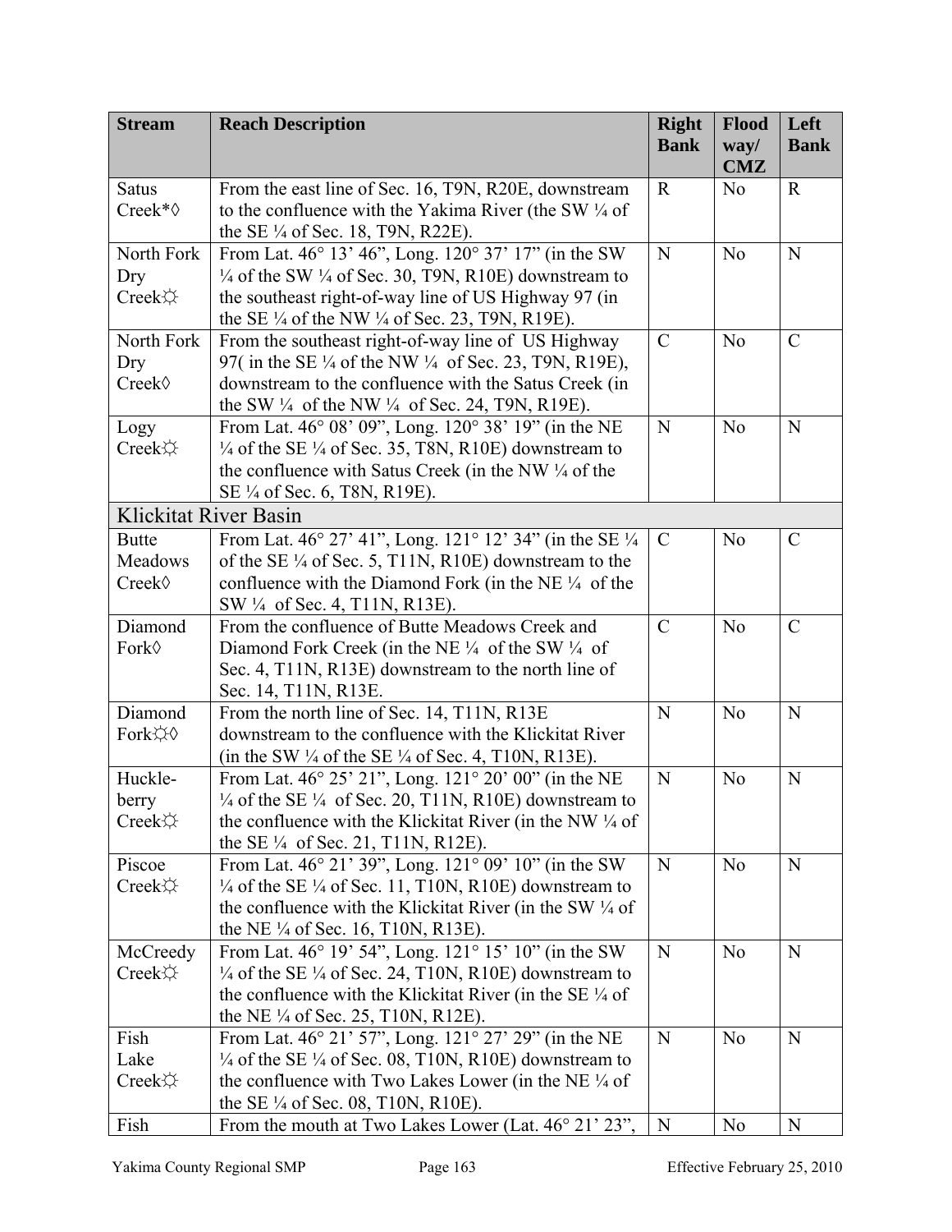| Stream | Reach Description | Right Bank | Flood way/ CMZ | Left Bank |
|---|---|---|---|---|
| Satus Creek*◊ | From the east line of Sec. 16, T9N, R20E, downstream to the confluence with the Yakima River (the SW ¼ of the SE ¼ of Sec. 18, T9N, R22E). | R | No | R |
| North Fork Dry Creek☼ | From Lat. 46° 13' 46", Long. 120° 37' 17" (in the SW ¼ of the SW ¼ of Sec. 30, T9N, R10E) downstream to the southeast right-of-way line of US Highway 97 (in the SE ¼ of the NW ¼ of Sec. 23, T9N, R19E). | N | No | N |
| North Fork Dry Creek◊ | From the southeast right-of-way line of US Highway 97( in the SE ¼ of the NW ¼ of Sec. 23, T9N, R19E), downstream to the confluence with the Satus Creek (in the SW ¼ of the NW ¼ of Sec. 24, T9N, R19E). | C | No | C |
| Logy Creek☼ | From Lat. 46° 08' 09", Long. 120° 38' 19" (in the NE ¼ of the SE ¼ of Sec. 35, T8N, R10E) downstream to the confluence with Satus Creek (in the NW ¼ of the SE ¼ of Sec. 6, T8N, R19E). | N | No | N |
| Klickitat River Basin | | | | |
| Butte Meadows Creek◊ | From Lat. 46° 27' 41", Long. 121° 12' 34" (in the SE ¼ of the SE ¼ of Sec. 5, T11N, R10E) downstream to the confluence with the Diamond Fork (in the NE ¼ of the SW ¼ of Sec. 4, T11N, R13E). | C | No | C |
| Diamond Fork◊ | From the confluence of Butte Meadows Creek and Diamond Fork Creek (in the NE ¼ of the SW ¼ of Sec. 4, T11N, R13E) downstream to the north line of Sec. 14, T11N, R13E. | C | No | C |
| Diamond Fork☼◊ | From the north line of Sec. 14, T11N, R13E downstream to the confluence with the Klickitat River (in the SW ¼ of the SE ¼ of Sec. 4, T10N, R13E). | N | No | N |
| Huckle-berry Creek☼ | From Lat. 46° 25' 21", Long. 121° 20' 00" (in the NE ¼ of the SE ¼ of Sec. 20, T11N, R10E) downstream to the confluence with the Klickitat River (in the NW ¼ of the SE ¼ of Sec. 21, T11N, R12E). | N | No | N |
| Piscoe Creek☼ | From Lat. 46° 21' 39", Long. 121° 09' 10" (in the SW ¼ of the SE ¼ of Sec. 11, T10N, R10E) downstream to the confluence with the Klickitat River (in the SW ¼ of the NE ¼ of Sec. 16, T10N, R13E). | N | No | N |
| McCreedy Creek☼ | From Lat. 46° 19' 54", Long. 121° 15' 10" (in the SW ¼ of the SE ¼ of Sec. 24, T10N, R10E) downstream to the confluence with the Klickitat River (in the SE ¼ of the NE ¼ of Sec. 25, T10N, R12E). | N | No | N |
| Fish Lake Creek☼ | From Lat. 46° 21' 57", Long. 121° 27' 29" (in the NE ¼ of the SE ¼ of Sec. 08, T10N, R10E) downstream to the confluence with Two Lakes Lower (in the NE ¼ of the SE ¼ of Sec. 08, T10N, R10E). | N | No | N |
| Fish | From the mouth at Two Lakes Lower (Lat. 46° 21' 23", | N | No | N |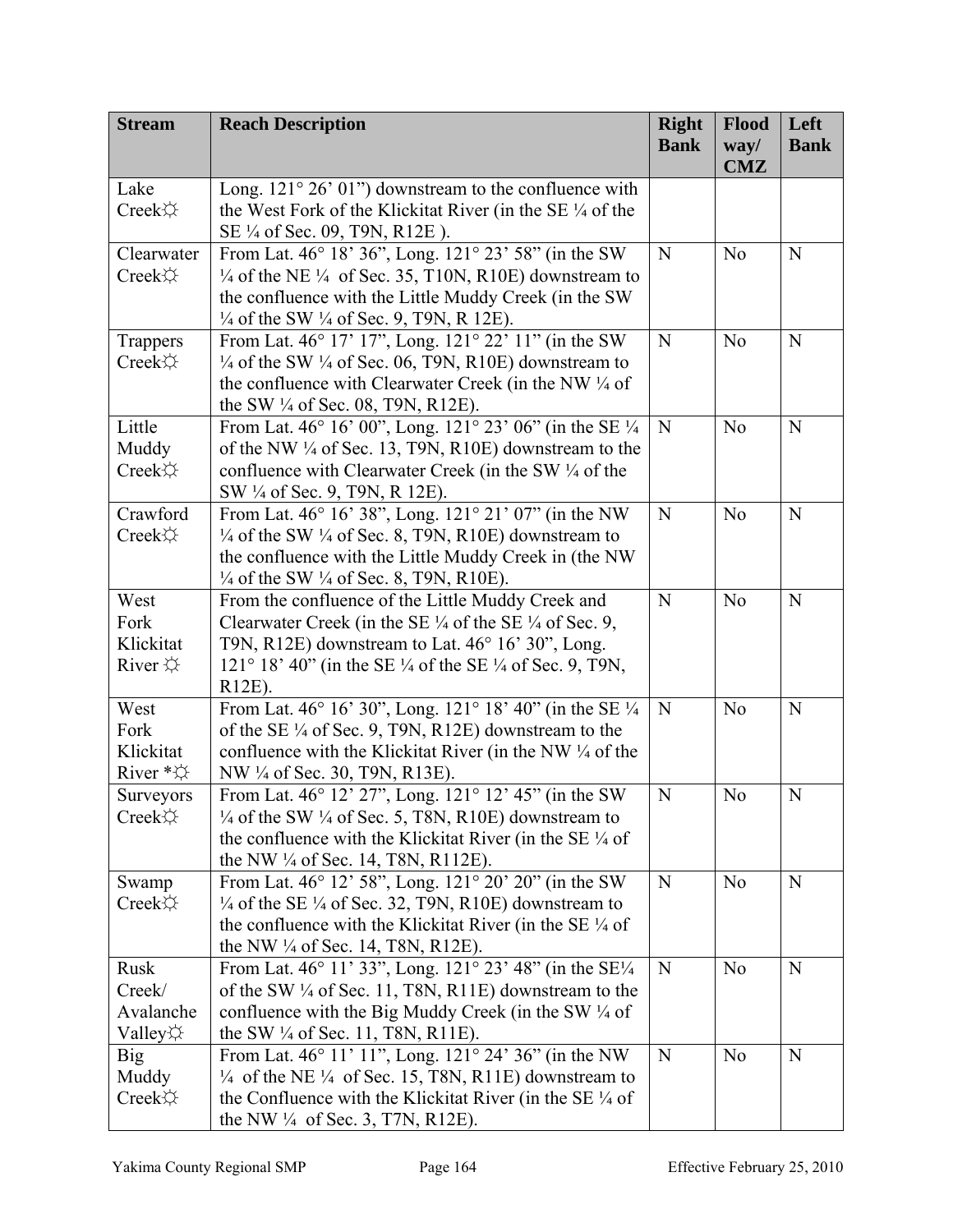| Stream | Reach Description | Right Bank | Flood way/ CMZ | Left Bank |
|---|---|---|---|---|
| Lake Creek☼ | Long. 121° 26' 01") downstream to the confluence with the West Fork of the Klickitat River (in the SE ¼ of the SE ¼ of Sec. 09, T9N, R12E ). | | | |
| Clearwater Creek☼ | From Lat. 46° 18' 36", Long. 121° 23' 58" (in the SW ¼ of the NE ¼ of Sec. 35, T10N, R10E) downstream to the confluence with the Little Muddy Creek (in the SW ¼ of the SW ¼ of Sec. 9, T9N, R 12E). | N | No | N |
| Trappers Creek☼ | From Lat. 46° 17' 17", Long. 121° 22' 11" (in the SW ¼ of the SW ¼ of Sec. 06, T9N, R10E) downstream to the confluence with Clearwater Creek (in the NW ¼ of the SW ¼ of Sec. 08, T9N, R12E). | N | No | N |
| Little Muddy Creek☼ | From Lat. 46° 16' 00", Long. 121° 23' 06" (in the SE ¼ of the NW ¼ of Sec. 13, T9N, R10E) downstream to the confluence with Clearwater Creek (in the SW ¼ of the SW ¼ of Sec. 9, T9N, R 12E). | N | No | N |
| Crawford Creek☼ | From Lat. 46° 16' 38", Long. 121° 21' 07" (in the NW ¼ of the SW ¼ of Sec. 8, T9N, R10E) downstream to the confluence with the Little Muddy Creek in (the NW ¼ of the SW ¼ of Sec. 8, T9N, R10E). | N | No | N |
| West Fork Klickitat River ☼ | From the confluence of the Little Muddy Creek and Clearwater Creek (in the SE ¼ of the SE ¼ of Sec. 9, T9N, R12E) downstream to Lat. 46° 16' 30", Long. 121° 18' 40" (in the SE ¼ of the SE ¼ of Sec. 9, T9N, R12E). | N | No | N |
| West Fork Klickitat River *☼ | From Lat. 46° 16' 30", Long. 121° 18' 40" (in the SE ¼ of the SE ¼ of Sec. 9, T9N, R12E) downstream to the confluence with the Klickitat River (in the NW ¼ of the NW ¼ of Sec. 30, T9N, R13E). | N | No | N |
| Surveyors Creek☼ | From Lat. 46° 12' 27", Long. 121° 12' 45" (in the SW ¼ of the SW ¼ of Sec. 5, T8N, R10E) downstream to the confluence with the Klickitat River (in the SE ¼ of the NW ¼ of Sec. 14, T8N, R112E). | N | No | N |
| Swamp Creek☼ | From Lat. 46° 12' 58", Long. 121° 20' 20" (in the SW ¼ of the SE ¼ of Sec. 32, T9N, R10E) downstream to the confluence with the Klickitat River (in the SE ¼ of the NW ¼ of Sec. 14, T8N, R12E). | N | No | N |
| Rusk Creek/ Avalanche Valley☼ | From Lat. 46° 11' 33", Long. 121° 23' 48" (in the SE¼ of the SW ¼ of Sec. 11, T8N, R11E) downstream to the confluence with the Big Muddy Creek (in the SW ¼ of the SW ¼ of Sec. 11, T8N, R11E). | N | No | N |
| Big Muddy Creek☼ | From Lat. 46° 11' 11", Long. 121° 24' 36" (in the NW ¼ of the NE ¼ of Sec. 15, T8N, R11E) downstream to the Confluence with the Klickitat River (in the SE ¼ of the NW ¼ of Sec. 3, T7N, R12E). | N | No | N |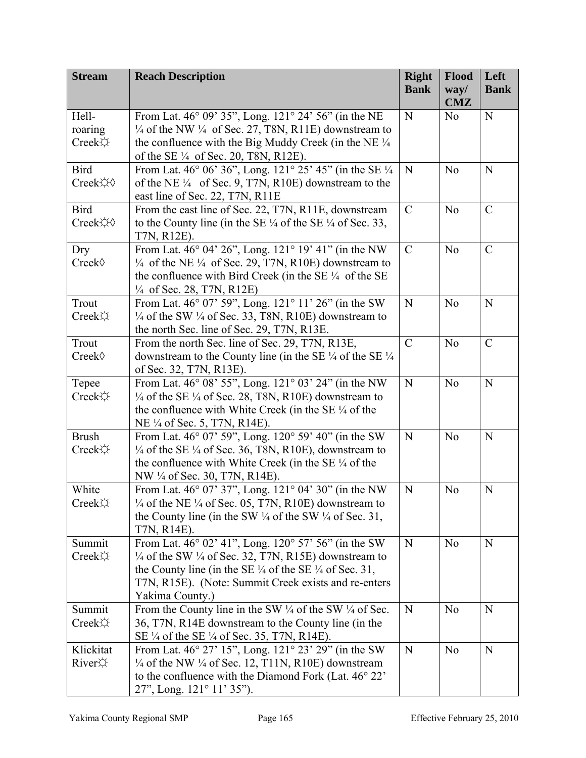| Stream | Reach Description | Right Bank | Floodway/ CMZ | Left Bank |
|---|---|---|---|---|
| Hell-roaring Creek☼ | From Lat. 46° 09' 35", Long. 121° 24' 56" (in the NE ¼ of the NW ¼ of Sec. 27, T8N, R11E) downstream to the confluence with the Big Muddy Creek (in the NE ¼ of the SE ¼ of Sec. 20, T8N, R12E). | N | No | N |
| Bird Creek☼◊ | From Lat. 46° 06' 36", Long. 121° 25' 45" (in the SE ¼ of the NE ¼ of Sec. 9, T7N, R10E) downstream to the east line of Sec. 22, T7N, R11E | N | No | N |
| Bird Creek☼◊ | From the east line of Sec. 22, T7N, R11E, downstream to the County line (in the SE ¼ of the SE ¼ of Sec. 33, T7N, R12E). | C | No | C |
| Dry Creek◊ | From Lat. 46° 04' 26", Long. 121° 19' 41" (in the NW ¼ of the NE ¼ of Sec. 29, T7N, R10E) downstream to the confluence with Bird Creek (in the SE ¼ of the SE ¼ of Sec. 28, T7N, R12E) | C | No | C |
| Trout Creek☼ | From Lat. 46° 07' 59", Long. 121° 11' 26" (in the SW ¼ of the SW ¼ of Sec. 33, T8N, R10E) downstream to the north Sec. line of Sec. 29, T7N, R13E. | N | No | N |
| Trout Creek◊ | From the north Sec. line of Sec. 29, T7N, R13E, downstream to the County line (in the SE ¼ of the SE ¼ of Sec. 32, T7N, R13E). | C | No | C |
| Tepee Creek☼ | From Lat. 46° 08' 55", Long. 121° 03' 24" (in the NW ¼ of the SE ¼ of Sec. 28, T8N, R10E) downstream to the confluence with White Creek (in the SE ¼ of the NE ¼ of Sec. 5, T7N, R14E). | N | No | N |
| Brush Creek☼ | From Lat. 46° 07' 59", Long. 120° 59' 40" (in the SW ¼ of the SE ¼ of Sec. 36, T8N, R10E), downstream to the confluence with White Creek (in the SE ¼ of the NW ¼ of Sec. 30, T7N, R14E). | N | No | N |
| White Creek☼ | From Lat. 46° 07' 37", Long. 121° 04' 30" (in the NW ¼ of the NE ¼ of Sec. 05, T7N, R10E) downstream to the County line (in the SW ¼ of the SW ¼ of Sec. 31, T7N, R14E). | N | No | N |
| Summit Creek☼ | From Lat. 46° 02' 41", Long. 120° 57' 56" (in the SW ¼ of the SW ¼ of Sec. 32, T7N, R15E) downstream to the County line (in the SE ¼ of the SE ¼ of Sec. 31, T7N, R15E). (Note: Summit Creek exists and re-enters Yakima County.) | N | No | N |
| Summit Creek☼ | From the County line in the SW ¼ of the SW ¼ of Sec. 36, T7N, R14E downstream to the County line (in the SE ¼ of the SE ¼ of Sec. 35, T7N, R14E). | N | No | N |
| Klickitat River☼ | From Lat. 46° 27' 15", Long. 121° 23' 29" (in the SW ¼ of the NW ¼ of Sec. 12, T11N, R10E) downstream to the confluence with the Diamond Fork (Lat. 46° 22' 27", Long. 121° 11' 35"). | N | No | N |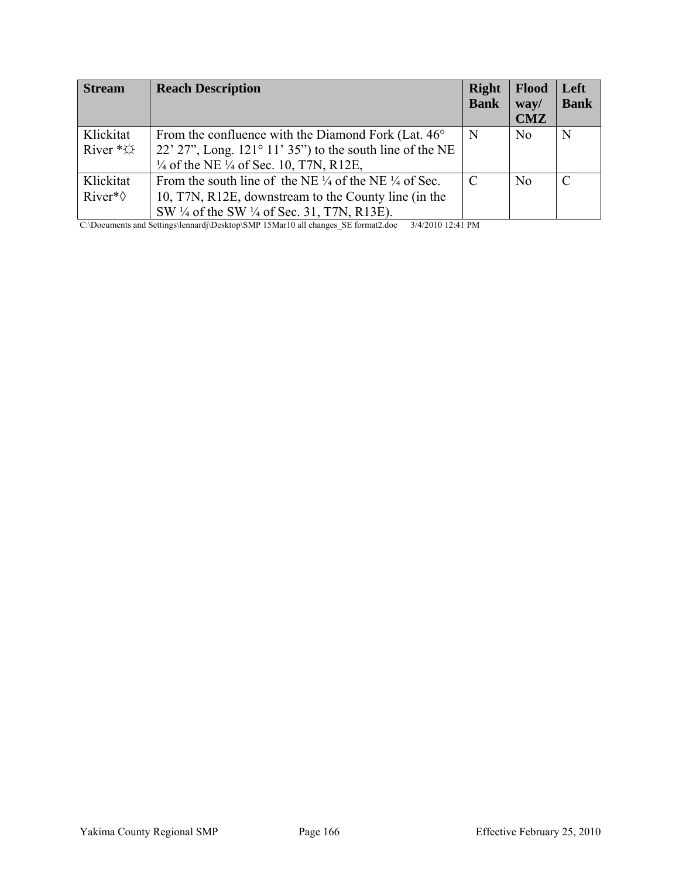| Stream | Reach Description | Right Bank | Flood way/ CMZ | Left Bank |
| --- | --- | --- | --- | --- |
| Klickitat River *☼ | From the confluence with the Diamond Fork (Lat. 46° 22' 27", Long. 121° 11' 35") to the south line of the NE ¼ of the NE ¼ of Sec. 10, T7N, R12E, | N | No | N |
| Klickitat River*◊ | From the south line of the NE ¼ of the NE ¼ of Sec. 10, T7N, R12E, downstream to the County line (in the SW ¼ of the SW ¼ of Sec. 31, T7N, R13E). | C | No | C |

C:\Documents and Settings\lennardj\Desktop\SMP 15Mar10 all changes_SE format2.doc 3/4/2010 12:41 PM